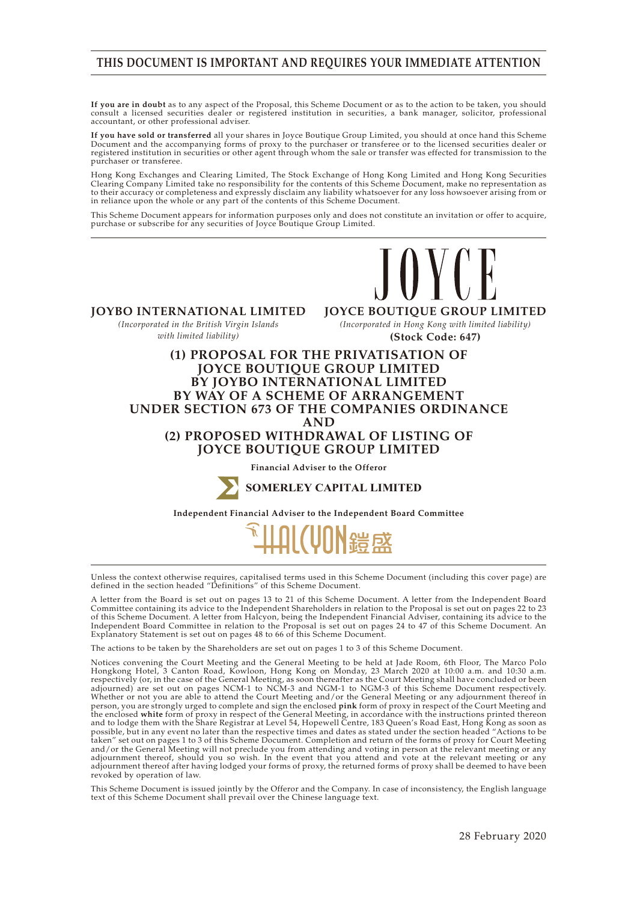# THIS DOCUMENT IS IMPORTANT AND REQUIRES YOUR IMMEDIATE ATTENTION

**If you are in doubt** as to any aspect of the Proposal, this Scheme Document or as to the action to be taken, you should consult a licensed securities dealer or registered institution in securities, a bank manager, solicitor, professional accountant, or other professional adviser.

**If you have sold or transferred** all your shares in Joyce Boutique Group Limited, you should at once hand this Scheme Document and the accompanying forms of proxy to the purchaser or transferee or to the licensed securities dealer or registered institution in securities or other agent through whom the sale or transfer was effected for transmission to the purchaser or transferee.

Hong Kong Exchanges and Clearing Limited, The Stock Exchange of Hong Kong Limited and Hong Kong Securities Clearing Company Limited take no responsibility for the contents of this Scheme Document, make no representation as to their accuracy or completeness and expressly disclaim any liability whatsoever for any loss howsoever arising from or in reliance upon the whole or any part of the contents of this Scheme Document.

This Scheme Document appears for information purposes only and does not constitute an invitation or offer to acquire, purchase or subscribe for any securities of Joyce Boutique Group Limited.

JOYCE

**JOYBO INTERNATIONAL LIMITED**
*(Incorporated in the British Virgin Islands with limited liability)*

**JOYCE BOUTIQUE GROUP LIMITED**
*(Incorporated in Hong Kong with limited liability)*
**(Stock Code: 647)**

## (1) PROPOSAL FOR THE PRIVATISATION OF JOYCE BOUTIQUE GROUP LIMITED BY JOYBO INTERNATIONAL LIMITED BY WAY OF A SCHEME OF ARRANGEMENT UNDER SECTION 673 OF THE COMPANIES ORDINANCE AND (2) PROPOSED WITHDRAWAL OF LISTING OF JOYCE BOUTIQUE GROUP LIMITED

**Financial Adviser to the Offeror**

**SOMERLEY CAPITAL LIMITED**

**Independent Financial Adviser to the Independent Board Committee**

HALCYON 鎧盛

Unless the context otherwise requires, capitalised terms used in this Scheme Document (including this cover page) are defined in the section headed "Definitions" of this Scheme Document.

A letter from the Board is set out on pages 13 to 21 of this Scheme Document. A letter from the Independent Board Committee containing its advice to the Independent Shareholders in relation to the Proposal is set out on pages 22 to 23 of this Scheme Document. A letter from Halcyon, being the Independent Financial Adviser, containing its advice to the Independent Board Committee in relation to the Proposal is set out on pages 24 to 47 of this Scheme Document. An Explanatory Statement is set out on pages 48 to 66 of this Scheme Document.

The actions to be taken by the Shareholders are set out on pages 1 to 3 of this Scheme Document.

Notices convening the Court Meeting and the General Meeting to be held at Jade Room, 6th Floor, The Marco Polo Hongkong Hotel, 3 Canton Road, Kowloon, Hong Kong on Monday, 23 March 2020 at 10:00 a.m. and 10:30 a.m. respectively (or, in the case of the General Meeting, as soon thereafter as the Court Meeting shall have concluded or been adjourned) are set out on pages NCM-1 to NCM-3 and NGM-1 to NGM-3 of this Scheme Document respectively. Whether or not you are able to attend the Court Meeting and/or the General Meeting or any adjournment thereof in person, you are strongly urged to complete and sign the enclosed **pink** form of proxy in respect of the Court Meeting and the enclosed **white** form of proxy in respect of the General Meeting, in accordance with the instructions printed thereon and to lodge them with the Share Registrar at Level 54, Hopewell Centre, 183 Queen's Road East, Hong Kong as soon as possible, but in any event no later than the respective times and dates as stated under the section headed "Actions to be taken" set out on pages 1 to 3 of this Scheme Document. Completion and return of the forms of proxy for Court Meeting and/or the General Meeting will not preclude you from attending and voting in person at the relevant meeting or any adjournment thereof, should you so wish. In the event that you attend and vote at the relevant meeting or any adjournment thereof after having lodged your forms of proxy, the returned forms of proxy shall be deemed to have been revoked by operation of law.

This Scheme Document is issued jointly by the Offeror and the Company. In case of inconsistency, the English language text of this Scheme Document shall prevail over the Chinese language text.

28 February 2020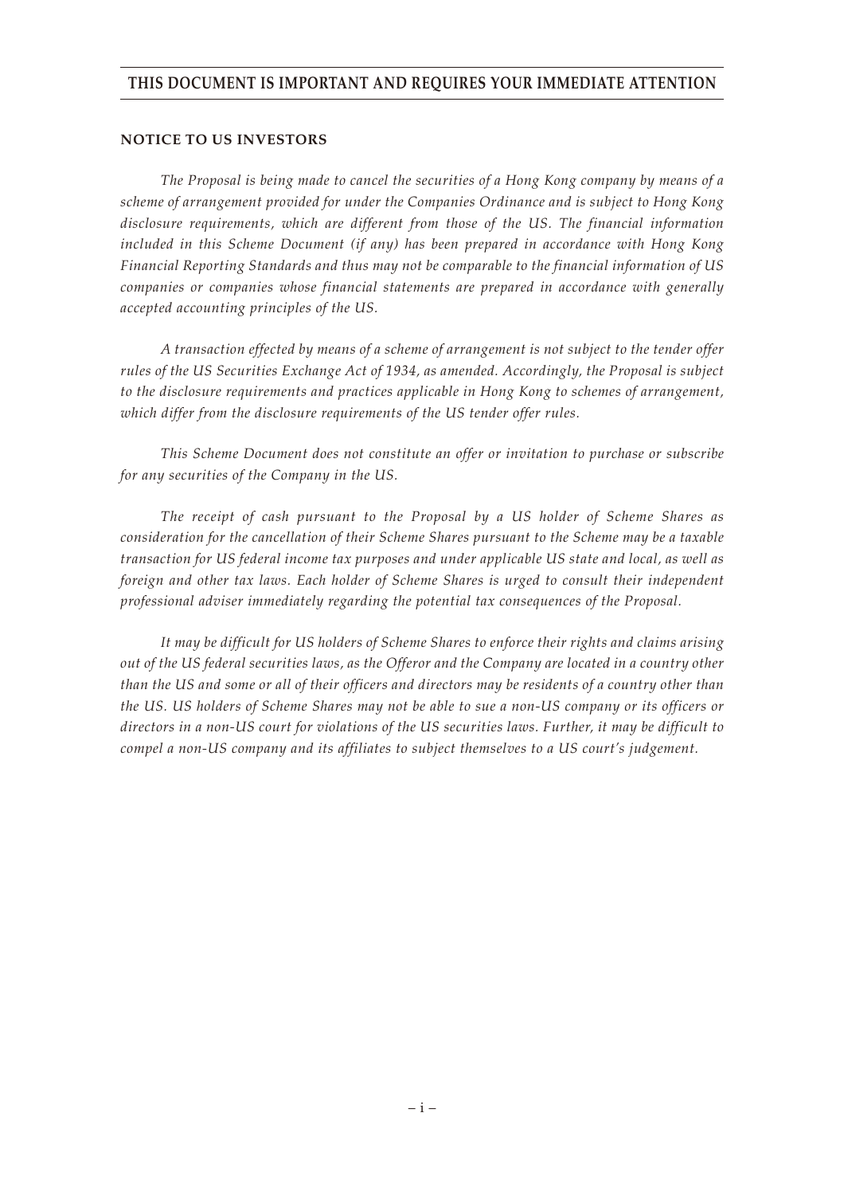**THIS DOCUMENT IS IMPORTANT AND REQUIRES YOUR IMMEDIATE ATTENTION**

## NOTICE TO US INVESTORS

*The Proposal is being made to cancel the securities of a Hong Kong company by means of a scheme of arrangement provided for under the Companies Ordinance and is subject to Hong Kong disclosure requirements, which are different from those of the US. The financial information included in this Scheme Document (if any) has been prepared in accordance with Hong Kong Financial Reporting Standards and thus may not be comparable to the financial information of US companies or companies whose financial statements are prepared in accordance with generally accepted accounting principles of the US.*

*A transaction effected by means of a scheme of arrangement is not subject to the tender offer rules of the US Securities Exchange Act of 1934, as amended. Accordingly, the Proposal is subject to the disclosure requirements and practices applicable in Hong Kong to schemes of arrangement, which differ from the disclosure requirements of the US tender offer rules.*

*This Scheme Document does not constitute an offer or invitation to purchase or subscribe for any securities of the Company in the US.*

*The receipt of cash pursuant to the Proposal by a US holder of Scheme Shares as consideration for the cancellation of their Scheme Shares pursuant to the Scheme may be a taxable transaction for US federal income tax purposes and under applicable US state and local, as well as foreign and other tax laws. Each holder of Scheme Shares is urged to consult their independent professional adviser immediately regarding the potential tax consequences of the Proposal.*

*It may be difficult for US holders of Scheme Shares to enforce their rights and claims arising out of the US federal securities laws, as the Offeror and the Company are located in a country other than the US and some or all of their officers and directors may be residents of a country other than the US. US holders of Scheme Shares may not be able to sue a non-US company or its officers or directors in a non-US court for violations of the US securities laws. Further, it may be difficult to compel a non-US company and its affiliates to subject themselves to a US court's judgement.*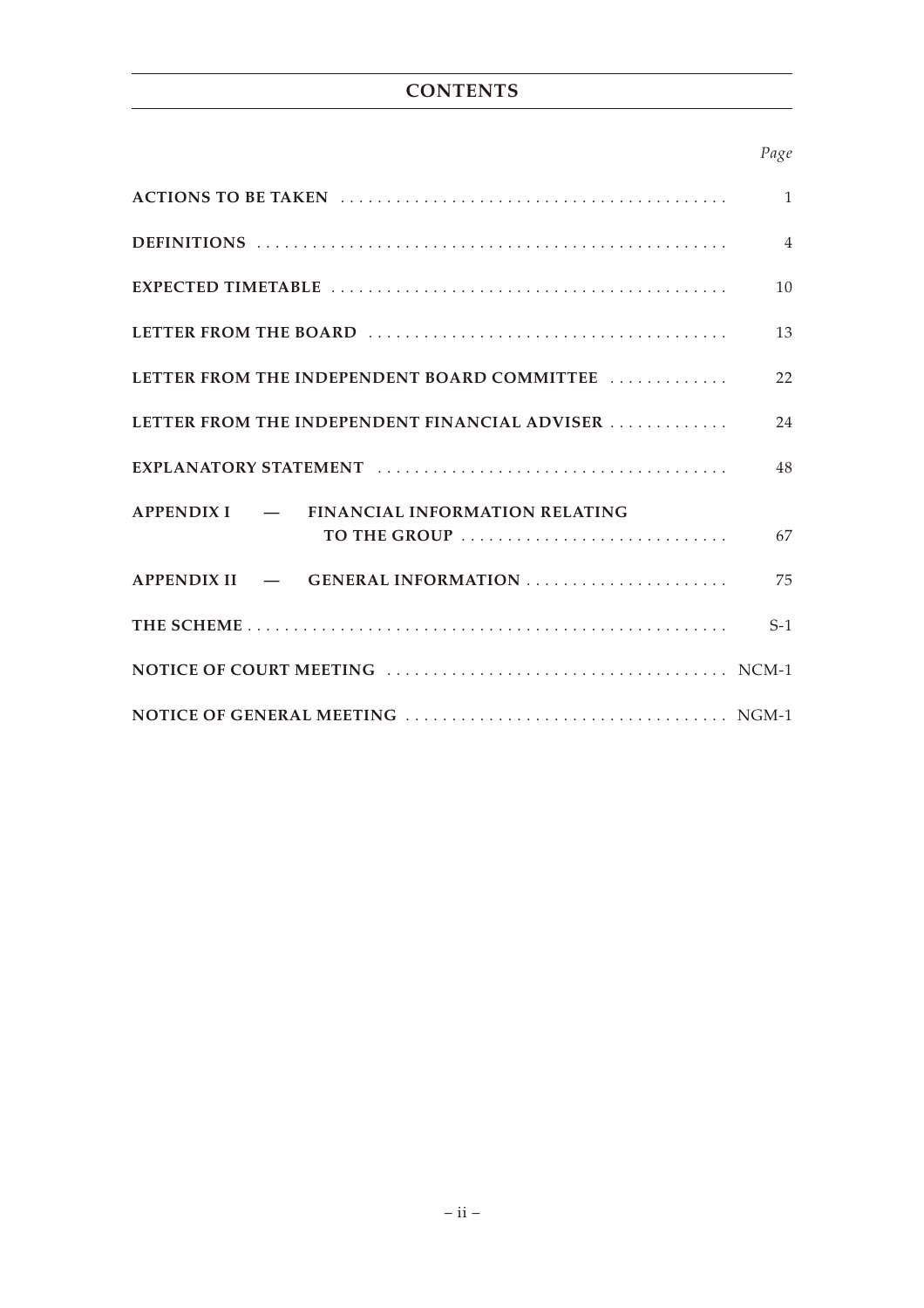# CONTENTS

| | Page |
|---|---|
| **ACTIONS TO BE TAKEN** | 1 |
| **DEFINITIONS** | 4 |
| **EXPECTED TIMETABLE** | 10 |
| **LETTER FROM THE BOARD** | 13 |
| **LETTER FROM THE INDEPENDENT BOARD COMMITTEE** | 22 |
| **LETTER FROM THE INDEPENDENT FINANCIAL ADVISER** | 24 |
| **EXPLANATORY STATEMENT** | 48 |
| **APPENDIX I — FINANCIAL INFORMATION RELATING TO THE GROUP** | 67 |
| **APPENDIX II — GENERAL INFORMATION** | 75 |
| **THE SCHEME** | S-1 |
| **NOTICE OF COURT MEETING** | NCM-1 |
| **NOTICE OF GENERAL MEETING** | NGM-1 |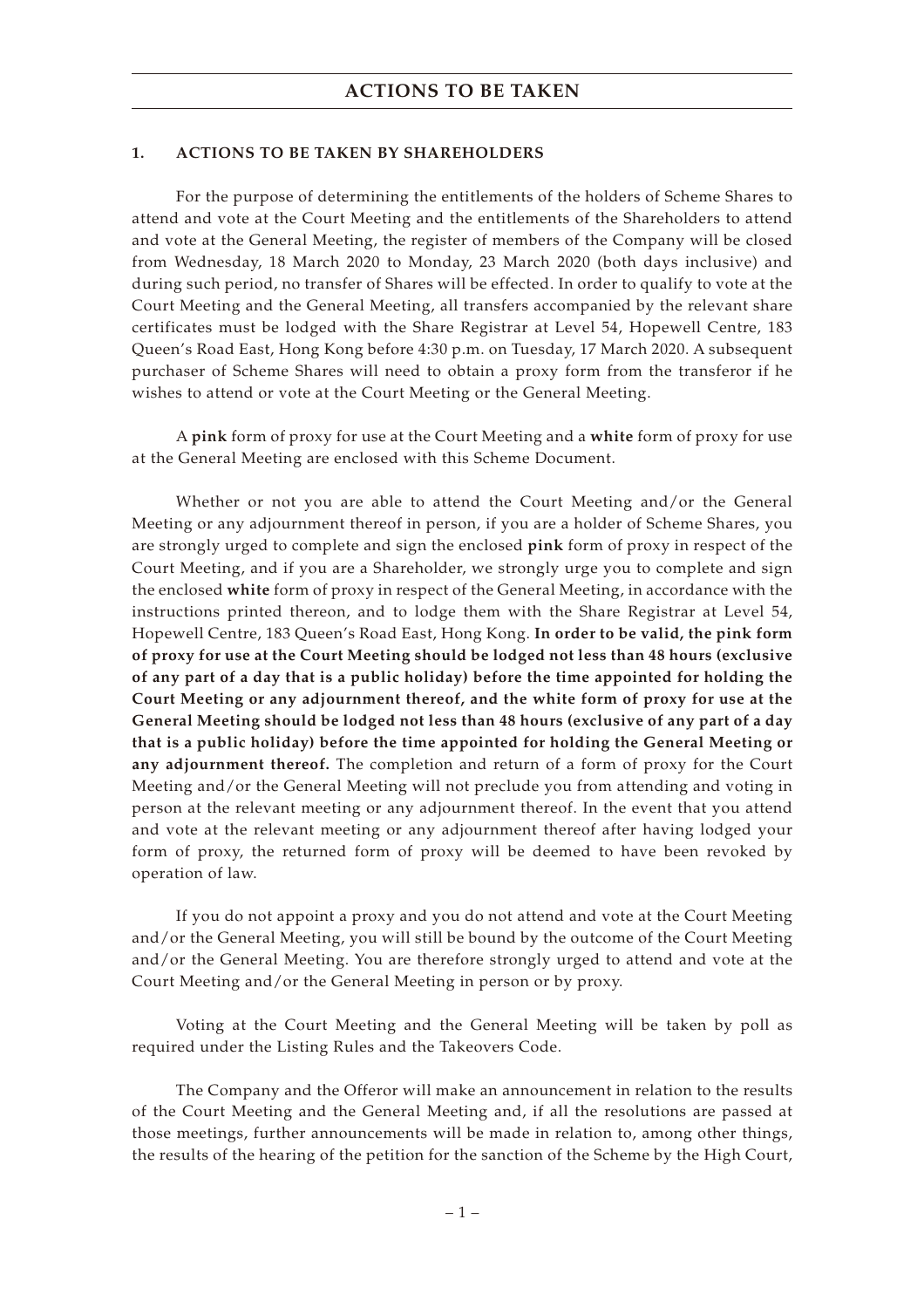# ACTIONS TO BE TAKEN

## 1. ACTIONS TO BE TAKEN BY SHAREHOLDERS

For the purpose of determining the entitlements of the holders of Scheme Shares to attend and vote at the Court Meeting and the entitlements of the Shareholders to attend and vote at the General Meeting, the register of members of the Company will be closed from Wednesday, 18 March 2020 to Monday, 23 March 2020 (both days inclusive) and during such period, no transfer of Shares will be effected. In order to qualify to vote at the Court Meeting and the General Meeting, all transfers accompanied by the relevant share certificates must be lodged with the Share Registrar at Level 54, Hopewell Centre, 183 Queen's Road East, Hong Kong before 4:30 p.m. on Tuesday, 17 March 2020. A subsequent purchaser of Scheme Shares will need to obtain a proxy form from the transferor if he wishes to attend or vote at the Court Meeting or the General Meeting.

A **pink** form of proxy for use at the Court Meeting and a **white** form of proxy for use at the General Meeting are enclosed with this Scheme Document.

Whether or not you are able to attend the Court Meeting and/or the General Meeting or any adjournment thereof in person, if you are a holder of Scheme Shares, you are strongly urged to complete and sign the enclosed **pink** form of proxy in respect of the Court Meeting, and if you are a Shareholder, we strongly urge you to complete and sign the enclosed **white** form of proxy in respect of the General Meeting, in accordance with the instructions printed thereon, and to lodge them with the Share Registrar at Level 54, Hopewell Centre, 183 Queen's Road East, Hong Kong. **In order to be valid, the pink form of proxy for use at the Court Meeting should be lodged not less than 48 hours (exclusive of any part of a day that is a public holiday) before the time appointed for holding the Court Meeting or any adjournment thereof, and the white form of proxy for use at the General Meeting should be lodged not less than 48 hours (exclusive of any part of a day that is a public holiday) before the time appointed for holding the General Meeting or any adjournment thereof.** The completion and return of a form of proxy for the Court Meeting and/or the General Meeting will not preclude you from attending and voting in person at the relevant meeting or any adjournment thereof. In the event that you attend and vote at the relevant meeting or any adjournment thereof after having lodged your form of proxy, the returned form of proxy will be deemed to have been revoked by operation of law.

If you do not appoint a proxy and you do not attend and vote at the Court Meeting and/or the General Meeting, you will still be bound by the outcome of the Court Meeting and/or the General Meeting. You are therefore strongly urged to attend and vote at the Court Meeting and/or the General Meeting in person or by proxy.

Voting at the Court Meeting and the General Meeting will be taken by poll as required under the Listing Rules and the Takeovers Code.

The Company and the Offeror will make an announcement in relation to the results of the Court Meeting and the General Meeting and, if all the resolutions are passed at those meetings, further announcements will be made in relation to, among other things, the results of the hearing of the petition for the sanction of the Scheme by the High Court,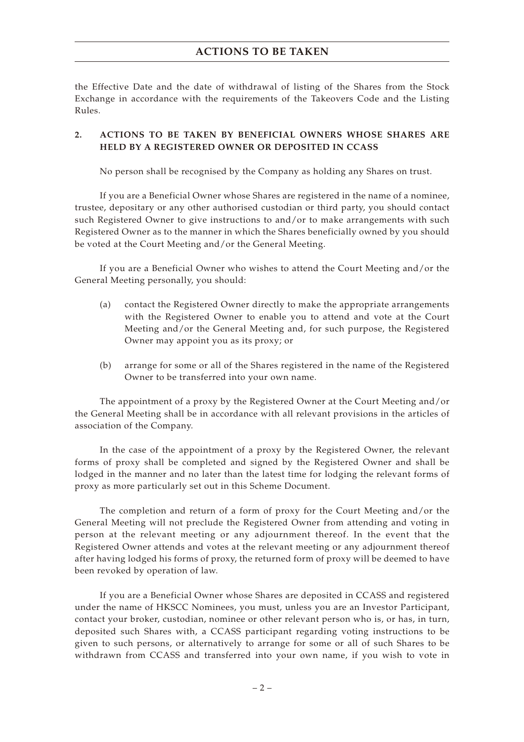the Effective Date and the date of withdrawal of listing of the Shares from the Stock Exchange in accordance with the requirements of the Takeovers Code and the Listing Rules.

## 2. ACTIONS TO BE TAKEN BY BENEFICIAL OWNERS WHOSE SHARES ARE HELD BY A REGISTERED OWNER OR DEPOSITED IN CCASS

No person shall be recognised by the Company as holding any Shares on trust.

If you are a Beneficial Owner whose Shares are registered in the name of a nominee, trustee, depositary or any other authorised custodian or third party, you should contact such Registered Owner to give instructions to and/or to make arrangements with such Registered Owner as to the manner in which the Shares beneficially owned by you should be voted at the Court Meeting and/or the General Meeting.

If you are a Beneficial Owner who wishes to attend the Court Meeting and/or the General Meeting personally, you should:

(a) contact the Registered Owner directly to make the appropriate arrangements with the Registered Owner to enable you to attend and vote at the Court Meeting and/or the General Meeting and, for such purpose, the Registered Owner may appoint you as its proxy; or

(b) arrange for some or all of the Shares registered in the name of the Registered Owner to be transferred into your own name.

The appointment of a proxy by the Registered Owner at the Court Meeting and/or the General Meeting shall be in accordance with all relevant provisions in the articles of association of the Company.

In the case of the appointment of a proxy by the Registered Owner, the relevant forms of proxy shall be completed and signed by the Registered Owner and shall be lodged in the manner and no later than the latest time for lodging the relevant forms of proxy as more particularly set out in this Scheme Document.

The completion and return of a form of proxy for the Court Meeting and/or the General Meeting will not preclude the Registered Owner from attending and voting in person at the relevant meeting or any adjournment thereof. In the event that the Registered Owner attends and votes at the relevant meeting or any adjournment thereof after having lodged his forms of proxy, the returned form of proxy will be deemed to have been revoked by operation of law.

If you are a Beneficial Owner whose Shares are deposited in CCASS and registered under the name of HKSCC Nominees, you must, unless you are an Investor Participant, contact your broker, custodian, nominee or other relevant person who is, or has, in turn, deposited such Shares with, a CCASS participant regarding voting instructions to be given to such persons, or alternatively to arrange for some or all of such Shares to be withdrawn from CCASS and transferred into your own name, if you wish to vote in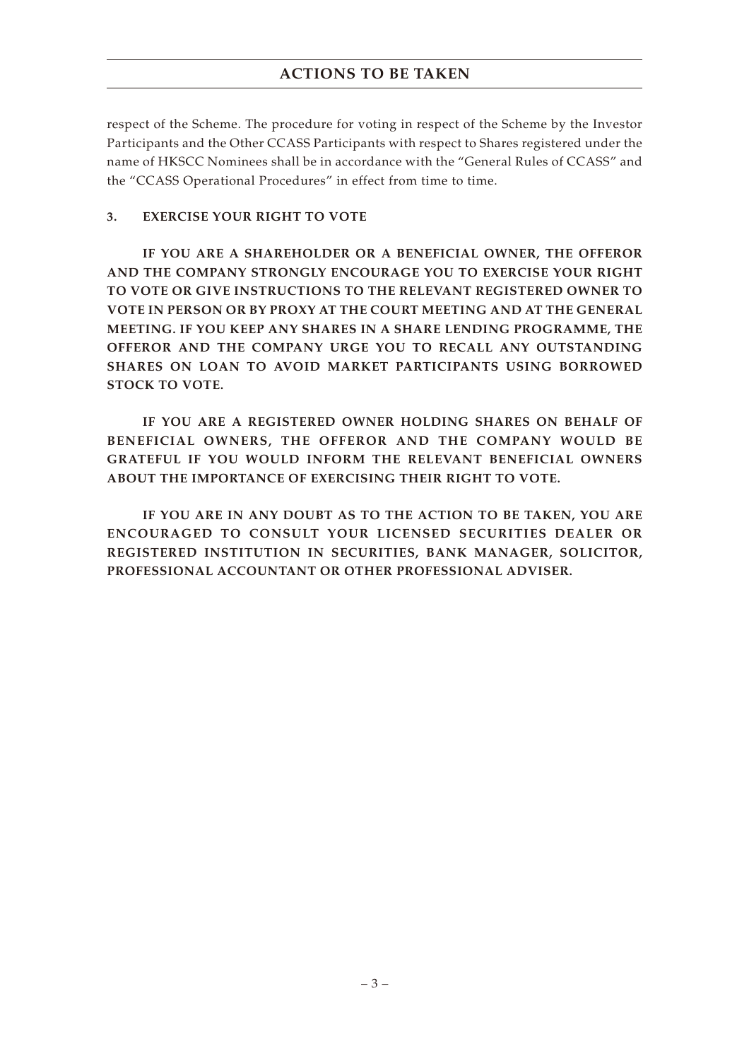respect of the Scheme. The procedure for voting in respect of the Scheme by the Investor Participants and the Other CCASS Participants with respect to Shares registered under the name of HKSCC Nominees shall be in accordance with the "General Rules of CCASS" and the "CCASS Operational Procedures" in effect from time to time.

### 3. EXERCISE YOUR RIGHT TO VOTE

**IF YOU ARE A SHAREHOLDER OR A BENEFICIAL OWNER, THE OFFEROR AND THE COMPANY STRONGLY ENCOURAGE YOU TO EXERCISE YOUR RIGHT TO VOTE OR GIVE INSTRUCTIONS TO THE RELEVANT REGISTERED OWNER TO VOTE IN PERSON OR BY PROXY AT THE COURT MEETING AND AT THE GENERAL MEETING. IF YOU KEEP ANY SHARES IN A SHARE LENDING PROGRAMME, THE OFFEROR AND THE COMPANY URGE YOU TO RECALL ANY OUTSTANDING SHARES ON LOAN TO AVOID MARKET PARTICIPANTS USING BORROWED STOCK TO VOTE.**

**IF YOU ARE A REGISTERED OWNER HOLDING SHARES ON BEHALF OF BENEFICIAL OWNERS, THE OFFEROR AND THE COMPANY WOULD BE GRATEFUL IF YOU WOULD INFORM THE RELEVANT BENEFICIAL OWNERS ABOUT THE IMPORTANCE OF EXERCISING THEIR RIGHT TO VOTE.**

**IF YOU ARE IN ANY DOUBT AS TO THE ACTION TO BE TAKEN, YOU ARE ENCOURAGED TO CONSULT YOUR LICENSED SECURITIES DEALER OR REGISTERED INSTITUTION IN SECURITIES, BANK MANAGER, SOLICITOR, PROFESSIONAL ACCOUNTANT OR OTHER PROFESSIONAL ADVISER.**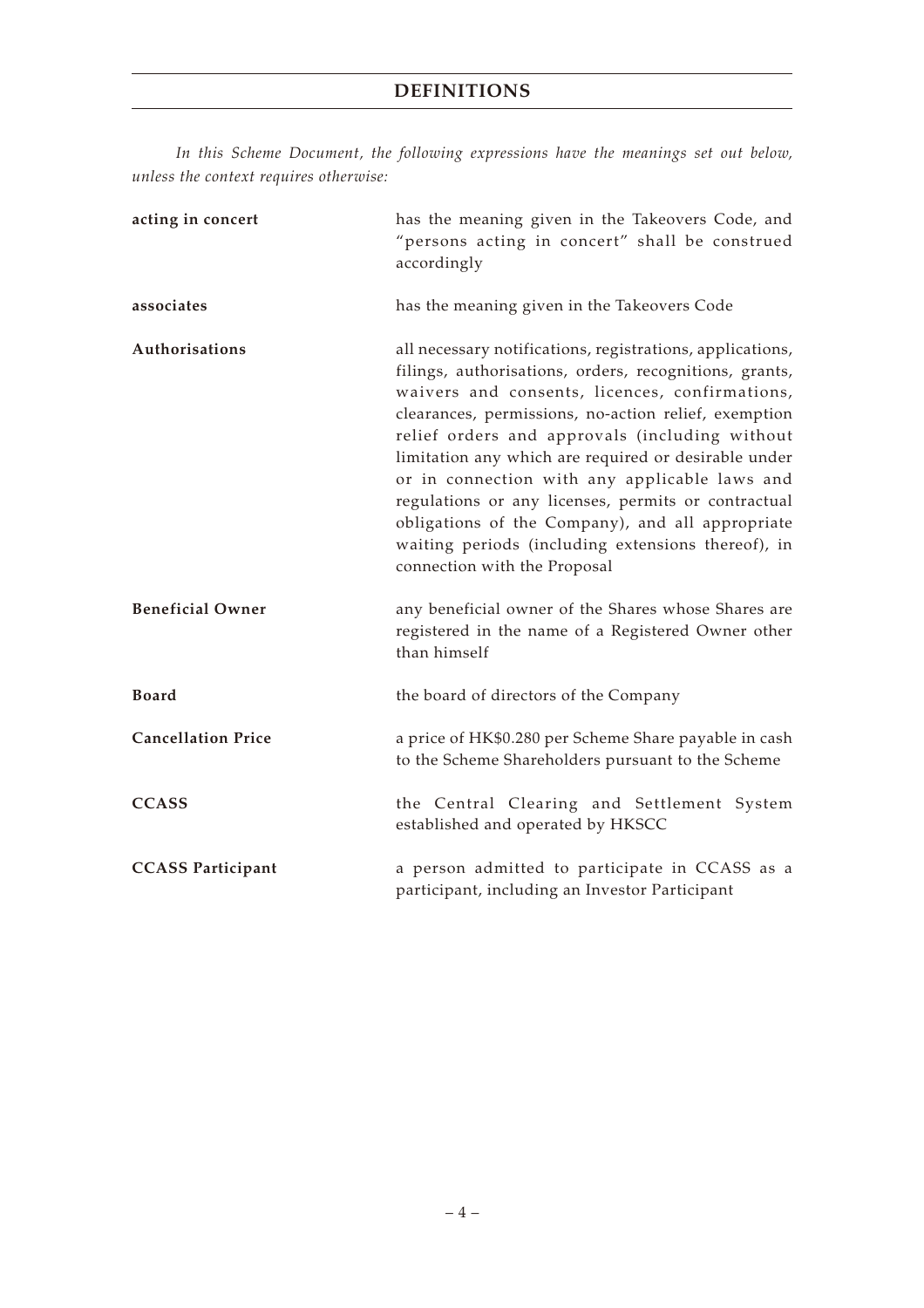# DEFINITIONS

*In this Scheme Document, the following expressions have the meanings set out below, unless the context requires otherwise:*

| | |
|---|---|
| **acting in concert** | has the meaning given in the Takeovers Code, and "persons acting in concert" shall be construed accordingly |
| **associates** | has the meaning given in the Takeovers Code |
| **Authorisations** | all necessary notifications, registrations, applications, filings, authorisations, orders, recognitions, grants, waivers and consents, licences, confirmations, clearances, permissions, no-action relief, exemption relief orders and approvals (including without limitation any which are required or desirable under or in connection with any applicable laws and regulations or any licenses, permits or contractual obligations of the Company), and all appropriate waiting periods (including extensions thereof), in connection with the Proposal |
| **Beneficial Owner** | any beneficial owner of the Shares whose Shares are registered in the name of a Registered Owner other than himself |
| **Board** | the board of directors of the Company |
| **Cancellation Price** | a price of HK$0.280 per Scheme Share payable in cash to the Scheme Shareholders pursuant to the Scheme |
| **CCASS** | the Central Clearing and Settlement System established and operated by HKSCC |
| **CCASS Participant** | a person admitted to participate in CCASS as a participant, including an Investor Participant |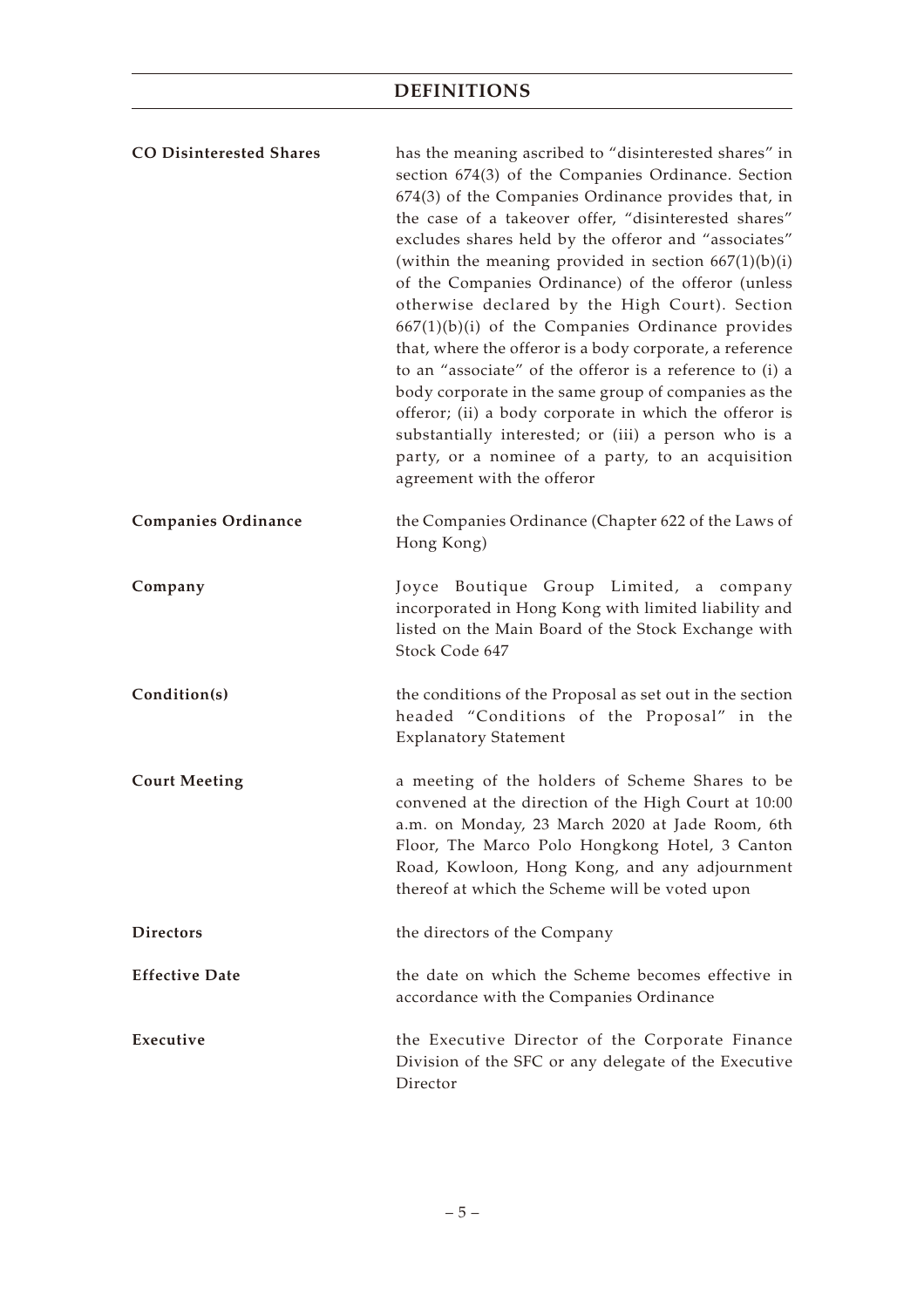| | |
|---|---|
| **CO Disinterested Shares** | has the meaning ascribed to "disinterested shares" in section 674(3) of the Companies Ordinance. Section 674(3) of the Companies Ordinance provides that, in the case of a takeover offer, "disinterested shares" excludes shares held by the offeror and "associates" (within the meaning provided in section 667(1)(b)(i) of the Companies Ordinance) of the offeror (unless otherwise declared by the High Court). Section 667(1)(b)(i) of the Companies Ordinance provides that, where the offeror is a body corporate, a reference to an "associate" of the offeror is a reference to (i) a body corporate in the same group of companies as the offeror; (ii) a body corporate in which the offeror is substantially interested; or (iii) a person who is a party, or a nominee of a party, to an acquisition agreement with the offeror |
| **Companies Ordinance** | the Companies Ordinance (Chapter 622 of the Laws of Hong Kong) |
| **Company** | Joyce Boutique Group Limited, a company incorporated in Hong Kong with limited liability and listed on the Main Board of the Stock Exchange with Stock Code 647 |
| **Condition(s)** | the conditions of the Proposal as set out in the section headed "Conditions of the Proposal" in the Explanatory Statement |
| **Court Meeting** | a meeting of the holders of Scheme Shares to be convened at the direction of the High Court at 10:00 a.m. on Monday, 23 March 2020 at Jade Room, 6th Floor, The Marco Polo Hongkong Hotel, 3 Canton Road, Kowloon, Hong Kong, and any adjournment thereof at which the Scheme will be voted upon |
| **Directors** | the directors of the Company |
| **Effective Date** | the date on which the Scheme becomes effective in accordance with the Companies Ordinance |
| **Executive** | the Executive Director of the Corporate Finance Division of the SFC or any delegate of the Executive Director |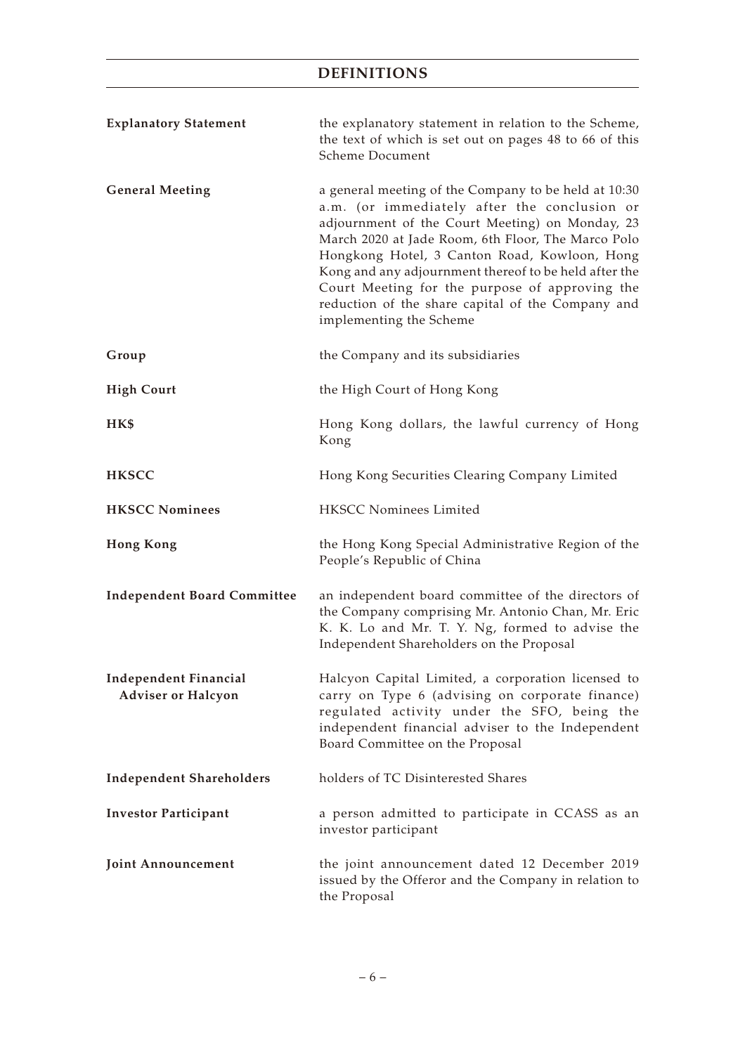# DEFINITIONS

| | |
|---|---|
| **Explanatory Statement** | the explanatory statement in relation to the Scheme, the text of which is set out on pages 48 to 66 of this Scheme Document |
| **General Meeting** | a general meeting of the Company to be held at 10:30 a.m. (or immediately after the conclusion or adjournment of the Court Meeting) on Monday, 23 March 2020 at Jade Room, 6th Floor, The Marco Polo Hongkong Hotel, 3 Canton Road, Kowloon, Hong Kong and any adjournment thereof to be held after the Court Meeting for the purpose of approving the reduction of the share capital of the Company and implementing the Scheme |
| **Group** | the Company and its subsidiaries |
| **High Court** | the High Court of Hong Kong |
| **HK$** | Hong Kong dollars, the lawful currency of Hong Kong |
| **HKSCC** | Hong Kong Securities Clearing Company Limited |
| **HKSCC Nominees** | HKSCC Nominees Limited |
| **Hong Kong** | the Hong Kong Special Administrative Region of the People's Republic of China |
| **Independent Board Committee** | an independent board committee of the directors of the Company comprising Mr. Antonio Chan, Mr. Eric K. K. Lo and Mr. T. Y. Ng, formed to advise the Independent Shareholders on the Proposal |
| **Independent Financial Adviser or Halcyon** | Halcyon Capital Limited, a corporation licensed to carry on Type 6 (advising on corporate finance) regulated activity under the SFO, being the independent financial adviser to the Independent Board Committee on the Proposal |
| **Independent Shareholders** | holders of TC Disinterested Shares |
| **Investor Participant** | a person admitted to participate in CCASS as an investor participant |
| **Joint Announcement** | the joint announcement dated 12 December 2019 issued by the Offeror and the Company in relation to the Proposal |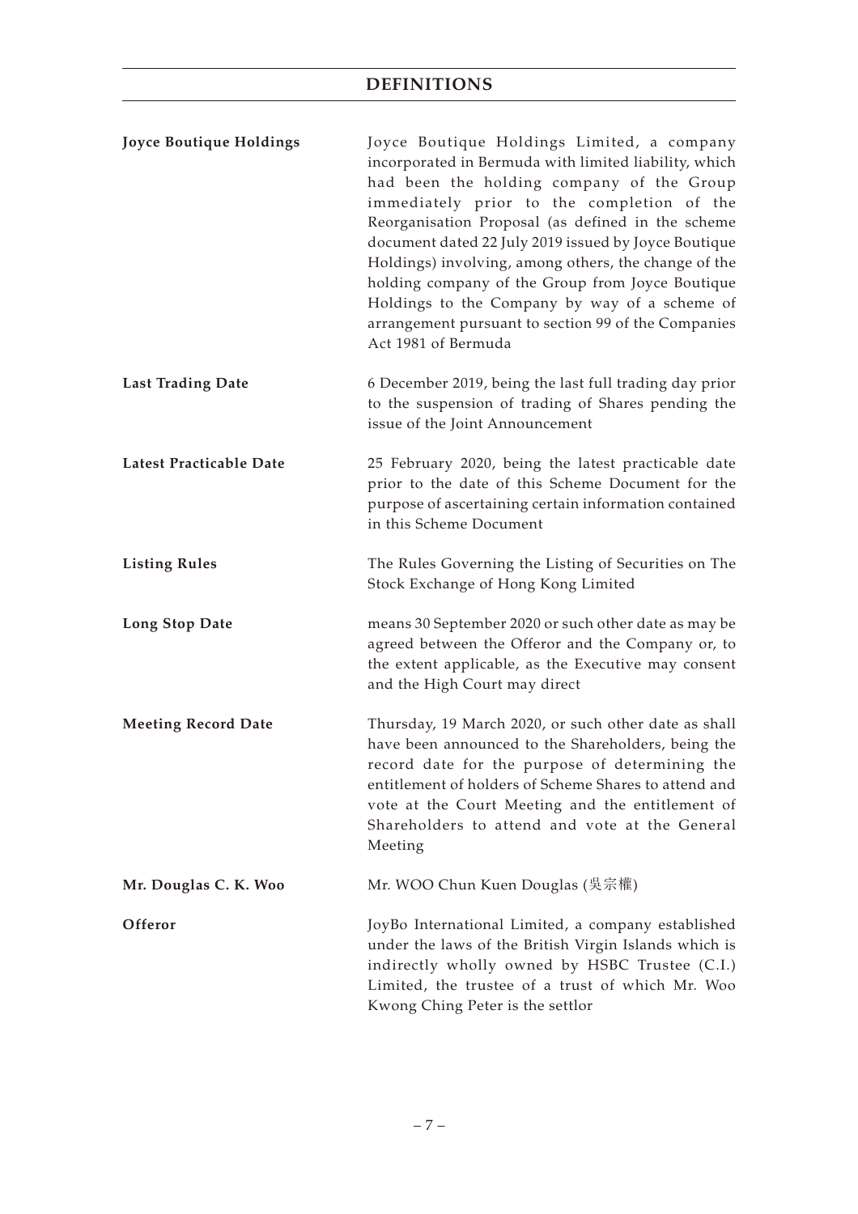# DEFINITIONS

| | |
|---|---|
| **Joyce Boutique Holdings** | Joyce Boutique Holdings Limited, a company incorporated in Bermuda with limited liability, which had been the holding company of the Group immediately prior to the completion of the Reorganisation Proposal (as defined in the scheme document dated 22 July 2019 issued by Joyce Boutique Holdings) involving, among others, the change of the holding company of the Group from Joyce Boutique Holdings to the Company by way of a scheme of arrangement pursuant to section 99 of the Companies Act 1981 of Bermuda |
| **Last Trading Date** | 6 December 2019, being the last full trading day prior to the suspension of trading of Shares pending the issue of the Joint Announcement |
| **Latest Practicable Date** | 25 February 2020, being the latest practicable date prior to the date of this Scheme Document for the purpose of ascertaining certain information contained in this Scheme Document |
| **Listing Rules** | The Rules Governing the Listing of Securities on The Stock Exchange of Hong Kong Limited |
| **Long Stop Date** | means 30 September 2020 or such other date as may be agreed between the Offeror and the Company or, to the extent applicable, as the Executive may consent and the High Court may direct |
| **Meeting Record Date** | Thursday, 19 March 2020, or such other date as shall have been announced to the Shareholders, being the record date for the purpose of determining the entitlement of holders of Scheme Shares to attend and vote at the Court Meeting and the entitlement of Shareholders to attend and vote at the General Meeting |
| **Mr. Douglas C. K. Woo** | Mr. WOO Chun Kuen Douglas (吳宗權) |
| **Offeror** | JoyBo International Limited, a company established under the laws of the British Virgin Islands which is indirectly wholly owned by HSBC Trustee (C.I.) Limited, the trustee of a trust of which Mr. Woo Kwong Ching Peter is the settlor |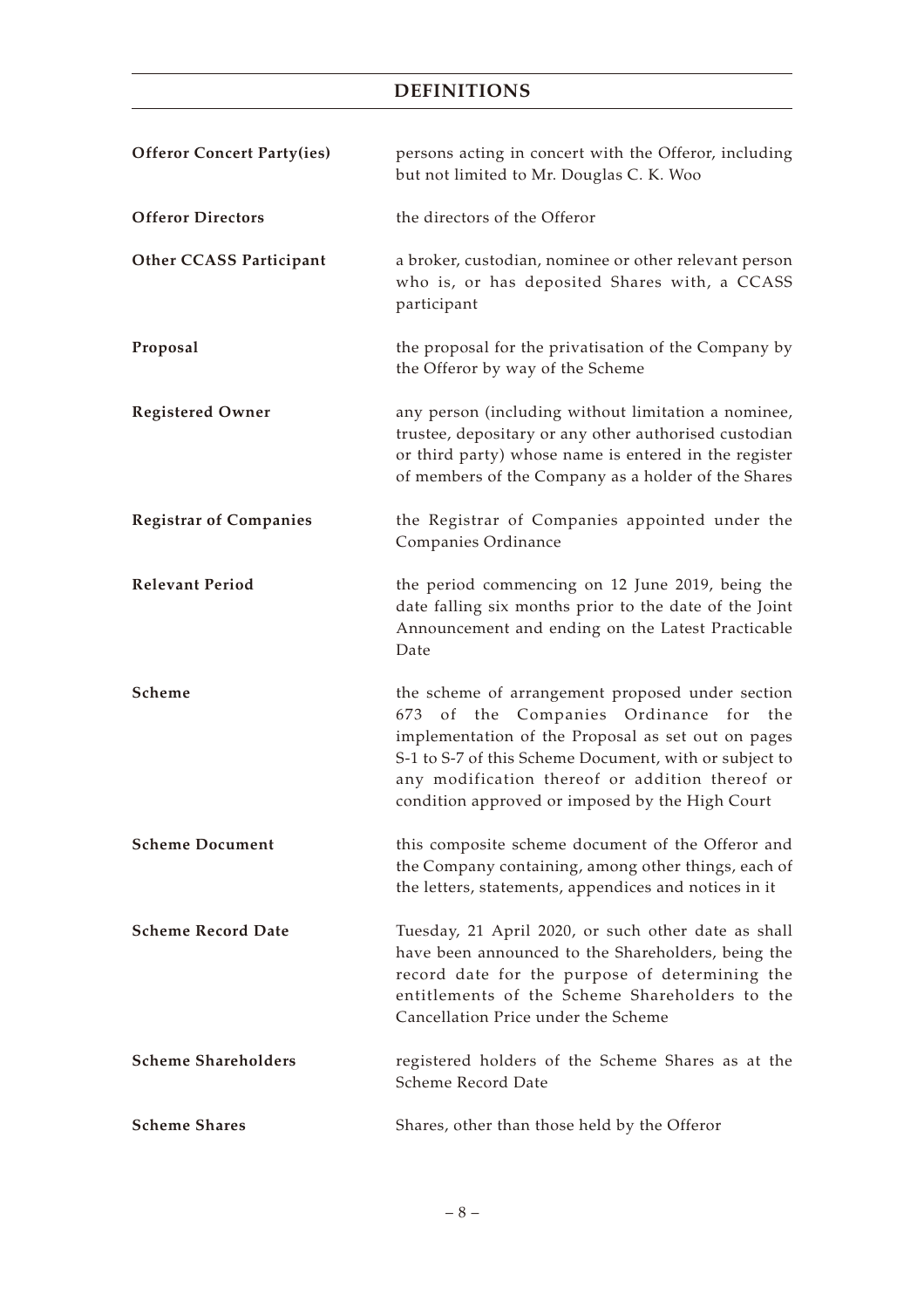# DEFINITIONS

| | |
|---|---|
| **Offeror Concert Party(ies)** | persons acting in concert with the Offeror, including but not limited to Mr. Douglas C. K. Woo |
| **Offeror Directors** | the directors of the Offeror |
| **Other CCASS Participant** | a broker, custodian, nominee or other relevant person who is, or has deposited Shares with, a CCASS participant |
| **Proposal** | the proposal for the privatisation of the Company by the Offeror by way of the Scheme |
| **Registered Owner** | any person (including without limitation a nominee, trustee, depositary or any other authorised custodian or third party) whose name is entered in the register of members of the Company as a holder of the Shares |
| **Registrar of Companies** | the Registrar of Companies appointed under the Companies Ordinance |
| **Relevant Period** | the period commencing on 12 June 2019, being the date falling six months prior to the date of the Joint Announcement and ending on the Latest Practicable Date |
| **Scheme** | the scheme of arrangement proposed under section 673 of the Companies Ordinance for the implementation of the Proposal as set out on pages S-1 to S-7 of this Scheme Document, with or subject to any modification thereof or addition thereof or condition approved or imposed by the High Court |
| **Scheme Document** | this composite scheme document of the Offeror and the Company containing, among other things, each of the letters, statements, appendices and notices in it |
| **Scheme Record Date** | Tuesday, 21 April 2020, or such other date as shall have been announced to the Shareholders, being the record date for the purpose of determining the entitlements of the Scheme Shareholders to the Cancellation Price under the Scheme |
| **Scheme Shareholders** | registered holders of the Scheme Shares as at the Scheme Record Date |
| **Scheme Shares** | Shares, other than those held by the Offeror |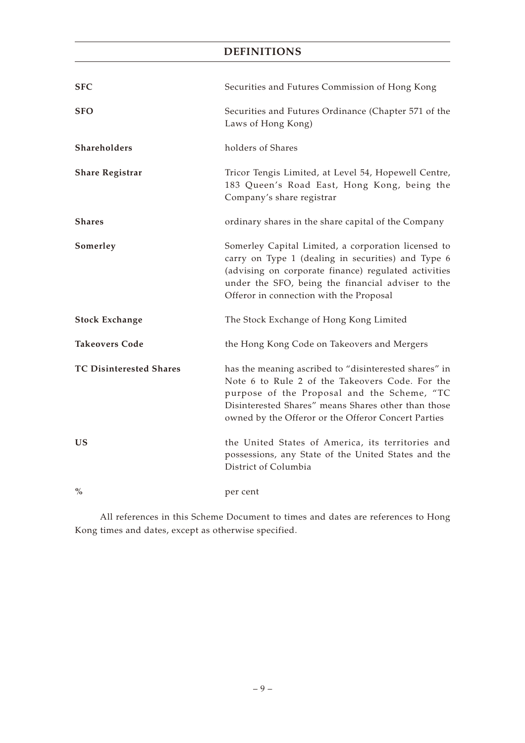## DEFINITIONS

| | |
|---|---|
| **SFC** | Securities and Futures Commission of Hong Kong |
| **SFO** | Securities and Futures Ordinance (Chapter 571 of the Laws of Hong Kong) |
| **Shareholders** | holders of Shares |
| **Share Registrar** | Tricor Tengis Limited, at Level 54, Hopewell Centre, 183 Queen's Road East, Hong Kong, being the Company's share registrar |
| **Shares** | ordinary shares in the share capital of the Company |
| **Somerley** | Somerley Capital Limited, a corporation licensed to carry on Type 1 (dealing in securities) and Type 6 (advising on corporate finance) regulated activities under the SFO, being the financial adviser to the Offeror in connection with the Proposal |
| **Stock Exchange** | The Stock Exchange of Hong Kong Limited |
| **Takeovers Code** | the Hong Kong Code on Takeovers and Mergers |
| **TC Disinterested Shares** | has the meaning ascribed to "disinterested shares" in Note 6 to Rule 2 of the Takeovers Code. For the purpose of the Proposal and the Scheme, "TC Disinterested Shares" means Shares other than those owned by the Offeror or the Offeror Concert Parties |
| **US** | the United States of America, its territories and possessions, any State of the United States and the District of Columbia |
| **%** | per cent |

All references in this Scheme Document to times and dates are references to Hong Kong times and dates, except as otherwise specified.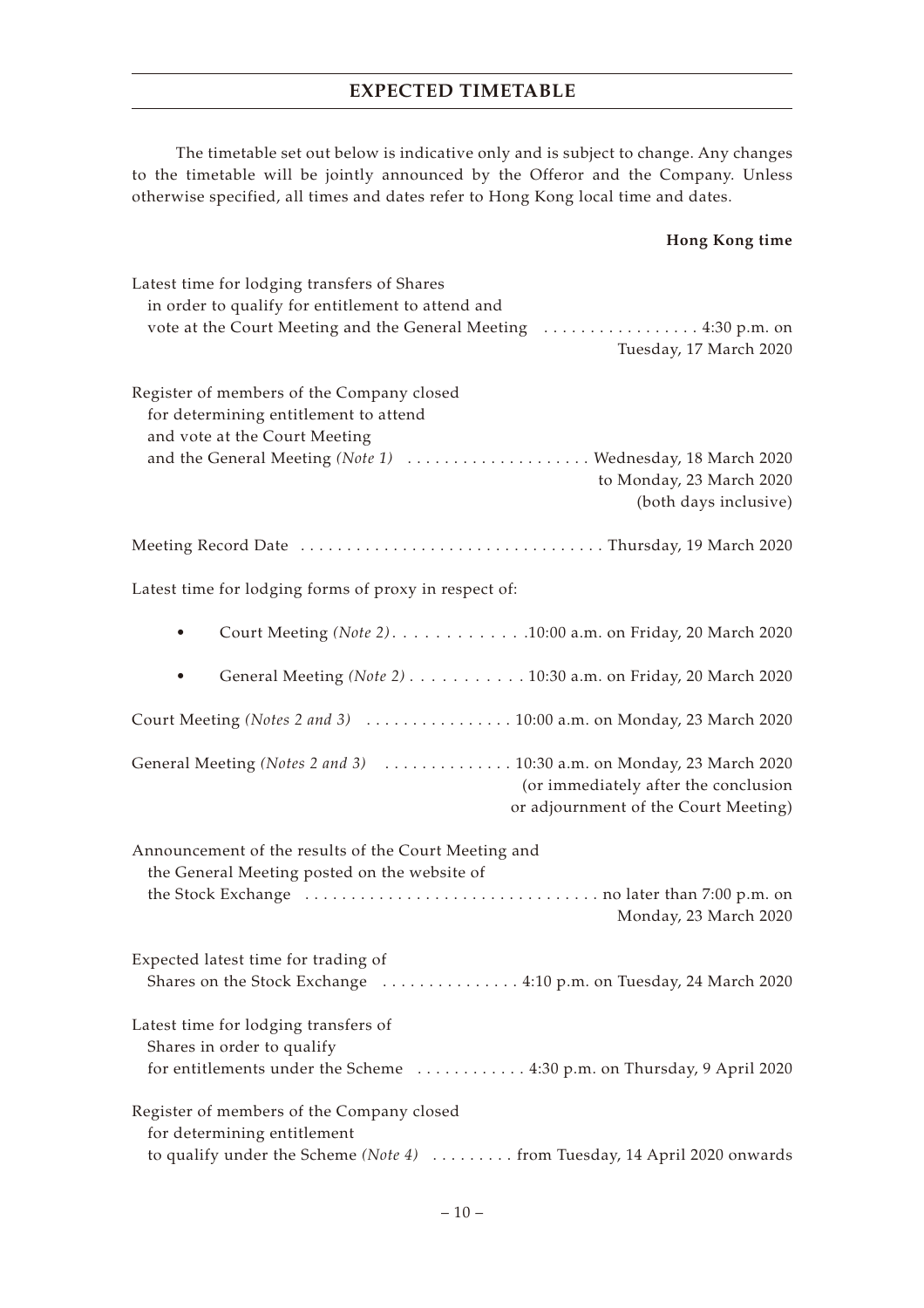## EXPECTED TIMETABLE

The timetable set out below is indicative only and is subject to change. Any changes to the timetable will be jointly announced by the Offeror and the Company. Unless otherwise specified, all times and dates refer to Hong Kong local time and dates.

| | Hong Kong time |
|---|---|
| Latest time for lodging transfers of Shares in order to qualify for entitlement to attend and vote at the Court Meeting and the General Meeting | 4:30 p.m. on Tuesday, 17 March 2020 |
| Register of members of the Company closed for determining entitlement to attend and vote at the Court Meeting and the General Meeting *(Note 1)* | Wednesday, 18 March 2020 to Monday, 23 March 2020 (both days inclusive) |
| Meeting Record Date | Thursday, 19 March 2020 |
| Latest time for lodging forms of proxy in respect of: | |
| • Court Meeting *(Note 2)* | 10:00 a.m. on Friday, 20 March 2020 |
| • General Meeting *(Note 2)* | 10:30 a.m. on Friday, 20 March 2020 |
| Court Meeting *(Notes 2 and 3)* | 10:00 a.m. on Monday, 23 March 2020 |
| General Meeting *(Notes 2 and 3)* | 10:30 a.m. on Monday, 23 March 2020 (or immediately after the conclusion or adjournment of the Court Meeting) |
| Announcement of the results of the Court Meeting and the General Meeting posted on the website of the Stock Exchange | no later than 7:00 p.m. on Monday, 23 March 2020 |
| Expected latest time for trading of Shares on the Stock Exchange | 4:10 p.m. on Tuesday, 24 March 2020 |
| Latest time for lodging transfers of Shares in order to qualify for entitlements under the Scheme | 4:30 p.m. on Thursday, 9 April 2020 |
| Register of members of the Company closed for determining entitlement to qualify under the Scheme *(Note 4)* | from Tuesday, 14 April 2020 onwards |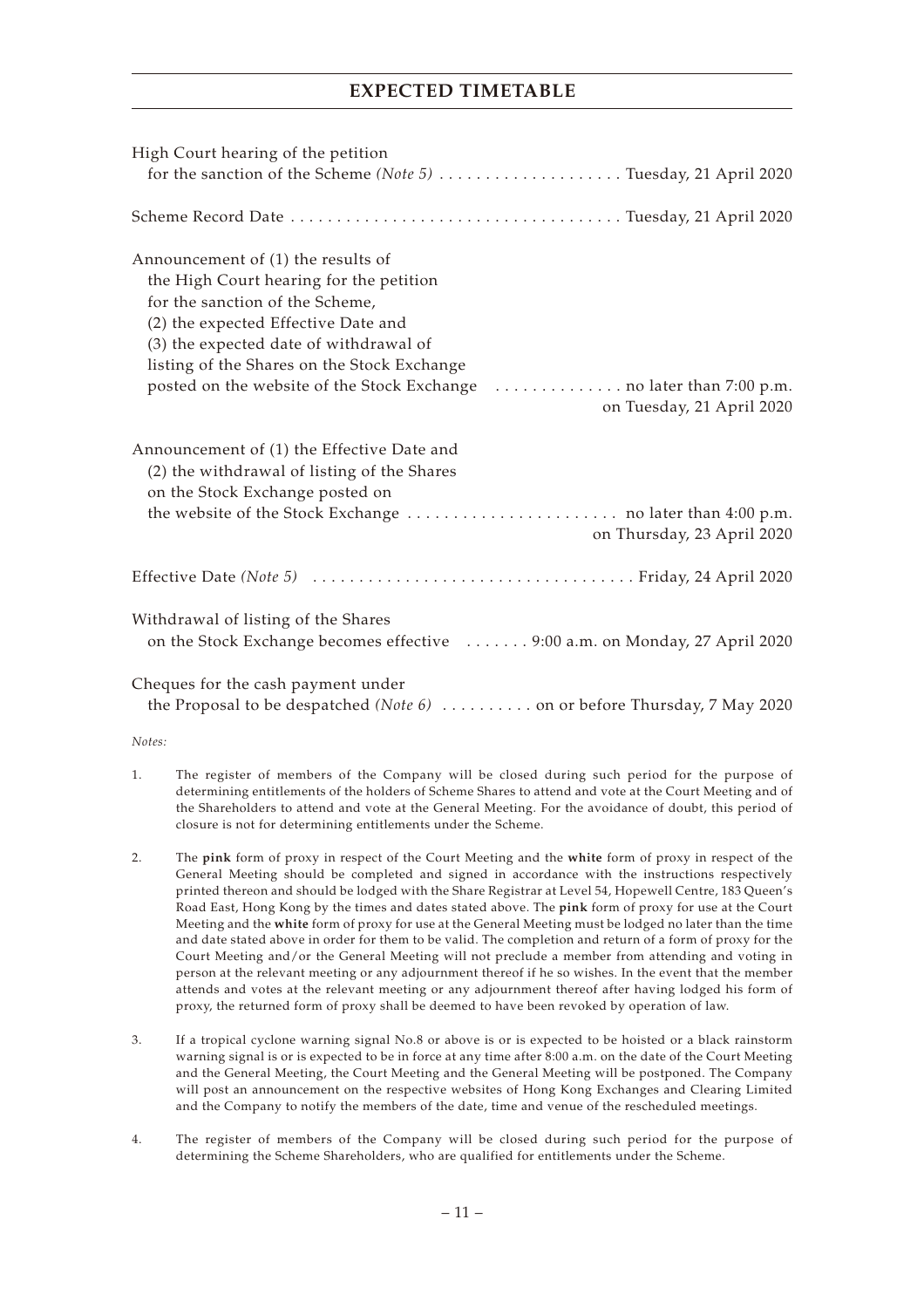## EXPECTED TIMETABLE

| | |
|---|---|
| High Court hearing of the petition for the sanction of the Scheme *(Note 5)* | Tuesday, 21 April 2020 |
| Scheme Record Date | Tuesday, 21 April 2020 |
| Announcement of (1) the results of the High Court hearing for the petition for the sanction of the Scheme, (2) the expected Effective Date and (3) the expected date of withdrawal of listing of the Shares on the Stock Exchange posted on the website of the Stock Exchange | no later than 7:00 p.m. on Tuesday, 21 April 2020 |
| Announcement of (1) the Effective Date and (2) the withdrawal of listing of the Shares on the Stock Exchange posted on the website of the Stock Exchange | no later than 4:00 p.m. on Thursday, 23 April 2020 |
| Effective Date *(Note 5)* | Friday, 24 April 2020 |
| Withdrawal of listing of the Shares on the Stock Exchange becomes effective | 9:00 a.m. on Monday, 27 April 2020 |
| Cheques for the cash payment under the Proposal to be despatched *(Note 6)* | on or before Thursday, 7 May 2020 |

*Notes:*

1. The register of members of the Company will be closed during such period for the purpose of determining entitlements of the holders of Scheme Shares to attend and vote at the Court Meeting and of the Shareholders to attend and vote at the General Meeting. For the avoidance of doubt, this period of closure is not for determining entitlements under the Scheme.

2. The **pink** form of proxy in respect of the Court Meeting and the **white** form of proxy in respect of the General Meeting should be completed and signed in accordance with the instructions respectively printed thereon and should be lodged with the Share Registrar at Level 54, Hopewell Centre, 183 Queen's Road East, Hong Kong by the times and dates stated above. The **pink** form of proxy for use at the Court Meeting and the **white** form of proxy for use at the General Meeting must be lodged no later than the time and date stated above in order for them to be valid. The completion and return of a form of proxy for the Court Meeting and/or the General Meeting will not preclude a member from attending and voting in person at the relevant meeting or any adjournment thereof if he so wishes. In the event that the member attends and votes at the relevant meeting or any adjournment thereof after having lodged his form of proxy, the returned form of proxy shall be deemed to have been revoked by operation of law.

3. If a tropical cyclone warning signal No.8 or above is or is expected to be hoisted or a black rainstorm warning signal is or is expected to be in force at any time after 8:00 a.m. on the date of the Court Meeting and the General Meeting, the Court Meeting and the General Meeting will be postponed. The Company will post an announcement on the respective websites of Hong Kong Exchanges and Clearing Limited and the Company to notify the members of the date, time and venue of the rescheduled meetings.

4. The register of members of the Company will be closed during such period for the purpose of determining the Scheme Shareholders, who are qualified for entitlements under the Scheme.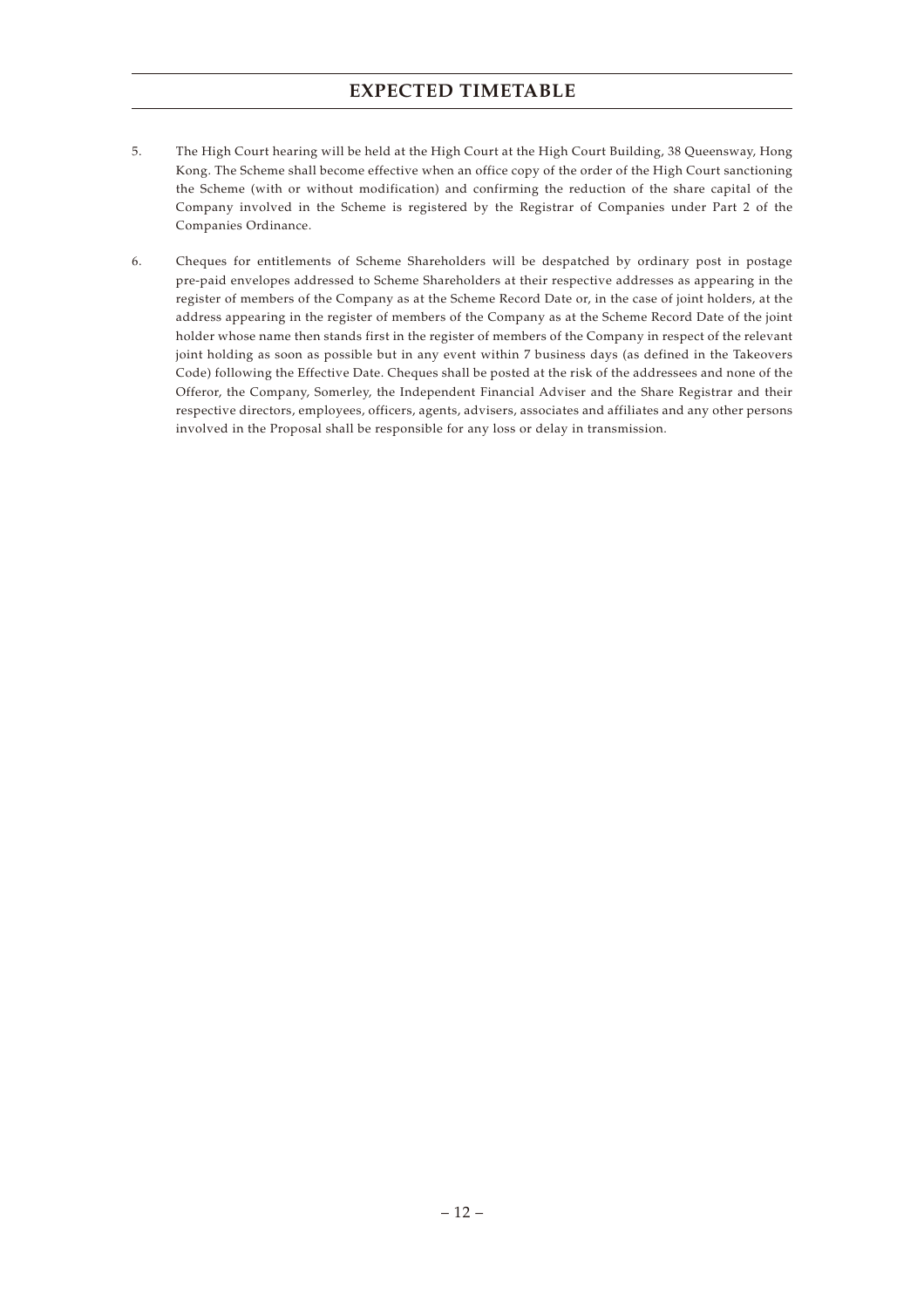# EXPECTED TIMETABLE

5. The High Court hearing will be held at the High Court at the High Court Building, 38 Queensway, Hong Kong. The Scheme shall become effective when an office copy of the order of the High Court sanctioning the Scheme (with or without modification) and confirming the reduction of the share capital of the Company involved in the Scheme is registered by the Registrar of Companies under Part 2 of the Companies Ordinance.

6. Cheques for entitlements of Scheme Shareholders will be despatched by ordinary post in postage pre-paid envelopes addressed to Scheme Shareholders at their respective addresses as appearing in the register of members of the Company as at the Scheme Record Date or, in the case of joint holders, at the address appearing in the register of members of the Company as at the Scheme Record Date of the joint holder whose name then stands first in the register of members of the Company in respect of the relevant joint holding as soon as possible but in any event within 7 business days (as defined in the Takeovers Code) following the Effective Date. Cheques shall be posted at the risk of the addressees and none of the Offeror, the Company, Somerley, the Independent Financial Adviser and the Share Registrar and their respective directors, employees, officers, agents, advisers, associates and affiliates and any other persons involved in the Proposal shall be responsible for any loss or delay in transmission.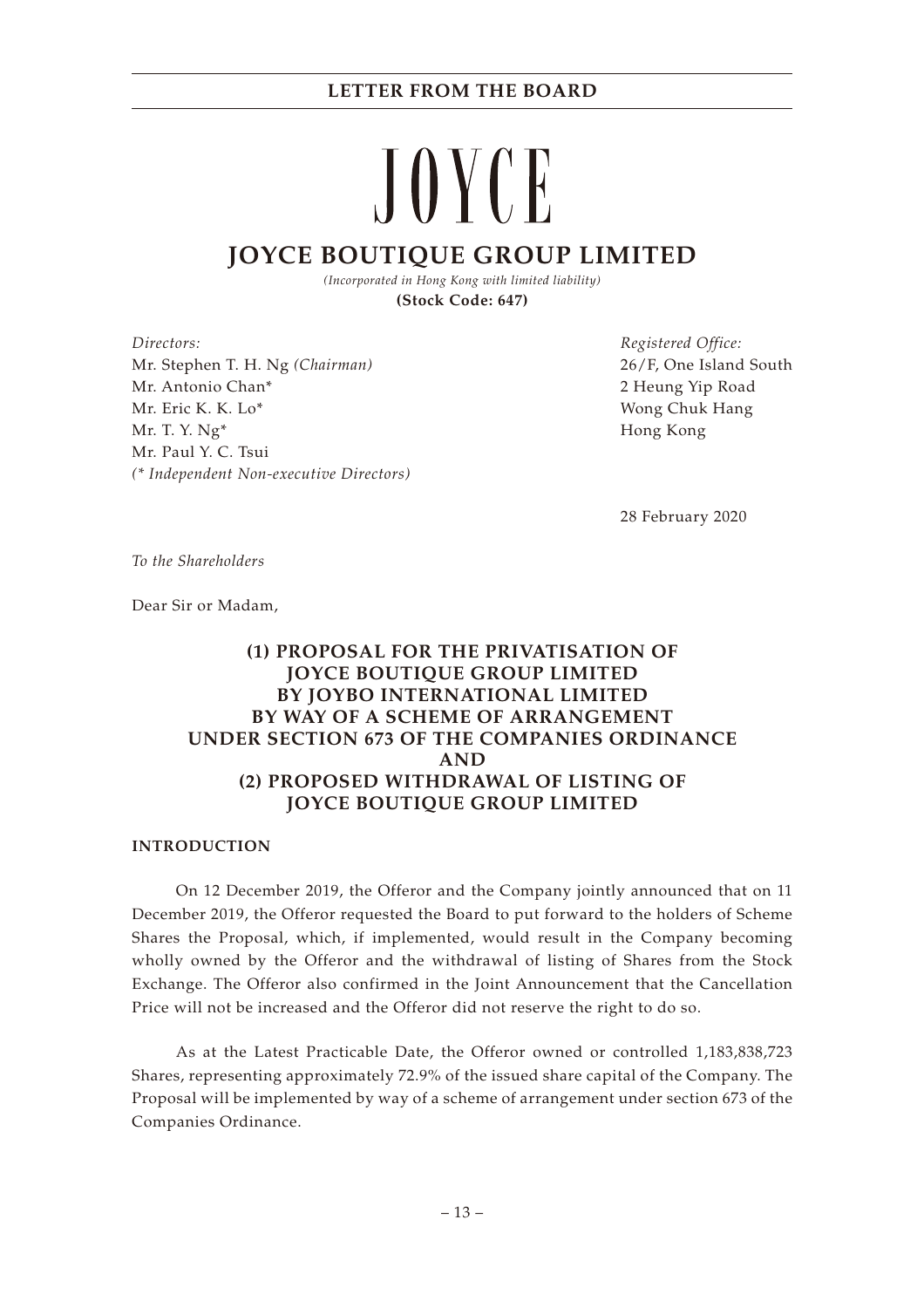JOYCE

# JOYCE BOUTIQUE GROUP LIMITED

*(Incorporated in Hong Kong with limited liability)*

**(Stock Code: 647)**

*Directors:*
Mr. Stephen T. H. Ng *(Chairman)*
Mr. Antonio Chan*
Mr. Eric K. K. Lo*
Mr. T. Y. Ng*
Mr. Paul Y. C. Tsui
*(\* Independent Non-executive Directors)*

*Registered Office:*
26/F, One Island South
2 Heung Yip Road
Wong Chuk Hang
Hong Kong

28 February 2020

*To the Shareholders*

Dear Sir or Madam,

## (1) PROPOSAL FOR THE PRIVATISATION OF JOYCE BOUTIQUE GROUP LIMITED BY JOYBO INTERNATIONAL LIMITED BY WAY OF A SCHEME OF ARRANGEMENT UNDER SECTION 673 OF THE COMPANIES ORDINANCE AND (2) PROPOSED WITHDRAWAL OF LISTING OF JOYCE BOUTIQUE GROUP LIMITED

### INTRODUCTION

On 12 December 2019, the Offeror and the Company jointly announced that on 11 December 2019, the Offeror requested the Board to put forward to the holders of Scheme Shares the Proposal, which, if implemented, would result in the Company becoming wholly owned by the Offeror and the withdrawal of listing of Shares from the Stock Exchange. The Offeror also confirmed in the Joint Announcement that the Cancellation Price will not be increased and the Offeror did not reserve the right to do so.

As at the Latest Practicable Date, the Offeror owned or controlled 1,183,838,723 Shares, representing approximately 72.9% of the issued share capital of the Company. The Proposal will be implemented by way of a scheme of arrangement under section 673 of the Companies Ordinance.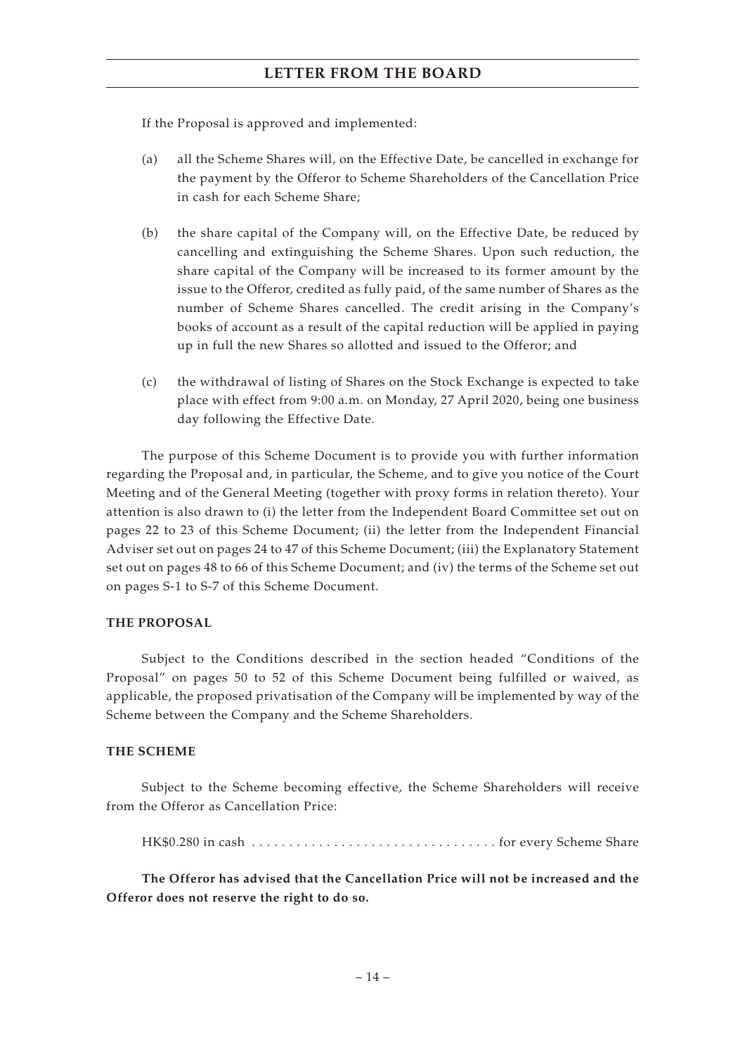If the Proposal is approved and implemented:

(a) all the Scheme Shares will, on the Effective Date, be cancelled in exchange for the payment by the Offeror to Scheme Shareholders of the Cancellation Price in cash for each Scheme Share;

(b) the share capital of the Company will, on the Effective Date, be reduced by cancelling and extinguishing the Scheme Shares. Upon such reduction, the share capital of the Company will be increased to its former amount by the issue to the Offeror, credited as fully paid, of the same number of Shares as the number of Scheme Shares cancelled. The credit arising in the Company's books of account as a result of the capital reduction will be applied in paying up in full the new Shares so allotted and issued to the Offeror; and

(c) the withdrawal of listing of Shares on the Stock Exchange is expected to take place with effect from 9:00 a.m. on Monday, 27 April 2020, being one business day following the Effective Date.

The purpose of this Scheme Document is to provide you with further information regarding the Proposal and, in particular, the Scheme, and to give you notice of the Court Meeting and of the General Meeting (together with proxy forms in relation thereto). Your attention is also drawn to (i) the letter from the Independent Board Committee set out on pages 22 to 23 of this Scheme Document; (ii) the letter from the Independent Financial Adviser set out on pages 24 to 47 of this Scheme Document; (iii) the Explanatory Statement set out on pages 48 to 66 of this Scheme Document; and (iv) the terms of the Scheme set out on pages S-1 to S-7 of this Scheme Document.

## THE PROPOSAL

Subject to the Conditions described in the section headed "Conditions of the Proposal" on pages 50 to 52 of this Scheme Document being fulfilled or waived, as applicable, the proposed privatisation of the Company will be implemented by way of the Scheme between the Company and the Scheme Shareholders.

## THE SCHEME

Subject to the Scheme becoming effective, the Scheme Shareholders will receive from the Offeror as Cancellation Price:

HK$0.280 in cash . . . . . . . . . . . . . . . . . . . . . . . . . . . . . . . . . for every Scheme Share

**The Offeror has advised that the Cancellation Price will not be increased and the Offeror does not reserve the right to do so.**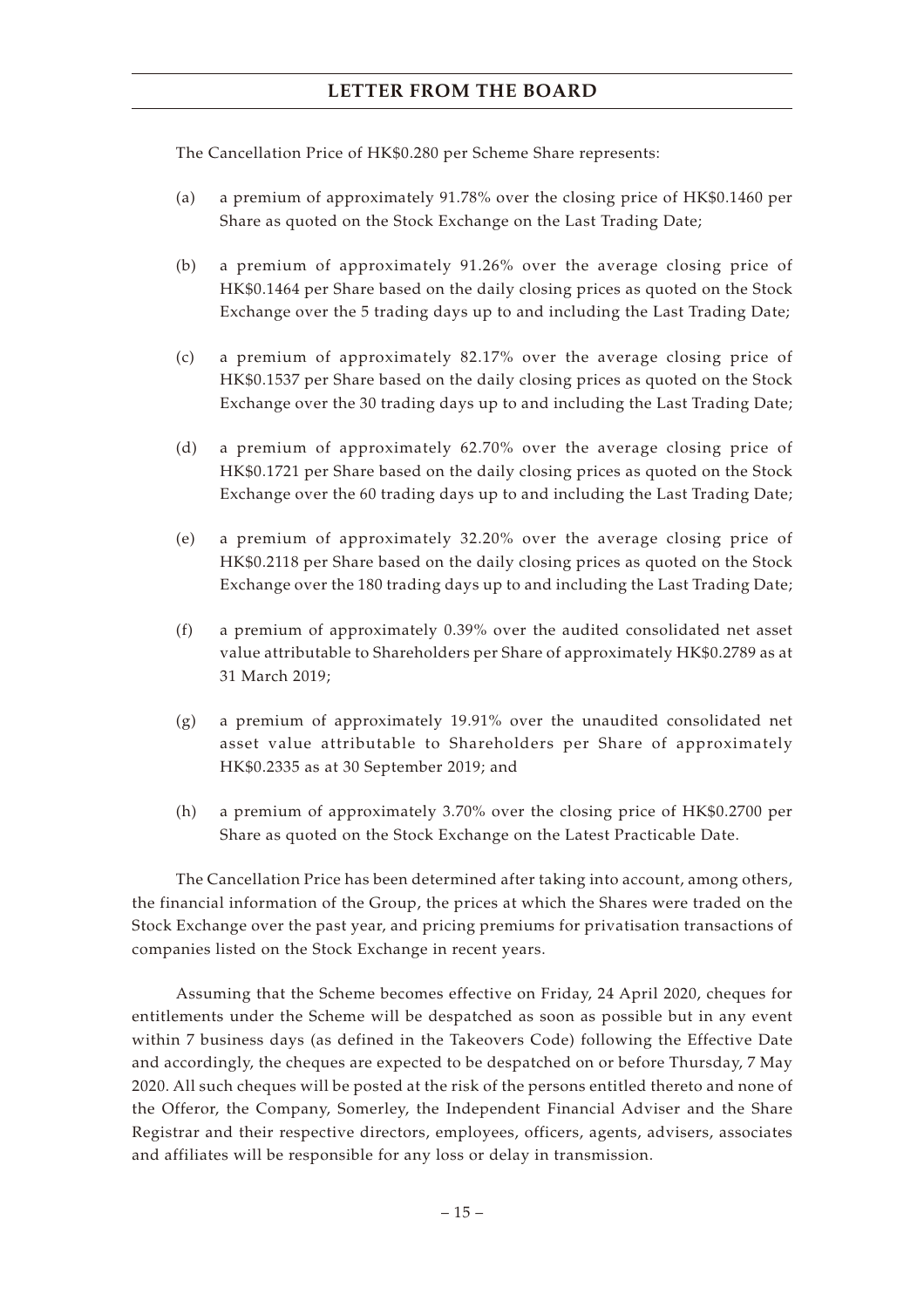The Cancellation Price of HK$0.280 per Scheme Share represents:

(a) a premium of approximately 91.78% over the closing price of HK$0.1460 per Share as quoted on the Stock Exchange on the Last Trading Date;

(b) a premium of approximately 91.26% over the average closing price of HK$0.1464 per Share based on the daily closing prices as quoted on the Stock Exchange over the 5 trading days up to and including the Last Trading Date;

(c) a premium of approximately 82.17% over the average closing price of HK$0.1537 per Share based on the daily closing prices as quoted on the Stock Exchange over the 30 trading days up to and including the Last Trading Date;

(d) a premium of approximately 62.70% over the average closing price of HK$0.1721 per Share based on the daily closing prices as quoted on the Stock Exchange over the 60 trading days up to and including the Last Trading Date;

(e) a premium of approximately 32.20% over the average closing price of HK$0.2118 per Share based on the daily closing prices as quoted on the Stock Exchange over the 180 trading days up to and including the Last Trading Date;

(f) a premium of approximately 0.39% over the audited consolidated net asset value attributable to Shareholders per Share of approximately HK$0.2789 as at 31 March 2019;

(g) a premium of approximately 19.91% over the unaudited consolidated net asset value attributable to Shareholders per Share of approximately HK$0.2335 as at 30 September 2019; and

(h) a premium of approximately 3.70% over the closing price of HK$0.2700 per Share as quoted on the Stock Exchange on the Latest Practicable Date.

The Cancellation Price has been determined after taking into account, among others, the financial information of the Group, the prices at which the Shares were traded on the Stock Exchange over the past year, and pricing premiums for privatisation transactions of companies listed on the Stock Exchange in recent years.

Assuming that the Scheme becomes effective on Friday, 24 April 2020, cheques for entitlements under the Scheme will be despatched as soon as possible but in any event within 7 business days (as defined in the Takeovers Code) following the Effective Date and accordingly, the cheques are expected to be despatched on or before Thursday, 7 May 2020. All such cheques will be posted at the risk of the persons entitled thereto and none of the Offeror, the Company, Somerley, the Independent Financial Adviser and the Share Registrar and their respective directors, employees, officers, agents, advisers, associates and affiliates will be responsible for any loss or delay in transmission.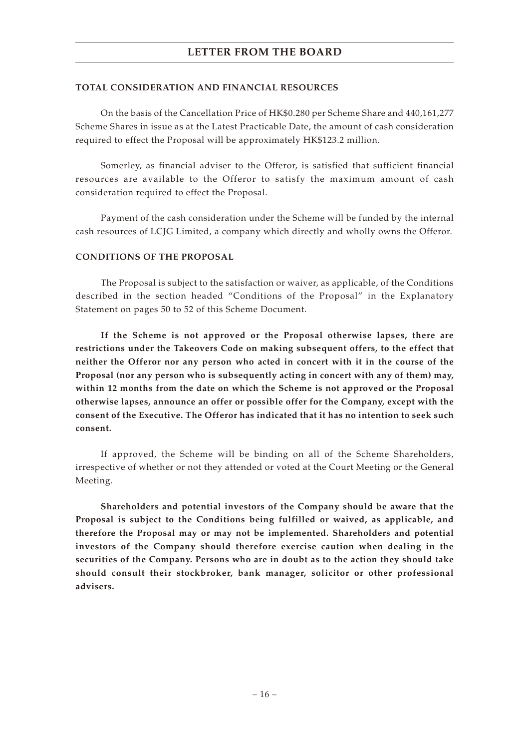## TOTAL CONSIDERATION AND FINANCIAL RESOURCES

On the basis of the Cancellation Price of HK$0.280 per Scheme Share and 440,161,277 Scheme Shares in issue as at the Latest Practicable Date, the amount of cash consideration required to effect the Proposal will be approximately HK$123.2 million.

Somerley, as financial adviser to the Offeror, is satisfied that sufficient financial resources are available to the Offeror to satisfy the maximum amount of cash consideration required to effect the Proposal.

Payment of the cash consideration under the Scheme will be funded by the internal cash resources of LCJG Limited, a company which directly and wholly owns the Offeror.

## CONDITIONS OF THE PROPOSAL

The Proposal is subject to the satisfaction or waiver, as applicable, of the Conditions described in the section headed "Conditions of the Proposal" in the Explanatory Statement on pages 50 to 52 of this Scheme Document.

**If the Scheme is not approved or the Proposal otherwise lapses, there are restrictions under the Takeovers Code on making subsequent offers, to the effect that neither the Offeror nor any person who acted in concert with it in the course of the Proposal (nor any person who is subsequently acting in concert with any of them) may, within 12 months from the date on which the Scheme is not approved or the Proposal otherwise lapses, announce an offer or possible offer for the Company, except with the consent of the Executive. The Offeror has indicated that it has no intention to seek such consent.**

If approved, the Scheme will be binding on all of the Scheme Shareholders, irrespective of whether or not they attended or voted at the Court Meeting or the General Meeting.

**Shareholders and potential investors of the Company should be aware that the Proposal is subject to the Conditions being fulfilled or waived, as applicable, and therefore the Proposal may or may not be implemented. Shareholders and potential investors of the Company should therefore exercise caution when dealing in the securities of the Company. Persons who are in doubt as to the action they should take should consult their stockbroker, bank manager, solicitor or other professional advisers.**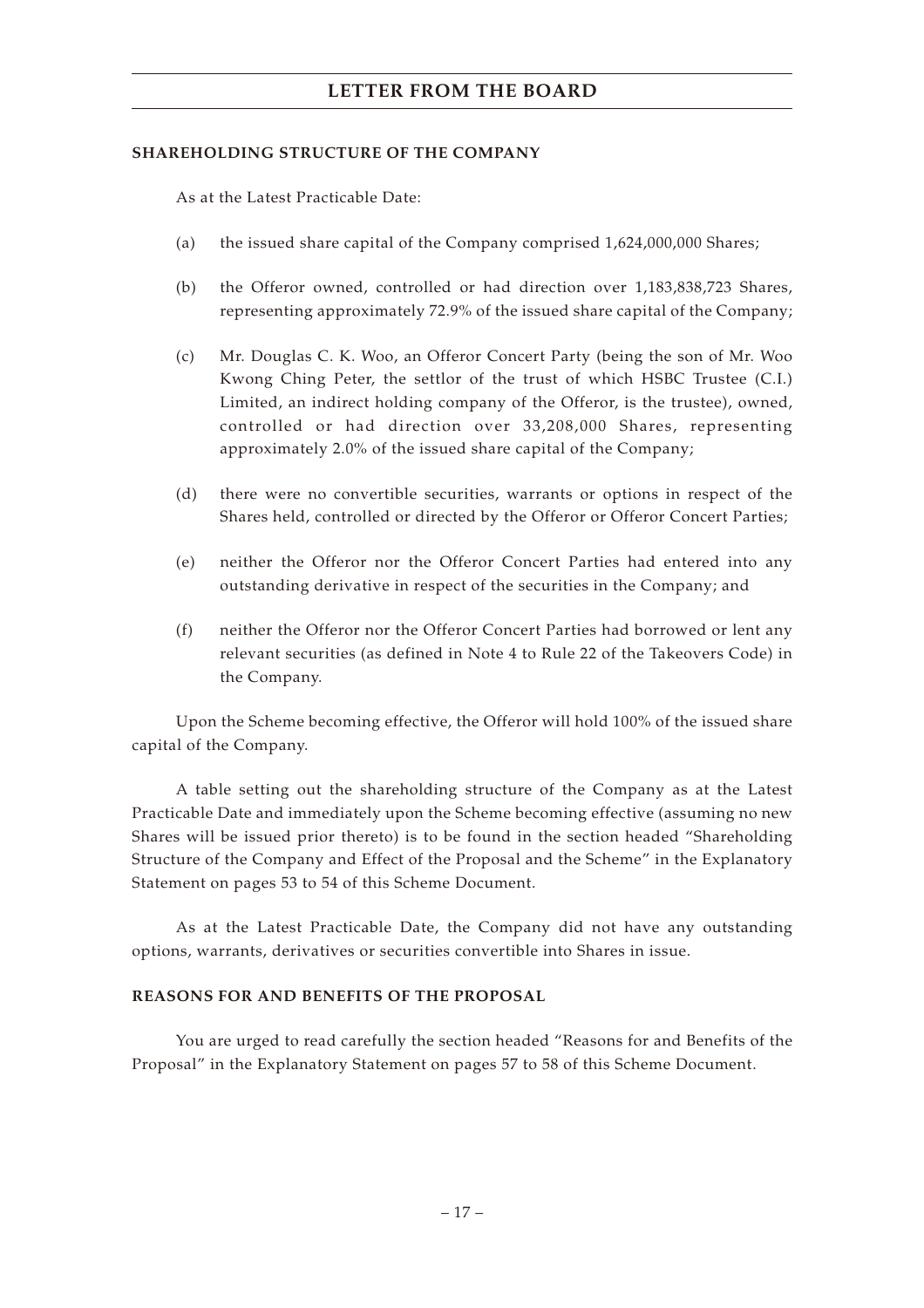## SHAREHOLDING STRUCTURE OF THE COMPANY

As at the Latest Practicable Date:

(a) the issued share capital of the Company comprised 1,624,000,000 Shares;

(b) the Offeror owned, controlled or had direction over 1,183,838,723 Shares, representing approximately 72.9% of the issued share capital of the Company;

(c) Mr. Douglas C. K. Woo, an Offeror Concert Party (being the son of Mr. Woo Kwong Ching Peter, the settlor of the trust of which HSBC Trustee (C.I.) Limited, an indirect holding company of the Offeror, is the trustee), owned, controlled or had direction over 33,208,000 Shares, representing approximately 2.0% of the issued share capital of the Company;

(d) there were no convertible securities, warrants or options in respect of the Shares held, controlled or directed by the Offeror or Offeror Concert Parties;

(e) neither the Offeror nor the Offeror Concert Parties had entered into any outstanding derivative in respect of the securities in the Company; and

(f) neither the Offeror nor the Offeror Concert Parties had borrowed or lent any relevant securities (as defined in Note 4 to Rule 22 of the Takeovers Code) in the Company.

Upon the Scheme becoming effective, the Offeror will hold 100% of the issued share capital of the Company.

A table setting out the shareholding structure of the Company as at the Latest Practicable Date and immediately upon the Scheme becoming effective (assuming no new Shares will be issued prior thereto) is to be found in the section headed "Shareholding Structure of the Company and Effect of the Proposal and the Scheme" in the Explanatory Statement on pages 53 to 54 of this Scheme Document.

As at the Latest Practicable Date, the Company did not have any outstanding options, warrants, derivatives or securities convertible into Shares in issue.

## REASONS FOR AND BENEFITS OF THE PROPOSAL

You are urged to read carefully the section headed "Reasons for and Benefits of the Proposal" in the Explanatory Statement on pages 57 to 58 of this Scheme Document.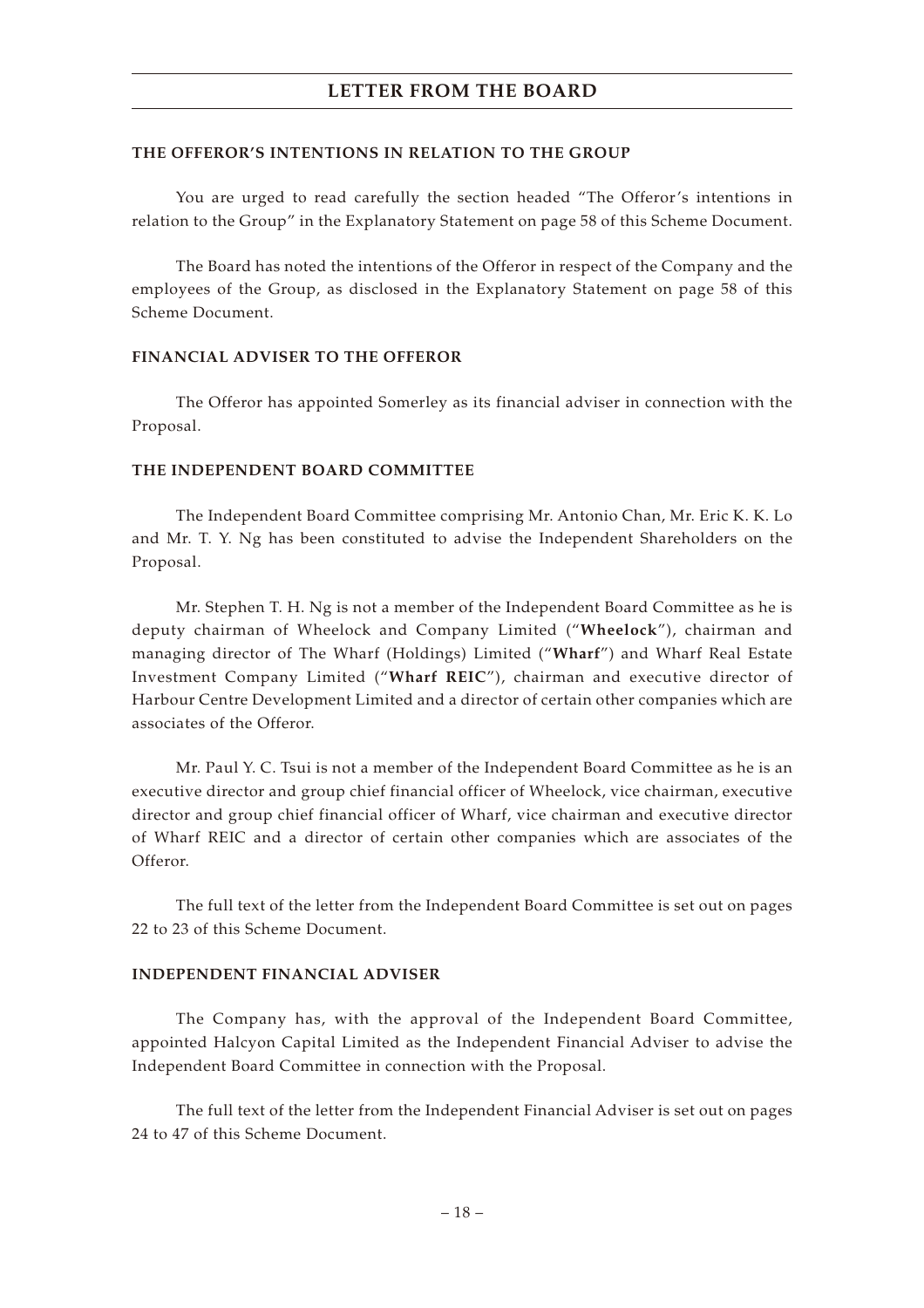## THE OFFEROR'S INTENTIONS IN RELATION TO THE GROUP

You are urged to read carefully the section headed "The Offeror's intentions in relation to the Group" in the Explanatory Statement on page 58 of this Scheme Document.

The Board has noted the intentions of the Offeror in respect of the Company and the employees of the Group, as disclosed in the Explanatory Statement on page 58 of this Scheme Document.

## FINANCIAL ADVISER TO THE OFFEROR

The Offeror has appointed Somerley as its financial adviser in connection with the Proposal.

## THE INDEPENDENT BOARD COMMITTEE

The Independent Board Committee comprising Mr. Antonio Chan, Mr. Eric K. K. Lo and Mr. T. Y. Ng has been constituted to advise the Independent Shareholders on the Proposal.

Mr. Stephen T. H. Ng is not a member of the Independent Board Committee as he is deputy chairman of Wheelock and Company Limited ("**Wheelock**"), chairman and managing director of The Wharf (Holdings) Limited ("**Wharf**") and Wharf Real Estate Investment Company Limited ("**Wharf REIC**"), chairman and executive director of Harbour Centre Development Limited and a director of certain other companies which are associates of the Offeror.

Mr. Paul Y. C. Tsui is not a member of the Independent Board Committee as he is an executive director and group chief financial officer of Wheelock, vice chairman, executive director and group chief financial officer of Wharf, vice chairman and executive director of Wharf REIC and a director of certain other companies which are associates of the Offeror.

The full text of the letter from the Independent Board Committee is set out on pages 22 to 23 of this Scheme Document.

## INDEPENDENT FINANCIAL ADVISER

The Company has, with the approval of the Independent Board Committee, appointed Halcyon Capital Limited as the Independent Financial Adviser to advise the Independent Board Committee in connection with the Proposal.

The full text of the letter from the Independent Financial Adviser is set out on pages 24 to 47 of this Scheme Document.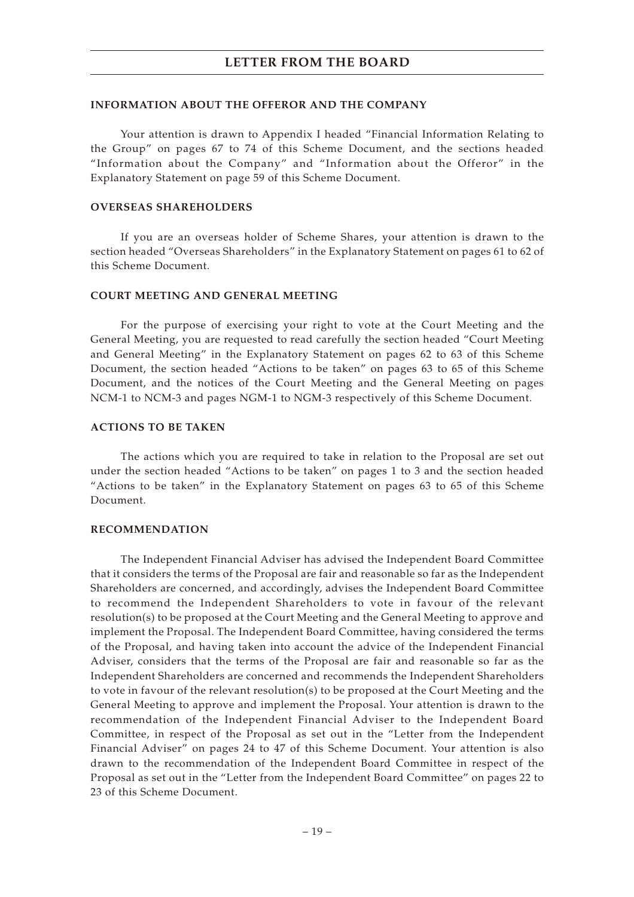#### INFORMATION ABOUT THE OFFEROR AND THE COMPANY

Your attention is drawn to Appendix I headed "Financial Information Relating to the Group" on pages 67 to 74 of this Scheme Document, and the sections headed "Information about the Company" and "Information about the Offeror" in the Explanatory Statement on page 59 of this Scheme Document.

#### OVERSEAS SHAREHOLDERS

If you are an overseas holder of Scheme Shares, your attention is drawn to the section headed "Overseas Shareholders" in the Explanatory Statement on pages 61 to 62 of this Scheme Document.

#### COURT MEETING AND GENERAL MEETING

For the purpose of exercising your right to vote at the Court Meeting and the General Meeting, you are requested to read carefully the section headed "Court Meeting and General Meeting" in the Explanatory Statement on pages 62 to 63 of this Scheme Document, the section headed "Actions to be taken" on pages 63 to 65 of this Scheme Document, and the notices of the Court Meeting and the General Meeting on pages NCM-1 to NCM-3 and pages NGM-1 to NGM-3 respectively of this Scheme Document.

#### ACTIONS TO BE TAKEN

The actions which you are required to take in relation to the Proposal are set out under the section headed "Actions to be taken" on pages 1 to 3 and the section headed "Actions to be taken" in the Explanatory Statement on pages 63 to 65 of this Scheme Document.

#### RECOMMENDATION

The Independent Financial Adviser has advised the Independent Board Committee that it considers the terms of the Proposal are fair and reasonable so far as the Independent Shareholders are concerned, and accordingly, advises the Independent Board Committee to recommend the Independent Shareholders to vote in favour of the relevant resolution(s) to be proposed at the Court Meeting and the General Meeting to approve and implement the Proposal. The Independent Board Committee, having considered the terms of the Proposal, and having taken into account the advice of the Independent Financial Adviser, considers that the terms of the Proposal are fair and reasonable so far as the Independent Shareholders are concerned and recommends the Independent Shareholders to vote in favour of the relevant resolution(s) to be proposed at the Court Meeting and the General Meeting to approve and implement the Proposal. Your attention is drawn to the recommendation of the Independent Financial Adviser to the Independent Board Committee, in respect of the Proposal as set out in the "Letter from the Independent Financial Adviser" on pages 24 to 47 of this Scheme Document. Your attention is also drawn to the recommendation of the Independent Board Committee in respect of the Proposal as set out in the "Letter from the Independent Board Committee" on pages 22 to 23 of this Scheme Document.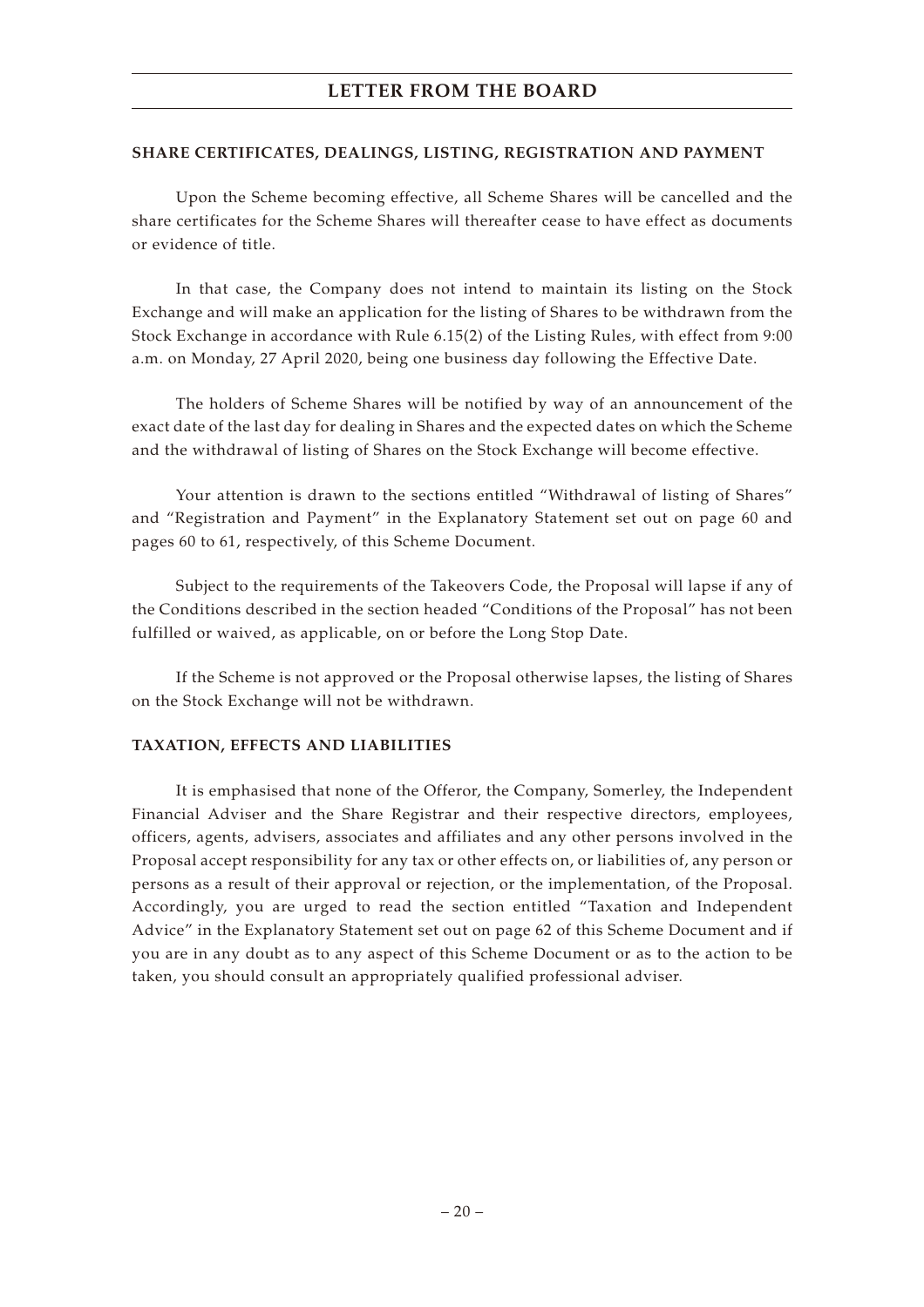**SHARE CERTIFICATES, DEALINGS, LISTING, REGISTRATION AND PAYMENT**

Upon the Scheme becoming effective, all Scheme Shares will be cancelled and the share certificates for the Scheme Shares will thereafter cease to have effect as documents or evidence of title.

In that case, the Company does not intend to maintain its listing on the Stock Exchange and will make an application for the listing of Shares to be withdrawn from the Stock Exchange in accordance with Rule 6.15(2) of the Listing Rules, with effect from 9:00 a.m. on Monday, 27 April 2020, being one business day following the Effective Date.

The holders of Scheme Shares will be notified by way of an announcement of the exact date of the last day for dealing in Shares and the expected dates on which the Scheme and the withdrawal of listing of Shares on the Stock Exchange will become effective.

Your attention is drawn to the sections entitled "Withdrawal of listing of Shares" and "Registration and Payment" in the Explanatory Statement set out on page 60 and pages 60 to 61, respectively, of this Scheme Document.

Subject to the requirements of the Takeovers Code, the Proposal will lapse if any of the Conditions described in the section headed "Conditions of the Proposal" has not been fulfilled or waived, as applicable, on or before the Long Stop Date.

If the Scheme is not approved or the Proposal otherwise lapses, the listing of Shares on the Stock Exchange will not be withdrawn.

**TAXATION, EFFECTS AND LIABILITIES**

It is emphasised that none of the Offeror, the Company, Somerley, the Independent Financial Adviser and the Share Registrar and their respective directors, employees, officers, agents, advisers, associates and affiliates and any other persons involved in the Proposal accept responsibility for any tax or other effects on, or liabilities of, any person or persons as a result of their approval or rejection, or the implementation, of the Proposal. Accordingly, you are urged to read the section entitled "Taxation and Independent Advice" in the Explanatory Statement set out on page 62 of this Scheme Document and if you are in any doubt as to any aspect of this Scheme Document or as to the action to be taken, you should consult an appropriately qualified professional adviser.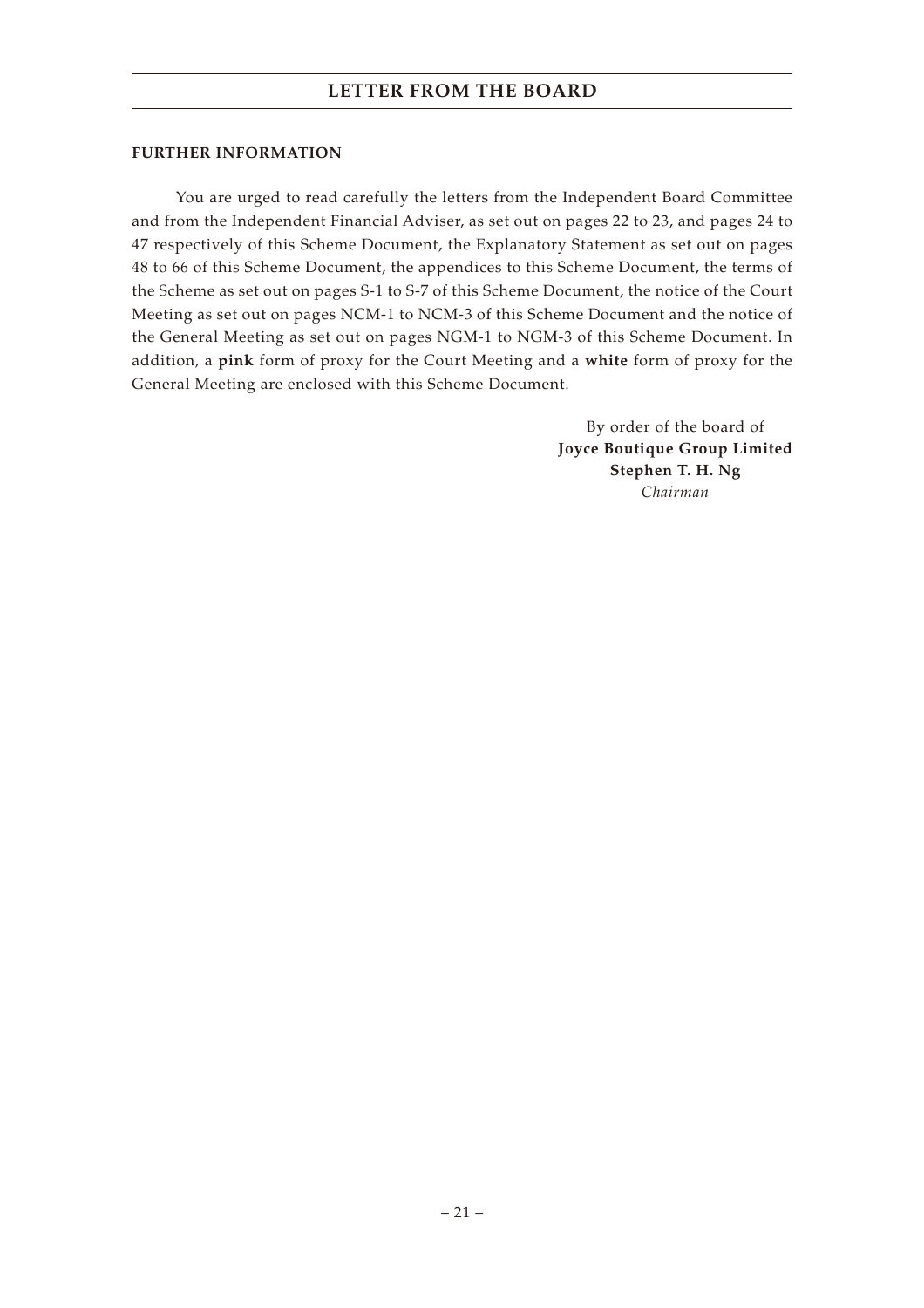## FURTHER INFORMATION

You are urged to read carefully the letters from the Independent Board Committee and from the Independent Financial Adviser, as set out on pages 22 to 23, and pages 24 to 47 respectively of this Scheme Document, the Explanatory Statement as set out on pages 48 to 66 of this Scheme Document, the appendices to this Scheme Document, the terms of the Scheme as set out on pages S-1 to S-7 of this Scheme Document, the notice of the Court Meeting as set out on pages NCM-1 to NCM-3 of this Scheme Document and the notice of the General Meeting as set out on pages NGM-1 to NGM-3 of this Scheme Document. In addition, a **pink** form of proxy for the Court Meeting and a **white** form of proxy for the General Meeting are enclosed with this Scheme Document.

By order of the board of
**Joyce Boutique Group Limited**
**Stephen T. H. Ng**
*Chairman*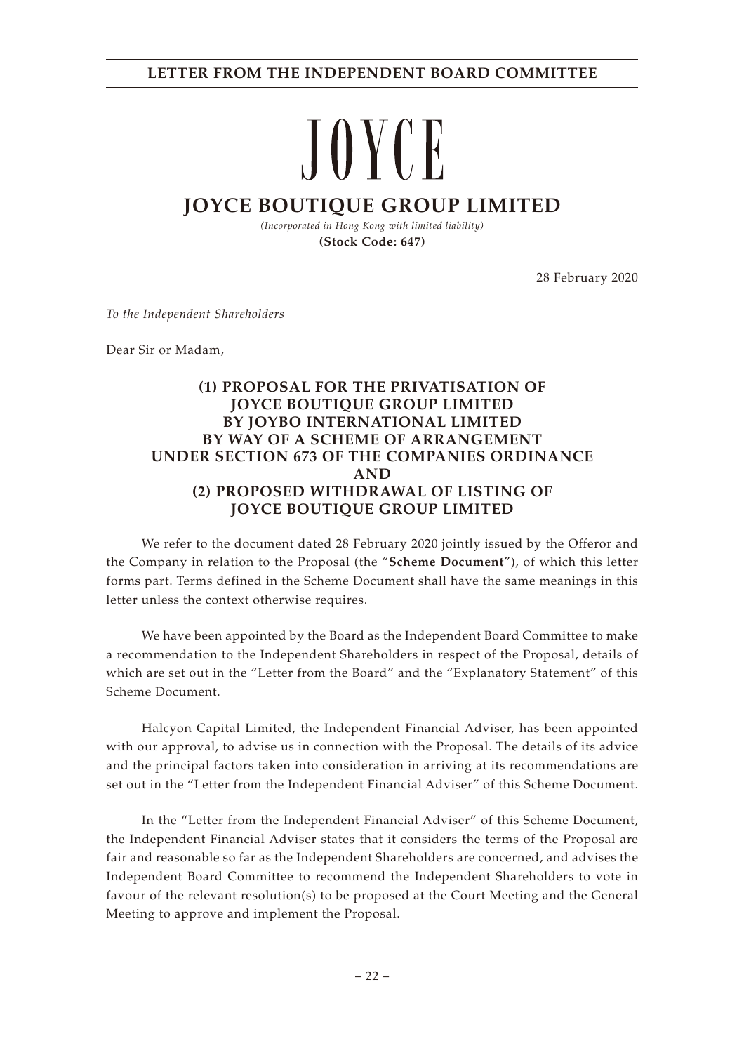# JOYCE

## JOYCE BOUTIQUE GROUP LIMITED

*(Incorporated in Hong Kong with limited liability)*

**(Stock Code: 647)**

28 February 2020

*To the Independent Shareholders*

Dear Sir or Madam,

**(1) PROPOSAL FOR THE PRIVATISATION OF JOYCE BOUTIQUE GROUP LIMITED BY JOYBO INTERNATIONAL LIMITED BY WAY OF A SCHEME OF ARRANGEMENT UNDER SECTION 673 OF THE COMPANIES ORDINANCE AND (2) PROPOSED WITHDRAWAL OF LISTING OF JOYCE BOUTIQUE GROUP LIMITED**

We refer to the document dated 28 February 2020 jointly issued by the Offeror and the Company in relation to the Proposal (the "**Scheme Document**"), of which this letter forms part. Terms defined in the Scheme Document shall have the same meanings in this letter unless the context otherwise requires.

We have been appointed by the Board as the Independent Board Committee to make a recommendation to the Independent Shareholders in respect of the Proposal, details of which are set out in the "Letter from the Board" and the "Explanatory Statement" of this Scheme Document.

Halcyon Capital Limited, the Independent Financial Adviser, has been appointed with our approval, to advise us in connection with the Proposal. The details of its advice and the principal factors taken into consideration in arriving at its recommendations are set out in the "Letter from the Independent Financial Adviser" of this Scheme Document.

In the "Letter from the Independent Financial Adviser" of this Scheme Document, the Independent Financial Adviser states that it considers the terms of the Proposal are fair and reasonable so far as the Independent Shareholders are concerned, and advises the Independent Board Committee to recommend the Independent Shareholders to vote in favour of the relevant resolution(s) to be proposed at the Court Meeting and the General Meeting to approve and implement the Proposal.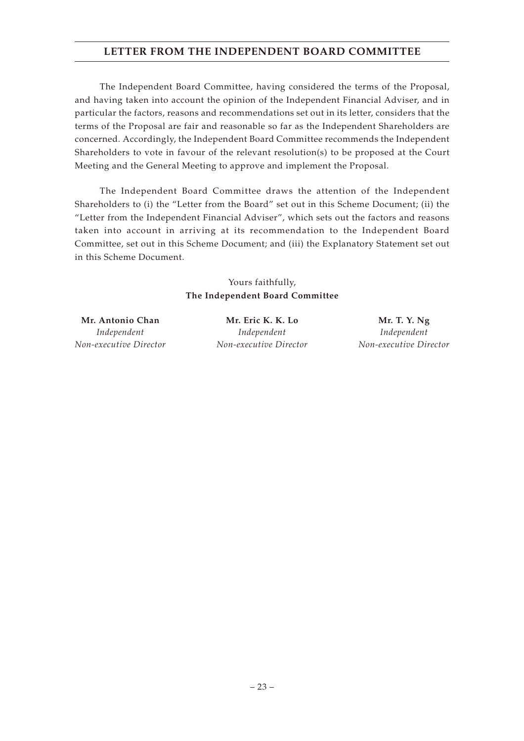# LETTER FROM THE INDEPENDENT BOARD COMMITTEE

The Independent Board Committee, having considered the terms of the Proposal, and having taken into account the opinion of the Independent Financial Adviser, and in particular the factors, reasons and recommendations set out in its letter, considers that the terms of the Proposal are fair and reasonable so far as the Independent Shareholders are concerned. Accordingly, the Independent Board Committee recommends the Independent Shareholders to vote in favour of the relevant resolution(s) to be proposed at the Court Meeting and the General Meeting to approve and implement the Proposal.

The Independent Board Committee draws the attention of the Independent Shareholders to (i) the "Letter from the Board" set out in this Scheme Document; (ii) the "Letter from the Independent Financial Adviser", which sets out the factors and reasons taken into account in arriving at its recommendation to the Independent Board Committee, set out in this Scheme Document; and (iii) the Explanatory Statement set out in this Scheme Document.

Yours faithfully,
**The Independent Board Committee**

| **Mr. Antonio Chan** | **Mr. Eric K. K. Lo** | **Mr. T. Y. Ng** |
|---|---|---|
| *Independent Non-executive Director* | *Independent Non-executive Director* | *Independent Non-executive Director* |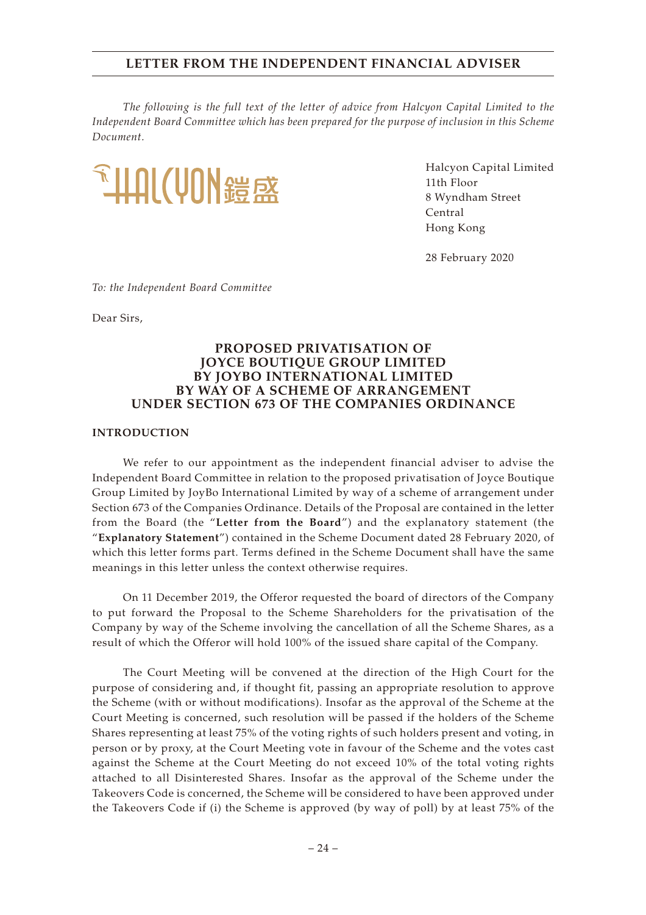*The following is the full text of the letter of advice from Halcyon Capital Limited to the Independent Board Committee which has been prepared for the purpose of inclusion in this Scheme Document.*

Halcyon Capital Limited
11th Floor
8 Wyndham Street
Central
Hong Kong

28 February 2020

*To: the Independent Board Committee*

Dear Sirs,

**PROPOSED PRIVATISATION OF JOYCE BOUTIQUE GROUP LIMITED BY JOYBO INTERNATIONAL LIMITED BY WAY OF A SCHEME OF ARRANGEMENT UNDER SECTION 673 OF THE COMPANIES ORDINANCE**

## INTRODUCTION

We refer to our appointment as the independent financial adviser to advise the Independent Board Committee in relation to the proposed privatisation of Joyce Boutique Group Limited by JoyBo International Limited by way of a scheme of arrangement under Section 673 of the Companies Ordinance. Details of the Proposal are contained in the letter from the Board (the "**Letter from the Board**") and the explanatory statement (the "**Explanatory Statement**") contained in the Scheme Document dated 28 February 2020, of which this letter forms part. Terms defined in the Scheme Document shall have the same meanings in this letter unless the context otherwise requires.

On 11 December 2019, the Offeror requested the board of directors of the Company to put forward the Proposal to the Scheme Shareholders for the privatisation of the Company by way of the Scheme involving the cancellation of all the Scheme Shares, as a result of which the Offeror will hold 100% of the issued share capital of the Company.

The Court Meeting will be convened at the direction of the High Court for the purpose of considering and, if thought fit, passing an appropriate resolution to approve the Scheme (with or without modifications). Insofar as the approval of the Scheme at the Court Meeting is concerned, such resolution will be passed if the holders of the Scheme Shares representing at least 75% of the voting rights of such holders present and voting, in person or by proxy, at the Court Meeting vote in favour of the Scheme and the votes cast against the Scheme at the Court Meeting do not exceed 10% of the total voting rights attached to all Disinterested Shares. Insofar as the approval of the Scheme under the Takeovers Code is concerned, the Scheme will be considered to have been approved under the Takeovers Code if (i) the Scheme is approved (by way of poll) by at least 75% of the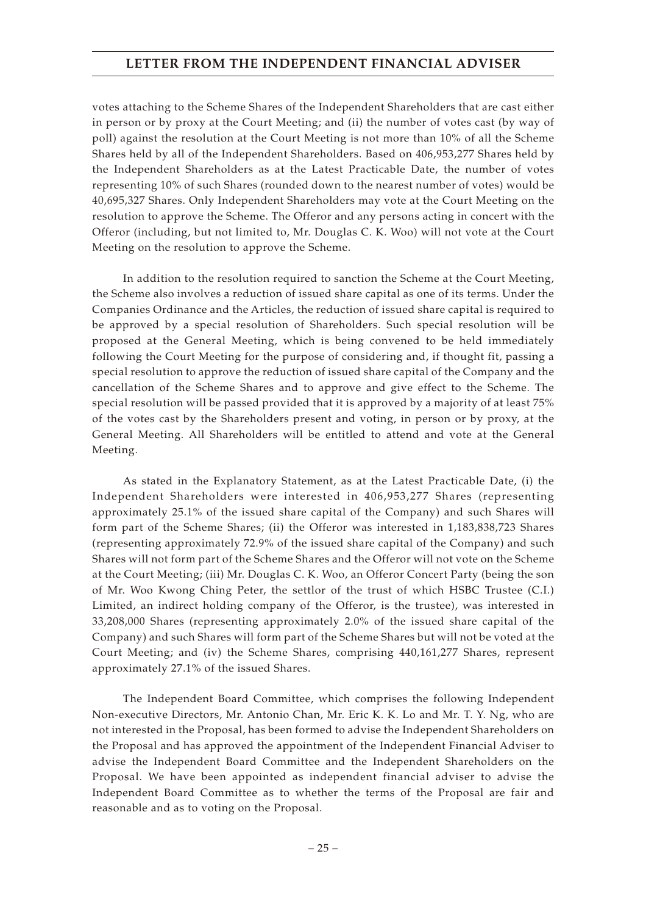votes attaching to the Scheme Shares of the Independent Shareholders that are cast either in person or by proxy at the Court Meeting; and (ii) the number of votes cast (by way of poll) against the resolution at the Court Meeting is not more than 10% of all the Scheme Shares held by all of the Independent Shareholders. Based on 406,953,277 Shares held by the Independent Shareholders as at the Latest Practicable Date, the number of votes representing 10% of such Shares (rounded down to the nearest number of votes) would be 40,695,327 Shares. Only Independent Shareholders may vote at the Court Meeting on the resolution to approve the Scheme. The Offeror and any persons acting in concert with the Offeror (including, but not limited to, Mr. Douglas C. K. Woo) will not vote at the Court Meeting on the resolution to approve the Scheme.

In addition to the resolution required to sanction the Scheme at the Court Meeting, the Scheme also involves a reduction of issued share capital as one of its terms. Under the Companies Ordinance and the Articles, the reduction of issued share capital is required to be approved by a special resolution of Shareholders. Such special resolution will be proposed at the General Meeting, which is being convened to be held immediately following the Court Meeting for the purpose of considering and, if thought fit, passing a special resolution to approve the reduction of issued share capital of the Company and the cancellation of the Scheme Shares and to approve and give effect to the Scheme. The special resolution will be passed provided that it is approved by a majority of at least 75% of the votes cast by the Shareholders present and voting, in person or by proxy, at the General Meeting. All Shareholders will be entitled to attend and vote at the General Meeting.

As stated in the Explanatory Statement, as at the Latest Practicable Date, (i) the Independent Shareholders were interested in 406,953,277 Shares (representing approximately 25.1% of the issued share capital of the Company) and such Shares will form part of the Scheme Shares; (ii) the Offeror was interested in 1,183,838,723 Shares (representing approximately 72.9% of the issued share capital of the Company) and such Shares will not form part of the Scheme Shares and the Offeror will not vote on the Scheme at the Court Meeting; (iii) Mr. Douglas C. K. Woo, an Offeror Concert Party (being the son of Mr. Woo Kwong Ching Peter, the settlor of the trust of which HSBC Trustee (C.I.) Limited, an indirect holding company of the Offeror, is the trustee), was interested in 33,208,000 Shares (representing approximately 2.0% of the issued share capital of the Company) and such Shares will form part of the Scheme Shares but will not be voted at the Court Meeting; and (iv) the Scheme Shares, comprising 440,161,277 Shares, represent approximately 27.1% of the issued Shares.

The Independent Board Committee, which comprises the following Independent Non-executive Directors, Mr. Antonio Chan, Mr. Eric K. K. Lo and Mr. T. Y. Ng, who are not interested in the Proposal, has been formed to advise the Independent Shareholders on the Proposal and has approved the appointment of the Independent Financial Adviser to advise the Independent Board Committee and the Independent Shareholders on the Proposal. We have been appointed as independent financial adviser to advise the Independent Board Committee as to whether the terms of the Proposal are fair and reasonable and as to voting on the Proposal.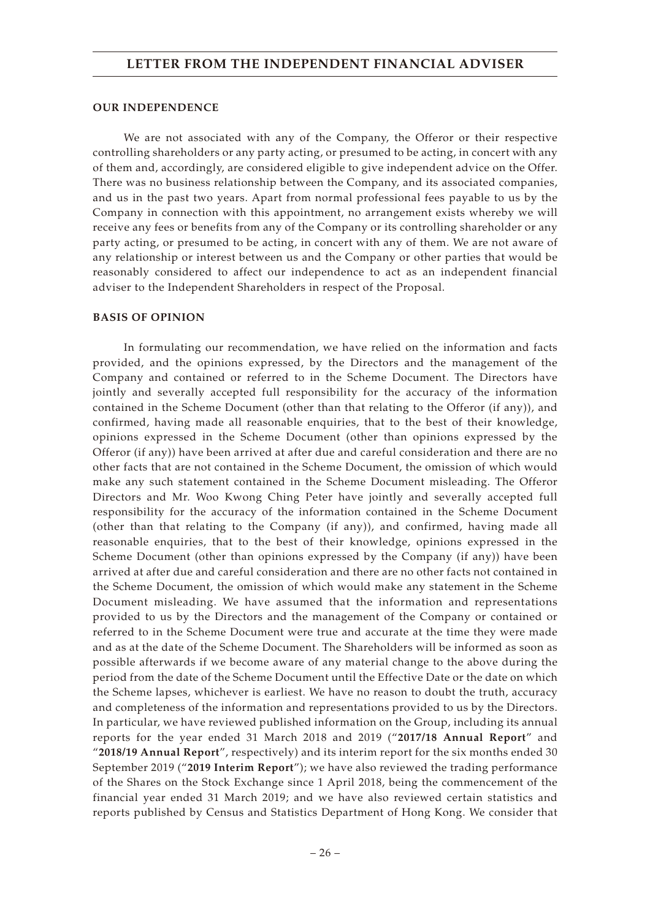**OUR INDEPENDENCE**

We are not associated with any of the Company, the Offeror or their respective controlling shareholders or any party acting, or presumed to be acting, in concert with any of them and, accordingly, are considered eligible to give independent advice on the Offer. There was no business relationship between the Company, and its associated companies, and us in the past two years. Apart from normal professional fees payable to us by the Company in connection with this appointment, no arrangement exists whereby we will receive any fees or benefits from any of the Company or its controlling shareholder or any party acting, or presumed to be acting, in concert with any of them. We are not aware of any relationship or interest between us and the Company or other parties that would be reasonably considered to affect our independence to act as an independent financial adviser to the Independent Shareholders in respect of the Proposal.

**BASIS OF OPINION**

In formulating our recommendation, we have relied on the information and facts provided, and the opinions expressed, by the Directors and the management of the Company and contained or referred to in the Scheme Document. The Directors have jointly and severally accepted full responsibility for the accuracy of the information contained in the Scheme Document (other than that relating to the Offeror (if any)), and confirmed, having made all reasonable enquiries, that to the best of their knowledge, opinions expressed in the Scheme Document (other than opinions expressed by the Offeror (if any)) have been arrived at after due and careful consideration and there are no other facts that are not contained in the Scheme Document, the omission of which would make any such statement contained in the Scheme Document misleading. The Offeror Directors and Mr. Woo Kwong Ching Peter have jointly and severally accepted full responsibility for the accuracy of the information contained in the Scheme Document (other than that relating to the Company (if any)), and confirmed, having made all reasonable enquiries, that to the best of their knowledge, opinions expressed in the Scheme Document (other than opinions expressed by the Company (if any)) have been arrived at after due and careful consideration and there are no other facts not contained in the Scheme Document, the omission of which would make any statement in the Scheme Document misleading. We have assumed that the information and representations provided to us by the Directors and the management of the Company or contained or referred to in the Scheme Document were true and accurate at the time they were made and as at the date of the Scheme Document. The Shareholders will be informed as soon as possible afterwards if we become aware of any material change to the above during the period from the date of the Scheme Document until the Effective Date or the date on which the Scheme lapses, whichever is earliest. We have no reason to doubt the truth, accuracy and completeness of the information and representations provided to us by the Directors. In particular, we have reviewed published information on the Group, including its annual reports for the year ended 31 March 2018 and 2019 ("**2017/18 Annual Report**" and "**2018/19 Annual Report**", respectively) and its interim report for the six months ended 30 September 2019 ("**2019 Interim Report**"); we have also reviewed the trading performance of the Shares on the Stock Exchange since 1 April 2018, being the commencement of the financial year ended 31 March 2019; and we have also reviewed certain statistics and reports published by Census and Statistics Department of Hong Kong. We consider that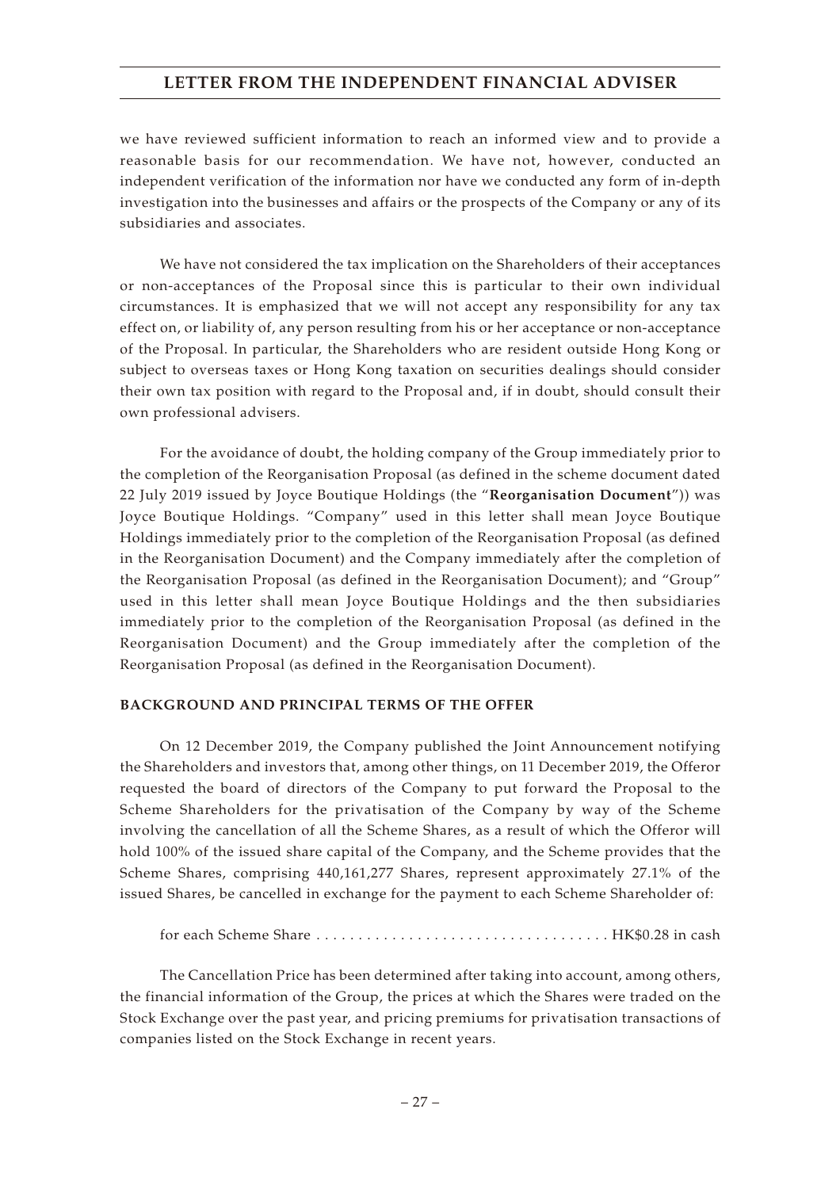we have reviewed sufficient information to reach an informed view and to provide a reasonable basis for our recommendation. We have not, however, conducted an independent verification of the information nor have we conducted any form of in-depth investigation into the businesses and affairs or the prospects of the Company or any of its subsidiaries and associates.

We have not considered the tax implication on the Shareholders of their acceptances or non-acceptances of the Proposal since this is particular to their own individual circumstances. It is emphasized that we will not accept any responsibility for any tax effect on, or liability of, any person resulting from his or her acceptance or non-acceptance of the Proposal. In particular, the Shareholders who are resident outside Hong Kong or subject to overseas taxes or Hong Kong taxation on securities dealings should consider their own tax position with regard to the Proposal and, if in doubt, should consult their own professional advisers.

For the avoidance of doubt, the holding company of the Group immediately prior to the completion of the Reorganisation Proposal (as defined in the scheme document dated 22 July 2019 issued by Joyce Boutique Holdings (the "**Reorganisation Document**")) was Joyce Boutique Holdings. "Company" used in this letter shall mean Joyce Boutique Holdings immediately prior to the completion of the Reorganisation Proposal (as defined in the Reorganisation Document) and the Company immediately after the completion of the Reorganisation Proposal (as defined in the Reorganisation Document); and "Group" used in this letter shall mean Joyce Boutique Holdings and the then subsidiaries immediately prior to the completion of the Reorganisation Proposal (as defined in the Reorganisation Document) and the Group immediately after the completion of the Reorganisation Proposal (as defined in the Reorganisation Document).

## BACKGROUND AND PRINCIPAL TERMS OF THE OFFER

On 12 December 2019, the Company published the Joint Announcement notifying the Shareholders and investors that, among other things, on 11 December 2019, the Offeror requested the board of directors of the Company to put forward the Proposal to the Scheme Shareholders for the privatisation of the Company by way of the Scheme involving the cancellation of all the Scheme Shares, as a result of which the Offeror will hold 100% of the issued share capital of the Company, and the Scheme provides that the Scheme Shares, comprising 440,161,277 Shares, represent approximately 27.1% of the issued Shares, be cancelled in exchange for the payment to each Scheme Shareholder of:

for each Scheme Share . . . . . . . . . . . . . . . . . . . . . . . . . . . . . . . . . . . HK$0.28 in cash

The Cancellation Price has been determined after taking into account, among others, the financial information of the Group, the prices at which the Shares were traded on the Stock Exchange over the past year, and pricing premiums for privatisation transactions of companies listed on the Stock Exchange in recent years.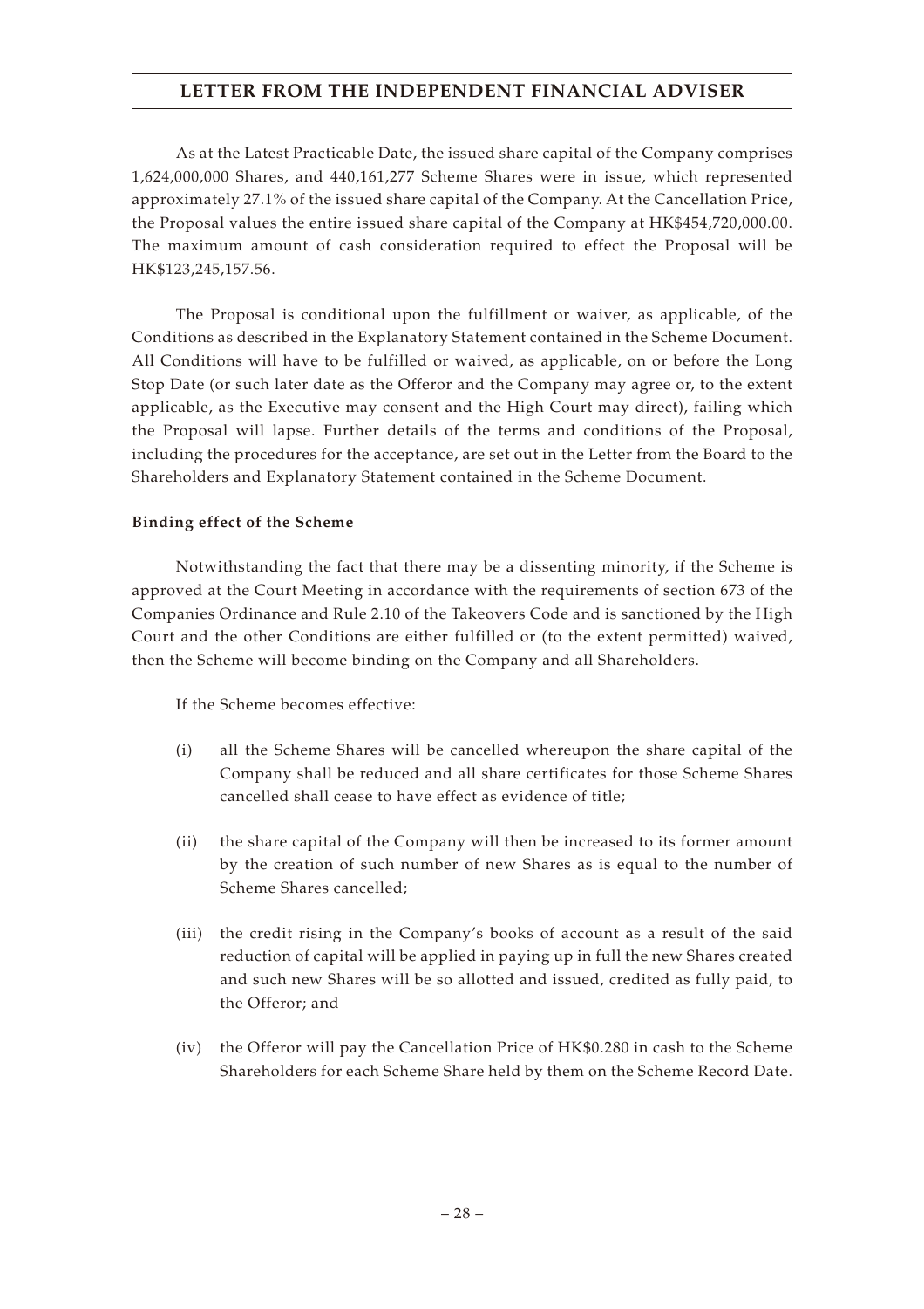As at the Latest Practicable Date, the issued share capital of the Company comprises 1,624,000,000 Shares, and 440,161,277 Scheme Shares were in issue, which represented approximately 27.1% of the issued share capital of the Company. At the Cancellation Price, the Proposal values the entire issued share capital of the Company at HK$454,720,000.00. The maximum amount of cash consideration required to effect the Proposal will be HK$123,245,157.56.

The Proposal is conditional upon the fulfillment or waiver, as applicable, of the Conditions as described in the Explanatory Statement contained in the Scheme Document. All Conditions will have to be fulfilled or waived, as applicable, on or before the Long Stop Date (or such later date as the Offeror and the Company may agree or, to the extent applicable, as the Executive may consent and the High Court may direct), failing which the Proposal will lapse. Further details of the terms and conditions of the Proposal, including the procedures for the acceptance, are set out in the Letter from the Board to the Shareholders and Explanatory Statement contained in the Scheme Document.

**Binding effect of the Scheme**

Notwithstanding the fact that there may be a dissenting minority, if the Scheme is approved at the Court Meeting in accordance with the requirements of section 673 of the Companies Ordinance and Rule 2.10 of the Takeovers Code and is sanctioned by the High Court and the other Conditions are either fulfilled or (to the extent permitted) waived, then the Scheme will become binding on the Company and all Shareholders.

If the Scheme becomes effective:

(i) all the Scheme Shares will be cancelled whereupon the share capital of the Company shall be reduced and all share certificates for those Scheme Shares cancelled shall cease to have effect as evidence of title;

(ii) the share capital of the Company will then be increased to its former amount by the creation of such number of new Shares as is equal to the number of Scheme Shares cancelled;

(iii) the credit rising in the Company's books of account as a result of the said reduction of capital will be applied in paying up in full the new Shares created and such new Shares will be so allotted and issued, credited as fully paid, to the Offeror; and

(iv) the Offeror will pay the Cancellation Price of HK$0.280 in cash to the Scheme Shareholders for each Scheme Share held by them on the Scheme Record Date.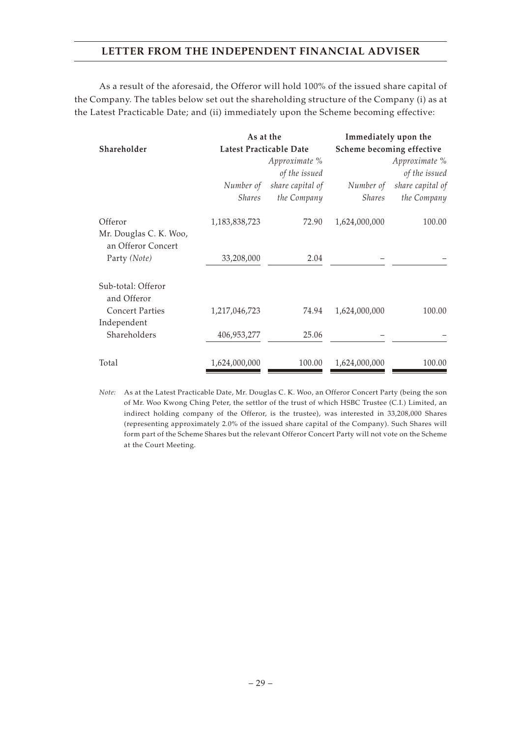As a result of the aforesaid, the Offeror will hold 100% of the issued share capital of the Company. The tables below set out the shareholding structure of the Company (i) as at the Latest Practicable Date; and (ii) immediately upon the Scheme becoming effective:

| Shareholder | As at the Latest Practicable Date | | Immediately upon the Scheme becoming effective | |
|---|---|---|---|---|
| | *Number of Shares* | *Approximate % of the issued share capital of the Company* | *Number of Shares* | *Approximate % of the issued share capital of the Company* |
| Offeror | 1,183,838,723 | 72.90 | 1,624,000,000 | 100.00 |
| Mr. Douglas C. K. Woo, an Offeror Concert Party *(Note)* | 33,208,000 | 2.04 | – | – |
| Sub-total: Offeror and Offeror Concert Parties | 1,217,046,723 | 74.94 | 1,624,000,000 | 100.00 |
| Independent Shareholders | 406,953,277 | 25.06 | – | – |
| Total | 1,624,000,000 | 100.00 | 1,624,000,000 | 100.00 |

*Note:* As at the Latest Practicable Date, Mr. Douglas C. K. Woo, an Offeror Concert Party (being the son of Mr. Woo Kwong Ching Peter, the settlor of the trust of which HSBC Trustee (C.I.) Limited, an indirect holding company of the Offeror, is the trustee), was interested in 33,208,000 Shares (representing approximately 2.0% of the issued share capital of the Company). Such Shares will form part of the Scheme Shares but the relevant Offeror Concert Party will not vote on the Scheme at the Court Meeting.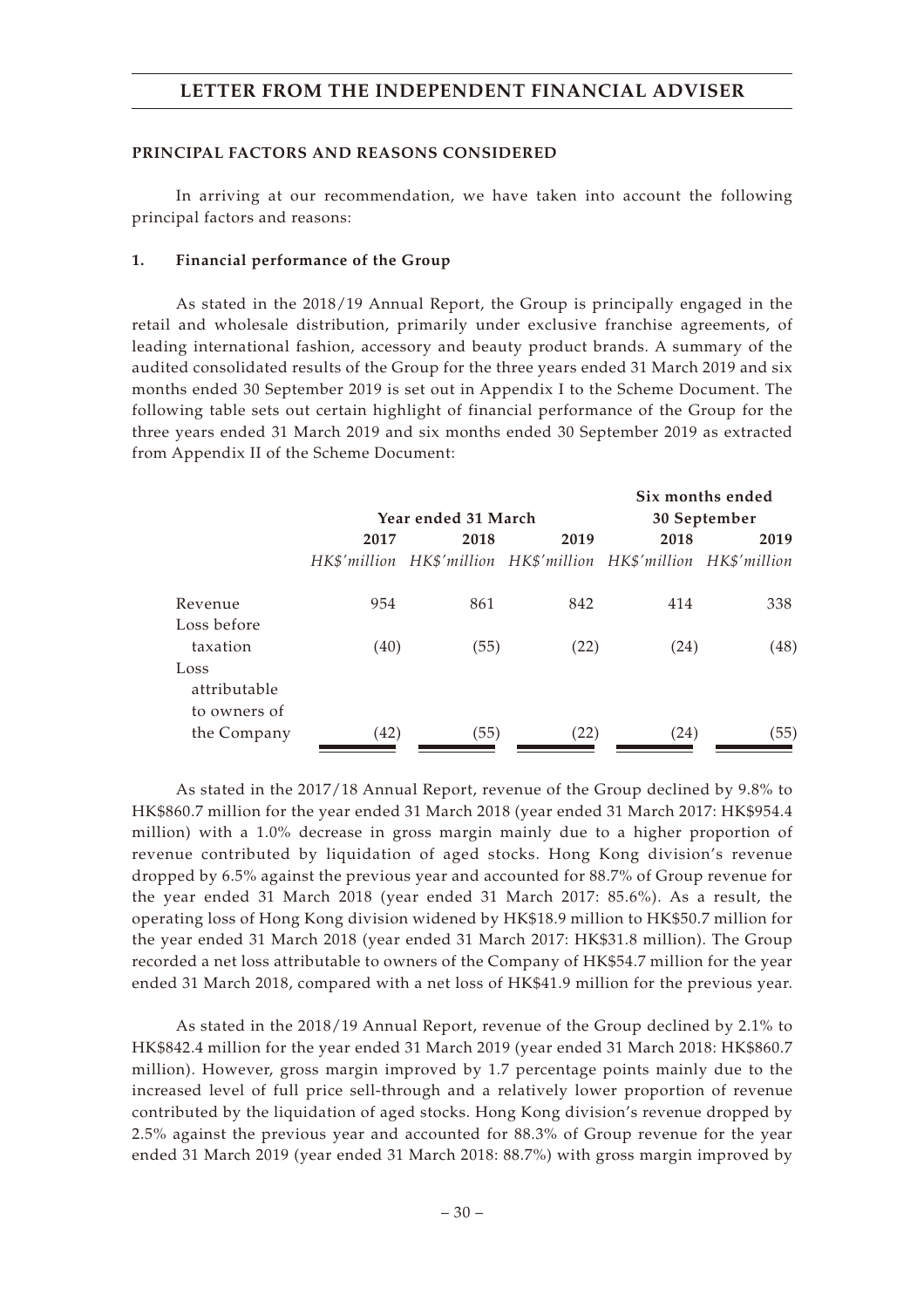## PRINCIPAL FACTORS AND REASONS CONSIDERED

In arriving at our recommendation, we have taken into account the following principal factors and reasons:

### 1. Financial performance of the Group

As stated in the 2018/19 Annual Report, the Group is principally engaged in the retail and wholesale distribution, primarily under exclusive franchise agreements, of leading international fashion, accessory and beauty product brands. A summary of the audited consolidated results of the Group for the three years ended 31 March 2019 and six months ended 30 September 2019 is set out in Appendix I to the Scheme Document. The following table sets out certain highlight of financial performance of the Group for the three years ended 31 March 2019 and six months ended 30 September 2019 as extracted from Appendix II of the Scheme Document:

| | Year ended 31 March | | | Six months ended 30 September | |
|---|---|---|---|---|---|
| | 2017 | 2018 | 2019 | 2018 | 2019 |
| | *HK$'million* | *HK$'million* | *HK$'million* | *HK$'million* | *HK$'million* |
| Revenue | 954 | 861 | 842 | 414 | 338 |
| Loss before taxation | (40) | (55) | (22) | (24) | (48) |
| Loss attributable to owners of the Company | (42) | (55) | (22) | (24) | (55) |

As stated in the 2017/18 Annual Report, revenue of the Group declined by 9.8% to HK$860.7 million for the year ended 31 March 2018 (year ended 31 March 2017: HK$954.4 million) with a 1.0% decrease in gross margin mainly due to a higher proportion of revenue contributed by liquidation of aged stocks. Hong Kong division's revenue dropped by 6.5% against the previous year and accounted for 88.7% of Group revenue for the year ended 31 March 2018 (year ended 31 March 2017: 85.6%). As a result, the operating loss of Hong Kong division widened by HK$18.9 million to HK$50.7 million for the year ended 31 March 2018 (year ended 31 March 2017: HK$31.8 million). The Group recorded a net loss attributable to owners of the Company of HK$54.7 million for the year ended 31 March 2018, compared with a net loss of HK$41.9 million for the previous year.

As stated in the 2018/19 Annual Report, revenue of the Group declined by 2.1% to HK$842.4 million for the year ended 31 March 2019 (year ended 31 March 2018: HK$860.7 million). However, gross margin improved by 1.7 percentage points mainly due to the increased level of full price sell-through and a relatively lower proportion of revenue contributed by the liquidation of aged stocks. Hong Kong division's revenue dropped by 2.5% against the previous year and accounted for 88.3% of Group revenue for the year ended 31 March 2019 (year ended 31 March 2018: 88.7%) with gross margin improved by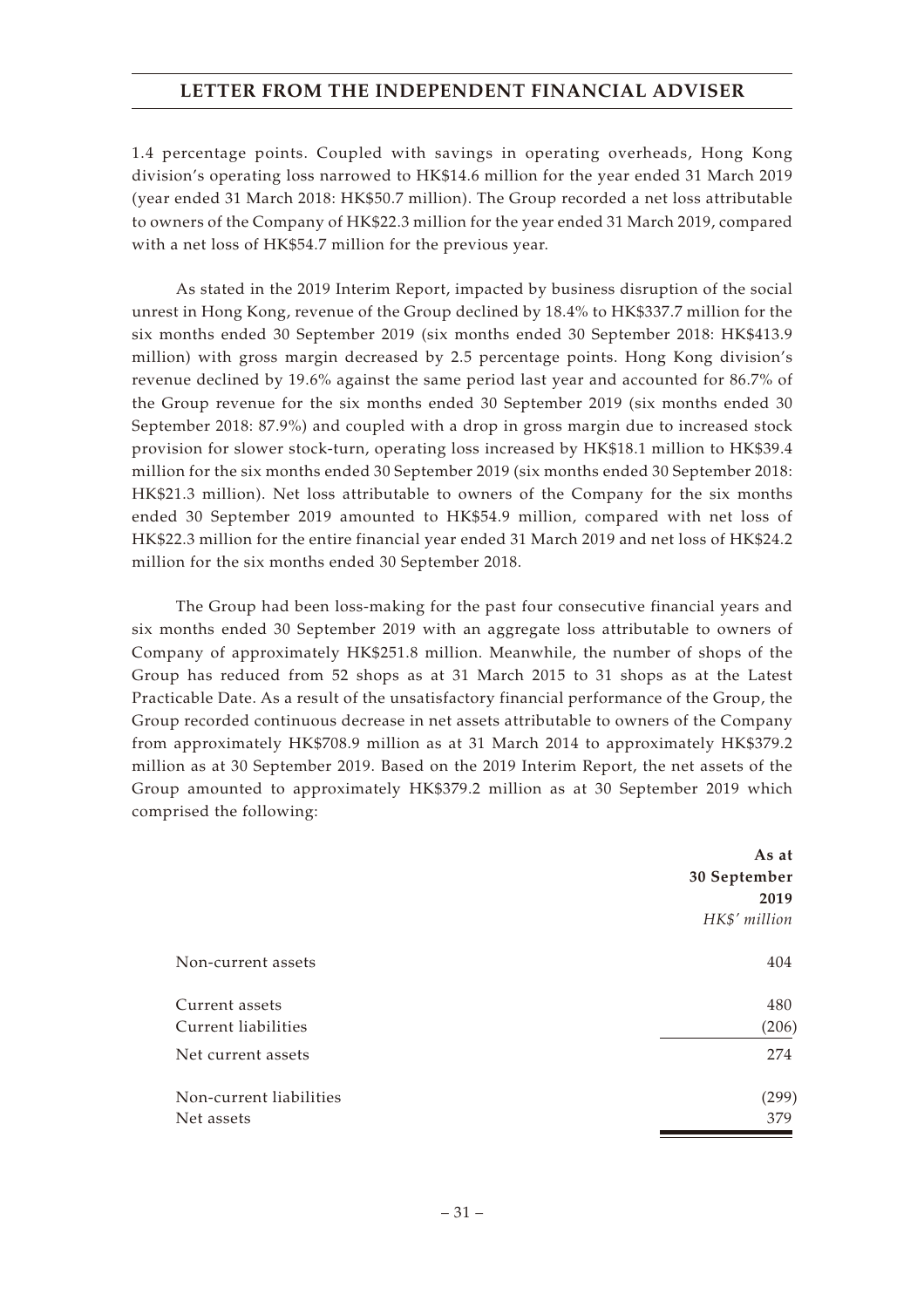1.4 percentage points. Coupled with savings in operating overheads, Hong Kong division's operating loss narrowed to HK$14.6 million for the year ended 31 March 2019 (year ended 31 March 2018: HK$50.7 million). The Group recorded a net loss attributable to owners of the Company of HK$22.3 million for the year ended 31 March 2019, compared with a net loss of HK$54.7 million for the previous year.

As stated in the 2019 Interim Report, impacted by business disruption of the social unrest in Hong Kong, revenue of the Group declined by 18.4% to HK$337.7 million for the six months ended 30 September 2019 (six months ended 30 September 2018: HK$413.9 million) with gross margin decreased by 2.5 percentage points. Hong Kong division's revenue declined by 19.6% against the same period last year and accounted for 86.7% of the Group revenue for the six months ended 30 September 2019 (six months ended 30 September 2018: 87.9%) and coupled with a drop in gross margin due to increased stock provision for slower stock-turn, operating loss increased by HK$18.1 million to HK$39.4 million for the six months ended 30 September 2019 (six months ended 30 September 2018: HK$21.3 million). Net loss attributable to owners of the Company for the six months ended 30 September 2019 amounted to HK$54.9 million, compared with net loss of HK$22.3 million for the entire financial year ended 31 March 2019 and net loss of HK$24.2 million for the six months ended 30 September 2018.

The Group had been loss-making for the past four consecutive financial years and six months ended 30 September 2019 with an aggregate loss attributable to owners of Company of approximately HK$251.8 million. Meanwhile, the number of shops of the Group has reduced from 52 shops as at 31 March 2015 to 31 shops as at the Latest Practicable Date. As a result of the unsatisfactory financial performance of the Group, the Group recorded continuous decrease in net assets attributable to owners of the Company from approximately HK$708.9 million as at 31 March 2014 to approximately HK$379.2 million as at 30 September 2019. Based on the 2019 Interim Report, the net assets of the Group amounted to approximately HK$379.2 million as at 30 September 2019 which comprised the following:

| | **As at 30 September 2019** *HK$' million* |
|---|---|
| Non-current assets | 404 |
| Current assets | 480 |
| Current liabilities | (206) |
| Net current assets | 274 |
| Non-current liabilities | (299) |
| Net assets | 379 |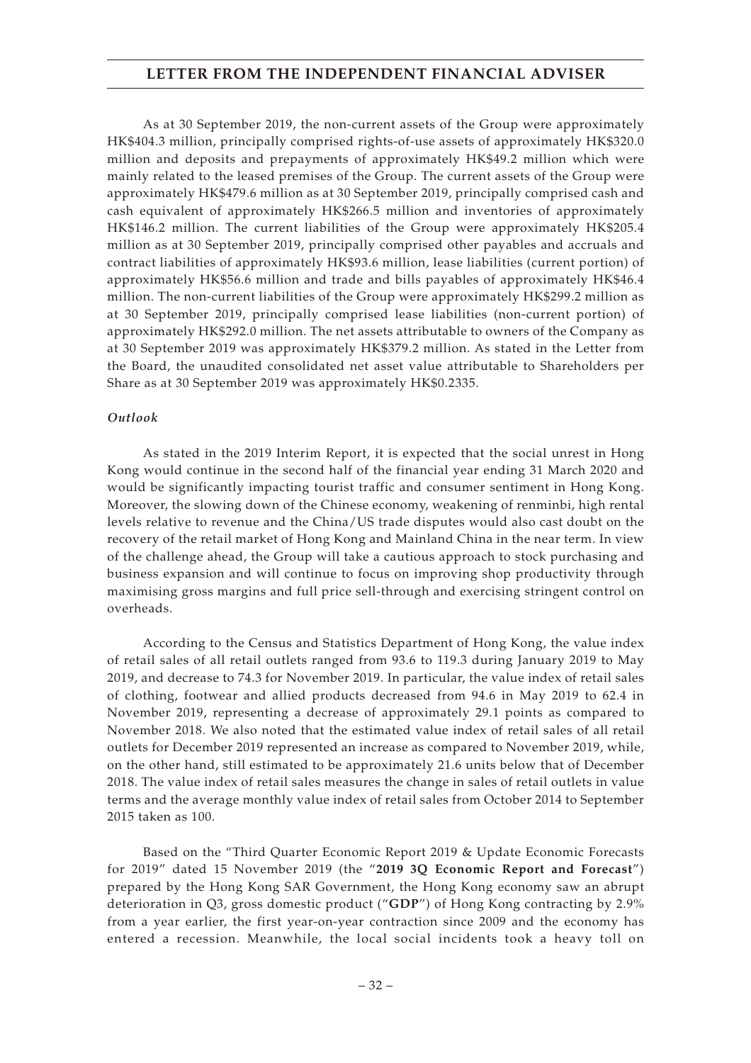As at 30 September 2019, the non-current assets of the Group were approximately HK$404.3 million, principally comprised rights-of-use assets of approximately HK$320.0 million and deposits and prepayments of approximately HK$49.2 million which were mainly related to the leased premises of the Group. The current assets of the Group were approximately HK$479.6 million as at 30 September 2019, principally comprised cash and cash equivalent of approximately HK$266.5 million and inventories of approximately HK$146.2 million. The current liabilities of the Group were approximately HK$205.4 million as at 30 September 2019, principally comprised other payables and accruals and contract liabilities of approximately HK$93.6 million, lease liabilities (current portion) of approximately HK$56.6 million and trade and bills payables of approximately HK$46.4 million. The non-current liabilities of the Group were approximately HK$299.2 million as at 30 September 2019, principally comprised lease liabilities (non-current portion) of approximately HK$292.0 million. The net assets attributable to owners of the Company as at 30 September 2019 was approximately HK$379.2 million. As stated in the Letter from the Board, the unaudited consolidated net asset value attributable to Shareholders per Share as at 30 September 2019 was approximately HK$0.2335.

*Outlook*

As stated in the 2019 Interim Report, it is expected that the social unrest in Hong Kong would continue in the second half of the financial year ending 31 March 2020 and would be significantly impacting tourist traffic and consumer sentiment in Hong Kong. Moreover, the slowing down of the Chinese economy, weakening of renminbi, high rental levels relative to revenue and the China/US trade disputes would also cast doubt on the recovery of the retail market of Hong Kong and Mainland China in the near term. In view of the challenge ahead, the Group will take a cautious approach to stock purchasing and business expansion and will continue to focus on improving shop productivity through maximising gross margins and full price sell-through and exercising stringent control on overheads.

According to the Census and Statistics Department of Hong Kong, the value index of retail sales of all retail outlets ranged from 93.6 to 119.3 during January 2019 to May 2019, and decrease to 74.3 for November 2019. In particular, the value index of retail sales of clothing, footwear and allied products decreased from 94.6 in May 2019 to 62.4 in November 2019, representing a decrease of approximately 29.1 points as compared to November 2018. We also noted that the estimated value index of retail sales of all retail outlets for December 2019 represented an increase as compared to November 2019, while, on the other hand, still estimated to be approximately 21.6 units below that of December 2018. The value index of retail sales measures the change in sales of retail outlets in value terms and the average monthly value index of retail sales from October 2014 to September 2015 taken as 100.

Based on the "Third Quarter Economic Report 2019 & Update Economic Forecasts for 2019" dated 15 November 2019 (the "**2019 3Q Economic Report and Forecast**") prepared by the Hong Kong SAR Government, the Hong Kong economy saw an abrupt deterioration in Q3, gross domestic product ("**GDP**") of Hong Kong contracting by 2.9% from a year earlier, the first year-on-year contraction since 2009 and the economy has entered a recession. Meanwhile, the local social incidents took a heavy toll on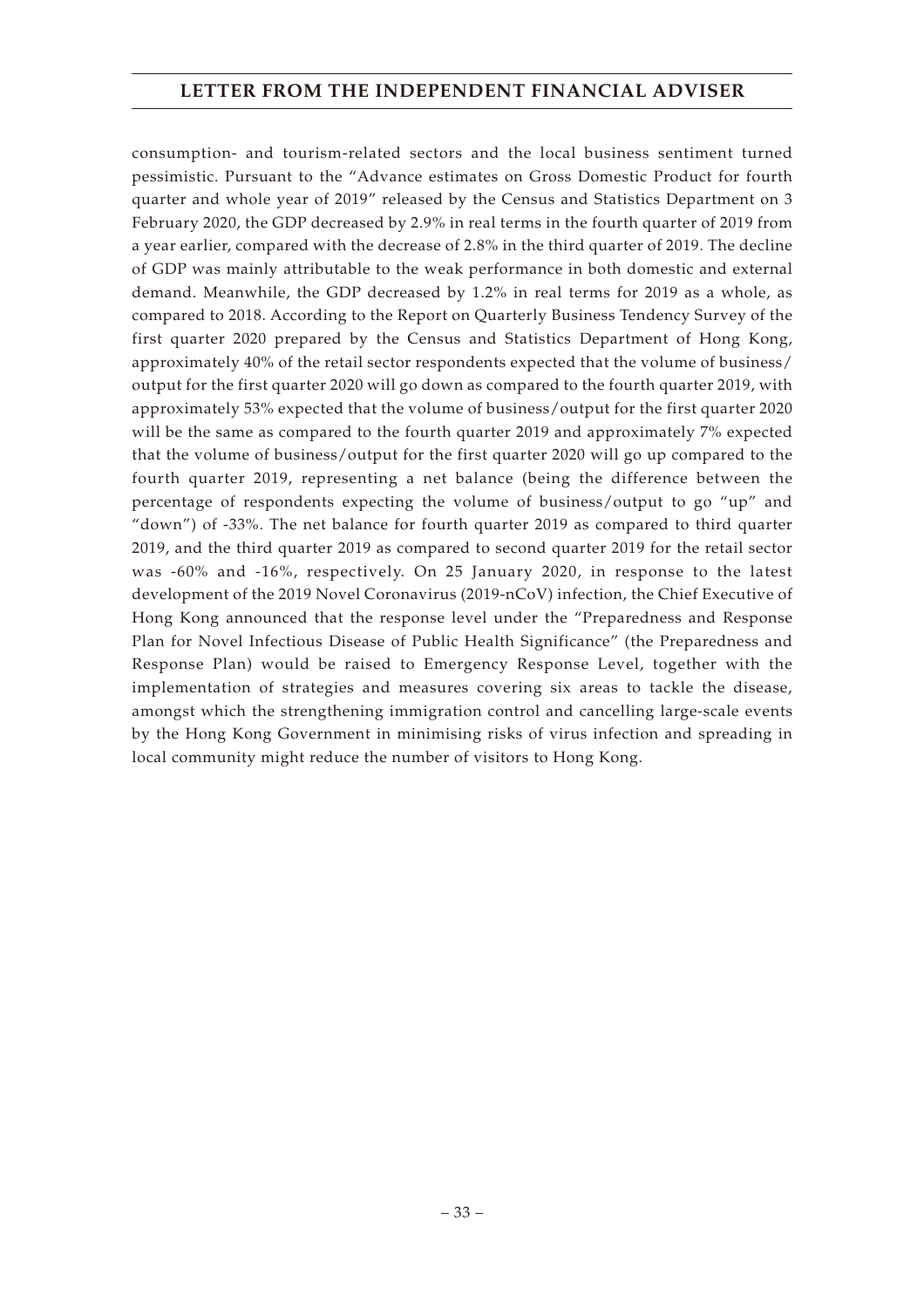consumption- and tourism-related sectors and the local business sentiment turned pessimistic. Pursuant to the "Advance estimates on Gross Domestic Product for fourth quarter and whole year of 2019" released by the Census and Statistics Department on 3 February 2020, the GDP decreased by 2.9% in real terms in the fourth quarter of 2019 from a year earlier, compared with the decrease of 2.8% in the third quarter of 2019. The decline of GDP was mainly attributable to the weak performance in both domestic and external demand. Meanwhile, the GDP decreased by 1.2% in real terms for 2019 as a whole, as compared to 2018. According to the Report on Quarterly Business Tendency Survey of the first quarter 2020 prepared by the Census and Statistics Department of Hong Kong, approximately 40% of the retail sector respondents expected that the volume of business/output for the first quarter 2020 will go down as compared to the fourth quarter 2019, with approximately 53% expected that the volume of business/output for the first quarter 2020 will be the same as compared to the fourth quarter 2019 and approximately 7% expected that the volume of business/output for the first quarter 2020 will go up compared to the fourth quarter 2019, representing a net balance (being the difference between the percentage of respondents expecting the volume of business/output to go "up" and "down") of -33%. The net balance for fourth quarter 2019 as compared to third quarter 2019, and the third quarter 2019 as compared to second quarter 2019 for the retail sector was -60% and -16%, respectively. On 25 January 2020, in response to the latest development of the 2019 Novel Coronavirus (2019-nCoV) infection, the Chief Executive of Hong Kong announced that the response level under the "Preparedness and Response Plan for Novel Infectious Disease of Public Health Significance" (the Preparedness and Response Plan) would be raised to Emergency Response Level, together with the implementation of strategies and measures covering six areas to tackle the disease, amongst which the strengthening immigration control and cancelling large-scale events by the Hong Kong Government in minimising risks of virus infection and spreading in local community might reduce the number of visitors to Hong Kong.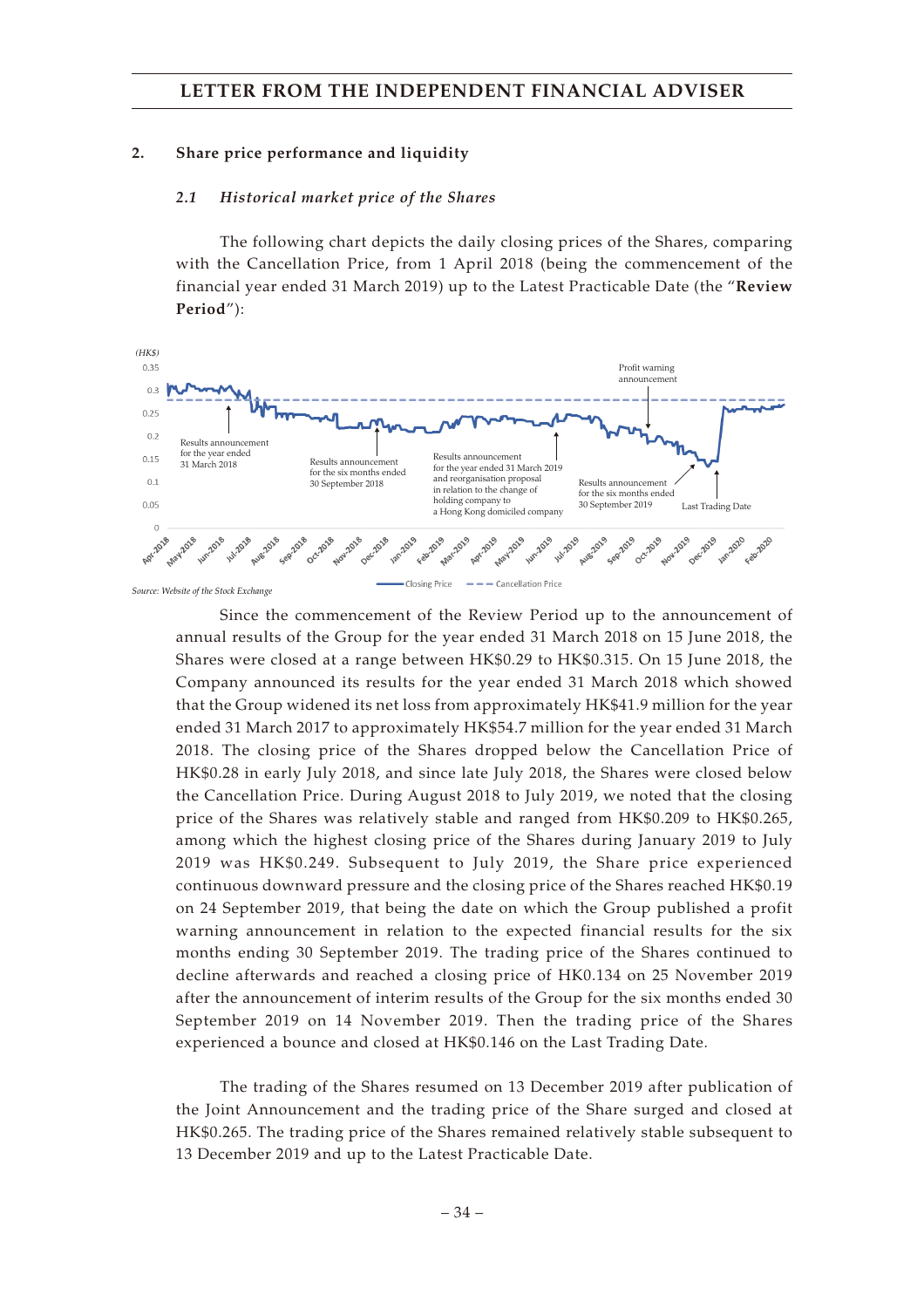## 2. Share price performance and liquidity

### *2.1 Historical market price of the Shares*

The following chart depicts the daily closing prices of the Shares, comparing with the Cancellation Price, from 1 April 2018 (being the commencement of the financial year ended 31 March 2019) up to the Latest Practicable Date (the "**Review Period**"):

*Source: Website of the Stock Exchange*

Since the commencement of the Review Period up to the announcement of annual results of the Group for the year ended 31 March 2018 on 15 June 2018, the Shares were closed at a range between HK$0.29 to HK$0.315. On 15 June 2018, the Company announced its results for the year ended 31 March 2018 which showed that the Group widened its net loss from approximately HK$41.9 million for the year ended 31 March 2017 to approximately HK$54.7 million for the year ended 31 March 2018. The closing price of the Shares dropped below the Cancellation Price of HK$0.28 in early July 2018, and since late July 2018, the Shares were closed below the Cancellation Price. During August 2018 to July 2019, we noted that the closing price of the Shares was relatively stable and ranged from HK$0.209 to HK$0.265, among which the highest closing price of the Shares during January 2019 to July 2019 was HK$0.249. Subsequent to July 2019, the Share price experienced continuous downward pressure and the closing price of the Shares reached HK$0.19 on 24 September 2019, that being the date on which the Group published a profit warning announcement in relation to the expected financial results for the six months ending 30 September 2019. The trading price of the Shares continued to decline afterwards and reached a closing price of HK0.134 on 25 November 2019 after the announcement of interim results of the Group for the six months ended 30 September 2019 on 14 November 2019. Then the trading price of the Shares experienced a bounce and closed at HK$0.146 on the Last Trading Date.

The trading of the Shares resumed on 13 December 2019 after publication of the Joint Announcement and the trading price of the Share surged and closed at HK$0.265. The trading price of the Shares remained relatively stable subsequent to 13 December 2019 and up to the Latest Practicable Date.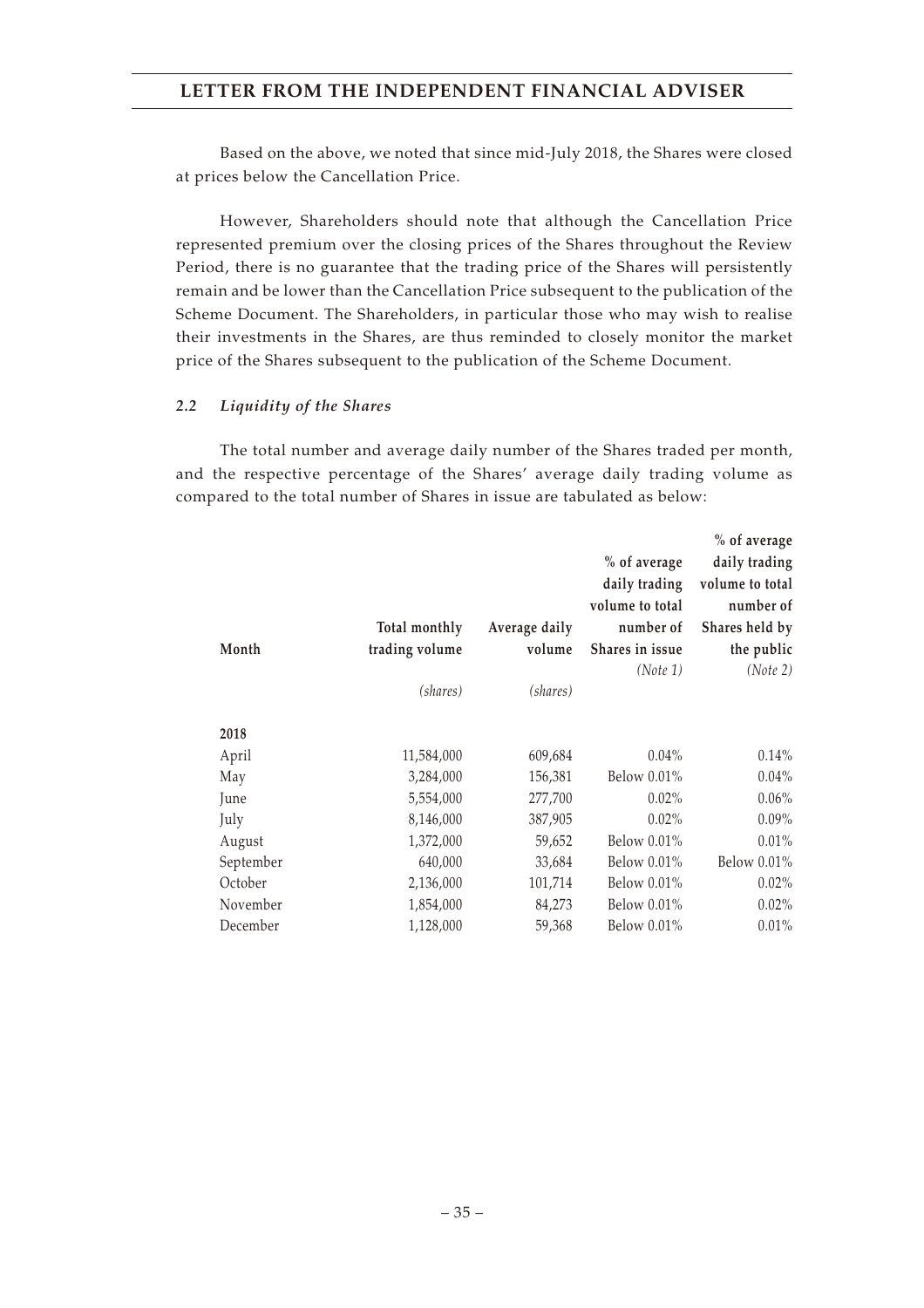Based on the above, we noted that since mid-July 2018, the Shares were closed at prices below the Cancellation Price.

However, Shareholders should note that although the Cancellation Price represented premium over the closing prices of the Shares throughout the Review Period, there is no guarantee that the trading price of the Shares will persistently remain and be lower than the Cancellation Price subsequent to the publication of the Scheme Document. The Shareholders, in particular those who may wish to realise their investments in the Shares, are thus reminded to closely monitor the market price of the Shares subsequent to the publication of the Scheme Document.

### *2.2 Liquidity of the Shares*

The total number and average daily number of the Shares traded per month, and the respective percentage of the Shares' average daily trading volume as compared to the total number of Shares in issue are tabulated as below:

| Month | Total monthly trading volume *(shares)* | Average daily volume *(shares)* | % of average daily trading volume to total number of Shares in issue *(Note 1)* | % of average daily trading volume to total number of Shares held by the public *(Note 2)* |
|---|---|---|---|---|
| **2018** | | | | |
| April | 11,584,000 | 609,684 | 0.04% | 0.14% |
| May | 3,284,000 | 156,381 | Below 0.01% | 0.04% |
| June | 5,554,000 | 277,700 | 0.02% | 0.06% |
| July | 8,146,000 | 387,905 | 0.02% | 0.09% |
| August | 1,372,000 | 59,652 | Below 0.01% | 0.01% |
| September | 640,000 | 33,684 | Below 0.01% | Below 0.01% |
| October | 2,136,000 | 101,714 | Below 0.01% | 0.02% |
| November | 1,854,000 | 84,273 | Below 0.01% | 0.02% |
| December | 1,128,000 | 59,368 | Below 0.01% | 0.01% |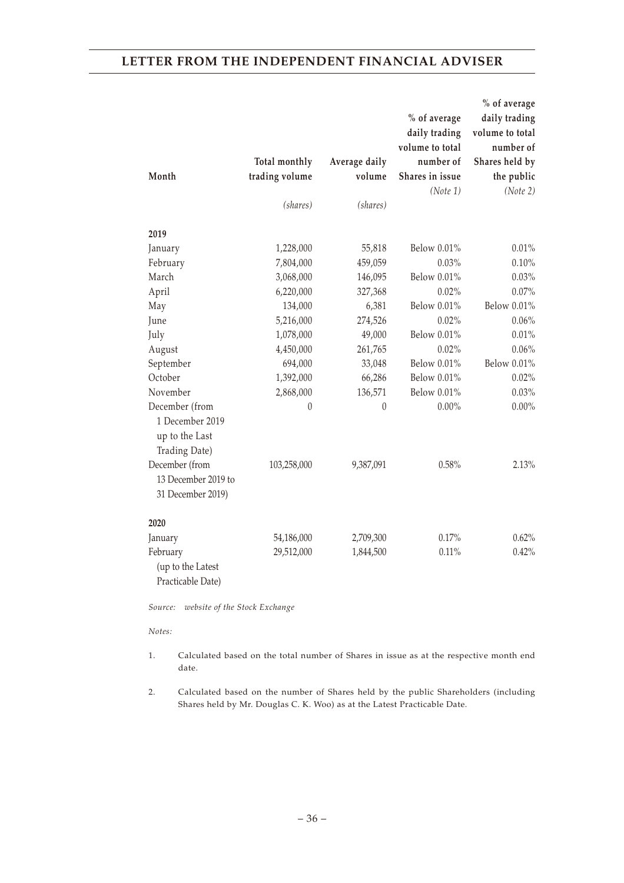## LETTER FROM THE INDEPENDENT FINANCIAL ADVISER

| Month | Total monthly trading volume | Average daily volume | % of average daily trading volume to total number of Shares in issue *(Note 1)* | % of average daily trading volume to total number of Shares held by the public *(Note 2)* |
|---|---|---|---|---|
| | *(shares)* | *(shares)* | | |
| **2019** | | | | |
| January | 1,228,000 | 55,818 | Below 0.01% | 0.01% |
| February | 7,804,000 | 459,059 | 0.03% | 0.10% |
| March | 3,068,000 | 146,095 | Below 0.01% | 0.03% |
| April | 6,220,000 | 327,368 | 0.02% | 0.07% |
| May | 134,000 | 6,381 | Below 0.01% | Below 0.01% |
| June | 5,216,000 | 274,526 | 0.02% | 0.06% |
| July | 1,078,000 | 49,000 | Below 0.01% | 0.01% |
| August | 4,450,000 | 261,765 | 0.02% | 0.06% |
| September | 694,000 | 33,048 | Below 0.01% | Below 0.01% |
| October | 1,392,000 | 66,286 | Below 0.01% | 0.02% |
| November | 2,868,000 | 136,571 | Below 0.01% | 0.03% |
| December (from 1 December 2019 up to the Last Trading Date) | 0 | 0 | 0.00% | 0.00% |
| December (from 13 December 2019 to 31 December 2019) | 103,258,000 | 9,387,091 | 0.58% | 2.13% |
| **2020** | | | | |
| January | 54,186,000 | 2,709,300 | 0.17% | 0.62% |
| February (up to the Latest Practicable Date) | 29,512,000 | 1,844,500 | 0.11% | 0.42% |

*Source: website of the Stock Exchange*

*Notes:*

1. Calculated based on the total number of Shares in issue as at the respective month end date.

2. Calculated based on the number of Shares held by the public Shareholders (including Shares held by Mr. Douglas C. K. Woo) as at the Latest Practicable Date.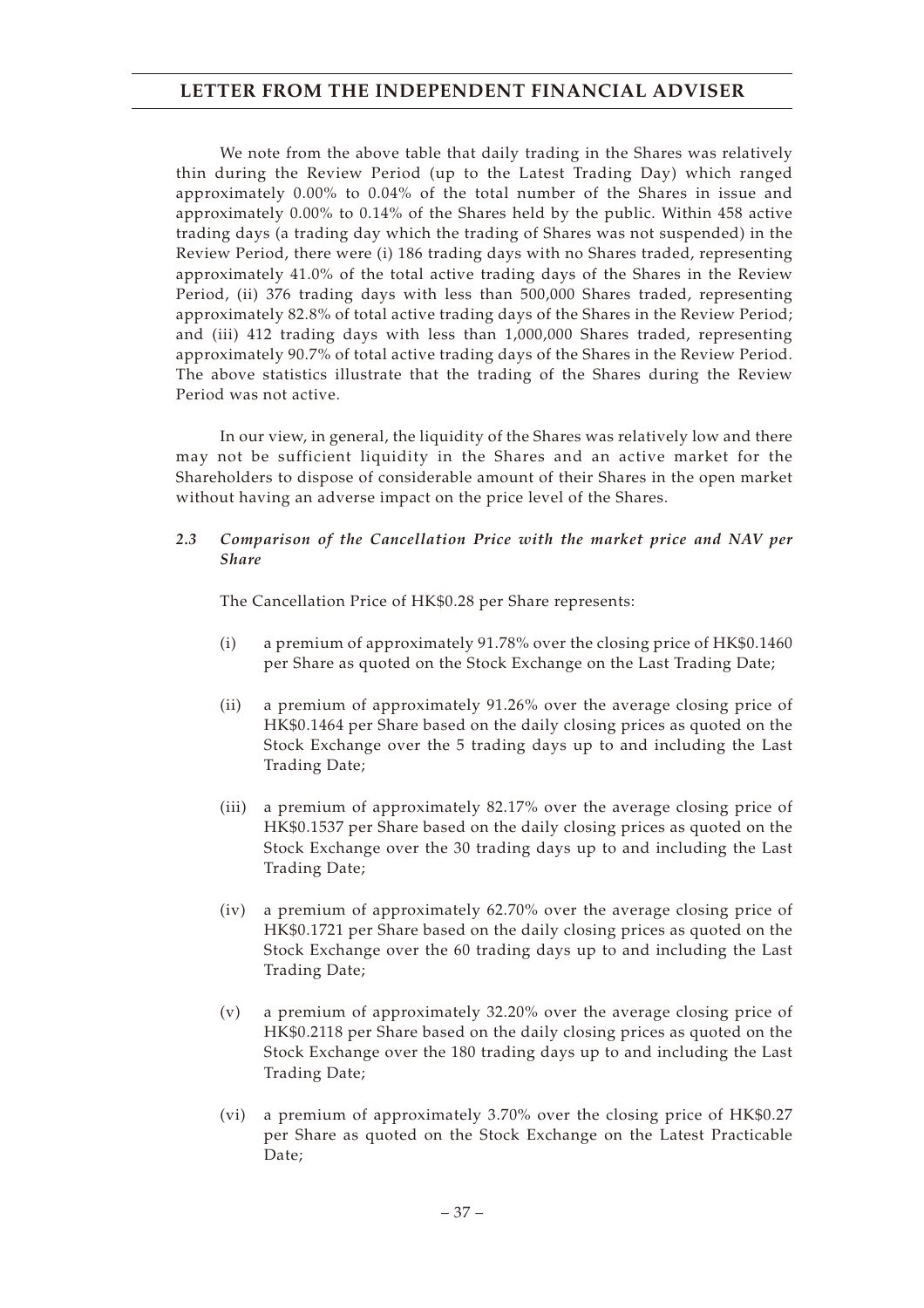We note from the above table that daily trading in the Shares was relatively thin during the Review Period (up to the Latest Trading Day) which ranged approximately 0.00% to 0.04% of the total number of the Shares in issue and approximately 0.00% to 0.14% of the Shares held by the public. Within 458 active trading days (a trading day which the trading of Shares was not suspended) in the Review Period, there were (i) 186 trading days with no Shares traded, representing approximately 41.0% of the total active trading days of the Shares in the Review Period, (ii) 376 trading days with less than 500,000 Shares traded, representing approximately 82.8% of total active trading days of the Shares in the Review Period; and (iii) 412 trading days with less than 1,000,000 Shares traded, representing approximately 90.7% of total active trading days of the Shares in the Review Period. The above statistics illustrate that the trading of the Shares during the Review Period was not active.

In our view, in general, the liquidity of the Shares was relatively low and there may not be sufficient liquidity in the Shares and an active market for the Shareholders to dispose of considerable amount of their Shares in the open market without having an adverse impact on the price level of the Shares.

### 2.3 *Comparison of the Cancellation Price with the market price and NAV per Share*

The Cancellation Price of HK$0.28 per Share represents:

(i) a premium of approximately 91.78% over the closing price of HK$0.1460 per Share as quoted on the Stock Exchange on the Last Trading Date;

(ii) a premium of approximately 91.26% over the average closing price of HK$0.1464 per Share based on the daily closing prices as quoted on the Stock Exchange over the 5 trading days up to and including the Last Trading Date;

(iii) a premium of approximately 82.17% over the average closing price of HK$0.1537 per Share based on the daily closing prices as quoted on the Stock Exchange over the 30 trading days up to and including the Last Trading Date;

(iv) a premium of approximately 62.70% over the average closing price of HK$0.1721 per Share based on the daily closing prices as quoted on the Stock Exchange over the 60 trading days up to and including the Last Trading Date;

(v) a premium of approximately 32.20% over the average closing price of HK$0.2118 per Share based on the daily closing prices as quoted on the Stock Exchange over the 180 trading days up to and including the Last Trading Date;

(vi) a premium of approximately 3.70% over the closing price of HK$0.27 per Share as quoted on the Stock Exchange on the Latest Practicable Date;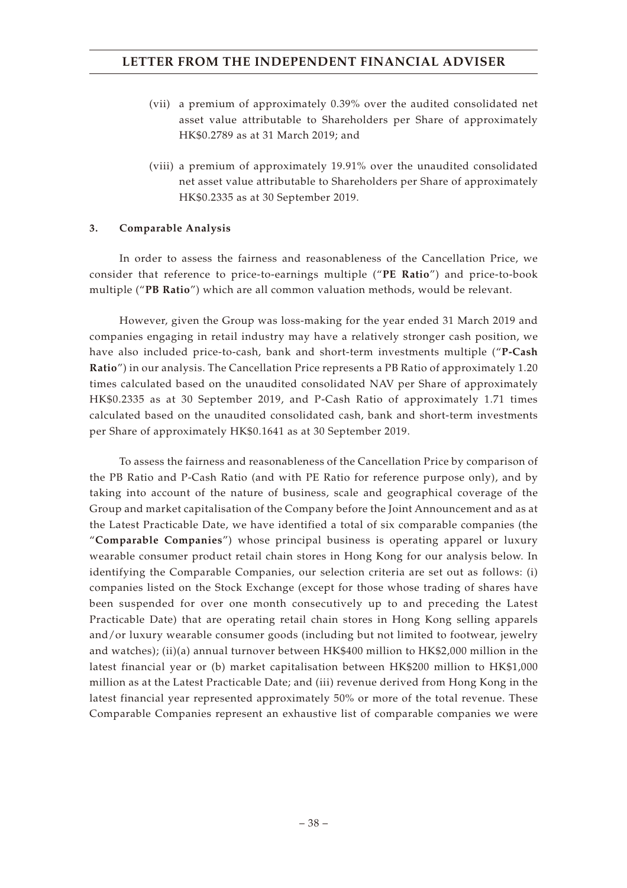(vii) a premium of approximately 0.39% over the audited consolidated net asset value attributable to Shareholders per Share of approximately HK$0.2789 as at 31 March 2019; and

(viii) a premium of approximately 19.91% over the unaudited consolidated net asset value attributable to Shareholders per Share of approximately HK$0.2335 as at 30 September 2019.

### 3. Comparable Analysis

In order to assess the fairness and reasonableness of the Cancellation Price, we consider that reference to price-to-earnings multiple ("**PE Ratio**") and price-to-book multiple ("**PB Ratio**") which are all common valuation methods, would be relevant.

However, given the Group was loss-making for the year ended 31 March 2019 and companies engaging in retail industry may have a relatively stronger cash position, we have also included price-to-cash, bank and short-term investments multiple ("**P-Cash Ratio**") in our analysis. The Cancellation Price represents a PB Ratio of approximately 1.20 times calculated based on the unaudited consolidated NAV per Share of approximately HK$0.2335 as at 30 September 2019, and P-Cash Ratio of approximately 1.71 times calculated based on the unaudited consolidated cash, bank and short-term investments per Share of approximately HK$0.1641 as at 30 September 2019.

To assess the fairness and reasonableness of the Cancellation Price by comparison of the PB Ratio and P-Cash Ratio (and with PE Ratio for reference purpose only), and by taking into account of the nature of business, scale and geographical coverage of the Group and market capitalisation of the Company before the Joint Announcement and as at the Latest Practicable Date, we have identified a total of six comparable companies (the "**Comparable Companies**") whose principal business is operating apparel or luxury wearable consumer product retail chain stores in Hong Kong for our analysis below. In identifying the Comparable Companies, our selection criteria are set out as follows: (i) companies listed on the Stock Exchange (except for those whose trading of shares have been suspended for over one month consecutively up to and preceding the Latest Practicable Date) that are operating retail chain stores in Hong Kong selling apparels and/or luxury wearable consumer goods (including but not limited to footwear, jewelry and watches); (ii)(a) annual turnover between HK$400 million to HK$2,000 million in the latest financial year or (b) market capitalisation between HK$200 million to HK$1,000 million as at the Latest Practicable Date; and (iii) revenue derived from Hong Kong in the latest financial year represented approximately 50% or more of the total revenue. These Comparable Companies represent an exhaustive list of comparable companies we were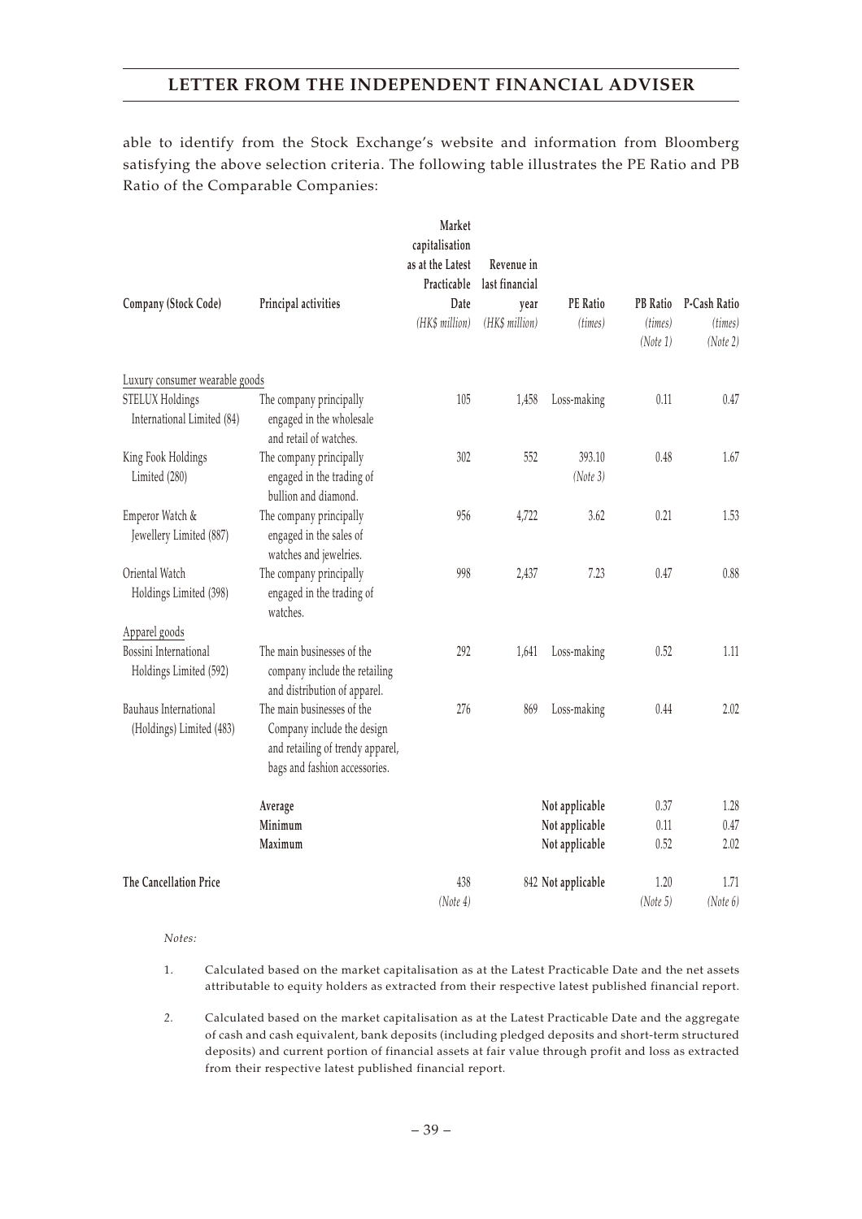able to identify from the Stock Exchange's website and information from Bloomberg satisfying the above selection criteria. The following table illustrates the PE Ratio and PB Ratio of the Comparable Companies:

| Company (Stock Code) | Principal activities | Market capitalisation as at the Latest Practicable Date *(HK$ million)* | Revenue in last financial year *(HK$ million)* | PE Ratio *(times)* | PB Ratio *(times)* *(Note 1)* | P-Cash Ratio *(times)* *(Note 2)* |
|---|---|---|---|---|---|---|
| Luxury consumer wearable goods | | | | | | |
| STELUX Holdings International Limited (84) | The company principally engaged in the wholesale and retail of watches. | 105 | 1,458 | Loss-making | 0.11 | 0.47 |
| King Fook Holdings Limited (280) | The company principally engaged in the trading of bullion and diamond. | 302 | 552 | 393.10 *(Note 3)* | 0.48 | 1.67 |
| Emperor Watch & Jewellery Limited (887) | The company principally engaged in the sales of watches and jewelries. | 956 | 4,722 | 3.62 | 0.21 | 1.53 |
| Oriental Watch Holdings Limited (398) | The company principally engaged in the trading of watches. | 998 | 2,437 | 7.23 | 0.47 | 0.88 |
| Apparel goods | | | | | | |
| Bossini International Holdings Limited (592) | The main businesses of the company include the retailing and distribution of apparel. | 292 | 1,641 | Loss-making | 0.52 | 1.11 |
| Bauhaus International (Holdings) Limited (483) | The main businesses of the Company include the design and retailing of trendy apparel, bags and fashion accessories. | 276 | 869 | Loss-making | 0.44 | 2.02 |
| | **Average** | | | **Not applicable** | 0.37 | 1.28 |
| | **Minimum** | | | **Not applicable** | 0.11 | 0.47 |
| | **Maximum** | | | **Not applicable** | 0.52 | 2.02 |
| **The Cancellation Price** | | 438 *(Note 4)* | 842 | Not applicable | 1.20 *(Note 5)* | 1.71 *(Note 6)* |

*Notes:*

1. Calculated based on the market capitalisation as at the Latest Practicable Date and the net assets attributable to equity holders as extracted from their respective latest published financial report.

2. Calculated based on the market capitalisation as at the Latest Practicable Date and the aggregate of cash and cash equivalent, bank deposits (including pledged deposits and short-term structured deposits) and current portion of financial assets at fair value through profit and loss as extracted from their respective latest published financial report.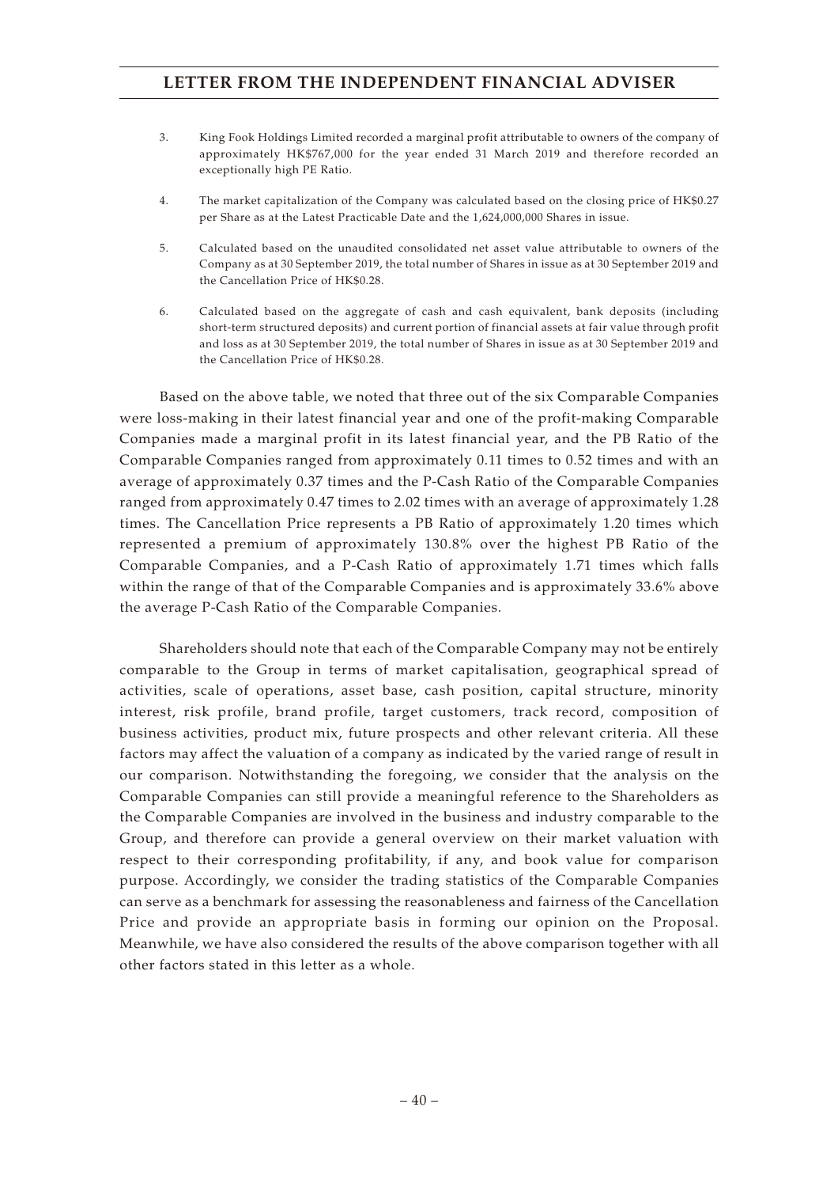3. King Fook Holdings Limited recorded a marginal profit attributable to owners of the company of approximately HK$767,000 for the year ended 31 March 2019 and therefore recorded an exceptionally high PE Ratio.

4. The market capitalization of the Company was calculated based on the closing price of HK$0.27 per Share as at the Latest Practicable Date and the 1,624,000,000 Shares in issue.

5. Calculated based on the unaudited consolidated net asset value attributable to owners of the Company as at 30 September 2019, the total number of Shares in issue as at 30 September 2019 and the Cancellation Price of HK$0.28.

6. Calculated based on the aggregate of cash and cash equivalent, bank deposits (including short-term structured deposits) and current portion of financial assets at fair value through profit and loss as at 30 September 2019, the total number of Shares in issue as at 30 September 2019 and the Cancellation Price of HK$0.28.

Based on the above table, we noted that three out of the six Comparable Companies were loss-making in their latest financial year and one of the profit-making Comparable Companies made a marginal profit in its latest financial year, and the PB Ratio of the Comparable Companies ranged from approximately 0.11 times to 0.52 times and with an average of approximately 0.37 times and the P-Cash Ratio of the Comparable Companies ranged from approximately 0.47 times to 2.02 times with an average of approximately 1.28 times. The Cancellation Price represents a PB Ratio of approximately 1.20 times which represented a premium of approximately 130.8% over the highest PB Ratio of the Comparable Companies, and a P-Cash Ratio of approximately 1.71 times which falls within the range of that of the Comparable Companies and is approximately 33.6% above the average P-Cash Ratio of the Comparable Companies.

Shareholders should note that each of the Comparable Company may not be entirely comparable to the Group in terms of market capitalisation, geographical spread of activities, scale of operations, asset base, cash position, capital structure, minority interest, risk profile, brand profile, target customers, track record, composition of business activities, product mix, future prospects and other relevant criteria. All these factors may affect the valuation of a company as indicated by the varied range of result in our comparison. Notwithstanding the foregoing, we consider that the analysis on the Comparable Companies can still provide a meaningful reference to the Shareholders as the Comparable Companies are involved in the business and industry comparable to the Group, and therefore can provide a general overview on their market valuation with respect to their corresponding profitability, if any, and book value for comparison purpose. Accordingly, we consider the trading statistics of the Comparable Companies can serve as a benchmark for assessing the reasonableness and fairness of the Cancellation Price and provide an appropriate basis in forming our opinion on the Proposal. Meanwhile, we have also considered the results of the above comparison together with all other factors stated in this letter as a whole.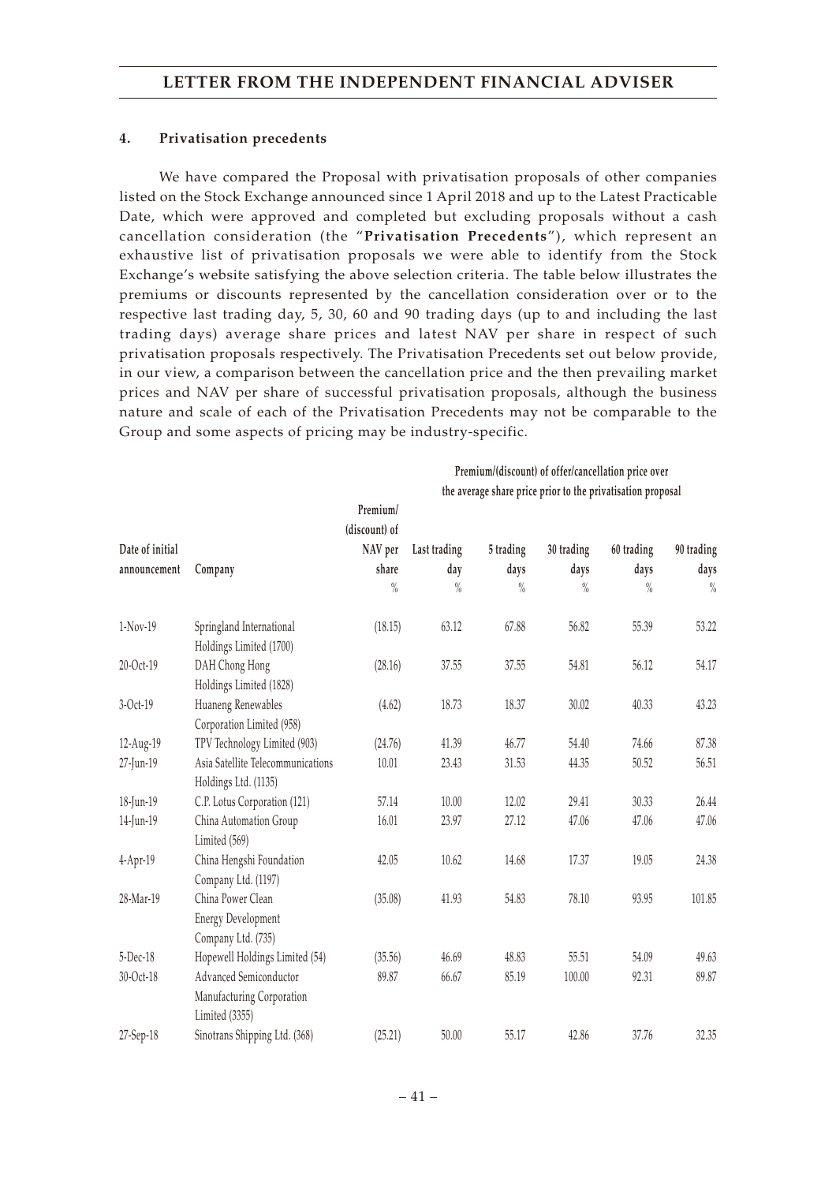#### 4. Privatisation precedents

We have compared the Proposal with privatisation proposals of other companies listed on the Stock Exchange announced since 1 April 2018 and up to the Latest Practicable Date, which were approved and completed but excluding proposals without a cash cancellation consideration (the "**Privatisation Precedents**"), which represent an exhaustive list of privatisation proposals we were able to identify from the Stock Exchange's website satisfying the above selection criteria. The table below illustrates the premiums or discounts represented by the cancellation consideration over or to the respective last trading day, 5, 30, 60 and 90 trading days (up to and including the last trading days) average share prices and latest NAV per share in respect of such privatisation proposals respectively. The Privatisation Precedents set out below provide, in our view, a comparison between the cancellation price and the then prevailing market prices and NAV per share of successful privatisation proposals, although the business nature and scale of each of the Privatisation Precedents may not be comparable to the Group and some aspects of pricing may be industry-specific.

| Date of initial announcement | Company | Premium/ (discount) of NAV per share | Premium/(discount) of offer/cancellation price over the average share price prior to the privatisation proposal | | | | |
|---|---|---|---|---|---|---|---|
| | | | Last trading day | 5 trading days | 30 trading days | 60 trading days | 90 trading days |
| | | % | % | % | % | % | % |
| 1-Nov-19 | Springland International Holdings Limited (1700) | (18.15) | 63.12 | 67.88 | 56.82 | 55.39 | 53.22 |
| 20-Oct-19 | DAH Chong Hong Holdings Limited (1828) | (28.16) | 37.55 | 37.55 | 54.81 | 56.12 | 54.17 |
| 3-Oct-19 | Huaneng Renewables Corporation Limited (958) | (4.62) | 18.73 | 18.37 | 30.02 | 40.33 | 43.23 |
| 12-Aug-19 | TPV Technology Limited (903) | (24.76) | 41.39 | 46.77 | 54.40 | 74.66 | 87.38 |
| 27-Jun-19 | Asia Satellite Telecommunications Holdings Ltd. (1135) | 10.01 | 23.43 | 31.53 | 44.35 | 50.52 | 56.51 |
| 18-Jun-19 | C.P. Lotus Corporation (121) | 57.14 | 10.00 | 12.02 | 29.41 | 30.33 | 26.44 |
| 14-Jun-19 | China Automation Group Limited (569) | 16.01 | 23.97 | 27.12 | 47.06 | 47.06 | 47.06 |
| 4-Apr-19 | China Hengshi Foundation Company Ltd. (1197) | 42.05 | 10.62 | 14.68 | 17.37 | 19.05 | 24.38 |
| 28-Mar-19 | China Power Clean Energy Development Company Ltd. (735) | (35.08) | 41.93 | 54.83 | 78.10 | 93.95 | 101.85 |
| 5-Dec-18 | Hopewell Holdings Limited (54) | (35.56) | 46.69 | 48.83 | 55.51 | 54.09 | 49.63 |
| 30-Oct-18 | Advanced Semiconductor Manufacturing Corporation Limited (3355) | 89.87 | 66.67 | 85.19 | 100.00 | 92.31 | 89.87 |
| 27-Sep-18 | Sinotrans Shipping Ltd. (368) | (25.21) | 50.00 | 55.17 | 42.86 | 37.76 | 32.35 |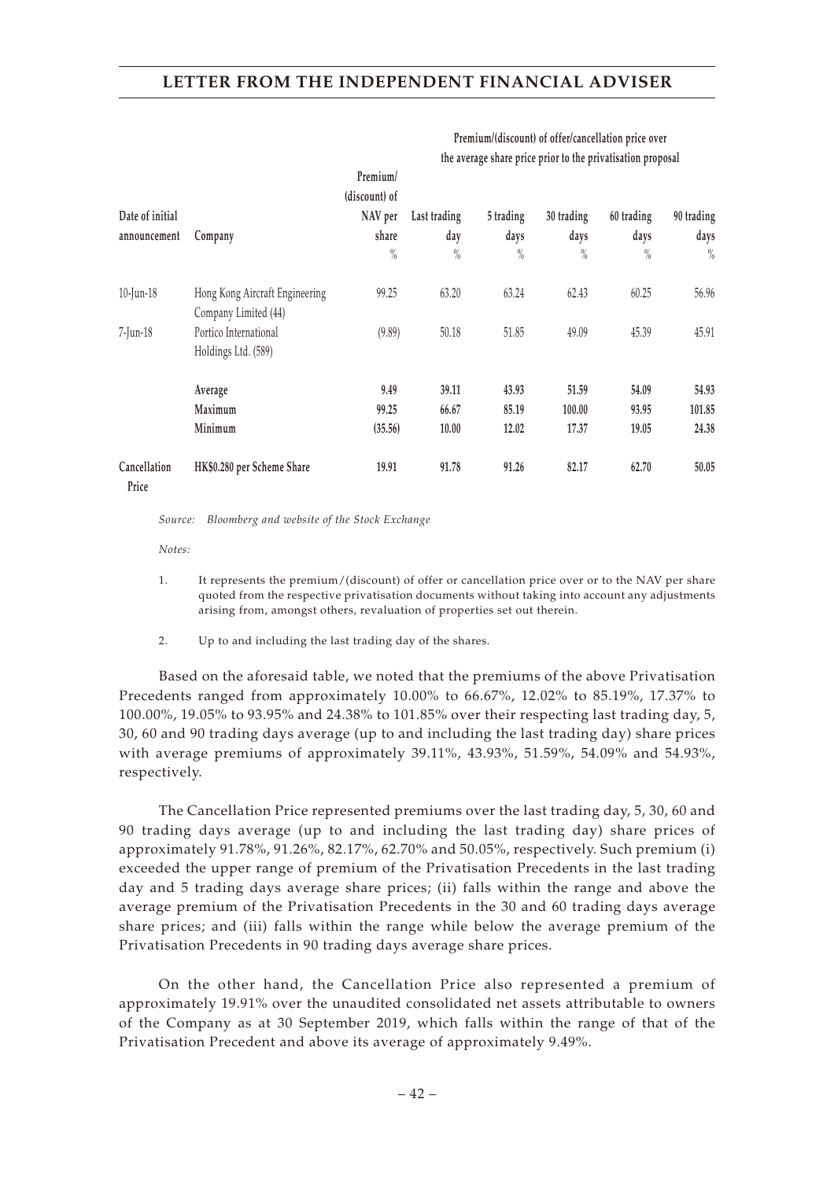| Date of initial announcement | Company | Premium/ (discount) of NAV per share | Premium/(discount) of offer/cancellation price over the average share price prior to the privatisation proposal | | | | |
|---|---|---|---|---|---|---|---|
| | | | Last trading day | 5 trading days | 30 trading days | 60 trading days | 90 trading days |
| | | % | % | % | % | % | % |
| 10-Jun-18 | Hong Kong Aircraft Engineering Company Limited (44) | 99.25 | 63.20 | 63.24 | 62.43 | 60.25 | 56.96 |
| 7-Jun-18 | Portico International Holdings Ltd. (589) | (9.89) | 50.18 | 51.85 | 49.09 | 45.39 | 45.91 |
| | **Average** | **9.49** | **39.11** | **43.93** | **51.59** | **54.09** | **54.93** |
| | **Maximum** | **99.25** | **66.67** | **85.19** | **100.00** | **93.95** | **101.85** |
| | **Minimum** | **(35.56)** | **10.00** | **12.02** | **17.37** | **19.05** | **24.38** |
| **Cancellation Price** | **HK$0.280 per Scheme Share** | **19.91** | **91.78** | **91.26** | **82.17** | **62.70** | **50.05** |

*Source: Bloomberg and website of the Stock Exchange*

*Notes:*

1. It represents the premium/(discount) of offer or cancellation price over or to the NAV per share quoted from the respective privatisation documents without taking into account any adjustments arising from, amongst others, revaluation of properties set out therein.

2. Up to and including the last trading day of the shares.

Based on the aforesaid table, we noted that the premiums of the above Privatisation Precedents ranged from approximately 10.00% to 66.67%, 12.02% to 85.19%, 17.37% to 100.00%, 19.05% to 93.95% and 24.38% to 101.85% over their respecting last trading day, 5, 30, 60 and 90 trading days average (up to and including the last trading day) share prices with average premiums of approximately 39.11%, 43.93%, 51.59%, 54.09% and 54.93%, respectively.

The Cancellation Price represented premiums over the last trading day, 5, 30, 60 and 90 trading days average (up to and including the last trading day) share prices of approximately 91.78%, 91.26%, 82.17%, 62.70% and 50.05%, respectively. Such premium (i) exceeded the upper range of premium of the Privatisation Precedents in the last trading day and 5 trading days average share prices; (ii) falls within the range and above the average premium of the Privatisation Precedents in the 30 and 60 trading days average share prices; and (iii) falls within the range while below the average premium of the Privatisation Precedents in 90 trading days average share prices.

On the other hand, the Cancellation Price also represented a premium of approximately 19.91% over the unaudited consolidated net assets attributable to owners of the Company as at 30 September 2019, which falls within the range of that of the Privatisation Precedent and above its average of approximately 9.49%.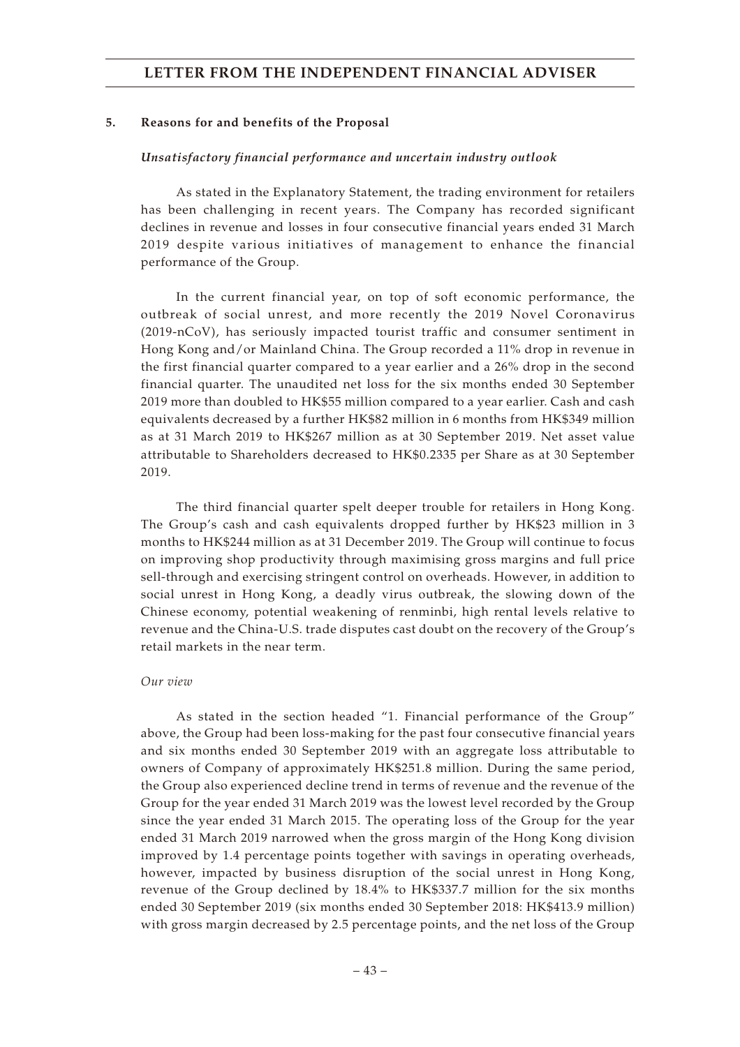### 5. Reasons for and benefits of the Proposal

*Unsatisfactory financial performance and uncertain industry outlook*

As stated in the Explanatory Statement, the trading environment for retailers has been challenging in recent years. The Company has recorded significant declines in revenue and losses in four consecutive financial years ended 31 March 2019 despite various initiatives of management to enhance the financial performance of the Group.

In the current financial year, on top of soft economic performance, the outbreak of social unrest, and more recently the 2019 Novel Coronavirus (2019-nCoV), has seriously impacted tourist traffic and consumer sentiment in Hong Kong and/or Mainland China. The Group recorded a 11% drop in revenue in the first financial quarter compared to a year earlier and a 26% drop in the second financial quarter. The unaudited net loss for the six months ended 30 September 2019 more than doubled to HK$55 million compared to a year earlier. Cash and cash equivalents decreased by a further HK$82 million in 6 months from HK$349 million as at 31 March 2019 to HK$267 million as at 30 September 2019. Net asset value attributable to Shareholders decreased to HK$0.2335 per Share as at 30 September 2019.

The third financial quarter spelt deeper trouble for retailers in Hong Kong. The Group's cash and cash equivalents dropped further by HK$23 million in 3 months to HK$244 million as at 31 December 2019. The Group will continue to focus on improving shop productivity through maximising gross margins and full price sell-through and exercising stringent control on overheads. However, in addition to social unrest in Hong Kong, a deadly virus outbreak, the slowing down of the Chinese economy, potential weakening of renminbi, high rental levels relative to revenue and the China-U.S. trade disputes cast doubt on the recovery of the Group's retail markets in the near term.

*Our view*

As stated in the section headed "1. Financial performance of the Group" above, the Group had been loss-making for the past four consecutive financial years and six months ended 30 September 2019 with an aggregate loss attributable to owners of Company of approximately HK$251.8 million. During the same period, the Group also experienced decline trend in terms of revenue and the revenue of the Group for the year ended 31 March 2019 was the lowest level recorded by the Group since the year ended 31 March 2015. The operating loss of the Group for the year ended 31 March 2019 narrowed when the gross margin of the Hong Kong division improved by 1.4 percentage points together with savings in operating overheads, however, impacted by business disruption of the social unrest in Hong Kong, revenue of the Group declined by 18.4% to HK$337.7 million for the six months ended 30 September 2019 (six months ended 30 September 2018: HK$413.9 million) with gross margin decreased by 2.5 percentage points, and the net loss of the Group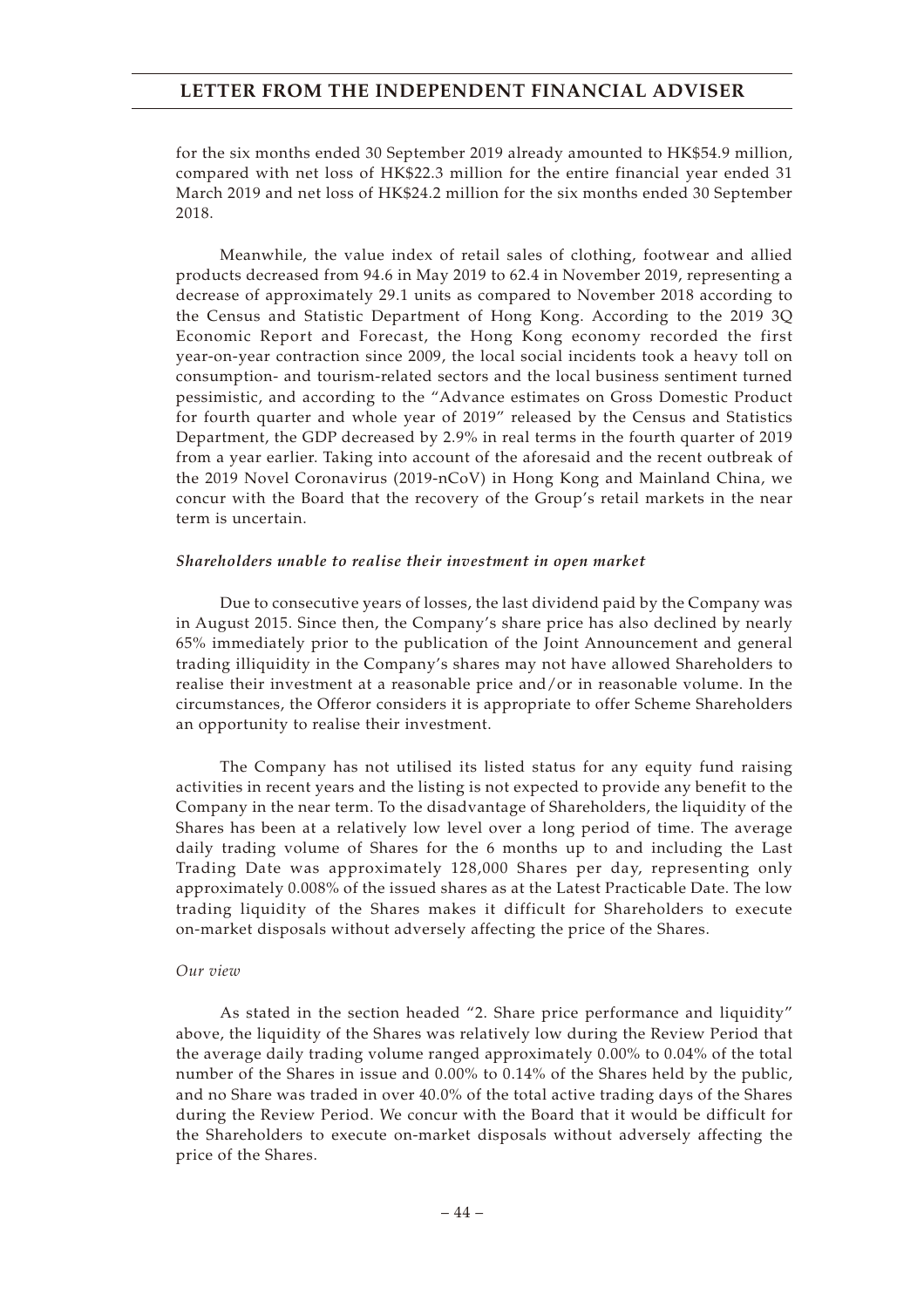for the six months ended 30 September 2019 already amounted to HK$54.9 million, compared with net loss of HK$22.3 million for the entire financial year ended 31 March 2019 and net loss of HK$24.2 million for the six months ended 30 September 2018.

Meanwhile, the value index of retail sales of clothing, footwear and allied products decreased from 94.6 in May 2019 to 62.4 in November 2019, representing a decrease of approximately 29.1 units as compared to November 2018 according to the Census and Statistic Department of Hong Kong. According to the 2019 3Q Economic Report and Forecast, the Hong Kong economy recorded the first year-on-year contraction since 2009, the local social incidents took a heavy toll on consumption- and tourism-related sectors and the local business sentiment turned pessimistic, and according to the "Advance estimates on Gross Domestic Product for fourth quarter and whole year of 2019" released by the Census and Statistics Department, the GDP decreased by 2.9% in real terms in the fourth quarter of 2019 from a year earlier. Taking into account of the aforesaid and the recent outbreak of the 2019 Novel Coronavirus (2019-nCoV) in Hong Kong and Mainland China, we concur with the Board that the recovery of the Group's retail markets in the near term is uncertain.

***Shareholders unable to realise their investment in open market***

Due to consecutive years of losses, the last dividend paid by the Company was in August 2015. Since then, the Company's share price has also declined by nearly 65% immediately prior to the publication of the Joint Announcement and general trading illiquidity in the Company's shares may not have allowed Shareholders to realise their investment at a reasonable price and/or in reasonable volume. In the circumstances, the Offeror considers it is appropriate to offer Scheme Shareholders an opportunity to realise their investment.

The Company has not utilised its listed status for any equity fund raising activities in recent years and the listing is not expected to provide any benefit to the Company in the near term. To the disadvantage of Shareholders, the liquidity of the Shares has been at a relatively low level over a long period of time. The average daily trading volume of Shares for the 6 months up to and including the Last Trading Date was approximately 128,000 Shares per day, representing only approximately 0.008% of the issued shares as at the Latest Practicable Date. The low trading liquidity of the Shares makes it difficult for Shareholders to execute on-market disposals without adversely affecting the price of the Shares.

*Our view*

As stated in the section headed "2. Share price performance and liquidity" above, the liquidity of the Shares was relatively low during the Review Period that the average daily trading volume ranged approximately 0.00% to 0.04% of the total number of the Shares in issue and 0.00% to 0.14% of the Shares held by the public, and no Share was traded in over 40.0% of the total active trading days of the Shares during the Review Period. We concur with the Board that it would be difficult for the Shareholders to execute on-market disposals without adversely affecting the price of the Shares.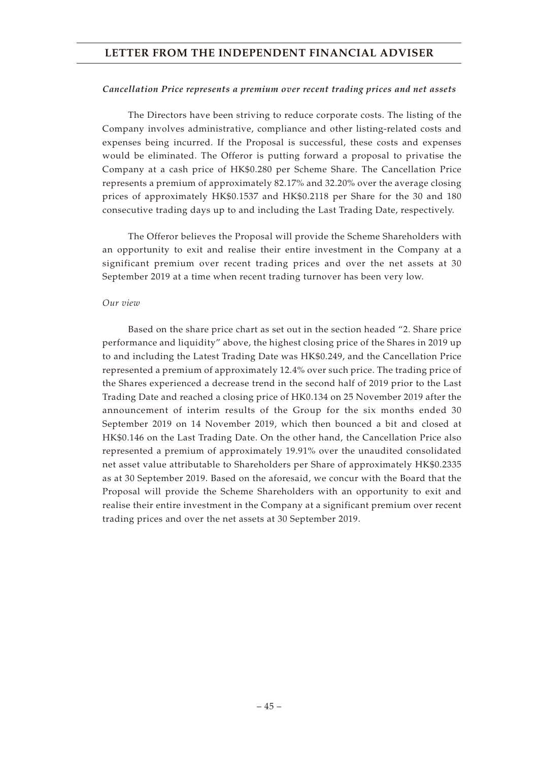*Cancellation Price represents a premium over recent trading prices and net assets*

The Directors have been striving to reduce corporate costs. The listing of the Company involves administrative, compliance and other listing-related costs and expenses being incurred. If the Proposal is successful, these costs and expenses would be eliminated. The Offeror is putting forward a proposal to privatise the Company at a cash price of HK$0.280 per Scheme Share. The Cancellation Price represents a premium of approximately 82.17% and 32.20% over the average closing prices of approximately HK$0.1537 and HK$0.2118 per Share for the 30 and 180 consecutive trading days up to and including the Last Trading Date, respectively.

The Offeror believes the Proposal will provide the Scheme Shareholders with an opportunity to exit and realise their entire investment in the Company at a significant premium over recent trading prices and over the net assets at 30 September 2019 at a time when recent trading turnover has been very low.

*Our view*

Based on the share price chart as set out in the section headed "2. Share price performance and liquidity" above, the highest closing price of the Shares in 2019 up to and including the Latest Trading Date was HK$0.249, and the Cancellation Price represented a premium of approximately 12.4% over such price. The trading price of the Shares experienced a decrease trend in the second half of 2019 prior to the Last Trading Date and reached a closing price of HK0.134 on 25 November 2019 after the announcement of interim results of the Group for the six months ended 30 September 2019 on 14 November 2019, which then bounced a bit and closed at HK$0.146 on the Last Trading Date. On the other hand, the Cancellation Price also represented a premium of approximately 19.91% over the unaudited consolidated net asset value attributable to Shareholders per Share of approximately HK$0.2335 as at 30 September 2019. Based on the aforesaid, we concur with the Board that the Proposal will provide the Scheme Shareholders with an opportunity to exit and realise their entire investment in the Company at a significant premium over recent trading prices and over the net assets at 30 September 2019.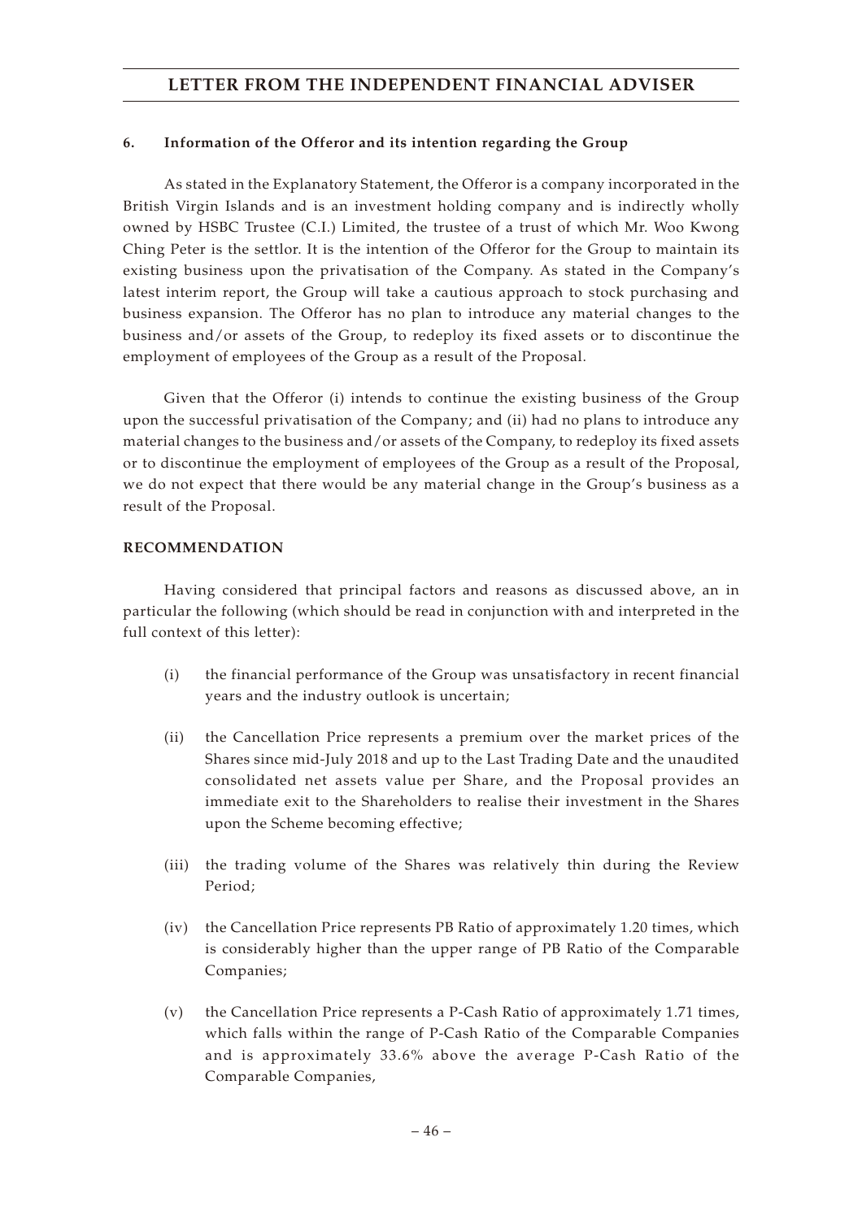### 6. Information of the Offeror and its intention regarding the Group

As stated in the Explanatory Statement, the Offeror is a company incorporated in the British Virgin Islands and is an investment holding company and is indirectly wholly owned by HSBC Trustee (C.I.) Limited, the trustee of a trust of which Mr. Woo Kwong Ching Peter is the settlor. It is the intention of the Offeror for the Group to maintain its existing business upon the privatisation of the Company. As stated in the Company's latest interim report, the Group will take a cautious approach to stock purchasing and business expansion. The Offeror has no plan to introduce any material changes to the business and/or assets of the Group, to redeploy its fixed assets or to discontinue the employment of employees of the Group as a result of the Proposal.

Given that the Offeror (i) intends to continue the existing business of the Group upon the successful privatisation of the Company; and (ii) had no plans to introduce any material changes to the business and/or assets of the Company, to redeploy its fixed assets or to discontinue the employment of employees of the Group as a result of the Proposal, we do not expect that there would be any material change in the Group's business as a result of the Proposal.

## RECOMMENDATION

Having considered that principal factors and reasons as discussed above, an in particular the following (which should be read in conjunction with and interpreted in the full context of this letter):

(i) the financial performance of the Group was unsatisfactory in recent financial years and the industry outlook is uncertain;

(ii) the Cancellation Price represents a premium over the market prices of the Shares since mid-July 2018 and up to the Last Trading Date and the unaudited consolidated net assets value per Share, and the Proposal provides an immediate exit to the Shareholders to realise their investment in the Shares upon the Scheme becoming effective;

(iii) the trading volume of the Shares was relatively thin during the Review Period;

(iv) the Cancellation Price represents PB Ratio of approximately 1.20 times, which is considerably higher than the upper range of PB Ratio of the Comparable Companies;

(v) the Cancellation Price represents a P-Cash Ratio of approximately 1.71 times, which falls within the range of P-Cash Ratio of the Comparable Companies and is approximately 33.6% above the average P-Cash Ratio of the Comparable Companies,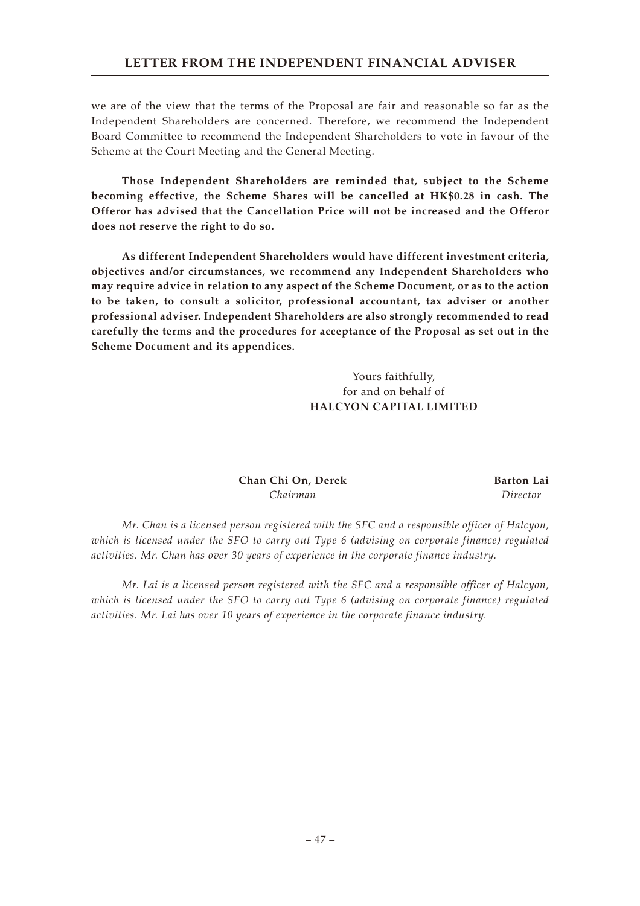we are of the view that the terms of the Proposal are fair and reasonable so far as the Independent Shareholders are concerned. Therefore, we recommend the Independent Board Committee to recommend the Independent Shareholders to vote in favour of the Scheme at the Court Meeting and the General Meeting.

**Those Independent Shareholders are reminded that, subject to the Scheme becoming effective, the Scheme Shares will be cancelled at HK$0.28 in cash. The Offeror has advised that the Cancellation Price will not be increased and the Offeror does not reserve the right to do so.**

**As different Independent Shareholders would have different investment criteria, objectives and/or circumstances, we recommend any Independent Shareholders who may require advice in relation to any aspect of the Scheme Document, or as to the action to be taken, to consult a solicitor, professional accountant, tax adviser or another professional adviser. Independent Shareholders are also strongly recommended to read carefully the terms and the procedures for acceptance of the Proposal as set out in the Scheme Document and its appendices.**

Yours faithfully,
for and on behalf of
**HALCYON CAPITAL LIMITED**

**Chan Chi On, Derek**
*Chairman*

**Barton Lai**
*Director*

*Mr. Chan is a licensed person registered with the SFC and a responsible officer of Halcyon, which is licensed under the SFO to carry out Type 6 (advising on corporate finance) regulated activities. Mr. Chan has over 30 years of experience in the corporate finance industry.*

*Mr. Lai is a licensed person registered with the SFC and a responsible officer of Halcyon, which is licensed under the SFO to carry out Type 6 (advising on corporate finance) regulated activities. Mr. Lai has over 10 years of experience in the corporate finance industry.*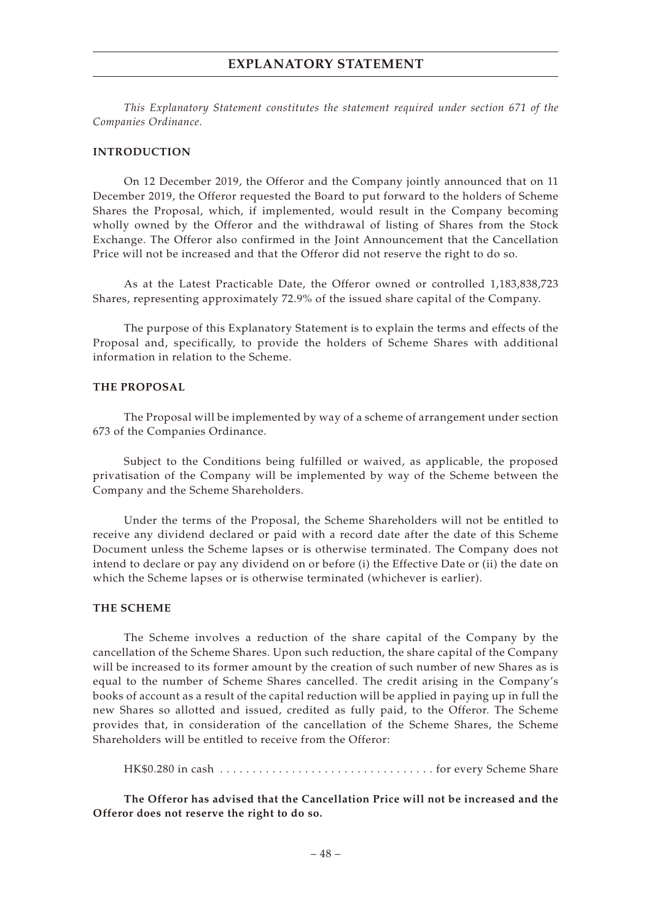# EXPLANATORY STATEMENT

*This Explanatory Statement constitutes the statement required under section 671 of the Companies Ordinance.*

## INTRODUCTION

On 12 December 2019, the Offeror and the Company jointly announced that on 11 December 2019, the Offeror requested the Board to put forward to the holders of Scheme Shares the Proposal, which, if implemented, would result in the Company becoming wholly owned by the Offeror and the withdrawal of listing of Shares from the Stock Exchange. The Offeror also confirmed in the Joint Announcement that the Cancellation Price will not be increased and that the Offeror did not reserve the right to do so.

As at the Latest Practicable Date, the Offeror owned or controlled 1,183,838,723 Shares, representing approximately 72.9% of the issued share capital of the Company.

The purpose of this Explanatory Statement is to explain the terms and effects of the Proposal and, specifically, to provide the holders of Scheme Shares with additional information in relation to the Scheme.

## THE PROPOSAL

The Proposal will be implemented by way of a scheme of arrangement under section 673 of the Companies Ordinance.

Subject to the Conditions being fulfilled or waived, as applicable, the proposed privatisation of the Company will be implemented by way of the Scheme between the Company and the Scheme Shareholders.

Under the terms of the Proposal, the Scheme Shareholders will not be entitled to receive any dividend declared or paid with a record date after the date of this Scheme Document unless the Scheme lapses or is otherwise terminated. The Company does not intend to declare or pay any dividend on or before (i) the Effective Date or (ii) the date on which the Scheme lapses or is otherwise terminated (whichever is earlier).

## THE SCHEME

The Scheme involves a reduction of the share capital of the Company by the cancellation of the Scheme Shares. Upon such reduction, the share capital of the Company will be increased to its former amount by the creation of such number of new Shares as is equal to the number of Scheme Shares cancelled. The credit arising in the Company's books of account as a result of the capital reduction will be applied in paying up in full the new Shares so allotted and issued, credited as fully paid, to the Offeror. The Scheme provides that, in consideration of the cancellation of the Scheme Shares, the Scheme Shareholders will be entitled to receive from the Offeror:

HK$0.280 in cash . . . . . . . . . . . . . . . . . . . . . . . . . . . . . . . . . for every Scheme Share

**The Offeror has advised that the Cancellation Price will not be increased and the Offeror does not reserve the right to do so.**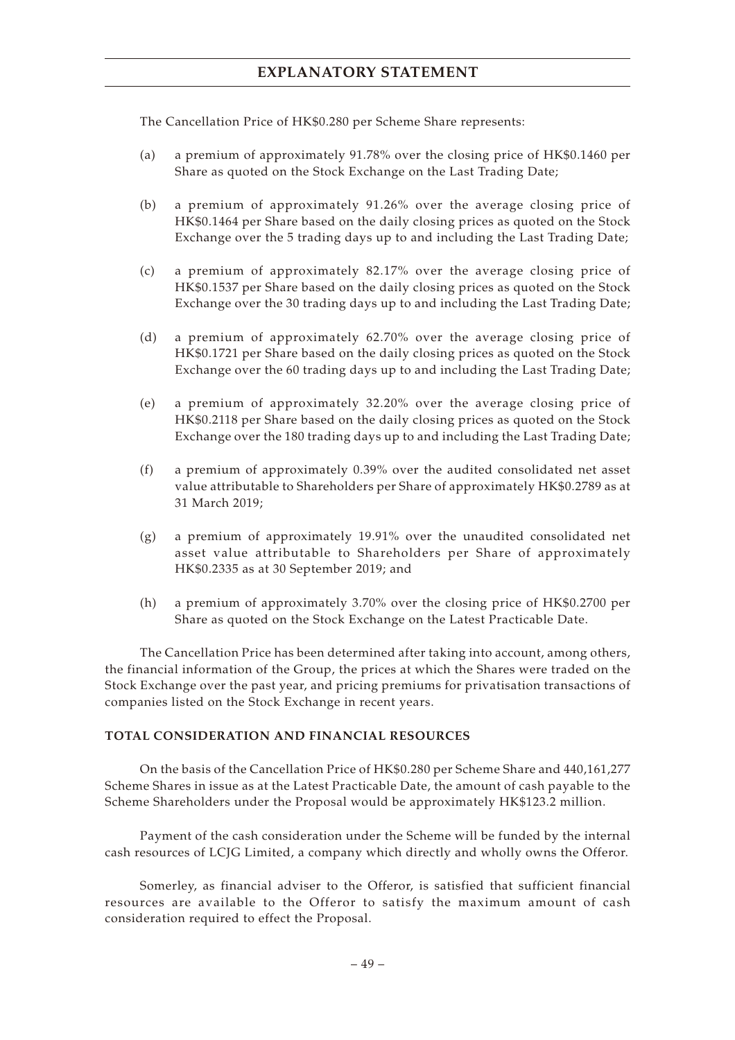The Cancellation Price of HK$0.280 per Scheme Share represents:

(a) a premium of approximately 91.78% over the closing price of HK$0.1460 per Share as quoted on the Stock Exchange on the Last Trading Date;

(b) a premium of approximately 91.26% over the average closing price of HK$0.1464 per Share based on the daily closing prices as quoted on the Stock Exchange over the 5 trading days up to and including the Last Trading Date;

(c) a premium of approximately 82.17% over the average closing price of HK$0.1537 per Share based on the daily closing prices as quoted on the Stock Exchange over the 30 trading days up to and including the Last Trading Date;

(d) a premium of approximately 62.70% over the average closing price of HK$0.1721 per Share based on the daily closing prices as quoted on the Stock Exchange over the 60 trading days up to and including the Last Trading Date;

(e) a premium of approximately 32.20% over the average closing price of HK$0.2118 per Share based on the daily closing prices as quoted on the Stock Exchange over the 180 trading days up to and including the Last Trading Date;

(f) a premium of approximately 0.39% over the audited consolidated net asset value attributable to Shareholders per Share of approximately HK$0.2789 as at 31 March 2019;

(g) a premium of approximately 19.91% over the unaudited consolidated net asset value attributable to Shareholders per Share of approximately HK$0.2335 as at 30 September 2019; and

(h) a premium of approximately 3.70% over the closing price of HK$0.2700 per Share as quoted on the Stock Exchange on the Latest Practicable Date.

The Cancellation Price has been determined after taking into account, among others, the financial information of the Group, the prices at which the Shares were traded on the Stock Exchange over the past year, and pricing premiums for privatisation transactions of companies listed on the Stock Exchange in recent years.

## TOTAL CONSIDERATION AND FINANCIAL RESOURCES

On the basis of the Cancellation Price of HK$0.280 per Scheme Share and 440,161,277 Scheme Shares in issue as at the Latest Practicable Date, the amount of cash payable to the Scheme Shareholders under the Proposal would be approximately HK$123.2 million.

Payment of the cash consideration under the Scheme will be funded by the internal cash resources of LCJG Limited, a company which directly and wholly owns the Offeror.

Somerley, as financial adviser to the Offeror, is satisfied that sufficient financial resources are available to the Offeror to satisfy the maximum amount of cash consideration required to effect the Proposal.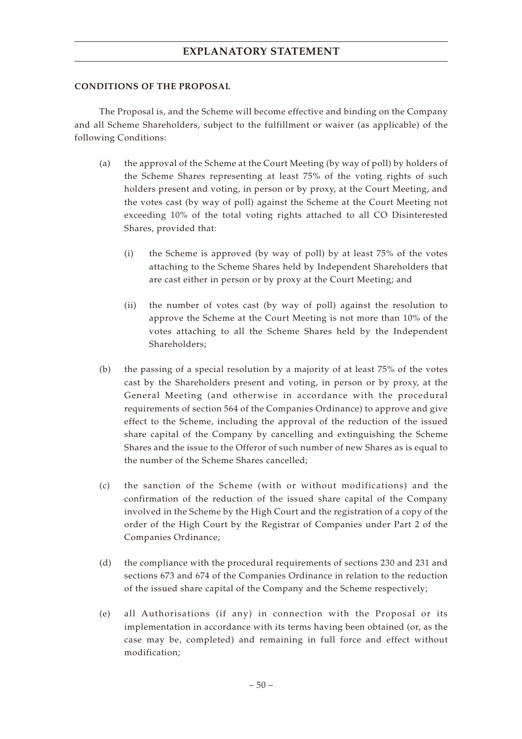#### CONDITIONS OF THE PROPOSAL

The Proposal is, and the Scheme will become effective and binding on the Company and all Scheme Shareholders, subject to the fulfillment or waiver (as applicable) of the following Conditions:

(a) the approval of the Scheme at the Court Meeting (by way of poll) by holders of the Scheme Shares representing at least 75% of the voting rights of such holders present and voting, in person or by proxy, at the Court Meeting, and the votes cast (by way of poll) against the Scheme at the Court Meeting not exceeding 10% of the total voting rights attached to all CO Disinterested Shares, provided that:

  (i) the Scheme is approved (by way of poll) by at least 75% of the votes attaching to the Scheme Shares held by Independent Shareholders that are cast either in person or by proxy at the Court Meeting; and

  (ii) the number of votes cast (by way of poll) against the resolution to approve the Scheme at the Court Meeting is not more than 10% of the votes attaching to all the Scheme Shares held by the Independent Shareholders;

(b) the passing of a special resolution by a majority of at least 75% of the votes cast by the Shareholders present and voting, in person or by proxy, at the General Meeting (and otherwise in accordance with the procedural requirements of section 564 of the Companies Ordinance) to approve and give effect to the Scheme, including the approval of the reduction of the issued share capital of the Company by cancelling and extinguishing the Scheme Shares and the issue to the Offeror of such number of new Shares as is equal to the number of the Scheme Shares cancelled;

(c) the sanction of the Scheme (with or without modifications) and the confirmation of the reduction of the issued share capital of the Company involved in the Scheme by the High Court and the registration of a copy of the order of the High Court by the Registrar of Companies under Part 2 of the Companies Ordinance;

(d) the compliance with the procedural requirements of sections 230 and 231 and sections 673 and 674 of the Companies Ordinance in relation to the reduction of the issued share capital of the Company and the Scheme respectively;

(e) all Authorisations (if any) in connection with the Proposal or its implementation in accordance with its terms having been obtained (or, as the case may be, completed) and remaining in full force and effect without modification;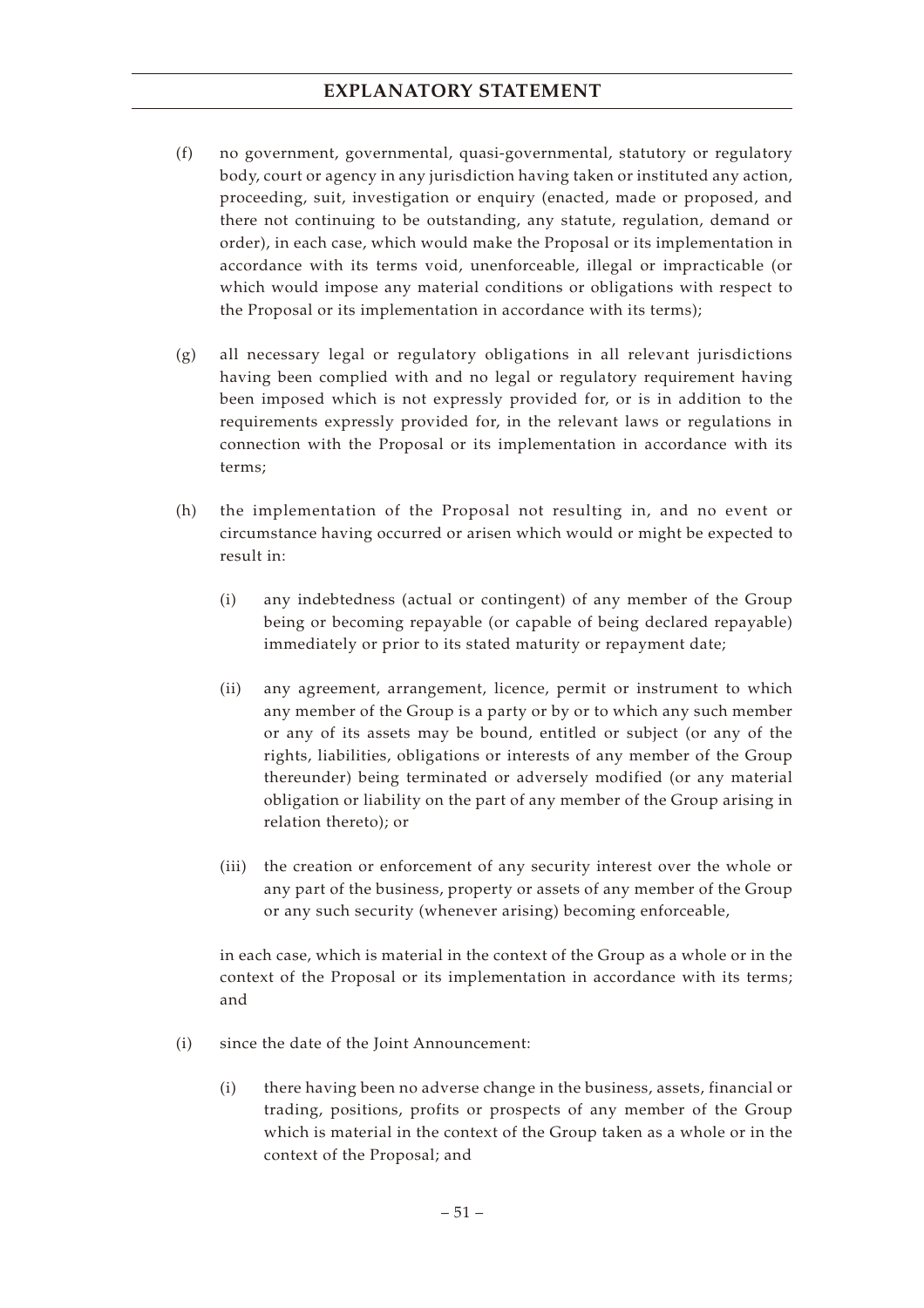(f) no government, governmental, quasi-governmental, statutory or regulatory body, court or agency in any jurisdiction having taken or instituted any action, proceeding, suit, investigation or enquiry (enacted, made or proposed, and there not continuing to be outstanding, any statute, regulation, demand or order), in each case, which would make the Proposal or its implementation in accordance with its terms void, unenforceable, illegal or impracticable (or which would impose any material conditions or obligations with respect to the Proposal or its implementation in accordance with its terms);

(g) all necessary legal or regulatory obligations in all relevant jurisdictions having been complied with and no legal or regulatory requirement having been imposed which is not expressly provided for, or is in addition to the requirements expressly provided for, in the relevant laws or regulations in connection with the Proposal or its implementation in accordance with its terms;

(h) the implementation of the Proposal not resulting in, and no event or circumstance having occurred or arisen which would or might be expected to result in:

  (i) any indebtedness (actual or contingent) of any member of the Group being or becoming repayable (or capable of being declared repayable) immediately or prior to its stated maturity or repayment date;

  (ii) any agreement, arrangement, licence, permit or instrument to which any member of the Group is a party or by or to which any such member or any of its assets may be bound, entitled or subject (or any of the rights, liabilities, obligations or interests of any member of the Group thereunder) being terminated or adversely modified (or any material obligation or liability on the part of any member of the Group arising in relation thereto); or

  (iii) the creation or enforcement of any security interest over the whole or any part of the business, property or assets of any member of the Group or any such security (whenever arising) becoming enforceable,

  in each case, which is material in the context of the Group as a whole or in the context of the Proposal or its implementation in accordance with its terms; and

(i) since the date of the Joint Announcement:

  (i) there having been no adverse change in the business, assets, financial or trading, positions, profits or prospects of any member of the Group which is material in the context of the Group taken as a whole or in the context of the Proposal; and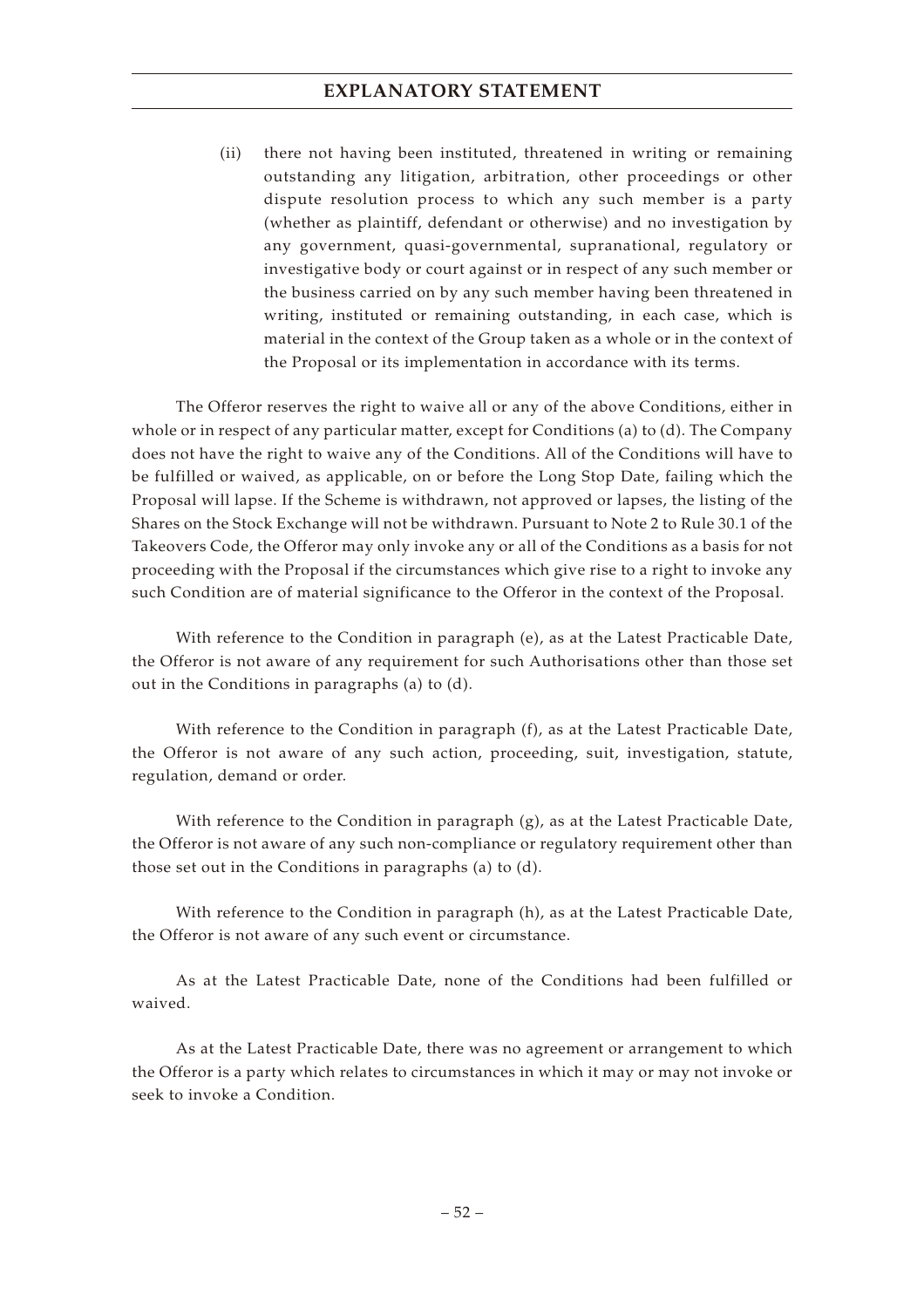(ii) there not having been instituted, threatened in writing or remaining outstanding any litigation, arbitration, other proceedings or other dispute resolution process to which any such member is a party (whether as plaintiff, defendant or otherwise) and no investigation by any government, quasi-governmental, supranational, regulatory or investigative body or court against or in respect of any such member or the business carried on by any such member having been threatened in writing, instituted or remaining outstanding, in each case, which is material in the context of the Group taken as a whole or in the context of the Proposal or its implementation in accordance with its terms.

The Offeror reserves the right to waive all or any of the above Conditions, either in whole or in respect of any particular matter, except for Conditions (a) to (d). The Company does not have the right to waive any of the Conditions. All of the Conditions will have to be fulfilled or waived, as applicable, on or before the Long Stop Date, failing which the Proposal will lapse. If the Scheme is withdrawn, not approved or lapses, the listing of the Shares on the Stock Exchange will not be withdrawn. Pursuant to Note 2 to Rule 30.1 of the Takeovers Code, the Offeror may only invoke any or all of the Conditions as a basis for not proceeding with the Proposal if the circumstances which give rise to a right to invoke any such Condition are of material significance to the Offeror in the context of the Proposal.

With reference to the Condition in paragraph (e), as at the Latest Practicable Date, the Offeror is not aware of any requirement for such Authorisations other than those set out in the Conditions in paragraphs (a) to (d).

With reference to the Condition in paragraph (f), as at the Latest Practicable Date, the Offeror is not aware of any such action, proceeding, suit, investigation, statute, regulation, demand or order.

With reference to the Condition in paragraph (g), as at the Latest Practicable Date, the Offeror is not aware of any such non-compliance or regulatory requirement other than those set out in the Conditions in paragraphs (a) to (d).

With reference to the Condition in paragraph (h), as at the Latest Practicable Date, the Offeror is not aware of any such event or circumstance.

As at the Latest Practicable Date, none of the Conditions had been fulfilled or waived.

As at the Latest Practicable Date, there was no agreement or arrangement to which the Offeror is a party which relates to circumstances in which it may or may not invoke or seek to invoke a Condition.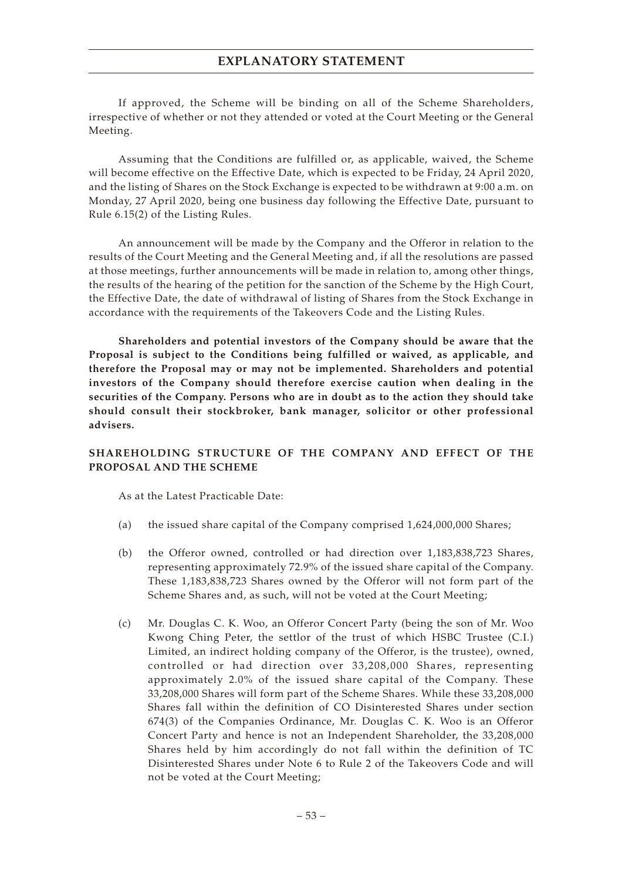If approved, the Scheme will be binding on all of the Scheme Shareholders, irrespective of whether or not they attended or voted at the Court Meeting or the General Meeting.

Assuming that the Conditions are fulfilled or, as applicable, waived, the Scheme will become effective on the Effective Date, which is expected to be Friday, 24 April 2020, and the listing of Shares on the Stock Exchange is expected to be withdrawn at 9:00 a.m. on Monday, 27 April 2020, being one business day following the Effective Date, pursuant to Rule 6.15(2) of the Listing Rules.

An announcement will be made by the Company and the Offeror in relation to the results of the Court Meeting and the General Meeting and, if all the resolutions are passed at those meetings, further announcements will be made in relation to, among other things, the results of the hearing of the petition for the sanction of the Scheme by the High Court, the Effective Date, the date of withdrawal of listing of Shares from the Stock Exchange in accordance with the requirements of the Takeovers Code and the Listing Rules.

**Shareholders and potential investors of the Company should be aware that the Proposal is subject to the Conditions being fulfilled or waived, as applicable, and therefore the Proposal may or may not be implemented. Shareholders and potential investors of the Company should therefore exercise caution when dealing in the securities of the Company. Persons who are in doubt as to the action they should take should consult their stockbroker, bank manager, solicitor or other professional advisers.**

## SHAREHOLDING STRUCTURE OF THE COMPANY AND EFFECT OF THE PROPOSAL AND THE SCHEME

As at the Latest Practicable Date:

(a) the issued share capital of the Company comprised 1,624,000,000 Shares;

(b) the Offeror owned, controlled or had direction over 1,183,838,723 Shares, representing approximately 72.9% of the issued share capital of the Company. These 1,183,838,723 Shares owned by the Offeror will not form part of the Scheme Shares and, as such, will not be voted at the Court Meeting;

(c) Mr. Douglas C. K. Woo, an Offeror Concert Party (being the son of Mr. Woo Kwong Ching Peter, the settlor of the trust of which HSBC Trustee (C.I.) Limited, an indirect holding company of the Offeror, is the trustee), owned, controlled or had direction over 33,208,000 Shares, representing approximately 2.0% of the issued share capital of the Company. These 33,208,000 Shares will form part of the Scheme Shares. While these 33,208,000 Shares fall within the definition of CO Disinterested Shares under section 674(3) of the Companies Ordinance, Mr. Douglas C. K. Woo is an Offeror Concert Party and hence is not an Independent Shareholder, the 33,208,000 Shares held by him accordingly do not fall within the definition of TC Disinterested Shares under Note 6 to Rule 2 of the Takeovers Code and will not be voted at the Court Meeting;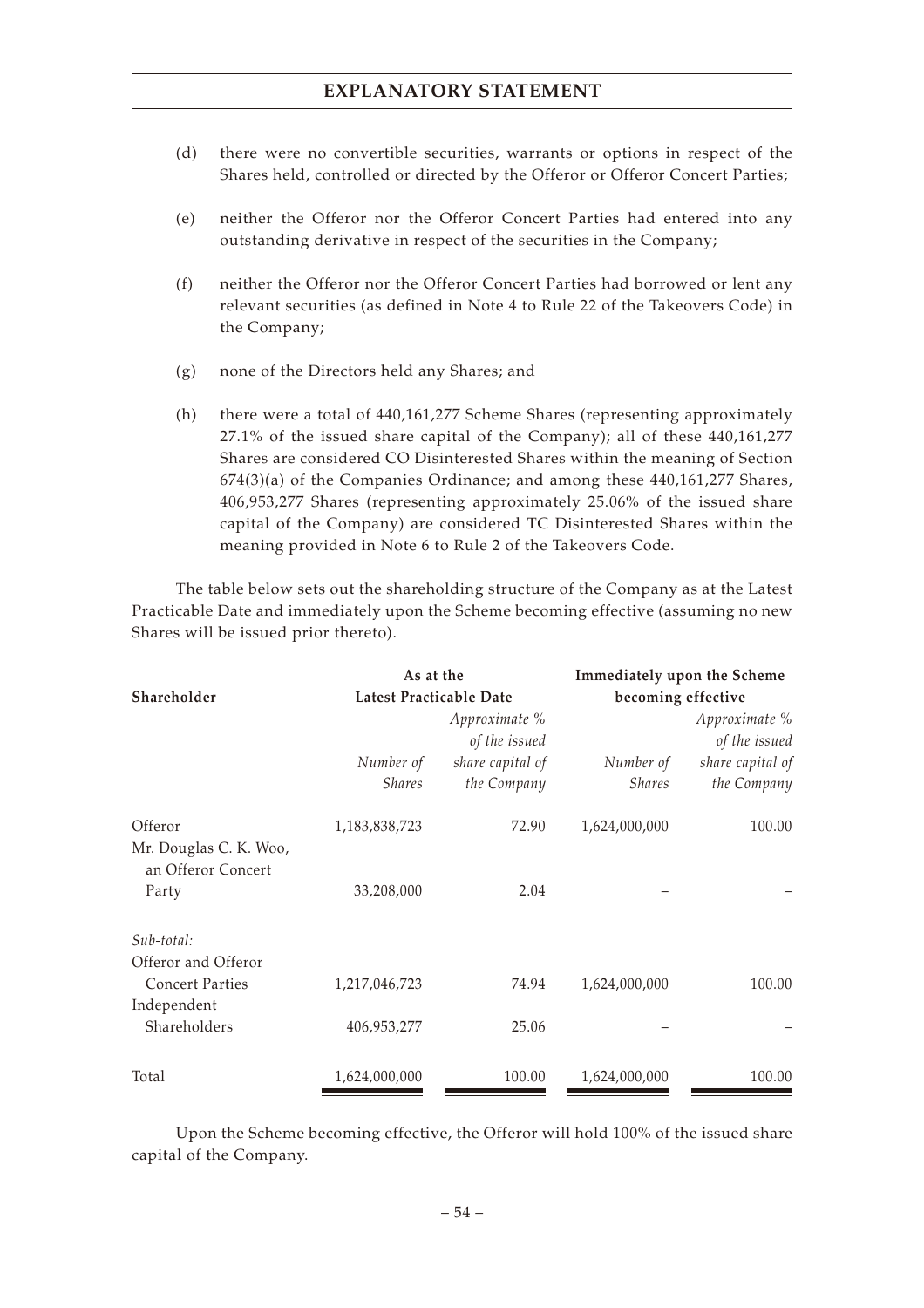(d) there were no convertible securities, warrants or options in respect of the Shares held, controlled or directed by the Offeror or Offeror Concert Parties;

(e) neither the Offeror nor the Offeror Concert Parties had entered into any outstanding derivative in respect of the securities in the Company;

(f) neither the Offeror nor the Offeror Concert Parties had borrowed or lent any relevant securities (as defined in Note 4 to Rule 22 of the Takeovers Code) in the Company;

(g) none of the Directors held any Shares; and

(h) there were a total of 440,161,277 Scheme Shares (representing approximately 27.1% of the issued share capital of the Company); all of these 440,161,277 Shares are considered CO Disinterested Shares within the meaning of Section 674(3)(a) of the Companies Ordinance; and among these 440,161,277 Shares, 406,953,277 Shares (representing approximately 25.06% of the issued share capital of the Company) are considered TC Disinterested Shares within the meaning provided in Note 6 to Rule 2 of the Takeovers Code.

The table below sets out the shareholding structure of the Company as at the Latest Practicable Date and immediately upon the Scheme becoming effective (assuming no new Shares will be issued prior thereto).

| Shareholder | As at the Latest Practicable Date | | Immediately upon the Scheme becoming effective | |
|---|---|---|---|---|
| | *Number of Shares* | *Approximate % of the issued share capital of the Company* | *Number of Shares* | *Approximate % of the issued share capital of the Company* |
| Offeror | 1,183,838,723 | 72.90 | 1,624,000,000 | 100.00 |
| Mr. Douglas C. K. Woo, an Offeror Concert Party | 33,208,000 | 2.04 | – | – |
| *Sub-total:* | | | | |
| Offeror and Offeror Concert Parties | 1,217,046,723 | 74.94 | 1,624,000,000 | 100.00 |
| Independent Shareholders | 406,953,277 | 25.06 | – | – |
| Total | 1,624,000,000 | 100.00 | 1,624,000,000 | 100.00 |

Upon the Scheme becoming effective, the Offeror will hold 100% of the issued share capital of the Company.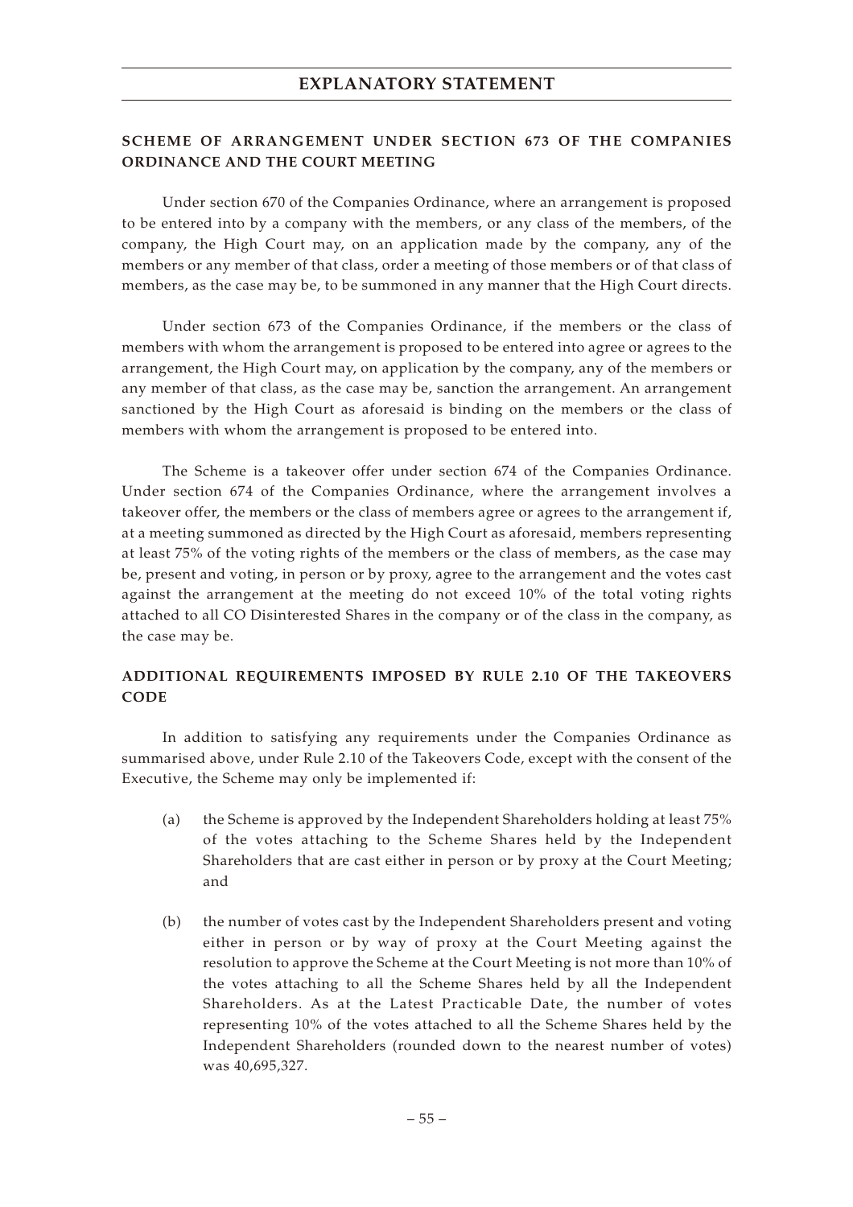## SCHEME OF ARRANGEMENT UNDER SECTION 673 OF THE COMPANIES ORDINANCE AND THE COURT MEETING

Under section 670 of the Companies Ordinance, where an arrangement is proposed to be entered into by a company with the members, or any class of the members, of the company, the High Court may, on an application made by the company, any of the members or any member of that class, order a meeting of those members or of that class of members, as the case may be, to be summoned in any manner that the High Court directs.

Under section 673 of the Companies Ordinance, if the members or the class of members with whom the arrangement is proposed to be entered into agree or agrees to the arrangement, the High Court may, on application by the company, any of the members or any member of that class, as the case may be, sanction the arrangement. An arrangement sanctioned by the High Court as aforesaid is binding on the members or the class of members with whom the arrangement is proposed to be entered into.

The Scheme is a takeover offer under section 674 of the Companies Ordinance. Under section 674 of the Companies Ordinance, where the arrangement involves a takeover offer, the members or the class of members agree or agrees to the arrangement if, at a meeting summoned as directed by the High Court as aforesaid, members representing at least 75% of the voting rights of the members or the class of members, as the case may be, present and voting, in person or by proxy, agree to the arrangement and the votes cast against the arrangement at the meeting do not exceed 10% of the total voting rights attached to all CO Disinterested Shares in the company or of the class in the company, as the case may be.

## ADDITIONAL REQUIREMENTS IMPOSED BY RULE 2.10 OF THE TAKEOVERS CODE

In addition to satisfying any requirements under the Companies Ordinance as summarised above, under Rule 2.10 of the Takeovers Code, except with the consent of the Executive, the Scheme may only be implemented if:

(a) the Scheme is approved by the Independent Shareholders holding at least 75% of the votes attaching to the Scheme Shares held by the Independent Shareholders that are cast either in person or by proxy at the Court Meeting; and

(b) the number of votes cast by the Independent Shareholders present and voting either in person or by way of proxy at the Court Meeting against the resolution to approve the Scheme at the Court Meeting is not more than 10% of the votes attaching to all the Scheme Shares held by all the Independent Shareholders. As at the Latest Practicable Date, the number of votes representing 10% of the votes attached to all the Scheme Shares held by the Independent Shareholders (rounded down to the nearest number of votes) was 40,695,327.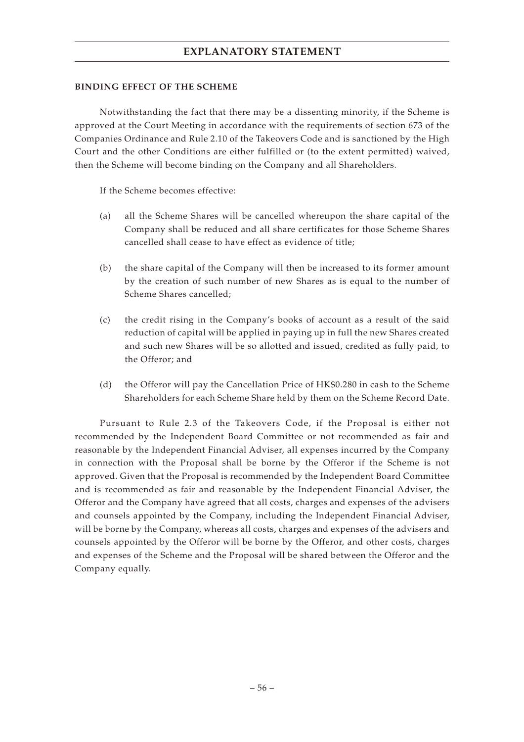### BINDING EFFECT OF THE SCHEME

Notwithstanding the fact that there may be a dissenting minority, if the Scheme is approved at the Court Meeting in accordance with the requirements of section 673 of the Companies Ordinance and Rule 2.10 of the Takeovers Code and is sanctioned by the High Court and the other Conditions are either fulfilled or (to the extent permitted) waived, then the Scheme will become binding on the Company and all Shareholders.

If the Scheme becomes effective:

(a) all the Scheme Shares will be cancelled whereupon the share capital of the Company shall be reduced and all share certificates for those Scheme Shares cancelled shall cease to have effect as evidence of title;

(b) the share capital of the Company will then be increased to its former amount by the creation of such number of new Shares as is equal to the number of Scheme Shares cancelled;

(c) the credit rising in the Company's books of account as a result of the said reduction of capital will be applied in paying up in full the new Shares created and such new Shares will be so allotted and issued, credited as fully paid, to the Offeror; and

(d) the Offeror will pay the Cancellation Price of HK$0.280 in cash to the Scheme Shareholders for each Scheme Share held by them on the Scheme Record Date.

Pursuant to Rule 2.3 of the Takeovers Code, if the Proposal is either not recommended by the Independent Board Committee or not recommended as fair and reasonable by the Independent Financial Adviser, all expenses incurred by the Company in connection with the Proposal shall be borne by the Offeror if the Scheme is not approved. Given that the Proposal is recommended by the Independent Board Committee and is recommended as fair and reasonable by the Independent Financial Adviser, the Offeror and the Company have agreed that all costs, charges and expenses of the advisers and counsels appointed by the Company, including the Independent Financial Adviser, will be borne by the Company, whereas all costs, charges and expenses of the advisers and counsels appointed by the Offeror will be borne by the Offeror, and other costs, charges and expenses of the Scheme and the Proposal will be shared between the Offeror and the Company equally.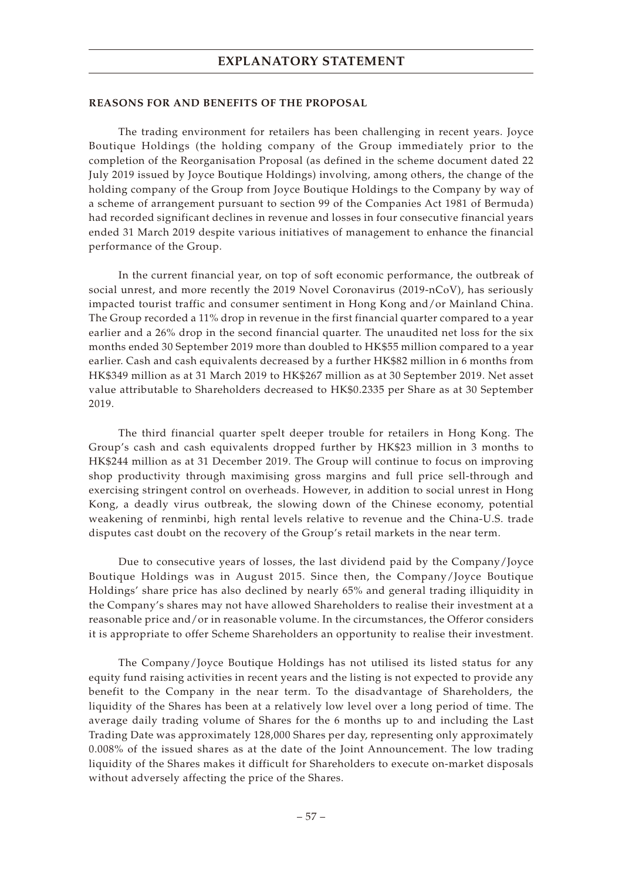# EXPLANATORY STATEMENT

**REASONS FOR AND BENEFITS OF THE PROPOSAL**

The trading environment for retailers has been challenging in recent years. Joyce Boutique Holdings (the holding company of the Group immediately prior to the completion of the Reorganisation Proposal (as defined in the scheme document dated 22 July 2019 issued by Joyce Boutique Holdings) involving, among others, the change of the holding company of the Group from Joyce Boutique Holdings to the Company by way of a scheme of arrangement pursuant to section 99 of the Companies Act 1981 of Bermuda) had recorded significant declines in revenue and losses in four consecutive financial years ended 31 March 2019 despite various initiatives of management to enhance the financial performance of the Group.

In the current financial year, on top of soft economic performance, the outbreak of social unrest, and more recently the 2019 Novel Coronavirus (2019-nCoV), has seriously impacted tourist traffic and consumer sentiment in Hong Kong and/or Mainland China. The Group recorded a 11% drop in revenue in the first financial quarter compared to a year earlier and a 26% drop in the second financial quarter. The unaudited net loss for the six months ended 30 September 2019 more than doubled to HK$55 million compared to a year earlier. Cash and cash equivalents decreased by a further HK$82 million in 6 months from HK$349 million as at 31 March 2019 to HK$267 million as at 30 September 2019. Net asset value attributable to Shareholders decreased to HK$0.2335 per Share as at 30 September 2019.

The third financial quarter spelt deeper trouble for retailers in Hong Kong. The Group's cash and cash equivalents dropped further by HK$23 million in 3 months to HK$244 million as at 31 December 2019. The Group will continue to focus on improving shop productivity through maximising gross margins and full price sell-through and exercising stringent control on overheads. However, in addition to social unrest in Hong Kong, a deadly virus outbreak, the slowing down of the Chinese economy, potential weakening of renminbi, high rental levels relative to revenue and the China-U.S. trade disputes cast doubt on the recovery of the Group's retail markets in the near term.

Due to consecutive years of losses, the last dividend paid by the Company/Joyce Boutique Holdings was in August 2015. Since then, the Company/Joyce Boutique Holdings' share price has also declined by nearly 65% and general trading illiquidity in the Company's shares may not have allowed Shareholders to realise their investment at a reasonable price and/or in reasonable volume. In the circumstances, the Offeror considers it is appropriate to offer Scheme Shareholders an opportunity to realise their investment.

The Company/Joyce Boutique Holdings has not utilised its listed status for any equity fund raising activities in recent years and the listing is not expected to provide any benefit to the Company in the near term. To the disadvantage of Shareholders, the liquidity of the Shares has been at a relatively low level over a long period of time. The average daily trading volume of Shares for the 6 months up to and including the Last Trading Date was approximately 128,000 Shares per day, representing only approximately 0.008% of the issued shares as at the date of the Joint Announcement. The low trading liquidity of the Shares makes it difficult for Shareholders to execute on-market disposals without adversely affecting the price of the Shares.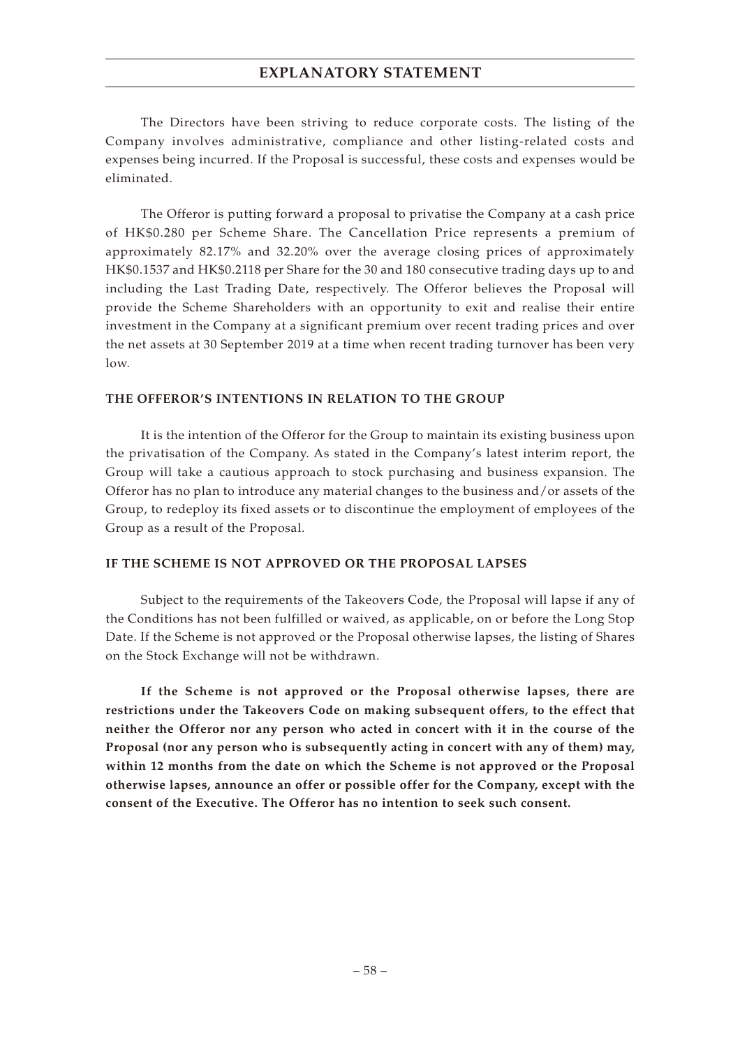The Directors have been striving to reduce corporate costs. The listing of the Company involves administrative, compliance and other listing-related costs and expenses being incurred. If the Proposal is successful, these costs and expenses would be eliminated.

The Offeror is putting forward a proposal to privatise the Company at a cash price of HK$0.280 per Scheme Share. The Cancellation Price represents a premium of approximately 82.17% and 32.20% over the average closing prices of approximately HK$0.1537 and HK$0.2118 per Share for the 30 and 180 consecutive trading days up to and including the Last Trading Date, respectively. The Offeror believes the Proposal will provide the Scheme Shareholders with an opportunity to exit and realise their entire investment in the Company at a significant premium over recent trading prices and over the net assets at 30 September 2019 at a time when recent trading turnover has been very low.

## THE OFFEROR'S INTENTIONS IN RELATION TO THE GROUP

It is the intention of the Offeror for the Group to maintain its existing business upon the privatisation of the Company. As stated in the Company's latest interim report, the Group will take a cautious approach to stock purchasing and business expansion. The Offeror has no plan to introduce any material changes to the business and/or assets of the Group, to redeploy its fixed assets or to discontinue the employment of employees of the Group as a result of the Proposal.

## IF THE SCHEME IS NOT APPROVED OR THE PROPOSAL LAPSES

Subject to the requirements of the Takeovers Code, the Proposal will lapse if any of the Conditions has not been fulfilled or waived, as applicable, on or before the Long Stop Date. If the Scheme is not approved or the Proposal otherwise lapses, the listing of Shares on the Stock Exchange will not be withdrawn.

**If the Scheme is not approved or the Proposal otherwise lapses, there are restrictions under the Takeovers Code on making subsequent offers, to the effect that neither the Offeror nor any person who acted in concert with it in the course of the Proposal (nor any person who is subsequently acting in concert with any of them) may, within 12 months from the date on which the Scheme is not approved or the Proposal otherwise lapses, announce an offer or possible offer for the Company, except with the consent of the Executive. The Offeror has no intention to seek such consent.**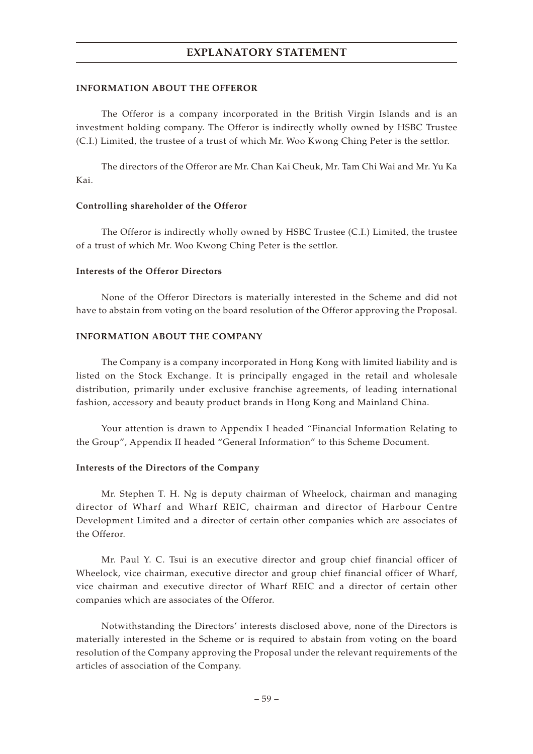## INFORMATION ABOUT THE OFFEROR

The Offeror is a company incorporated in the British Virgin Islands and is an investment holding company. The Offeror is indirectly wholly owned by HSBC Trustee (C.I.) Limited, the trustee of a trust of which Mr. Woo Kwong Ching Peter is the settlor.

The directors of the Offeror are Mr. Chan Kai Cheuk, Mr. Tam Chi Wai and Mr. Yu Ka Kai.

### Controlling shareholder of the Offeror

The Offeror is indirectly wholly owned by HSBC Trustee (C.I.) Limited, the trustee of a trust of which Mr. Woo Kwong Ching Peter is the settlor.

### Interests of the Offeror Directors

None of the Offeror Directors is materially interested in the Scheme and did not have to abstain from voting on the board resolution of the Offeror approving the Proposal.

## INFORMATION ABOUT THE COMPANY

The Company is a company incorporated in Hong Kong with limited liability and is listed on the Stock Exchange. It is principally engaged in the retail and wholesale distribution, primarily under exclusive franchise agreements, of leading international fashion, accessory and beauty product brands in Hong Kong and Mainland China.

Your attention is drawn to Appendix I headed "Financial Information Relating to the Group", Appendix II headed "General Information" to this Scheme Document.

### Interests of the Directors of the Company

Mr. Stephen T. H. Ng is deputy chairman of Wheelock, chairman and managing director of Wharf and Wharf REIC, chairman and director of Harbour Centre Development Limited and a director of certain other companies which are associates of the Offeror.

Mr. Paul Y. C. Tsui is an executive director and group chief financial officer of Wheelock, vice chairman, executive director and group chief financial officer of Wharf, vice chairman and executive director of Wharf REIC and a director of certain other companies which are associates of the Offeror.

Notwithstanding the Directors' interests disclosed above, none of the Directors is materially interested in the Scheme or is required to abstain from voting on the board resolution of the Company approving the Proposal under the relevant requirements of the articles of association of the Company.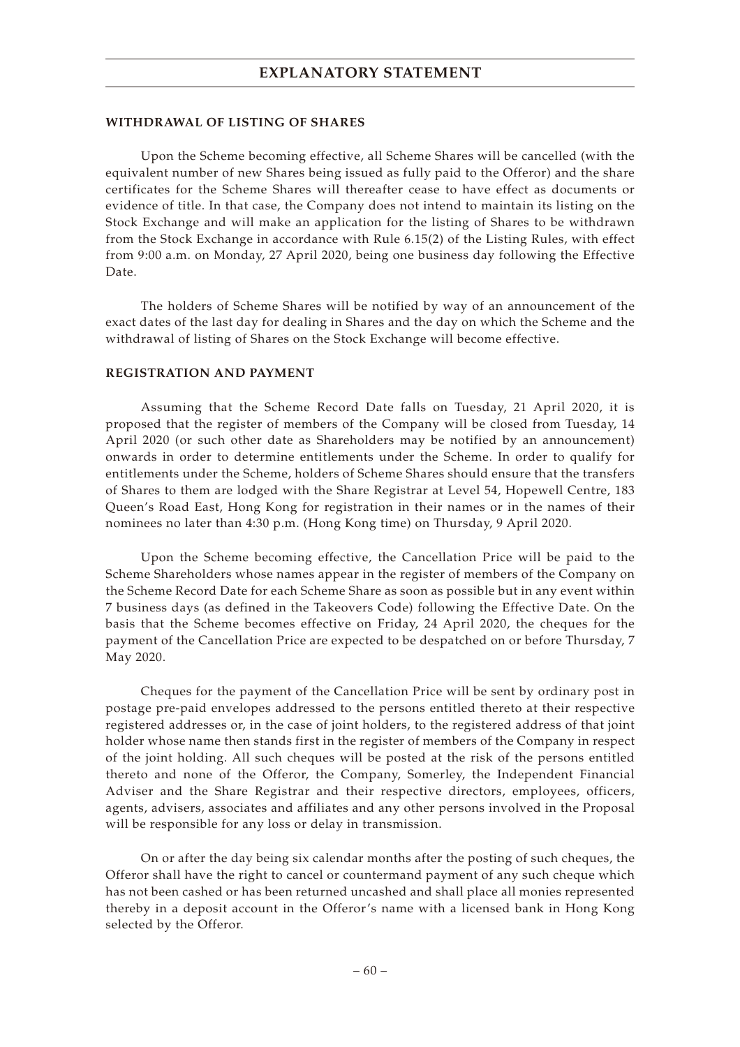#### WITHDRAWAL OF LISTING OF SHARES

Upon the Scheme becoming effective, all Scheme Shares will be cancelled (with the equivalent number of new Shares being issued as fully paid to the Offeror) and the share certificates for the Scheme Shares will thereafter cease to have effect as documents or evidence of title. In that case, the Company does not intend to maintain its listing on the Stock Exchange and will make an application for the listing of Shares to be withdrawn from the Stock Exchange in accordance with Rule 6.15(2) of the Listing Rules, with effect from 9:00 a.m. on Monday, 27 April 2020, being one business day following the Effective Date.

The holders of Scheme Shares will be notified by way of an announcement of the exact dates of the last day for dealing in Shares and the day on which the Scheme and the withdrawal of listing of Shares on the Stock Exchange will become effective.

#### REGISTRATION AND PAYMENT

Assuming that the Scheme Record Date falls on Tuesday, 21 April 2020, it is proposed that the register of members of the Company will be closed from Tuesday, 14 April 2020 (or such other date as Shareholders may be notified by an announcement) onwards in order to determine entitlements under the Scheme. In order to qualify for entitlements under the Scheme, holders of Scheme Shares should ensure that the transfers of Shares to them are lodged with the Share Registrar at Level 54, Hopewell Centre, 183 Queen's Road East, Hong Kong for registration in their names or in the names of their nominees no later than 4:30 p.m. (Hong Kong time) on Thursday, 9 April 2020.

Upon the Scheme becoming effective, the Cancellation Price will be paid to the Scheme Shareholders whose names appear in the register of members of the Company on the Scheme Record Date for each Scheme Share as soon as possible but in any event within 7 business days (as defined in the Takeovers Code) following the Effective Date. On the basis that the Scheme becomes effective on Friday, 24 April 2020, the cheques for the payment of the Cancellation Price are expected to be despatched on or before Thursday, 7 May 2020.

Cheques for the payment of the Cancellation Price will be sent by ordinary post in postage pre-paid envelopes addressed to the persons entitled thereto at their respective registered addresses or, in the case of joint holders, to the registered address of that joint holder whose name then stands first in the register of members of the Company in respect of the joint holding. All such cheques will be posted at the risk of the persons entitled thereto and none of the Offeror, the Company, Somerley, the Independent Financial Adviser and the Share Registrar and their respective directors, employees, officers, agents, advisers, associates and affiliates and any other persons involved in the Proposal will be responsible for any loss or delay in transmission.

On or after the day being six calendar months after the posting of such cheques, the Offeror shall have the right to cancel or countermand payment of any such cheque which has not been cashed or has been returned uncashed and shall place all monies represented thereby in a deposit account in the Offeror's name with a licensed bank in Hong Kong selected by the Offeror.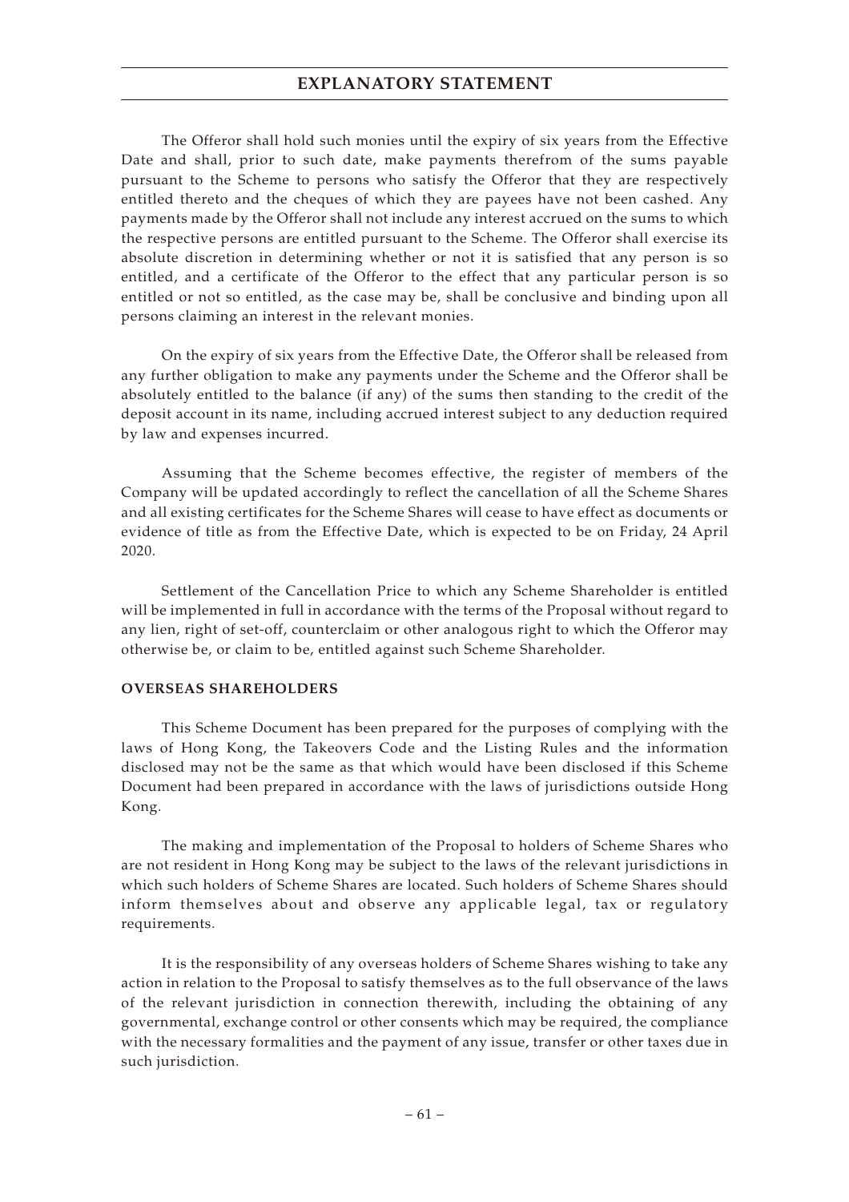The Offeror shall hold such monies until the expiry of six years from the Effective Date and shall, prior to such date, make payments therefrom of the sums payable pursuant to the Scheme to persons who satisfy the Offeror that they are respectively entitled thereto and the cheques of which they are payees have not been cashed. Any payments made by the Offeror shall not include any interest accrued on the sums to which the respective persons are entitled pursuant to the Scheme. The Offeror shall exercise its absolute discretion in determining whether or not it is satisfied that any person is so entitled, and a certificate of the Offeror to the effect that any particular person is so entitled or not so entitled, as the case may be, shall be conclusive and binding upon all persons claiming an interest in the relevant monies.

On the expiry of six years from the Effective Date, the Offeror shall be released from any further obligation to make any payments under the Scheme and the Offeror shall be absolutely entitled to the balance (if any) of the sums then standing to the credit of the deposit account in its name, including accrued interest subject to any deduction required by law and expenses incurred.

Assuming that the Scheme becomes effective, the register of members of the Company will be updated accordingly to reflect the cancellation of all the Scheme Shares and all existing certificates for the Scheme Shares will cease to have effect as documents or evidence of title as from the Effective Date, which is expected to be on Friday, 24 April 2020.

Settlement of the Cancellation Price to which any Scheme Shareholder is entitled will be implemented in full in accordance with the terms of the Proposal without regard to any lien, right of set-off, counterclaim or other analogous right to which the Offeror may otherwise be, or claim to be, entitled against such Scheme Shareholder.

**OVERSEAS SHAREHOLDERS**

This Scheme Document has been prepared for the purposes of complying with the laws of Hong Kong, the Takeovers Code and the Listing Rules and the information disclosed may not be the same as that which would have been disclosed if this Scheme Document had been prepared in accordance with the laws of jurisdictions outside Hong Kong.

The making and implementation of the Proposal to holders of Scheme Shares who are not resident in Hong Kong may be subject to the laws of the relevant jurisdictions in which such holders of Scheme Shares are located. Such holders of Scheme Shares should inform themselves about and observe any applicable legal, tax or regulatory requirements.

It is the responsibility of any overseas holders of Scheme Shares wishing to take any action in relation to the Proposal to satisfy themselves as to the full observance of the laws of the relevant jurisdiction in connection therewith, including the obtaining of any governmental, exchange control or other consents which may be required, the compliance with the necessary formalities and the payment of any issue, transfer or other taxes due in such jurisdiction.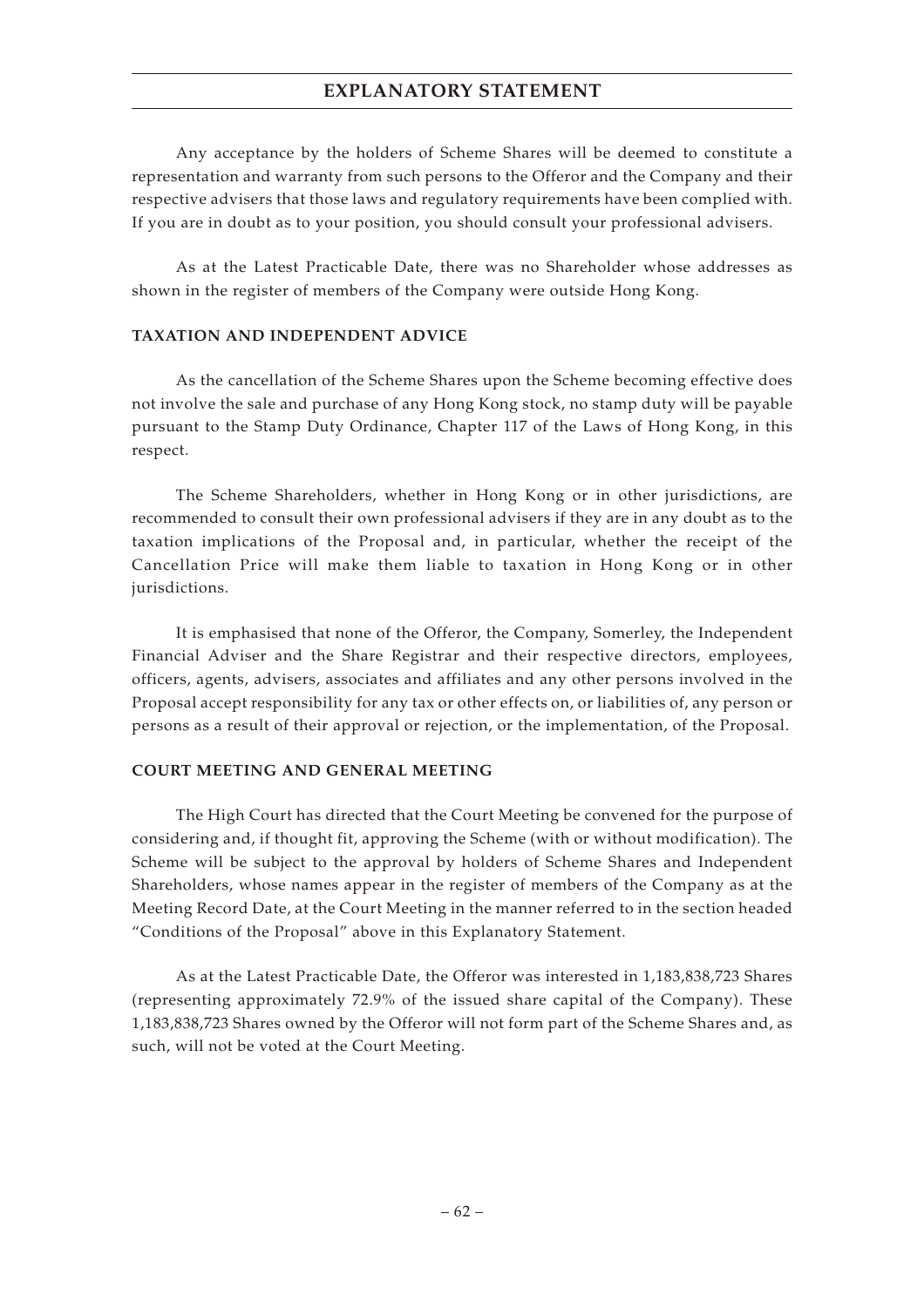Any acceptance by the holders of Scheme Shares will be deemed to constitute a representation and warranty from such persons to the Offeror and the Company and their respective advisers that those laws and regulatory requirements have been complied with. If you are in doubt as to your position, you should consult your professional advisers.

As at the Latest Practicable Date, there was no Shareholder whose addresses as shown in the register of members of the Company were outside Hong Kong.

## TAXATION AND INDEPENDENT ADVICE

As the cancellation of the Scheme Shares upon the Scheme becoming effective does not involve the sale and purchase of any Hong Kong stock, no stamp duty will be payable pursuant to the Stamp Duty Ordinance, Chapter 117 of the Laws of Hong Kong, in this respect.

The Scheme Shareholders, whether in Hong Kong or in other jurisdictions, are recommended to consult their own professional advisers if they are in any doubt as to the taxation implications of the Proposal and, in particular, whether the receipt of the Cancellation Price will make them liable to taxation in Hong Kong or in other jurisdictions.

It is emphasised that none of the Offeror, the Company, Somerley, the Independent Financial Adviser and the Share Registrar and their respective directors, employees, officers, agents, advisers, associates and affiliates and any other persons involved in the Proposal accept responsibility for any tax or other effects on, or liabilities of, any person or persons as a result of their approval or rejection, or the implementation, of the Proposal.

## COURT MEETING AND GENERAL MEETING

The High Court has directed that the Court Meeting be convened for the purpose of considering and, if thought fit, approving the Scheme (with or without modification). The Scheme will be subject to the approval by holders of Scheme Shares and Independent Shareholders, whose names appear in the register of members of the Company as at the Meeting Record Date, at the Court Meeting in the manner referred to in the section headed "Conditions of the Proposal" above in this Explanatory Statement.

As at the Latest Practicable Date, the Offeror was interested in 1,183,838,723 Shares (representing approximately 72.9% of the issued share capital of the Company). These 1,183,838,723 Shares owned by the Offeror will not form part of the Scheme Shares and, as such, will not be voted at the Court Meeting.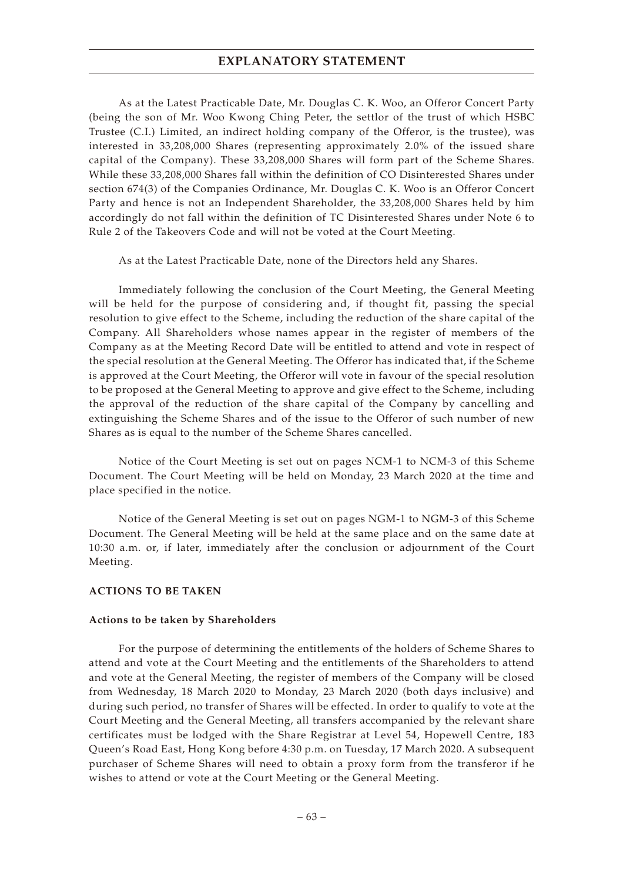As at the Latest Practicable Date, Mr. Douglas C. K. Woo, an Offeror Concert Party (being the son of Mr. Woo Kwong Ching Peter, the settlor of the trust of which HSBC Trustee (C.I.) Limited, an indirect holding company of the Offeror, is the trustee), was interested in 33,208,000 Shares (representing approximately 2.0% of the issued share capital of the Company). These 33,208,000 Shares will form part of the Scheme Shares. While these 33,208,000 Shares fall within the definition of CO Disinterested Shares under section 674(3) of the Companies Ordinance, Mr. Douglas C. K. Woo is an Offeror Concert Party and hence is not an Independent Shareholder, the 33,208,000 Shares held by him accordingly do not fall within the definition of TC Disinterested Shares under Note 6 to Rule 2 of the Takeovers Code and will not be voted at the Court Meeting.

As at the Latest Practicable Date, none of the Directors held any Shares.

Immediately following the conclusion of the Court Meeting, the General Meeting will be held for the purpose of considering and, if thought fit, passing the special resolution to give effect to the Scheme, including the reduction of the share capital of the Company. All Shareholders whose names appear in the register of members of the Company as at the Meeting Record Date will be entitled to attend and vote in respect of the special resolution at the General Meeting. The Offeror has indicated that, if the Scheme is approved at the Court Meeting, the Offeror will vote in favour of the special resolution to be proposed at the General Meeting to approve and give effect to the Scheme, including the approval of the reduction of the share capital of the Company by cancelling and extinguishing the Scheme Shares and of the issue to the Offeror of such number of new Shares as is equal to the number of the Scheme Shares cancelled.

Notice of the Court Meeting is set out on pages NCM-1 to NCM-3 of this Scheme Document. The Court Meeting will be held on Monday, 23 March 2020 at the time and place specified in the notice.

Notice of the General Meeting is set out on pages NGM-1 to NGM-3 of this Scheme Document. The General Meeting will be held at the same place and on the same date at 10:30 a.m. or, if later, immediately after the conclusion or adjournment of the Court Meeting.

## ACTIONS TO BE TAKEN

### Actions to be taken by Shareholders

For the purpose of determining the entitlements of the holders of Scheme Shares to attend and vote at the Court Meeting and the entitlements of the Shareholders to attend and vote at the General Meeting, the register of members of the Company will be closed from Wednesday, 18 March 2020 to Monday, 23 March 2020 (both days inclusive) and during such period, no transfer of Shares will be effected. In order to qualify to vote at the Court Meeting and the General Meeting, all transfers accompanied by the relevant share certificates must be lodged with the Share Registrar at Level 54, Hopewell Centre, 183 Queen's Road East, Hong Kong before 4:30 p.m. on Tuesday, 17 March 2020. A subsequent purchaser of Scheme Shares will need to obtain a proxy form from the transferor if he wishes to attend or vote at the Court Meeting or the General Meeting.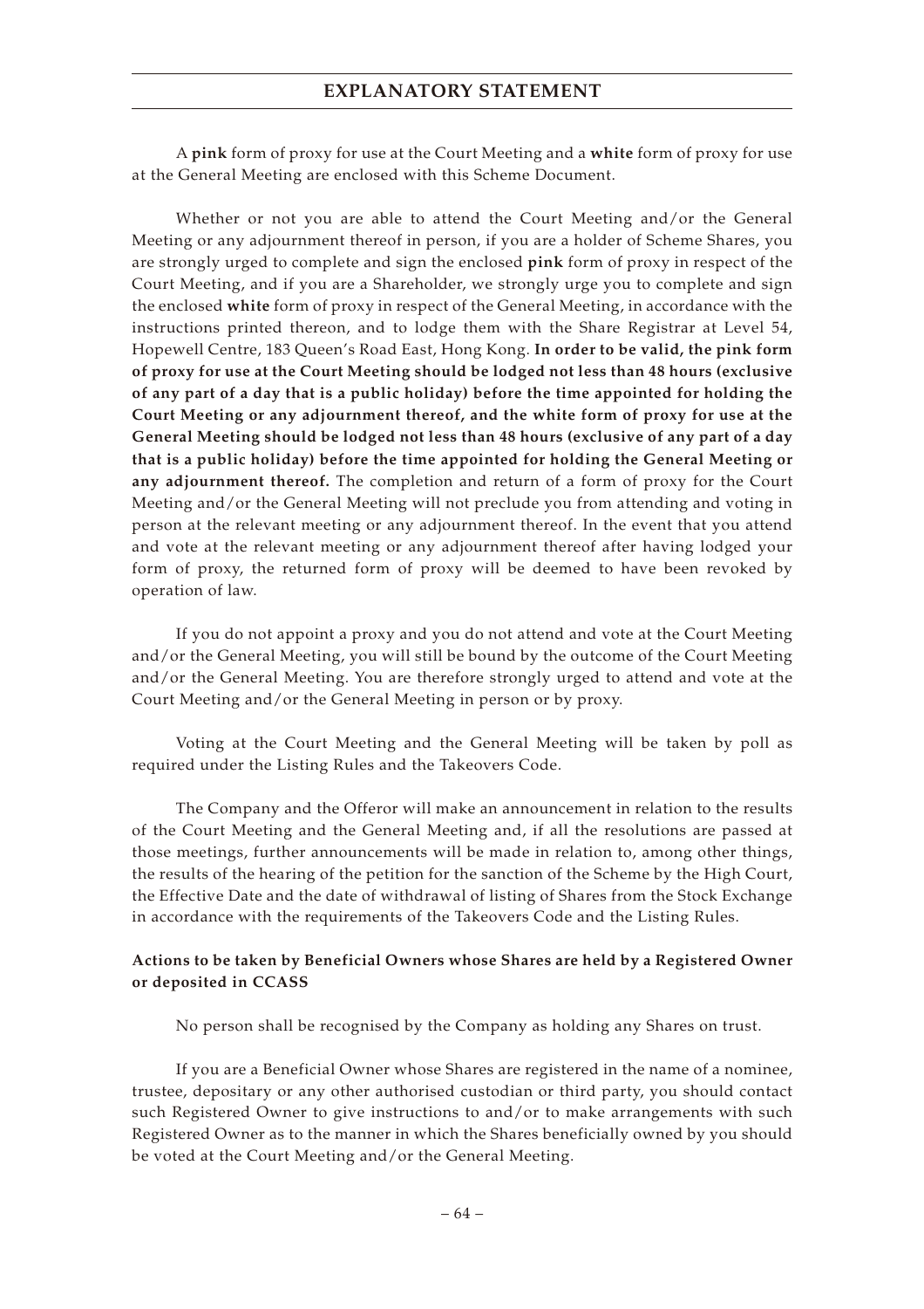A **pink** form of proxy for use at the Court Meeting and a **white** form of proxy for use at the General Meeting are enclosed with this Scheme Document.

Whether or not you are able to attend the Court Meeting and/or the General Meeting or any adjournment thereof in person, if you are a holder of Scheme Shares, you are strongly urged to complete and sign the enclosed **pink** form of proxy in respect of the Court Meeting, and if you are a Shareholder, we strongly urge you to complete and sign the enclosed **white** form of proxy in respect of the General Meeting, in accordance with the instructions printed thereon, and to lodge them with the Share Registrar at Level 54, Hopewell Centre, 183 Queen's Road East, Hong Kong. **In order to be valid, the pink form of proxy for use at the Court Meeting should be lodged not less than 48 hours (exclusive of any part of a day that is a public holiday) before the time appointed for holding the Court Meeting or any adjournment thereof, and the white form of proxy for use at the General Meeting should be lodged not less than 48 hours (exclusive of any part of a day that is a public holiday) before the time appointed for holding the General Meeting or any adjournment thereof.** The completion and return of a form of proxy for the Court Meeting and/or the General Meeting will not preclude you from attending and voting in person at the relevant meeting or any adjournment thereof. In the event that you attend and vote at the relevant meeting or any adjournment thereof after having lodged your form of proxy, the returned form of proxy will be deemed to have been revoked by operation of law.

If you do not appoint a proxy and you do not attend and vote at the Court Meeting and/or the General Meeting, you will still be bound by the outcome of the Court Meeting and/or the General Meeting. You are therefore strongly urged to attend and vote at the Court Meeting and/or the General Meeting in person or by proxy.

Voting at the Court Meeting and the General Meeting will be taken by poll as required under the Listing Rules and the Takeovers Code.

The Company and the Offeror will make an announcement in relation to the results of the Court Meeting and the General Meeting and, if all the resolutions are passed at those meetings, further announcements will be made in relation to, among other things, the results of the hearing of the petition for the sanction of the Scheme by the High Court, the Effective Date and the date of withdrawal of listing of Shares from the Stock Exchange in accordance with the requirements of the Takeovers Code and the Listing Rules.

**Actions to be taken by Beneficial Owners whose Shares are held by a Registered Owner or deposited in CCASS**

No person shall be recognised by the Company as holding any Shares on trust.

If you are a Beneficial Owner whose Shares are registered in the name of a nominee, trustee, depositary or any other authorised custodian or third party, you should contact such Registered Owner to give instructions to and/or to make arrangements with such Registered Owner as to the manner in which the Shares beneficially owned by you should be voted at the Court Meeting and/or the General Meeting.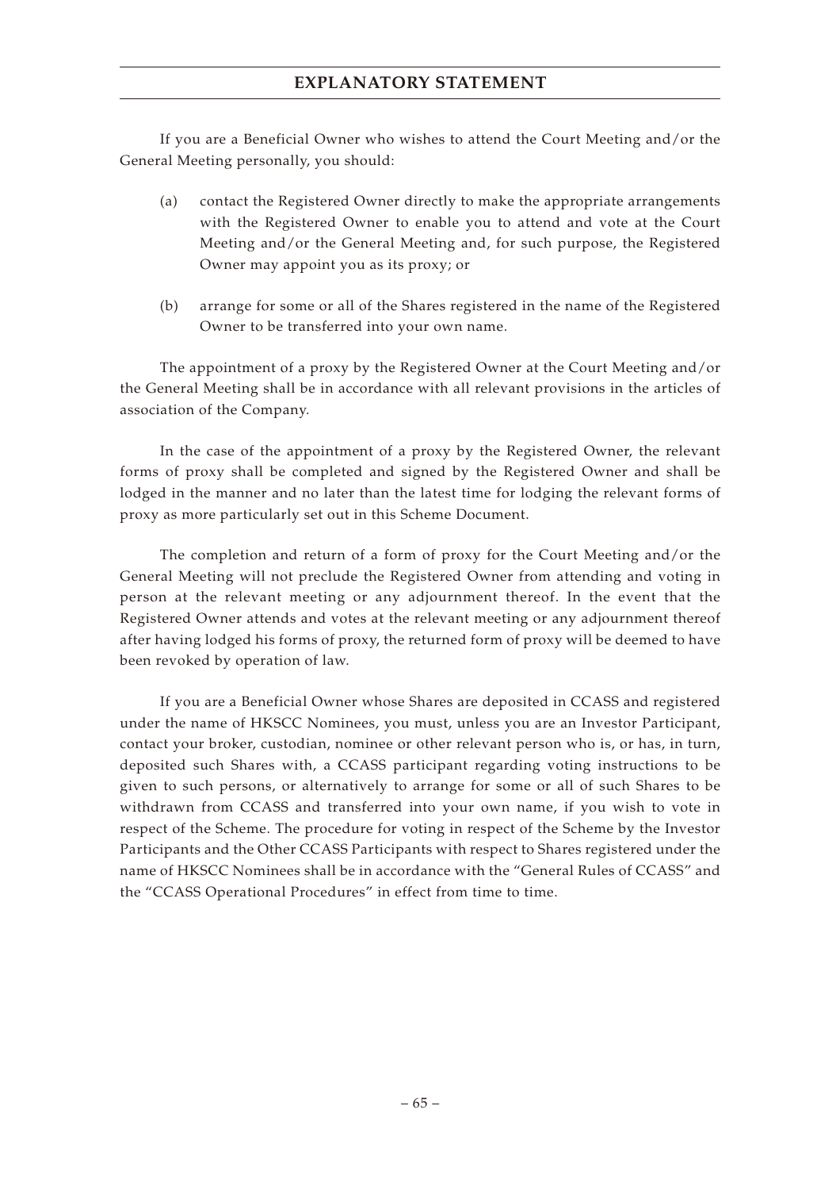If you are a Beneficial Owner who wishes to attend the Court Meeting and/or the General Meeting personally, you should:

(a) contact the Registered Owner directly to make the appropriate arrangements with the Registered Owner to enable you to attend and vote at the Court Meeting and/or the General Meeting and, for such purpose, the Registered Owner may appoint you as its proxy; or

(b) arrange for some or all of the Shares registered in the name of the Registered Owner to be transferred into your own name.

The appointment of a proxy by the Registered Owner at the Court Meeting and/or the General Meeting shall be in accordance with all relevant provisions in the articles of association of the Company.

In the case of the appointment of a proxy by the Registered Owner, the relevant forms of proxy shall be completed and signed by the Registered Owner and shall be lodged in the manner and no later than the latest time for lodging the relevant forms of proxy as more particularly set out in this Scheme Document.

The completion and return of a form of proxy for the Court Meeting and/or the General Meeting will not preclude the Registered Owner from attending and voting in person at the relevant meeting or any adjournment thereof. In the event that the Registered Owner attends and votes at the relevant meeting or any adjournment thereof after having lodged his forms of proxy, the returned form of proxy will be deemed to have been revoked by operation of law.

If you are a Beneficial Owner whose Shares are deposited in CCASS and registered under the name of HKSCC Nominees, you must, unless you are an Investor Participant, contact your broker, custodian, nominee or other relevant person who is, or has, in turn, deposited such Shares with, a CCASS participant regarding voting instructions to be given to such persons, or alternatively to arrange for some or all of such Shares to be withdrawn from CCASS and transferred into your own name, if you wish to vote in respect of the Scheme. The procedure for voting in respect of the Scheme by the Investor Participants and the Other CCASS Participants with respect to Shares registered under the name of HKSCC Nominees shall be in accordance with the "General Rules of CCASS" and the "CCASS Operational Procedures" in effect from time to time.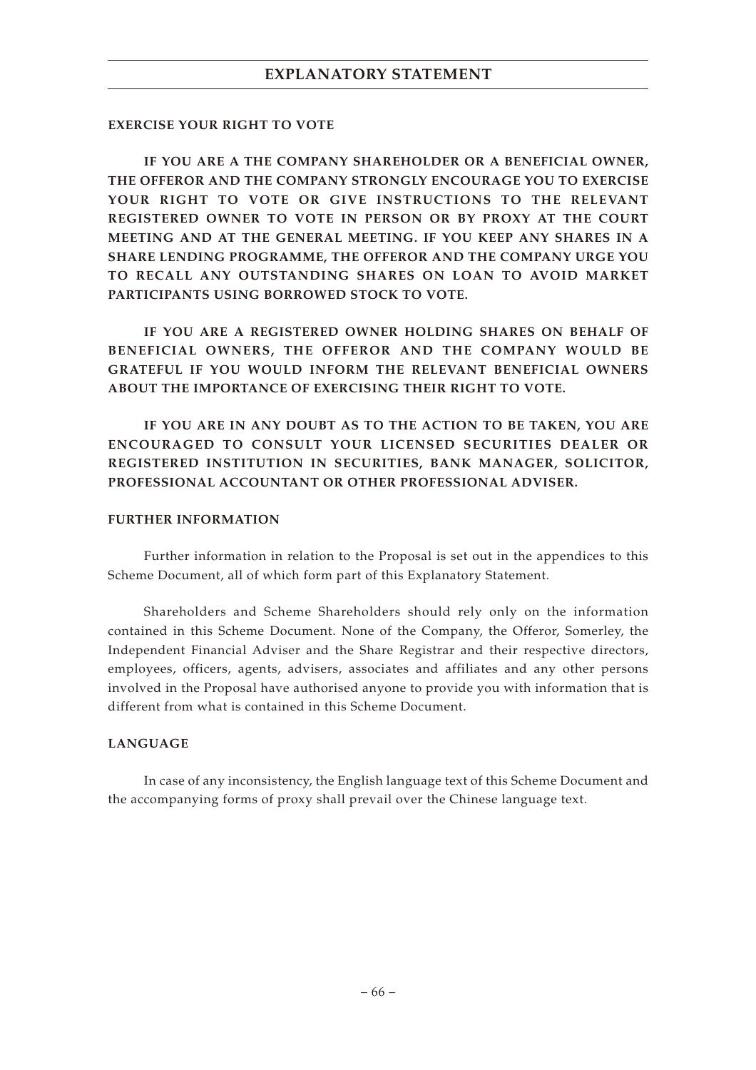**EXERCISE YOUR RIGHT TO VOTE**

**IF YOU ARE A THE COMPANY SHAREHOLDER OR A BENEFICIAL OWNER, THE OFFEROR AND THE COMPANY STRONGLY ENCOURAGE YOU TO EXERCISE YOUR RIGHT TO VOTE OR GIVE INSTRUCTIONS TO THE RELEVANT REGISTERED OWNER TO VOTE IN PERSON OR BY PROXY AT THE COURT MEETING AND AT THE GENERAL MEETING. IF YOU KEEP ANY SHARES IN A SHARE LENDING PROGRAMME, THE OFFEROR AND THE COMPANY URGE YOU TO RECALL ANY OUTSTANDING SHARES ON LOAN TO AVOID MARKET PARTICIPANTS USING BORROWED STOCK TO VOTE.**

**IF YOU ARE A REGISTERED OWNER HOLDING SHARES ON BEHALF OF BENEFICIAL OWNERS, THE OFFEROR AND THE COMPANY WOULD BE GRATEFUL IF YOU WOULD INFORM THE RELEVANT BENEFICIAL OWNERS ABOUT THE IMPORTANCE OF EXERCISING THEIR RIGHT TO VOTE.**

**IF YOU ARE IN ANY DOUBT AS TO THE ACTION TO BE TAKEN, YOU ARE ENCOURAGED TO CONSULT YOUR LICENSED SECURITIES DEALER OR REGISTERED INSTITUTION IN SECURITIES, BANK MANAGER, SOLICITOR, PROFESSIONAL ACCOUNTANT OR OTHER PROFESSIONAL ADVISER.**

**FURTHER INFORMATION**

Further information in relation to the Proposal is set out in the appendices to this Scheme Document, all of which form part of this Explanatory Statement.

Shareholders and Scheme Shareholders should rely only on the information contained in this Scheme Document. None of the Company, the Offeror, Somerley, the Independent Financial Adviser and the Share Registrar and their respective directors, employees, officers, agents, advisers, associates and affiliates and any other persons involved in the Proposal have authorised anyone to provide you with information that is different from what is contained in this Scheme Document.

**LANGUAGE**

In case of any inconsistency, the English language text of this Scheme Document and the accompanying forms of proxy shall prevail over the Chinese language text.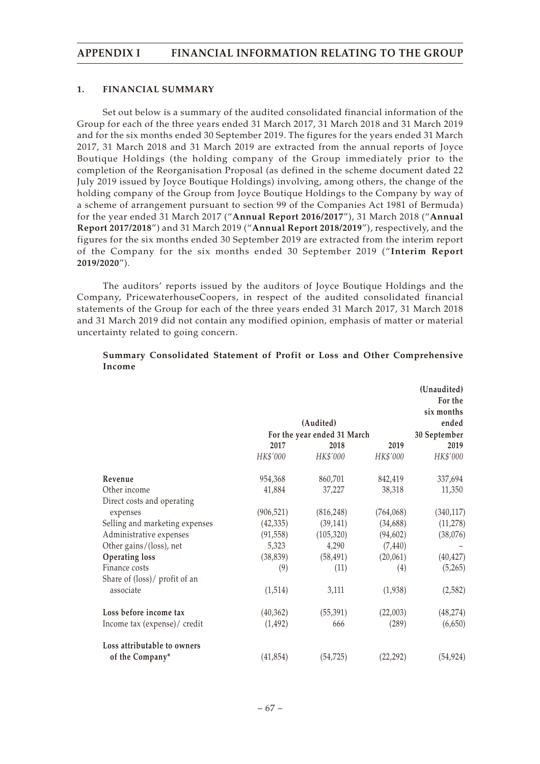## 1. FINANCIAL SUMMARY

Set out below is a summary of the audited consolidated financial information of the Group for each of the three years ended 31 March 2017, 31 March 2018 and 31 March 2019 and for the six months ended 30 September 2019. The figures for the years ended 31 March 2017, 31 March 2018 and 31 March 2019 are extracted from the annual reports of Joyce Boutique Holdings (the holding company of the Group immediately prior to the completion of the Reorganisation Proposal (as defined in the scheme document dated 22 July 2019 issued by Joyce Boutique Holdings) involving, among others, the change of the holding company of the Group from Joyce Boutique Holdings to the Company by way of a scheme of arrangement pursuant to section 99 of the Companies Act 1981 of Bermuda) for the year ended 31 March 2017 ("**Annual Report 2016/2017**"), 31 March 2018 ("**Annual Report 2017/2018**") and 31 March 2019 ("**Annual Report 2018/2019**"), respectively, and the figures for the six months ended 30 September 2019 are extracted from the interim report of the Company for the six months ended 30 September 2019 ("**Interim Report 2019/2020**").

The auditors' reports issued by the auditors of Joyce Boutique Holdings and the Company, PricewaterhouseCoopers, in respect of the audited consolidated financial statements of the Group for each of the three years ended 31 March 2017, 31 March 2018 and 31 March 2019 did not contain any modified opinion, emphasis of matter or material uncertainty related to going concern.

### Summary Consolidated Statement of Profit or Loss and Other Comprehensive Income

| | (Audited) | | | (Unaudited) |
|---|---|---|---|---|
| | For the year ended 31 March | | | For the six months ended 30 September |
| | 2017 | 2018 | 2019 | 2019 |
| | *HK$'000* | *HK$'000* | *HK$'000* | *HK$'000* |
| **Revenue** | 954,368 | 860,701 | 842,419 | 337,694 |
| Other income | 41,884 | 37,227 | 38,318 | 11,350 |
| Direct costs and operating expenses | (906,521) | (816,248) | (764,068) | (340,117) |
| Selling and marketing expenses | (42,335) | (39,141) | (34,688) | (11,278) |
| Administrative expenses | (91,558) | (105,320) | (94,602) | (38,076) |
| Other gains/(loss), net | 5,323 | 4,290 | (7,440) | – |
| **Operating loss** | (38,839) | (58,491) | (20,061) | (40,427) |
| Finance costs | (9) | (11) | (4) | (5,265) |
| Share of (loss)/ profit of an associate | (1,514) | 3,111 | (1,938) | (2,582) |
| **Loss before income tax** | (40,362) | (55,391) | (22,003) | (48,274) |
| Income tax (expense)/ credit | (1,492) | 666 | (289) | (6,650) |
| **Loss attributable to owners of the Company*** | (41,854) | (54,725) | (22,292) | (54,924) |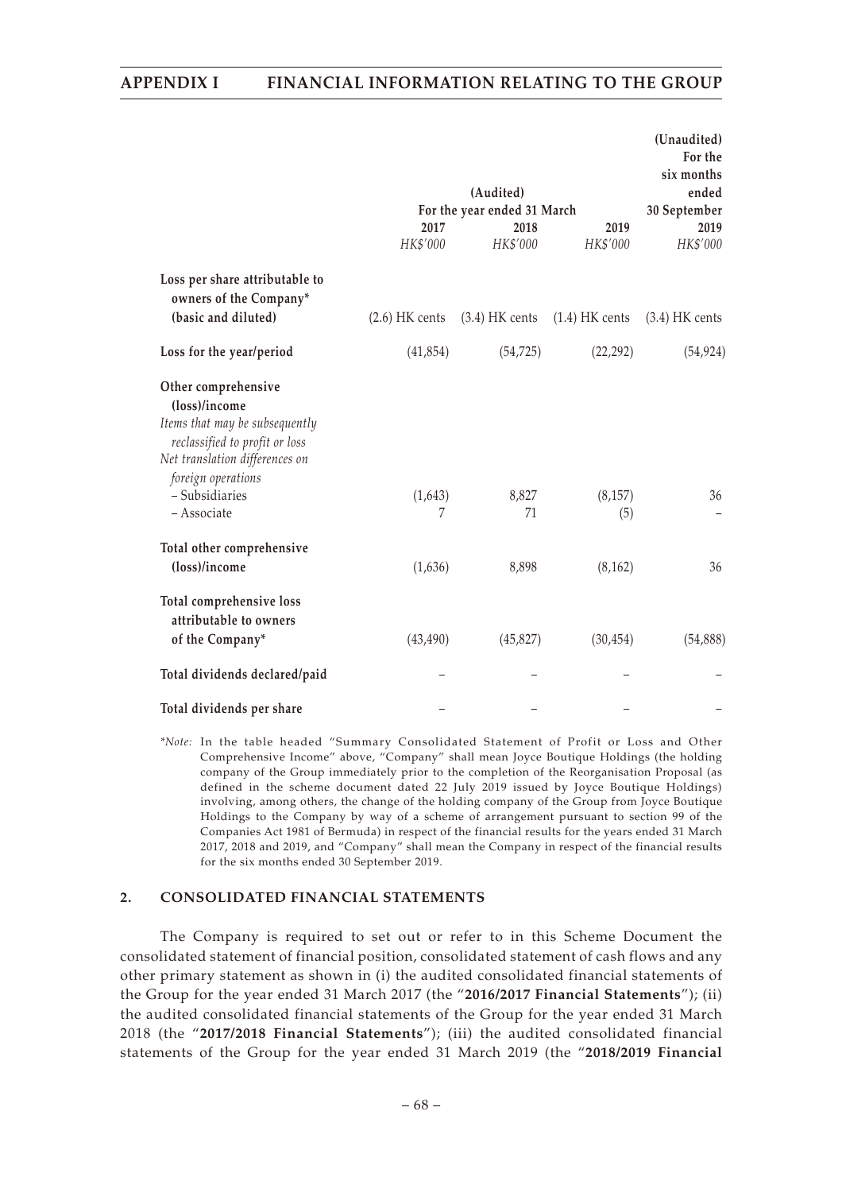| | (Audited) For the year ended 31 March | | | (Unaudited) For the six months ended 30 September |
|---|---|---|---|---|
| | 2017 | 2018 | 2019 | 2019 |
| | *HK$'000* | *HK$'000* | *HK$'000* | *HK$'000* |
| **Loss per share attributable to owners of the Company* (basic and diluted)** | (2.6) HK cents | (3.4) HK cents | (1.4) HK cents | (3.4) HK cents |
| **Loss for the year/period** | (41,854) | (54,725) | (22,292) | (54,924) |
| **Other comprehensive (loss)/income** | | | | |
| *Items that may be subsequently reclassified to profit or loss* | | | | |
| *Net translation differences on foreign operations* | | | | |
| – Subsidiaries | (1,643) | 8,827 | (8,157) | 36 |
| – Associate | 7 | 71 | (5) | – |
| **Total other comprehensive (loss)/income** | (1,636) | 8,898 | (8,162) | 36 |
| **Total comprehensive loss attributable to owners of the Company*** | (43,490) | (45,827) | (30,454) | (54,888) |
| **Total dividends declared/paid** | – | – | – | – |
| **Total dividends per share** | – | – | – | – |

**Note:* In the table headed "Summary Consolidated Statement of Profit or Loss and Other Comprehensive Income" above, "Company" shall mean Joyce Boutique Holdings (the holding company of the Group immediately prior to the completion of the Reorganisation Proposal (as defined in the scheme document dated 22 July 2019 issued by Joyce Boutique Holdings) involving, among others, the change of the holding company of the Group from Joyce Boutique Holdings to the Company by way of a scheme of arrangement pursuant to section 99 of the Companies Act 1981 of Bermuda) in respect of the financial results for the years ended 31 March 2017, 2018 and 2019, and "Company" shall mean the Company in respect of the financial results for the six months ended 30 September 2019.

## 2. CONSOLIDATED FINANCIAL STATEMENTS

The Company is required to set out or refer to in this Scheme Document the consolidated statement of financial position, consolidated statement of cash flows and any other primary statement as shown in (i) the audited consolidated financial statements of the Group for the year ended 31 March 2017 (the "**2016/2017 Financial Statements**"); (ii) the audited consolidated financial statements of the Group for the year ended 31 March 2018 (the "**2017/2018 Financial Statements**"); (iii) the audited consolidated financial statements of the Group for the year ended 31 March 2019 (the "**2018/2019 Financial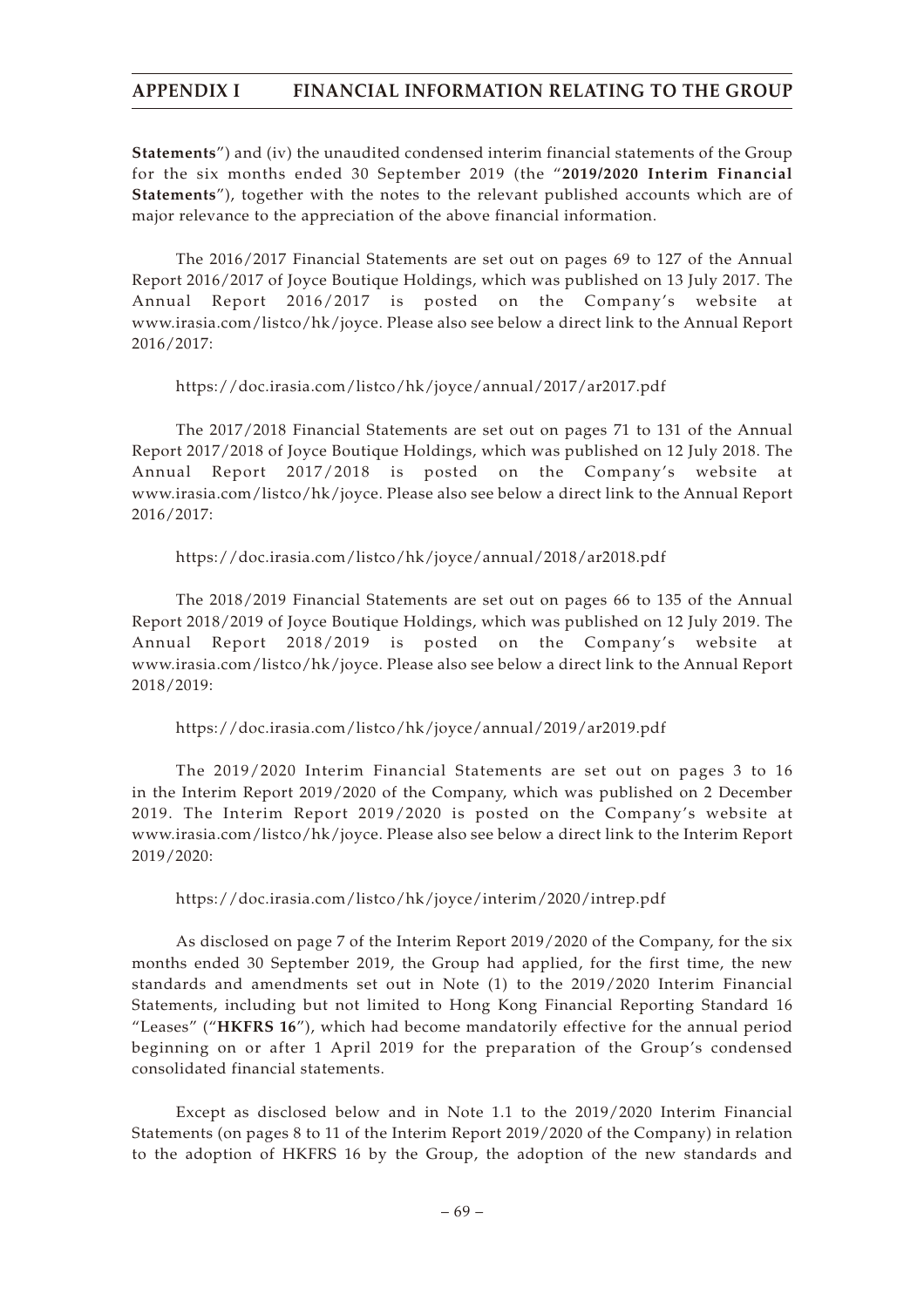**Statements**") and (iv) the unaudited condensed interim financial statements of the Group for the six months ended 30 September 2019 (the "**2019/2020 Interim Financial Statements**"), together with the notes to the relevant published accounts which are of major relevance to the appreciation of the above financial information.

The 2016/2017 Financial Statements are set out on pages 69 to 127 of the Annual Report 2016/2017 of Joyce Boutique Holdings, which was published on 13 July 2017. The Annual Report 2016/2017 is posted on the Company's website at www.irasia.com/listco/hk/joyce. Please also see below a direct link to the Annual Report 2016/2017:

https://doc.irasia.com/listco/hk/joyce/annual/2017/ar2017.pdf

The 2017/2018 Financial Statements are set out on pages 71 to 131 of the Annual Report 2017/2018 of Joyce Boutique Holdings, which was published on 12 July 2018. The Annual Report 2017/2018 is posted on the Company's website at www.irasia.com/listco/hk/joyce. Please also see below a direct link to the Annual Report 2016/2017:

https://doc.irasia.com/listco/hk/joyce/annual/2018/ar2018.pdf

The 2018/2019 Financial Statements are set out on pages 66 to 135 of the Annual Report 2018/2019 of Joyce Boutique Holdings, which was published on 12 July 2019. The Annual Report 2018/2019 is posted on the Company's website at www.irasia.com/listco/hk/joyce. Please also see below a direct link to the Annual Report 2018/2019:

https://doc.irasia.com/listco/hk/joyce/annual/2019/ar2019.pdf

The 2019/2020 Interim Financial Statements are set out on pages 3 to 16 in the Interim Report 2019/2020 of the Company, which was published on 2 December 2019. The Interim Report 2019/2020 is posted on the Company's website at www.irasia.com/listco/hk/joyce. Please also see below a direct link to the Interim Report 2019/2020:

https://doc.irasia.com/listco/hk/joyce/interim/2020/intrep.pdf

As disclosed on page 7 of the Interim Report 2019/2020 of the Company, for the six months ended 30 September 2019, the Group had applied, for the first time, the new standards and amendments set out in Note (1) to the 2019/2020 Interim Financial Statements, including but not limited to Hong Kong Financial Reporting Standard 16 "Leases" ("**HKFRS 16**"), which had become mandatorily effective for the annual period beginning on or after 1 April 2019 for the preparation of the Group's condensed consolidated financial statements.

Except as disclosed below and in Note 1.1 to the 2019/2020 Interim Financial Statements (on pages 8 to 11 of the Interim Report 2019/2020 of the Company) in relation to the adoption of HKFRS 16 by the Group, the adoption of the new standards and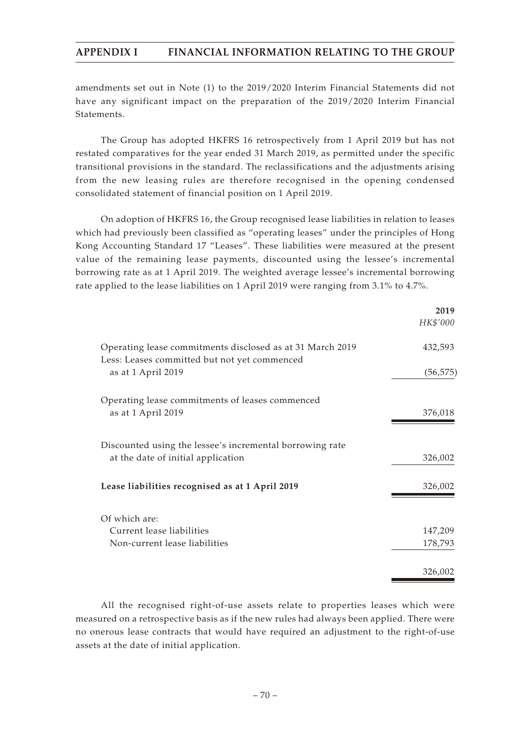amendments set out in Note (1) to the 2019/2020 Interim Financial Statements did not have any significant impact on the preparation of the 2019/2020 Interim Financial Statements.

The Group has adopted HKFRS 16 retrospectively from 1 April 2019 but has not restated comparatives for the year ended 31 March 2019, as permitted under the specific transitional provisions in the standard. The reclassifications and the adjustments arising from the new leasing rules are therefore recognised in the opening condensed consolidated statement of financial position on 1 April 2019.

On adoption of HKFRS 16, the Group recognised lease liabilities in relation to leases which had previously been classified as "operating leases" under the principles of Hong Kong Accounting Standard 17 "Leases". These liabilities were measured at the present value of the remaining lease payments, discounted using the lessee's incremental borrowing rate as at 1 April 2019. The weighted average lessee's incremental borrowing rate applied to the lease liabilities on 1 April 2019 were ranging from 3.1% to 4.7%.

| | **2019** |
|---|---|
| | *HK$'000* |
| Operating lease commitments disclosed as at 31 March 2019 | 432,593 |
| Less: Leases committed but not yet commenced as at 1 April 2019 | (56,575) |
| Operating lease commitments of leases commenced as at 1 April 2019 | 376,018 |
| Discounted using the lessee's incremental borrowing rate at the date of initial application | 326,002 |
| **Lease liabilities recognised as at 1 April 2019** | 326,002 |
| Of which are: | |
| Current lease liabilities | 147,209 |
| Non-current lease liabilities | 178,793 |
| | 326,002 |

All the recognised right-of-use assets relate to properties leases which were measured on a retrospective basis as if the new rules had always been applied. There were no onerous lease contracts that would have required an adjustment to the right-of-use assets at the date of initial application.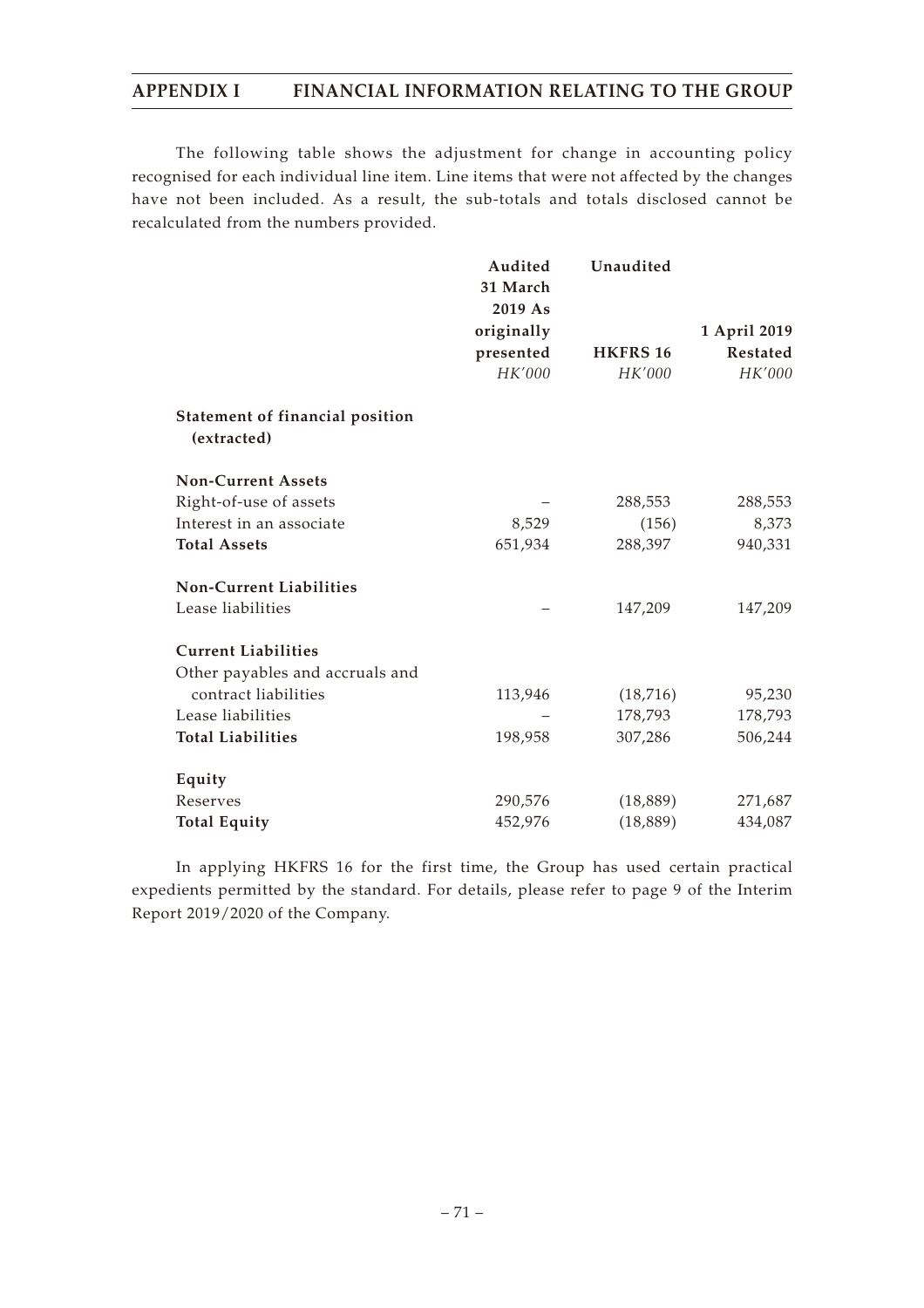The following table shows the adjustment for change in accounting policy recognised for each individual line item. Line items that were not affected by the changes have not been included. As a result, the sub-totals and totals disclosed cannot be recalculated from the numbers provided.

| | **Audited 31 March 2019 As originally presented** | **Unaudited HKFRS 16** | **1 April 2019 Restated** |
|---|---|---|---|
| | *HK'000* | *HK'000* | *HK'000* |
| **Statement of financial position (extracted)** | | | |
| **Non-Current Assets** | | | |
| Right-of-use of assets | – | 288,553 | 288,553 |
| Interest in an associate | 8,529 | (156) | 8,373 |
| **Total Assets** | 651,934 | 288,397 | 940,331 |
| **Non-Current Liabilities** | | | |
| Lease liabilities | – | 147,209 | 147,209 |
| **Current Liabilities** | | | |
| Other payables and accruals and contract liabilities | 113,946 | (18,716) | 95,230 |
| Lease liabilities | – | 178,793 | 178,793 |
| **Total Liabilities** | 198,958 | 307,286 | 506,244 |
| **Equity** | | | |
| Reserves | 290,576 | (18,889) | 271,687 |
| **Total Equity** | 452,976 | (18,889) | 434,087 |

In applying HKFRS 16 for the first time, the Group has used certain practical expedients permitted by the standard. For details, please refer to page 9 of the Interim Report 2019/2020 of the Company.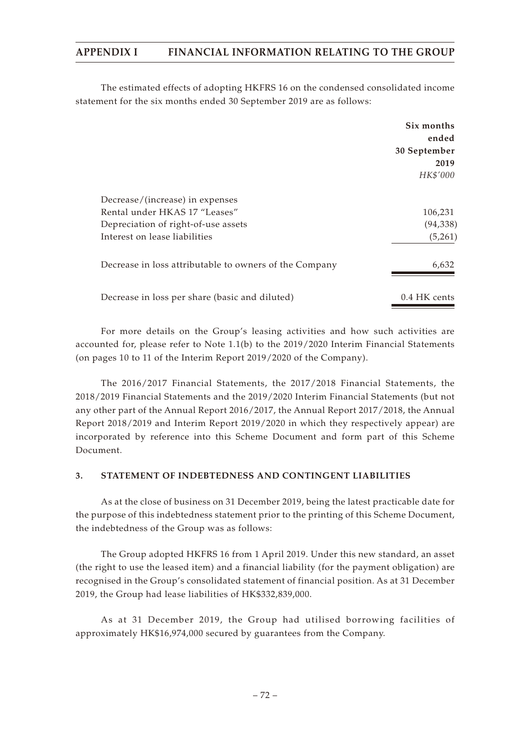The estimated effects of adopting HKFRS 16 on the condensed consolidated income statement for the six months ended 30 September 2019 are as follows:

| | **Six months ended 30 September 2019** |
|---|---|
| | *HK$'000* |
| Decrease/(increase) in expenses | |
| Rental under HKAS 17 "Leases" | 106,231 |
| Depreciation of right-of-use assets | (94,338) |
| Interest on lease liabilities | (5,261) |
| Decrease in loss attributable to owners of the Company | 6,632 |
| Decrease in loss per share (basic and diluted) | 0.4 HK cents |

For more details on the Group's leasing activities and how such activities are accounted for, please refer to Note 1.1(b) to the 2019/2020 Interim Financial Statements (on pages 10 to 11 of the Interim Report 2019/2020 of the Company).

The 2016/2017 Financial Statements, the 2017/2018 Financial Statements, the 2018/2019 Financial Statements and the 2019/2020 Interim Financial Statements (but not any other part of the Annual Report 2016/2017, the Annual Report 2017/2018, the Annual Report 2018/2019 and Interim Report 2019/2020 in which they respectively appear) are incorporated by reference into this Scheme Document and form part of this Scheme Document.

## 3. STATEMENT OF INDEBTEDNESS AND CONTINGENT LIABILITIES

As at the close of business on 31 December 2019, being the latest practicable date for the purpose of this indebtedness statement prior to the printing of this Scheme Document, the indebtedness of the Group was as follows:

The Group adopted HKFRS 16 from 1 April 2019. Under this new standard, an asset (the right to use the leased item) and a financial liability (for the payment obligation) are recognised in the Group's consolidated statement of financial position. As at 31 December 2019, the Group had lease liabilities of HK$332,839,000.

As at 31 December 2019, the Group had utilised borrowing facilities of approximately HK$16,974,000 secured by guarantees from the Company.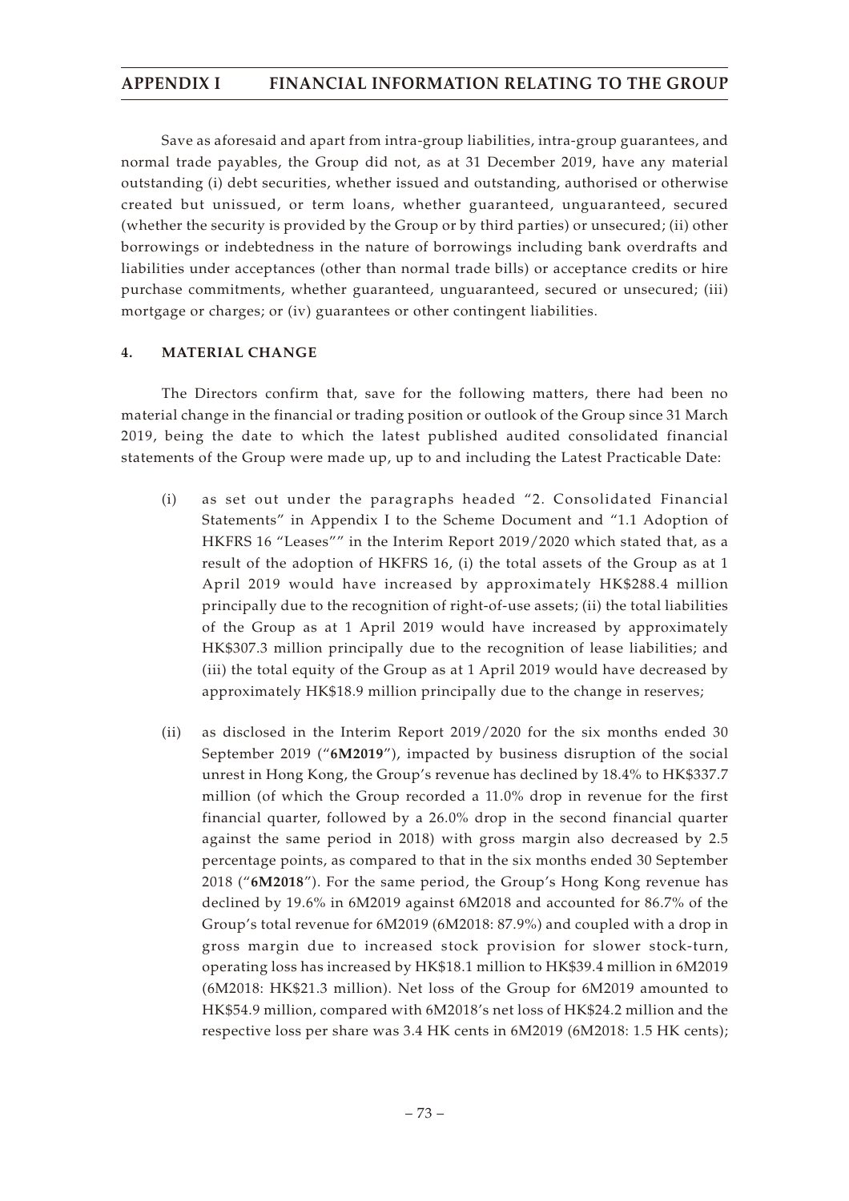Save as aforesaid and apart from intra-group liabilities, intra-group guarantees, and normal trade payables, the Group did not, as at 31 December 2019, have any material outstanding (i) debt securities, whether issued and outstanding, authorised or otherwise created but unissued, or term loans, whether guaranteed, unguaranteed, secured (whether the security is provided by the Group or by third parties) or unsecured; (ii) other borrowings or indebtedness in the nature of borrowings including bank overdrafts and liabilities under acceptances (other than normal trade bills) or acceptance credits or hire purchase commitments, whether guaranteed, unguaranteed, secured or unsecured; (iii) mortgage or charges; or (iv) guarantees or other contingent liabilities.

## 4. MATERIAL CHANGE

The Directors confirm that, save for the following matters, there had been no material change in the financial or trading position or outlook of the Group since 31 March 2019, being the date to which the latest published audited consolidated financial statements of the Group were made up, up to and including the Latest Practicable Date:

(i) as set out under the paragraphs headed "2. Consolidated Financial Statements" in Appendix I to the Scheme Document and "1.1 Adoption of HKFRS 16 "Leases"" in the Interim Report 2019/2020 which stated that, as a result of the adoption of HKFRS 16, (i) the total assets of the Group as at 1 April 2019 would have increased by approximately HK$288.4 million principally due to the recognition of right-of-use assets; (ii) the total liabilities of the Group as at 1 April 2019 would have increased by approximately HK$307.3 million principally due to the recognition of lease liabilities; and (iii) the total equity of the Group as at 1 April 2019 would have decreased by approximately HK$18.9 million principally due to the change in reserves;

(ii) as disclosed in the Interim Report 2019/2020 for the six months ended 30 September 2019 ("**6M2019**"), impacted by business disruption of the social unrest in Hong Kong, the Group's revenue has declined by 18.4% to HK$337.7 million (of which the Group recorded a 11.0% drop in revenue for the first financial quarter, followed by a 26.0% drop in the second financial quarter against the same period in 2018) with gross margin also decreased by 2.5 percentage points, as compared to that in the six months ended 30 September 2018 ("**6M2018**"). For the same period, the Group's Hong Kong revenue has declined by 19.6% in 6M2019 against 6M2018 and accounted for 86.7% of the Group's total revenue for 6M2019 (6M2018: 87.9%) and coupled with a drop in gross margin due to increased stock provision for slower stock-turn, operating loss has increased by HK$18.1 million to HK$39.4 million in 6M2019 (6M2018: HK$21.3 million). Net loss of the Group for 6M2019 amounted to HK$54.9 million, compared with 6M2018's net loss of HK$24.2 million and the respective loss per share was 3.4 HK cents in 6M2019 (6M2018: 1.5 HK cents);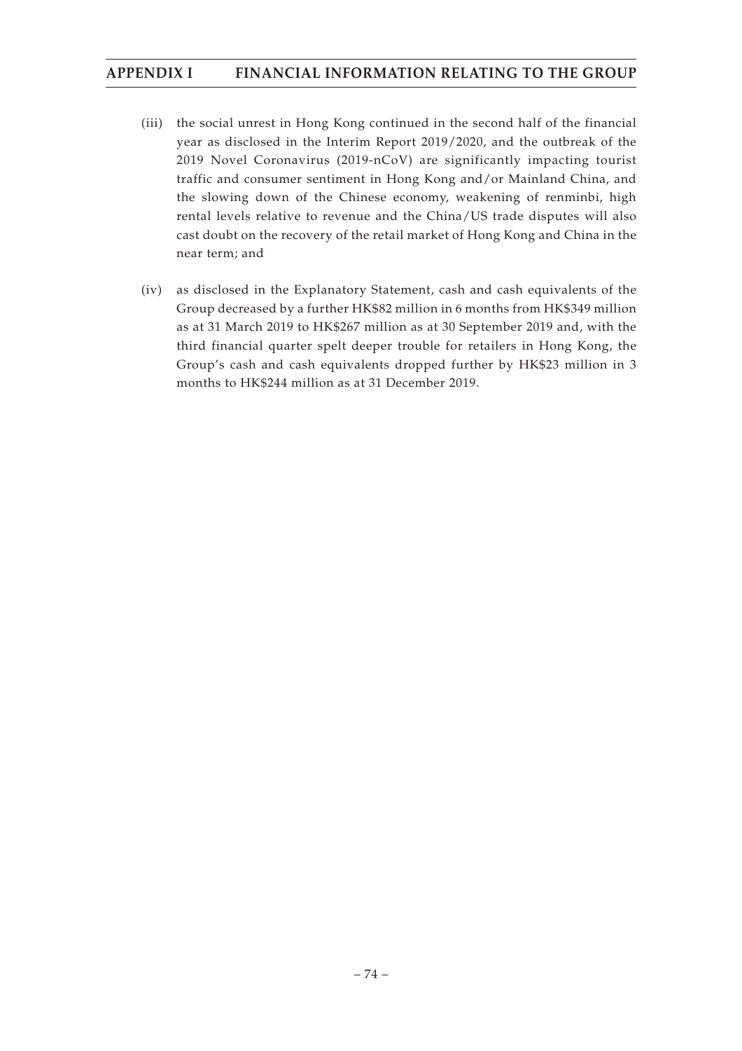(iii) the social unrest in Hong Kong continued in the second half of the financial year as disclosed in the Interim Report 2019/2020, and the outbreak of the 2019 Novel Coronavirus (2019-nCoV) are significantly impacting tourist traffic and consumer sentiment in Hong Kong and/or Mainland China, and the slowing down of the Chinese economy, weakening of renminbi, high rental levels relative to revenue and the China/US trade disputes will also cast doubt on the recovery of the retail market of Hong Kong and China in the near term; and

(iv) as disclosed in the Explanatory Statement, cash and cash equivalents of the Group decreased by a further HK$82 million in 6 months from HK$349 million as at 31 March 2019 to HK$267 million as at 30 September 2019 and, with the third financial quarter spelt deeper trouble for retailers in Hong Kong, the Group's cash and cash equivalents dropped further by HK$23 million in 3 months to HK$244 million as at 31 December 2019.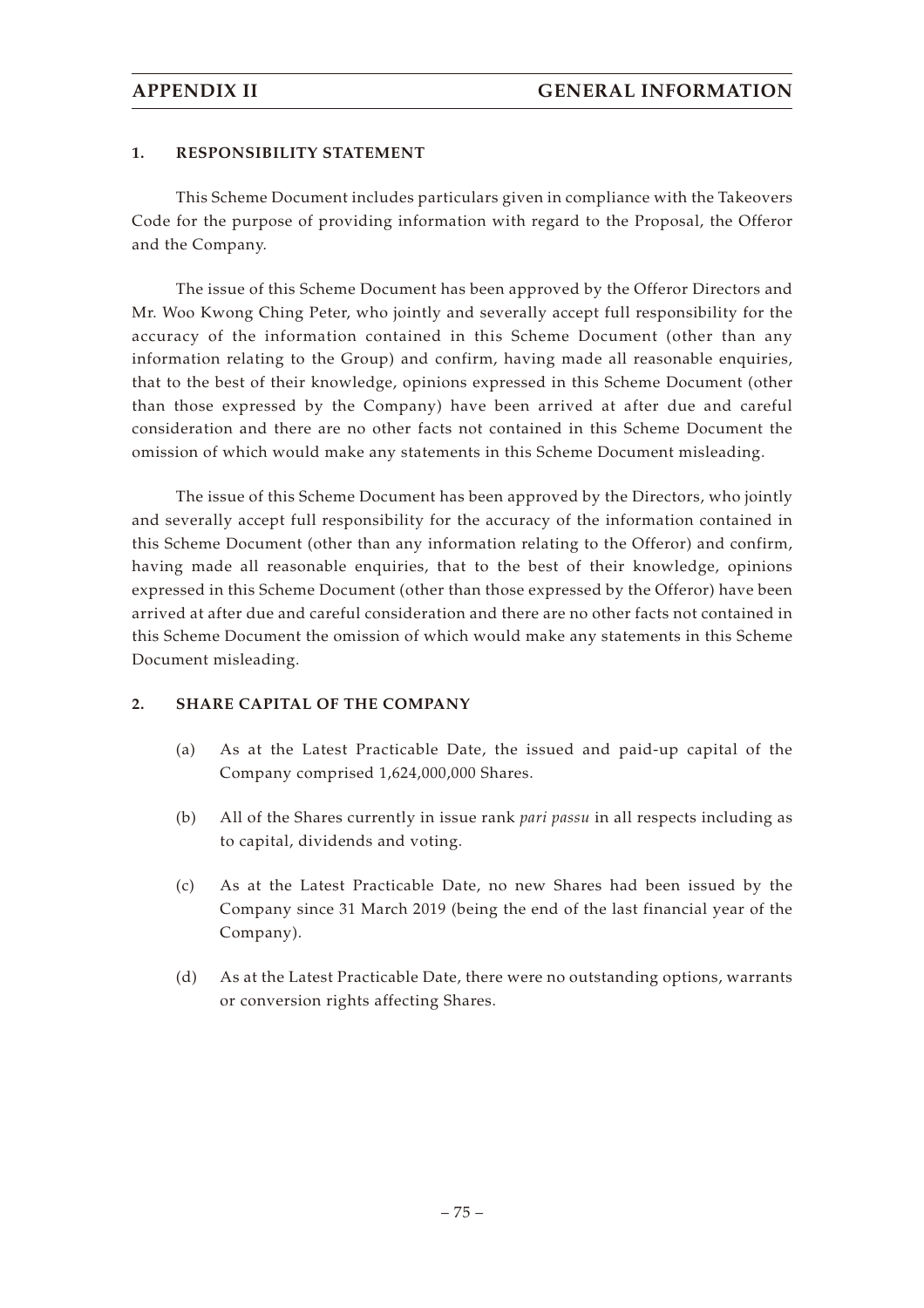## 1. RESPONSIBILITY STATEMENT

This Scheme Document includes particulars given in compliance with the Takeovers Code for the purpose of providing information with regard to the Proposal, the Offeror and the Company.

The issue of this Scheme Document has been approved by the Offeror Directors and Mr. Woo Kwong Ching Peter, who jointly and severally accept full responsibility for the accuracy of the information contained in this Scheme Document (other than any information relating to the Group) and confirm, having made all reasonable enquiries, that to the best of their knowledge, opinions expressed in this Scheme Document (other than those expressed by the Company) have been arrived at after due and careful consideration and there are no other facts not contained in this Scheme Document the omission of which would make any statements in this Scheme Document misleading.

The issue of this Scheme Document has been approved by the Directors, who jointly and severally accept full responsibility for the accuracy of the information contained in this Scheme Document (other than any information relating to the Offeror) and confirm, having made all reasonable enquiries, that to the best of their knowledge, opinions expressed in this Scheme Document (other than those expressed by the Offeror) have been arrived at after due and careful consideration and there are no other facts not contained in this Scheme Document the omission of which would make any statements in this Scheme Document misleading.

## 2. SHARE CAPITAL OF THE COMPANY

(a) As at the Latest Practicable Date, the issued and paid-up capital of the Company comprised 1,624,000,000 Shares.

(b) All of the Shares currently in issue rank *pari passu* in all respects including as to capital, dividends and voting.

(c) As at the Latest Practicable Date, no new Shares had been issued by the Company since 31 March 2019 (being the end of the last financial year of the Company).

(d) As at the Latest Practicable Date, there were no outstanding options, warrants or conversion rights affecting Shares.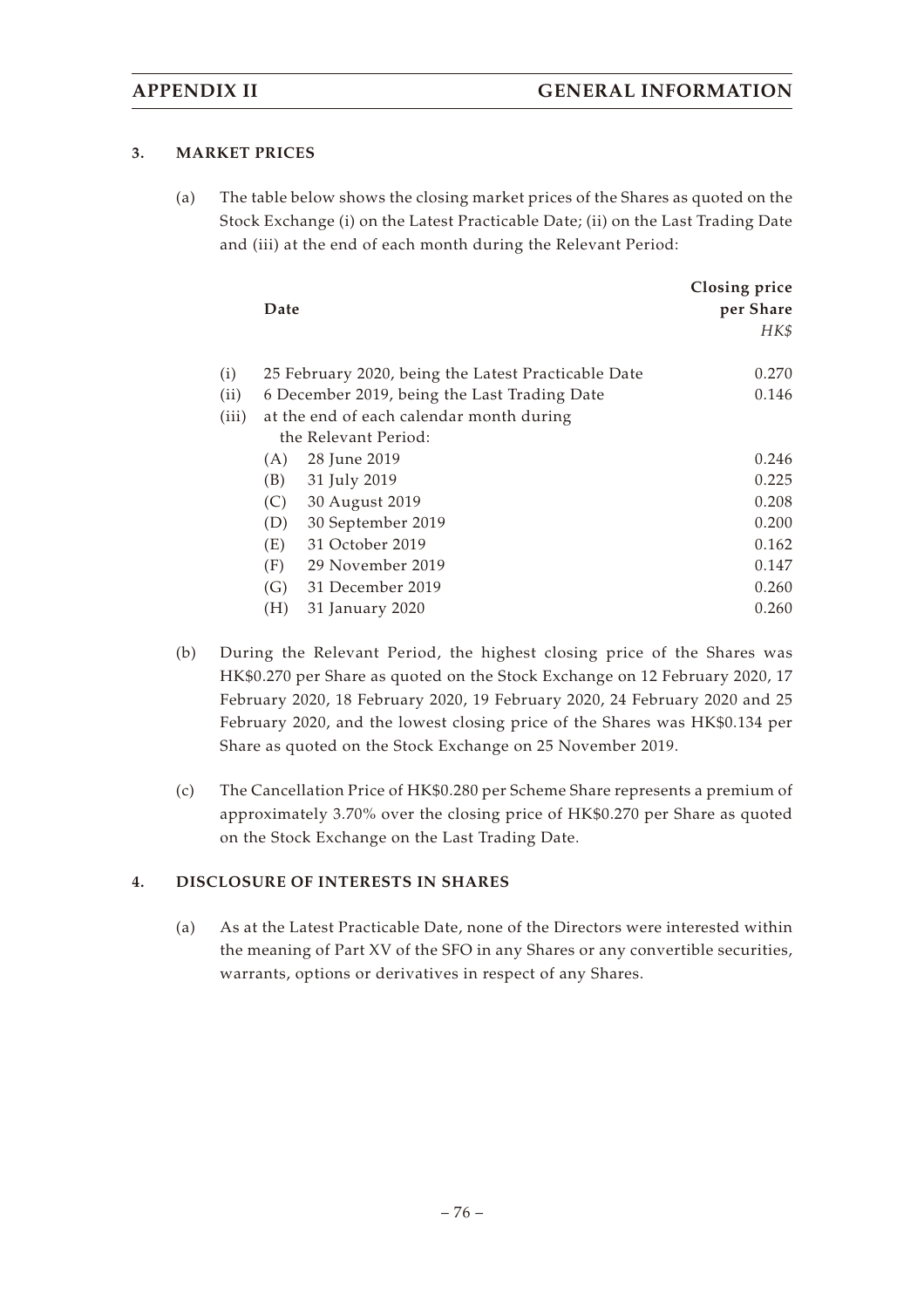### 3. MARKET PRICES

(a) The table below shows the closing market prices of the Shares as quoted on the Stock Exchange (i) on the Latest Practicable Date; (ii) on the Last Trading Date and (iii) at the end of each month during the Relevant Period:

| | Date | Closing price per Share *HK$* |
|---|---|---|
| (i) | 25 February 2020, being the Latest Practicable Date | 0.270 |
| (ii) | 6 December 2019, being the Last Trading Date | 0.146 |
| (iii) | at the end of each calendar month during the Relevant Period: | |
| | (A) 28 June 2019 | 0.246 |
| | (B) 31 July 2019 | 0.225 |
| | (C) 30 August 2019 | 0.208 |
| | (D) 30 September 2019 | 0.200 |
| | (E) 31 October 2019 | 0.162 |
| | (F) 29 November 2019 | 0.147 |
| | (G) 31 December 2019 | 0.260 |
| | (H) 31 January 2020 | 0.260 |

(b) During the Relevant Period, the highest closing price of the Shares was HK$0.270 per Share as quoted on the Stock Exchange on 12 February 2020, 17 February 2020, 18 February 2020, 19 February 2020, 24 February 2020 and 25 February 2020, and the lowest closing price of the Shares was HK$0.134 per Share as quoted on the Stock Exchange on 25 November 2019.

(c) The Cancellation Price of HK$0.280 per Scheme Share represents a premium of approximately 3.70% over the closing price of HK$0.270 per Share as quoted on the Stock Exchange on the Last Trading Date.

### 4. DISCLOSURE OF INTERESTS IN SHARES

(a) As at the Latest Practicable Date, none of the Directors were interested within the meaning of Part XV of the SFO in any Shares or any convertible securities, warrants, options or derivatives in respect of any Shares.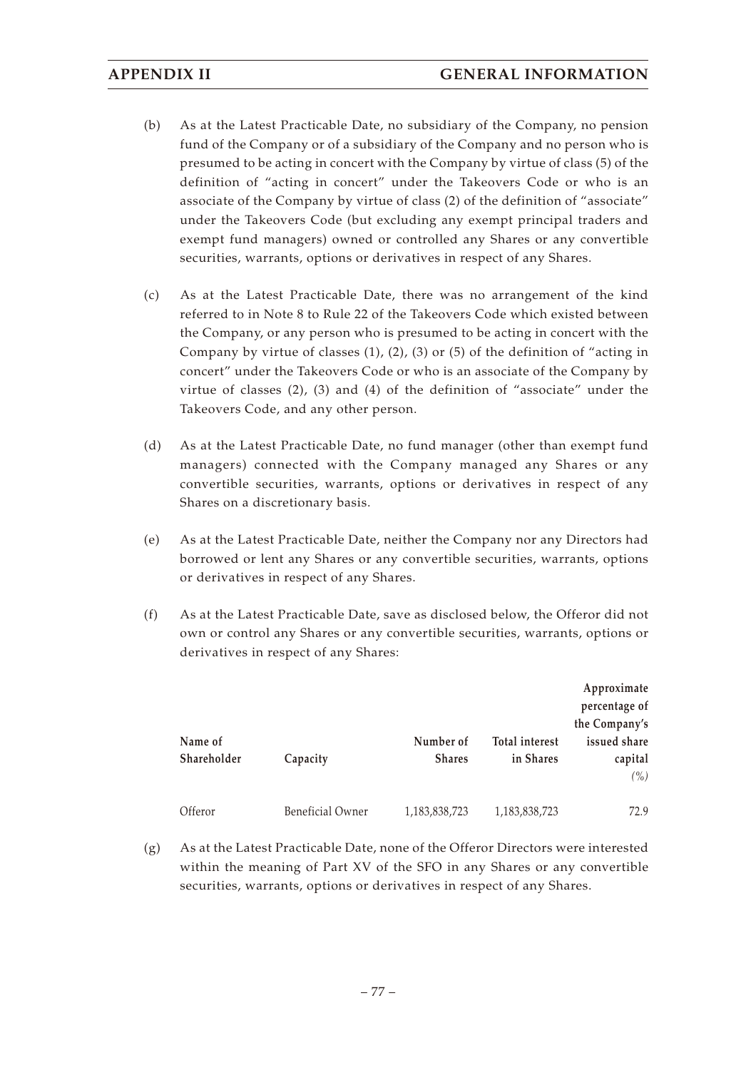(b) As at the Latest Practicable Date, no subsidiary of the Company, no pension fund of the Company or of a subsidiary of the Company and no person who is presumed to be acting in concert with the Company by virtue of class (5) of the definition of "acting in concert" under the Takeovers Code or who is an associate of the Company by virtue of class (2) of the definition of "associate" under the Takeovers Code (but excluding any exempt principal traders and exempt fund managers) owned or controlled any Shares or any convertible securities, warrants, options or derivatives in respect of any Shares.

(c) As at the Latest Practicable Date, there was no arrangement of the kind referred to in Note 8 to Rule 22 of the Takeovers Code which existed between the Company, or any person who is presumed to be acting in concert with the Company by virtue of classes (1), (2), (3) or (5) of the definition of "acting in concert" under the Takeovers Code or who is an associate of the Company by virtue of classes (2), (3) and (4) of the definition of "associate" under the Takeovers Code, and any other person.

(d) As at the Latest Practicable Date, no fund manager (other than exempt fund managers) connected with the Company managed any Shares or any convertible securities, warrants, options or derivatives in respect of any Shares on a discretionary basis.

(e) As at the Latest Practicable Date, neither the Company nor any Directors had borrowed or lent any Shares or any convertible securities, warrants, options or derivatives in respect of any Shares.

(f) As at the Latest Practicable Date, save as disclosed below, the Offeror did not own or control any Shares or any convertible securities, warrants, options or derivatives in respect of any Shares:

| Name of Shareholder | Capacity | Number of Shares | Total interest in Shares | Approximate percentage of the Company's issued share capital (%) |
|---|---|---|---|---|
| Offeror | Beneficial Owner | 1,183,838,723 | 1,183,838,723 | 72.9 |

(g) As at the Latest Practicable Date, none of the Offeror Directors were interested within the meaning of Part XV of the SFO in any Shares or any convertible securities, warrants, options or derivatives in respect of any Shares.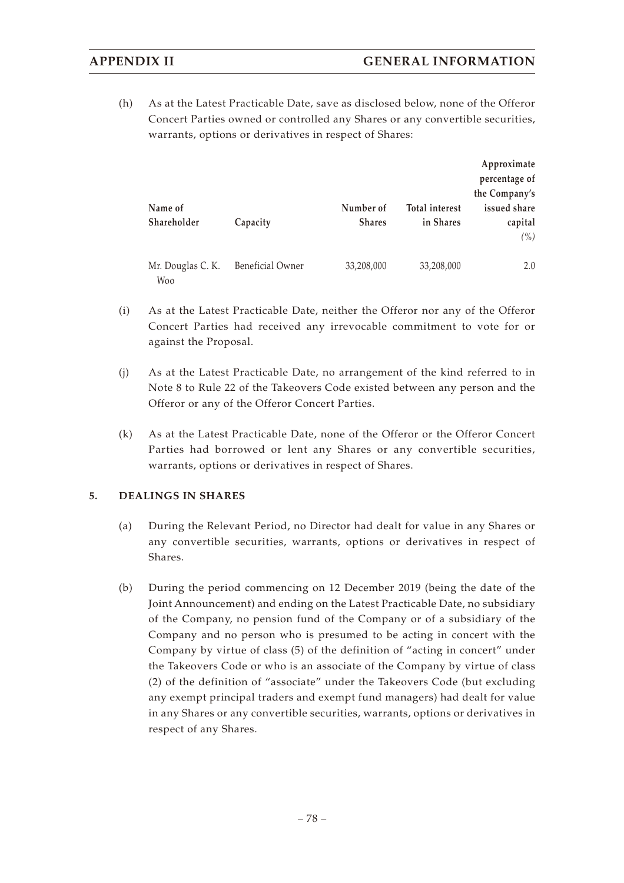(h) As at the Latest Practicable Date, save as disclosed below, none of the Offeror Concert Parties owned or controlled any Shares or any convertible securities, warrants, options or derivatives in respect of Shares:

| Name of Shareholder | Capacity | Number of Shares | Total interest in Shares | Approximate percentage of the Company's issued share capital (%) |
|---|---|---|---|---|
| Mr. Douglas C. K. Woo | Beneficial Owner | 33,208,000 | 33,208,000 | 2.0 |

(i) As at the Latest Practicable Date, neither the Offeror nor any of the Offeror Concert Parties had received any irrevocable commitment to vote for or against the Proposal.

(j) As at the Latest Practicable Date, no arrangement of the kind referred to in Note 8 to Rule 22 of the Takeovers Code existed between any person and the Offeror or any of the Offeror Concert Parties.

(k) As at the Latest Practicable Date, none of the Offeror or the Offeror Concert Parties had borrowed or lent any Shares or any convertible securities, warrants, options or derivatives in respect of Shares.

## 5. DEALINGS IN SHARES

(a) During the Relevant Period, no Director had dealt for value in any Shares or any convertible securities, warrants, options or derivatives in respect of Shares.

(b) During the period commencing on 12 December 2019 (being the date of the Joint Announcement) and ending on the Latest Practicable Date, no subsidiary of the Company, no pension fund of the Company or of a subsidiary of the Company and no person who is presumed to be acting in concert with the Company by virtue of class (5) of the definition of "acting in concert" under the Takeovers Code or who is an associate of the Company by virtue of class (2) of the definition of "associate" under the Takeovers Code (but excluding any exempt principal traders and exempt fund managers) had dealt for value in any Shares or any convertible securities, warrants, options or derivatives in respect of any Shares.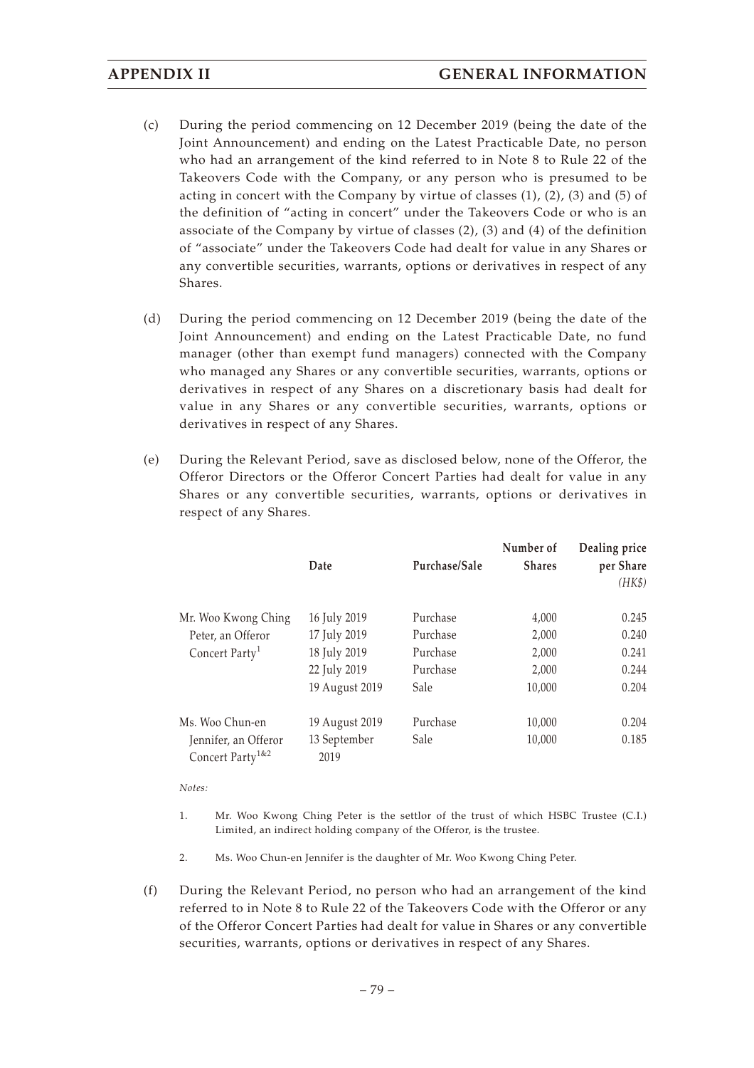(c) During the period commencing on 12 December 2019 (being the date of the Joint Announcement) and ending on the Latest Practicable Date, no person who had an arrangement of the kind referred to in Note 8 to Rule 22 of the Takeovers Code with the Company, or any person who is presumed to be acting in concert with the Company by virtue of classes (1), (2), (3) and (5) of the definition of "acting in concert" under the Takeovers Code or who is an associate of the Company by virtue of classes (2), (3) and (4) of the definition of "associate" under the Takeovers Code had dealt for value in any Shares or any convertible securities, warrants, options or derivatives in respect of any Shares.

(d) During the period commencing on 12 December 2019 (being the date of the Joint Announcement) and ending on the Latest Practicable Date, no fund manager (other than exempt fund managers) connected with the Company who managed any Shares or any convertible securities, warrants, options or derivatives in respect of any Shares on a discretionary basis had dealt for value in any Shares or any convertible securities, warrants, options or derivatives in respect of any Shares.

(e) During the Relevant Period, save as disclosed below, none of the Offeror, the Offeror Directors or the Offeror Concert Parties had dealt for value in any Shares or any convertible securities, warrants, options or derivatives in respect of any Shares.

| | Date | Purchase/Sale | Number of Shares | Dealing price per Share *(HK$)* |
|---|---|---|---|---|
| Mr. Woo Kwong Ching Peter, an Offeror Concert Party[1] | 16 July 2019 | Purchase | 4,000 | 0.245 |
| | 17 July 2019 | Purchase | 2,000 | 0.240 |
| | 18 July 2019 | Purchase | 2,000 | 0.241 |
| | 22 July 2019 | Purchase | 2,000 | 0.244 |
| | 19 August 2019 | Sale | 10,000 | 0.204 |
| Ms. Woo Chun-en Jennifer, an Offeror Concert Party[1&2] | 19 August 2019 | Purchase | 10,000 | 0.204 |
| | 13 September 2019 | Sale | 10,000 | 0.185 |

*Notes:*

1. Mr. Woo Kwong Ching Peter is the settlor of the trust of which HSBC Trustee (C.I.) Limited, an indirect holding company of the Offeror, is the trustee.

2. Ms. Woo Chun-en Jennifer is the daughter of Mr. Woo Kwong Ching Peter.

(f) During the Relevant Period, no person who had an arrangement of the kind referred to in Note 8 to Rule 22 of the Takeovers Code with the Offeror or any of the Offeror Concert Parties had dealt for value in Shares or any convertible securities, warrants, options or derivatives in respect of any Shares.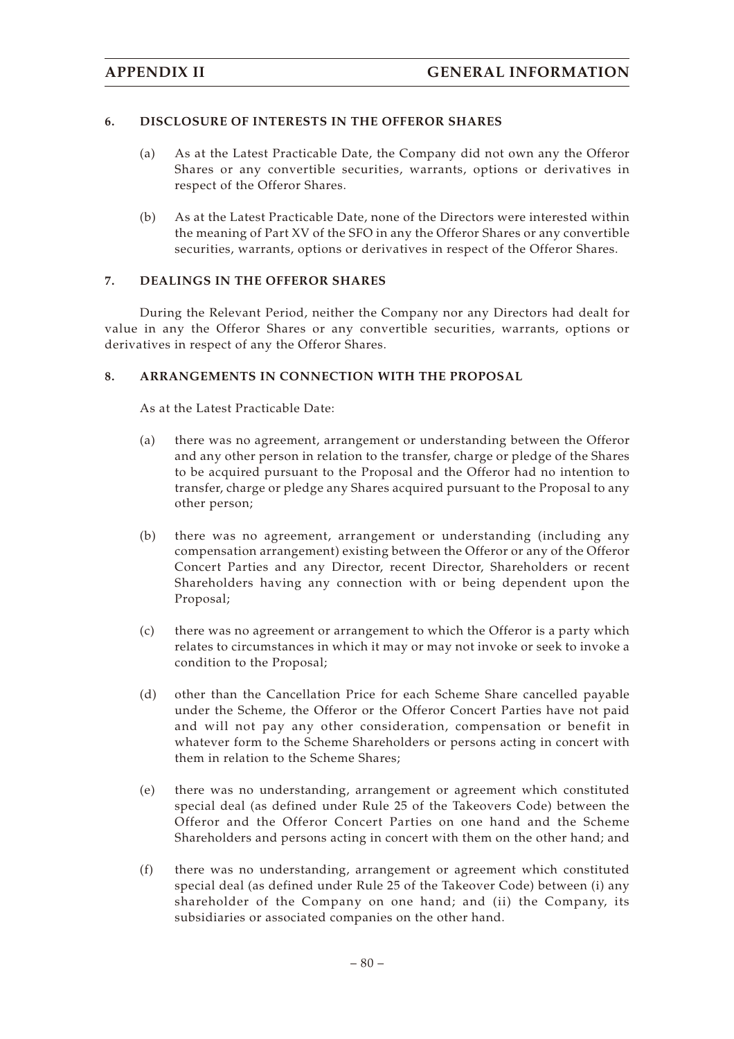### 6. DISCLOSURE OF INTERESTS IN THE OFFEROR SHARES

(a) As at the Latest Practicable Date, the Company did not own any the Offeror Shares or any convertible securities, warrants, options or derivatives in respect of the Offeror Shares.

(b) As at the Latest Practicable Date, none of the Directors were interested within the meaning of Part XV of the SFO in any the Offeror Shares or any convertible securities, warrants, options or derivatives in respect of the Offeror Shares.

### 7. DEALINGS IN THE OFFEROR SHARES

During the Relevant Period, neither the Company nor any Directors had dealt for value in any the Offeror Shares or any convertible securities, warrants, options or derivatives in respect of any the Offeror Shares.

### 8. ARRANGEMENTS IN CONNECTION WITH THE PROPOSAL

As at the Latest Practicable Date:

(a) there was no agreement, arrangement or understanding between the Offeror and any other person in relation to the transfer, charge or pledge of the Shares to be acquired pursuant to the Proposal and the Offeror had no intention to transfer, charge or pledge any Shares acquired pursuant to the Proposal to any other person;

(b) there was no agreement, arrangement or understanding (including any compensation arrangement) existing between the Offeror or any of the Offeror Concert Parties and any Director, recent Director, Shareholders or recent Shareholders having any connection with or being dependent upon the Proposal;

(c) there was no agreement or arrangement to which the Offeror is a party which relates to circumstances in which it may or may not invoke or seek to invoke a condition to the Proposal;

(d) other than the Cancellation Price for each Scheme Share cancelled payable under the Scheme, the Offeror or the Offeror Concert Parties have not paid and will not pay any other consideration, compensation or benefit in whatever form to the Scheme Shareholders or persons acting in concert with them in relation to the Scheme Shares;

(e) there was no understanding, arrangement or agreement which constituted special deal (as defined under Rule 25 of the Takeovers Code) between the Offeror and the Offeror Concert Parties on one hand and the Scheme Shareholders and persons acting in concert with them on the other hand; and

(f) there was no understanding, arrangement or agreement which constituted special deal (as defined under Rule 25 of the Takeover Code) between (i) any shareholder of the Company on one hand; and (ii) the Company, its subsidiaries or associated companies on the other hand.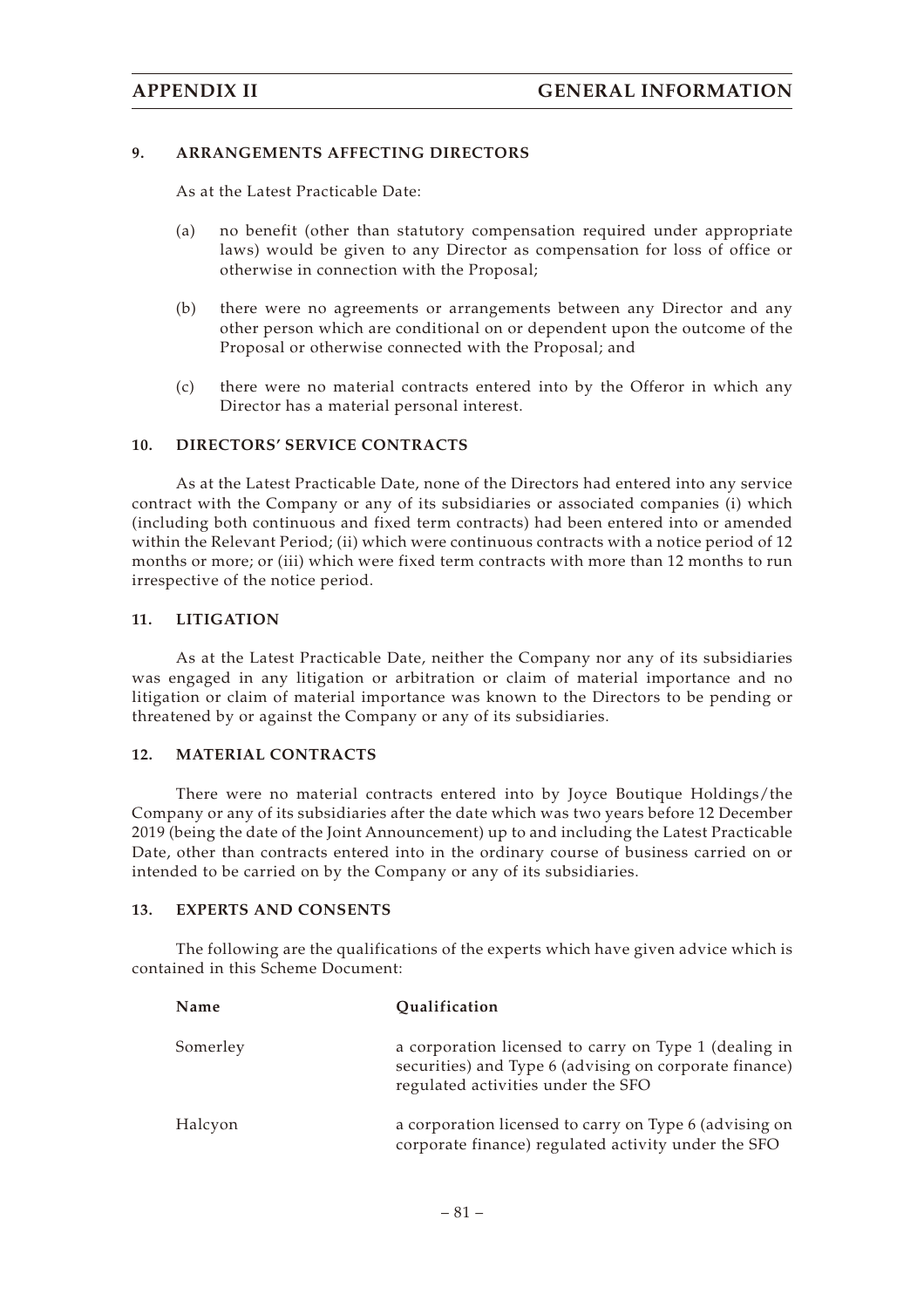## 9. ARRANGEMENTS AFFECTING DIRECTORS

As at the Latest Practicable Date:

(a) no benefit (other than statutory compensation required under appropriate laws) would be given to any Director as compensation for loss of office or otherwise in connection with the Proposal;

(b) there were no agreements or arrangements between any Director and any other person which are conditional on or dependent upon the outcome of the Proposal or otherwise connected with the Proposal; and

(c) there were no material contracts entered into by the Offeror in which any Director has a material personal interest.

## 10. DIRECTORS' SERVICE CONTRACTS

As at the Latest Practicable Date, none of the Directors had entered into any service contract with the Company or any of its subsidiaries or associated companies (i) which (including both continuous and fixed term contracts) had been entered into or amended within the Relevant Period; (ii) which were continuous contracts with a notice period of 12 months or more; or (iii) which were fixed term contracts with more than 12 months to run irrespective of the notice period.

## 11. LITIGATION

As at the Latest Practicable Date, neither the Company nor any of its subsidiaries was engaged in any litigation or arbitration or claim of material importance and no litigation or claim of material importance was known to the Directors to be pending or threatened by or against the Company or any of its subsidiaries.

## 12. MATERIAL CONTRACTS

There were no material contracts entered into by Joyce Boutique Holdings/the Company or any of its subsidiaries after the date which was two years before 12 December 2019 (being the date of the Joint Announcement) up to and including the Latest Practicable Date, other than contracts entered into in the ordinary course of business carried on or intended to be carried on by the Company or any of its subsidiaries.

## 13. EXPERTS AND CONSENTS

The following are the qualifications of the experts which have given advice which is contained in this Scheme Document:

| Name | Qualification |
|---|---|
| Somerley | a corporation licensed to carry on Type 1 (dealing in securities) and Type 6 (advising on corporate finance) regulated activities under the SFO |
| Halcyon | a corporation licensed to carry on Type 6 (advising on corporate finance) regulated activity under the SFO |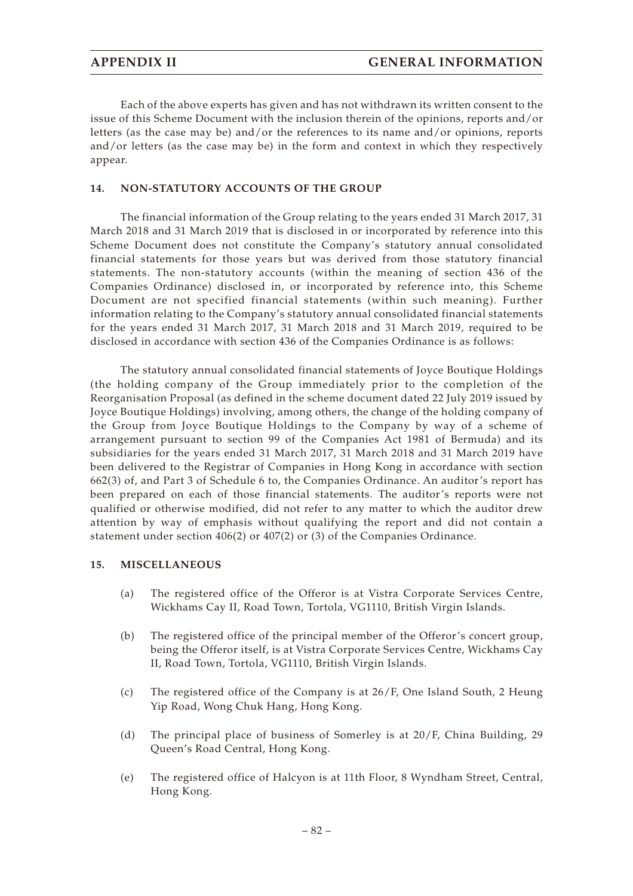Each of the above experts has given and has not withdrawn its written consent to the issue of this Scheme Document with the inclusion therein of the opinions, reports and/or letters (as the case may be) and/or the references to its name and/or opinions, reports and/or letters (as the case may be) in the form and context in which they respectively appear.

## 14. NON-STATUTORY ACCOUNTS OF THE GROUP

The financial information of the Group relating to the years ended 31 March 2017, 31 March 2018 and 31 March 2019 that is disclosed in or incorporated by reference into this Scheme Document does not constitute the Company's statutory annual consolidated financial statements for those years but was derived from those statutory financial statements. The non-statutory accounts (within the meaning of section 436 of the Companies Ordinance) disclosed in, or incorporated by reference into, this Scheme Document are not specified financial statements (within such meaning). Further information relating to the Company's statutory annual consolidated financial statements for the years ended 31 March 2017, 31 March 2018 and 31 March 2019, required to be disclosed in accordance with section 436 of the Companies Ordinance is as follows:

The statutory annual consolidated financial statements of Joyce Boutique Holdings (the holding company of the Group immediately prior to the completion of the Reorganisation Proposal (as defined in the scheme document dated 22 July 2019 issued by Joyce Boutique Holdings) involving, among others, the change of the holding company of the Group from Joyce Boutique Holdings to the Company by way of a scheme of arrangement pursuant to section 99 of the Companies Act 1981 of Bermuda) and its subsidiaries for the years ended 31 March 2017, 31 March 2018 and 31 March 2019 have been delivered to the Registrar of Companies in Hong Kong in accordance with section 662(3) of, and Part 3 of Schedule 6 to, the Companies Ordinance. An auditor's report has been prepared on each of those financial statements. The auditor's reports were not qualified or otherwise modified, did not refer to any matter to which the auditor drew attention by way of emphasis without qualifying the report and did not contain a statement under section 406(2) or 407(2) or (3) of the Companies Ordinance.

## 15. MISCELLANEOUS

(a) The registered office of the Offeror is at Vistra Corporate Services Centre, Wickhams Cay II, Road Town, Tortola, VG1110, British Virgin Islands.

(b) The registered office of the principal member of the Offeror's concert group, being the Offeror itself, is at Vistra Corporate Services Centre, Wickhams Cay II, Road Town, Tortola, VG1110, British Virgin Islands.

(c) The registered office of the Company is at 26/F, One Island South, 2 Heung Yip Road, Wong Chuk Hang, Hong Kong.

(d) The principal place of business of Somerley is at 20/F, China Building, 29 Queen's Road Central, Hong Kong.

(e) The registered office of Halcyon is at 11th Floor, 8 Wyndham Street, Central, Hong Kong.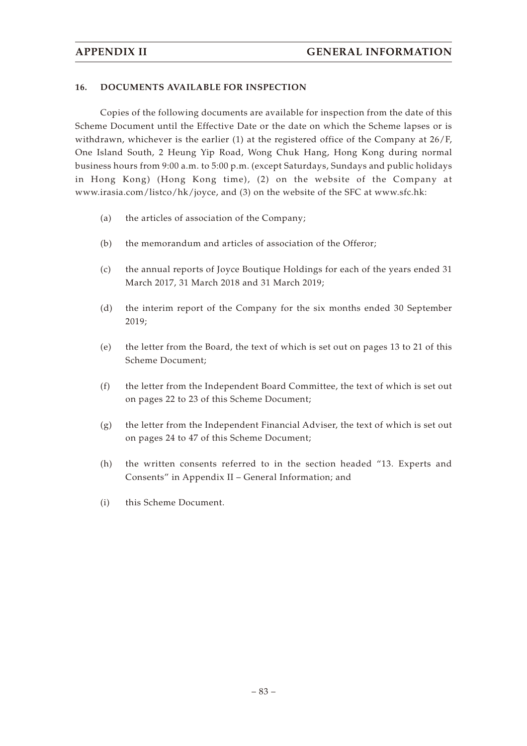## 16. DOCUMENTS AVAILABLE FOR INSPECTION

Copies of the following documents are available for inspection from the date of this Scheme Document until the Effective Date or the date on which the Scheme lapses or is withdrawn, whichever is the earlier (1) at the registered office of the Company at 26/F, One Island South, 2 Heung Yip Road, Wong Chuk Hang, Hong Kong during normal business hours from 9:00 a.m. to 5:00 p.m. (except Saturdays, Sundays and public holidays in Hong Kong) (Hong Kong time), (2) on the website of the Company at www.irasia.com/listco/hk/joyce, and (3) on the website of the SFC at www.sfc.hk:

(a) the articles of association of the Company;

(b) the memorandum and articles of association of the Offeror;

(c) the annual reports of Joyce Boutique Holdings for each of the years ended 31 March 2017, 31 March 2018 and 31 March 2019;

(d) the interim report of the Company for the six months ended 30 September 2019;

(e) the letter from the Board, the text of which is set out on pages 13 to 21 of this Scheme Document;

(f) the letter from the Independent Board Committee, the text of which is set out on pages 22 to 23 of this Scheme Document;

(g) the letter from the Independent Financial Adviser, the text of which is set out on pages 24 to 47 of this Scheme Document;

(h) the written consents referred to in the section headed "13. Experts and Consents" in Appendix II – General Information; and

(i) this Scheme Document.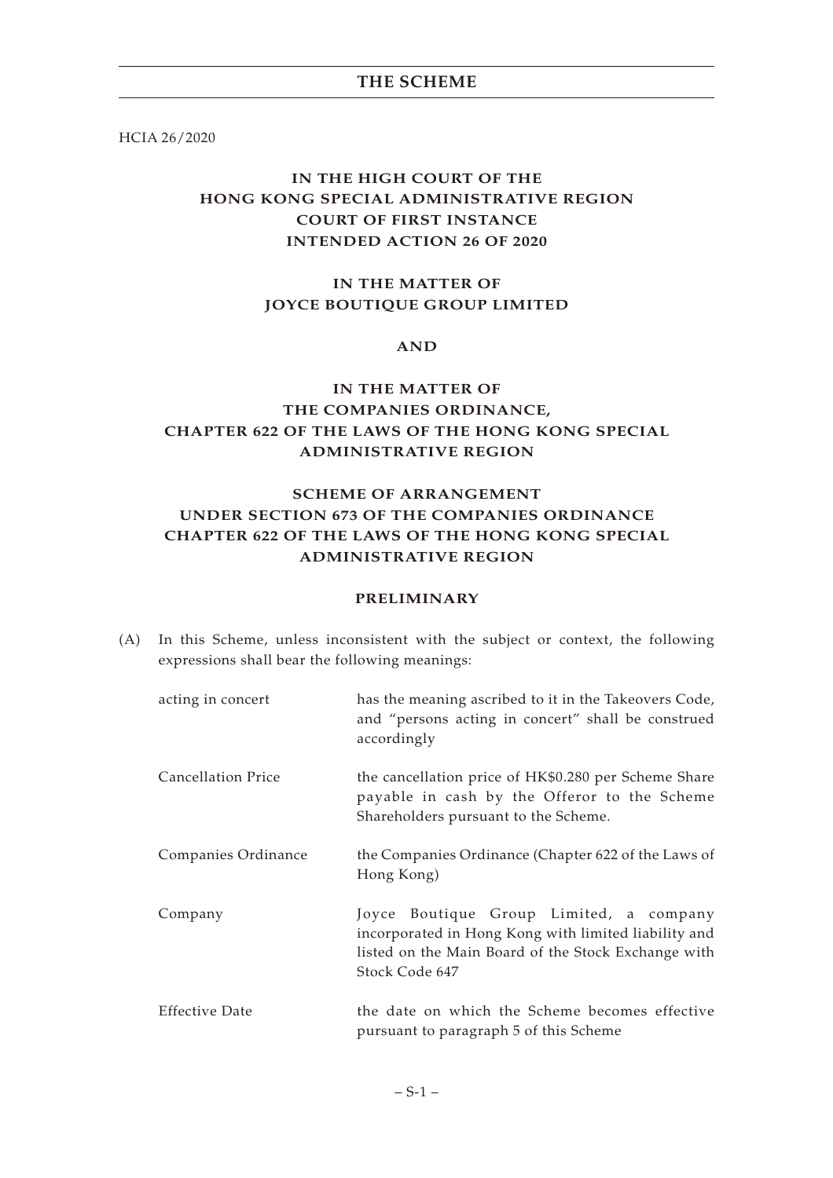HCIA 26/2020

# IN THE HIGH COURT OF THE HONG KONG SPECIAL ADMINISTRATIVE REGION COURT OF FIRST INSTANCE INTENDED ACTION 26 OF 2020

## IN THE MATTER OF JOYCE BOUTIQUE GROUP LIMITED

## AND

## IN THE MATTER OF THE COMPANIES ORDINANCE, CHAPTER 622 OF THE LAWS OF THE HONG KONG SPECIAL ADMINISTRATIVE REGION

## SCHEME OF ARRANGEMENT UNDER SECTION 673 OF THE COMPANIES ORDINANCE CHAPTER 622 OF THE LAWS OF THE HONG KONG SPECIAL ADMINISTRATIVE REGION

### PRELIMINARY

(A) In this Scheme, unless inconsistent with the subject or context, the following expressions shall bear the following meanings:

| | |
|---|---|
| acting in concert | has the meaning ascribed to it in the Takeovers Code, and "persons acting in concert" shall be construed accordingly |
| Cancellation Price | the cancellation price of HK$0.280 per Scheme Share payable in cash by the Offeror to the Scheme Shareholders pursuant to the Scheme. |
| Companies Ordinance | the Companies Ordinance (Chapter 622 of the Laws of Hong Kong) |
| Company | Joyce Boutique Group Limited, a company incorporated in Hong Kong with limited liability and listed on the Main Board of the Stock Exchange with Stock Code 647 |
| Effective Date | the date on which the Scheme becomes effective pursuant to paragraph 5 of this Scheme |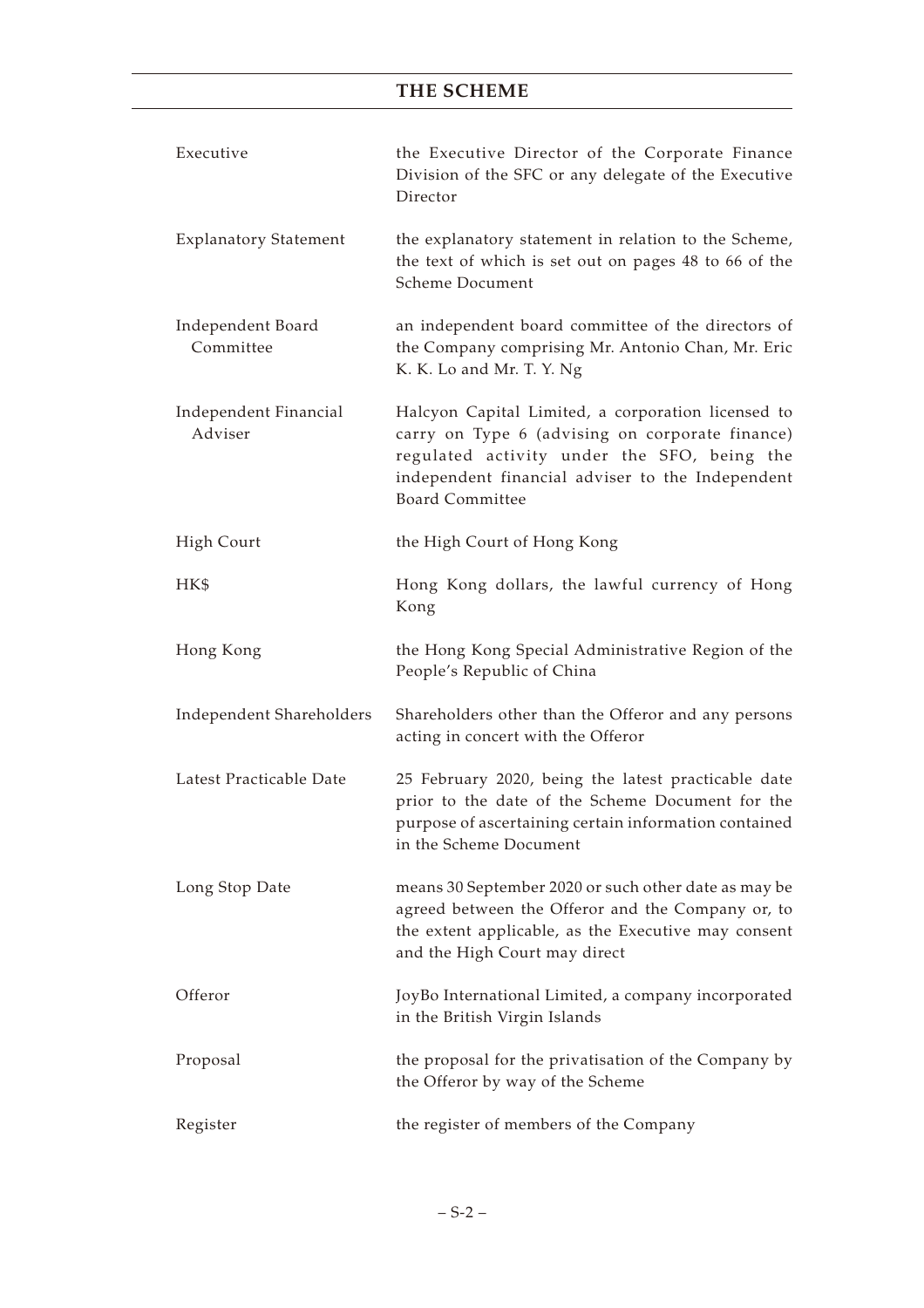## THE SCHEME

| | |
|---|---|
| Executive | the Executive Director of the Corporate Finance Division of the SFC or any delegate of the Executive Director |
| Explanatory Statement | the explanatory statement in relation to the Scheme, the text of which is set out on pages 48 to 66 of the Scheme Document |
| Independent Board Committee | an independent board committee of the directors of the Company comprising Mr. Antonio Chan, Mr. Eric K. K. Lo and Mr. T. Y. Ng |
| Independent Financial Adviser | Halcyon Capital Limited, a corporation licensed to carry on Type 6 (advising on corporate finance) regulated activity under the SFO, being the independent financial adviser to the Independent Board Committee |
| High Court | the High Court of Hong Kong |
| HK$ | Hong Kong dollars, the lawful currency of Hong Kong |
| Hong Kong | the Hong Kong Special Administrative Region of the People's Republic of China |
| Independent Shareholders | Shareholders other than the Offeror and any persons acting in concert with the Offeror |
| Latest Practicable Date | 25 February 2020, being the latest practicable date prior to the date of the Scheme Document for the purpose of ascertaining certain information contained in the Scheme Document |
| Long Stop Date | means 30 September 2020 or such other date as may be agreed between the Offeror and the Company or, to the extent applicable, as the Executive may consent and the High Court may direct |
| Offeror | JoyBo International Limited, a company incorporated in the British Virgin Islands |
| Proposal | the proposal for the privatisation of the Company by the Offeror by way of the Scheme |
| Register | the register of members of the Company |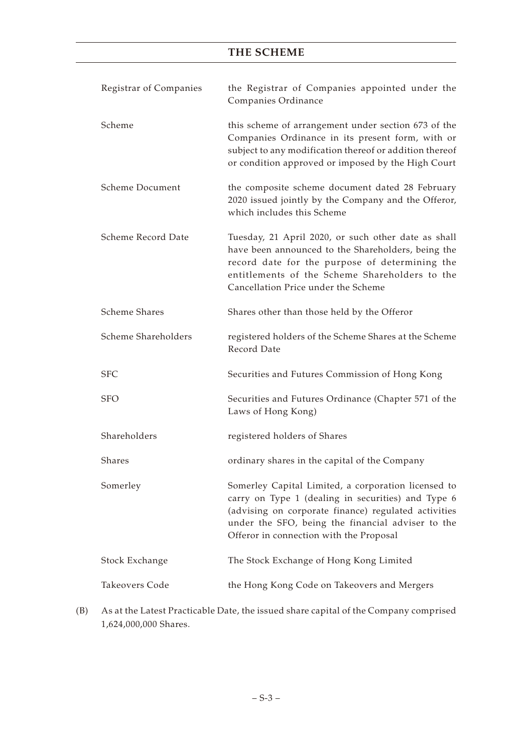| | |
|---|---|
| Registrar of Companies | the Registrar of Companies appointed under the Companies Ordinance |
| Scheme | this scheme of arrangement under section 673 of the Companies Ordinance in its present form, with or subject to any modification thereof or addition thereof or condition approved or imposed by the High Court |
| Scheme Document | the composite scheme document dated 28 February 2020 issued jointly by the Company and the Offeror, which includes this Scheme |
| Scheme Record Date | Tuesday, 21 April 2020, or such other date as shall have been announced to the Shareholders, being the record date for the purpose of determining the entitlements of the Scheme Shareholders to the Cancellation Price under the Scheme |
| Scheme Shares | Shares other than those held by the Offeror |
| Scheme Shareholders | registered holders of the Scheme Shares at the Scheme Record Date |
| SFC | Securities and Futures Commission of Hong Kong |
| SFO | Securities and Futures Ordinance (Chapter 571 of the Laws of Hong Kong) |
| Shareholders | registered holders of Shares |
| Shares | ordinary shares in the capital of the Company |
| Somerley | Somerley Capital Limited, a corporation licensed to carry on Type 1 (dealing in securities) and Type 6 (advising on corporate finance) regulated activities under the SFO, being the financial adviser to the Offeror in connection with the Proposal |
| Stock Exchange | The Stock Exchange of Hong Kong Limited |
| Takeovers Code | the Hong Kong Code on Takeovers and Mergers |

(B) As at the Latest Practicable Date, the issued share capital of the Company comprised 1,624,000,000 Shares.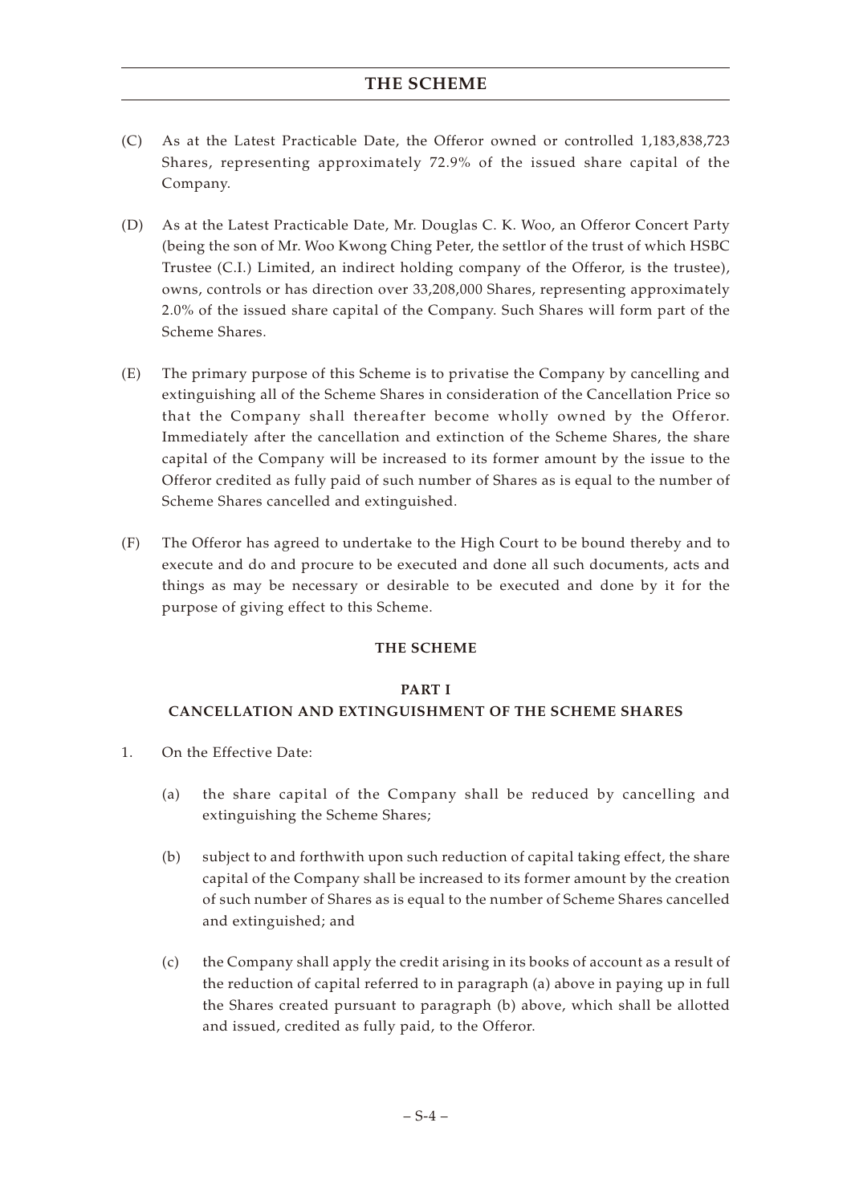(C) As at the Latest Practicable Date, the Offeror owned or controlled 1,183,838,723 Shares, representing approximately 72.9% of the issued share capital of the Company.

(D) As at the Latest Practicable Date, Mr. Douglas C. K. Woo, an Offeror Concert Party (being the son of Mr. Woo Kwong Ching Peter, the settlor of the trust of which HSBC Trustee (C.I.) Limited, an indirect holding company of the Offeror, is the trustee), owns, controls or has direction over 33,208,000 Shares, representing approximately 2.0% of the issued share capital of the Company. Such Shares will form part of the Scheme Shares.

(E) The primary purpose of this Scheme is to privatise the Company by cancelling and extinguishing all of the Scheme Shares in consideration of the Cancellation Price so that the Company shall thereafter become wholly owned by the Offeror. Immediately after the cancellation and extinction of the Scheme Shares, the share capital of the Company will be increased to its former amount by the issue to the Offeror credited as fully paid of such number of Shares as is equal to the number of Scheme Shares cancelled and extinguished.

(F) The Offeror has agreed to undertake to the High Court to be bound thereby and to execute and do and procure to be executed and done all such documents, acts and things as may be necessary or desirable to be executed and done by it for the purpose of giving effect to this Scheme.

## THE SCHEME

### PART I

### CANCELLATION AND EXTINGUISHMENT OF THE SCHEME SHARES

1. On the Effective Date:

   (a) the share capital of the Company shall be reduced by cancelling and extinguishing the Scheme Shares;

   (b) subject to and forthwith upon such reduction of capital taking effect, the share capital of the Company shall be increased to its former amount by the creation of such number of Shares as is equal to the number of Scheme Shares cancelled and extinguished; and

   (c) the Company shall apply the credit arising in its books of account as a result of the reduction of capital referred to in paragraph (a) above in paying up in full the Shares created pursuant to paragraph (b) above, which shall be allotted and issued, credited as fully paid, to the Offeror.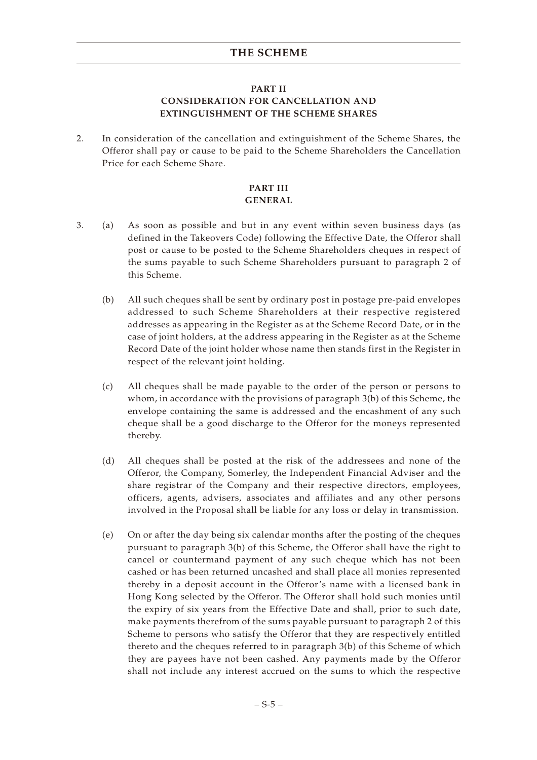## PART II
## CONSIDERATION FOR CANCELLATION AND EXTINGUISHMENT OF THE SCHEME SHARES

2. In consideration of the cancellation and extinguishment of the Scheme Shares, the Offeror shall pay or cause to be paid to the Scheme Shareholders the Cancellation Price for each Scheme Share.

## PART III
## GENERAL

3. (a) As soon as possible and but in any event within seven business days (as defined in the Takeovers Code) following the Effective Date, the Offeror shall post or cause to be posted to the Scheme Shareholders cheques in respect of the sums payable to such Scheme Shareholders pursuant to paragraph 2 of this Scheme.

   (b) All such cheques shall be sent by ordinary post in postage pre-paid envelopes addressed to such Scheme Shareholders at their respective registered addresses as appearing in the Register as at the Scheme Record Date, or in the case of joint holders, at the address appearing in the Register as at the Scheme Record Date of the joint holder whose name then stands first in the Register in respect of the relevant joint holding.

   (c) All cheques shall be made payable to the order of the person or persons to whom, in accordance with the provisions of paragraph 3(b) of this Scheme, the envelope containing the same is addressed and the encashment of any such cheque shall be a good discharge to the Offeror for the moneys represented thereby.

   (d) All cheques shall be posted at the risk of the addressees and none of the Offeror, the Company, Somerley, the Independent Financial Adviser and the share registrar of the Company and their respective directors, employees, officers, agents, advisers, associates and affiliates and any other persons involved in the Proposal shall be liable for any loss or delay in transmission.

   (e) On or after the day being six calendar months after the posting of the cheques pursuant to paragraph 3(b) of this Scheme, the Offeror shall have the right to cancel or countermand payment of any such cheque which has not been cashed or has been returned uncashed and shall place all monies represented thereby in a deposit account in the Offeror's name with a licensed bank in Hong Kong selected by the Offeror. The Offeror shall hold such monies until the expiry of six years from the Effective Date and shall, prior to such date, make payments therefrom of the sums payable pursuant to paragraph 2 of this Scheme to persons who satisfy the Offeror that they are respectively entitled thereto and the cheques referred to in paragraph 3(b) of this Scheme of which they are payees have not been cashed. Any payments made by the Offeror shall not include any interest accrued on the sums to which the respective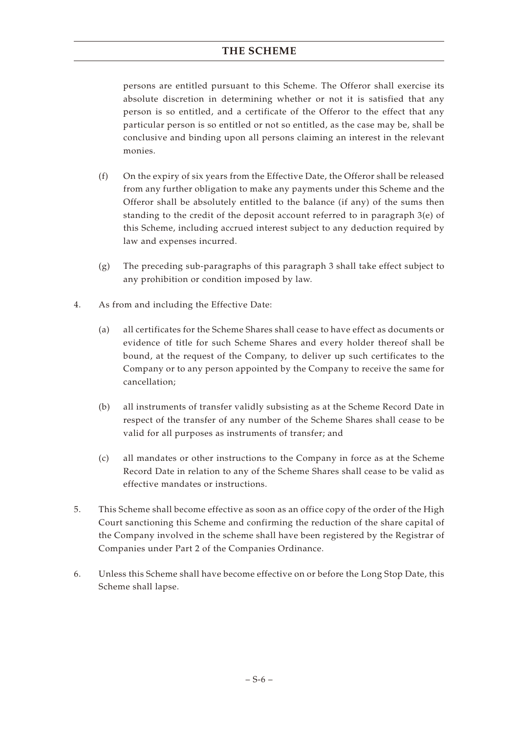persons are entitled pursuant to this Scheme. The Offeror shall exercise its absolute discretion in determining whether or not it is satisfied that any person is so entitled, and a certificate of the Offeror to the effect that any particular person is so entitled or not so entitled, as the case may be, shall be conclusive and binding upon all persons claiming an interest in the relevant monies.

(f) On the expiry of six years from the Effective Date, the Offeror shall be released from any further obligation to make any payments under this Scheme and the Offeror shall be absolutely entitled to the balance (if any) of the sums then standing to the credit of the deposit account referred to in paragraph 3(e) of this Scheme, including accrued interest subject to any deduction required by law and expenses incurred.

(g) The preceding sub-paragraphs of this paragraph 3 shall take effect subject to any prohibition or condition imposed by law.

4. As from and including the Effective Date:

   (a) all certificates for the Scheme Shares shall cease to have effect as documents or evidence of title for such Scheme Shares and every holder thereof shall be bound, at the request of the Company, to deliver up such certificates to the Company or to any person appointed by the Company to receive the same for cancellation;

   (b) all instruments of transfer validly subsisting as at the Scheme Record Date in respect of the transfer of any number of the Scheme Shares shall cease to be valid for all purposes as instruments of transfer; and

   (c) all mandates or other instructions to the Company in force as at the Scheme Record Date in relation to any of the Scheme Shares shall cease to be valid as effective mandates or instructions.

5. This Scheme shall become effective as soon as an office copy of the order of the High Court sanctioning this Scheme and confirming the reduction of the share capital of the Company involved in the scheme shall have been registered by the Registrar of Companies under Part 2 of the Companies Ordinance.

6. Unless this Scheme shall have become effective on or before the Long Stop Date, this Scheme shall lapse.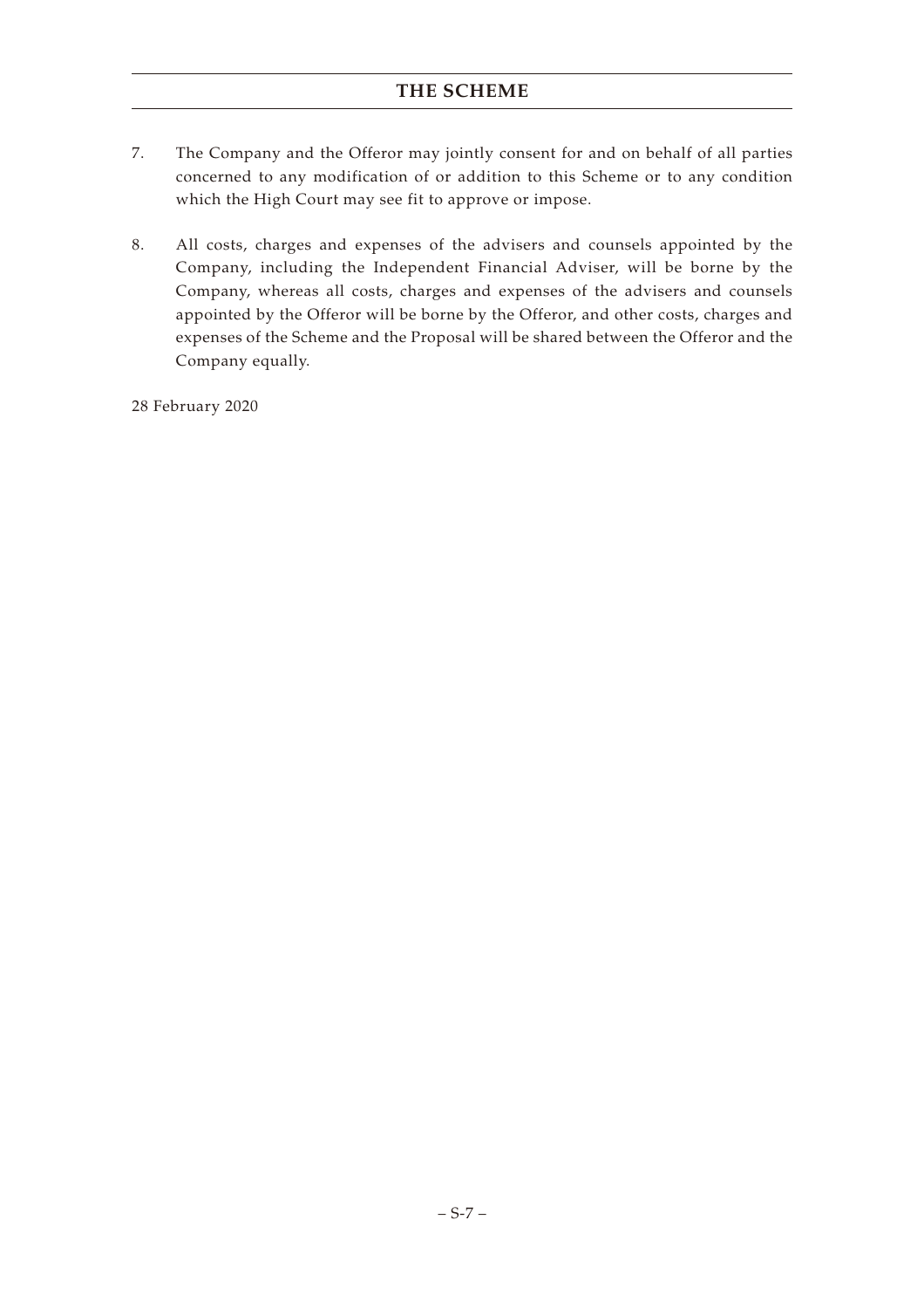7. The Company and the Offeror may jointly consent for and on behalf of all parties concerned to any modification of or addition to this Scheme or to any condition which the High Court may see fit to approve or impose.

8. All costs, charges and expenses of the advisers and counsels appointed by the Company, including the Independent Financial Adviser, will be borne by the Company, whereas all costs, charges and expenses of the advisers and counsels appointed by the Offeror will be borne by the Offeror, and other costs, charges and expenses of the Scheme and the Proposal will be shared between the Offeror and the Company equally.

28 February 2020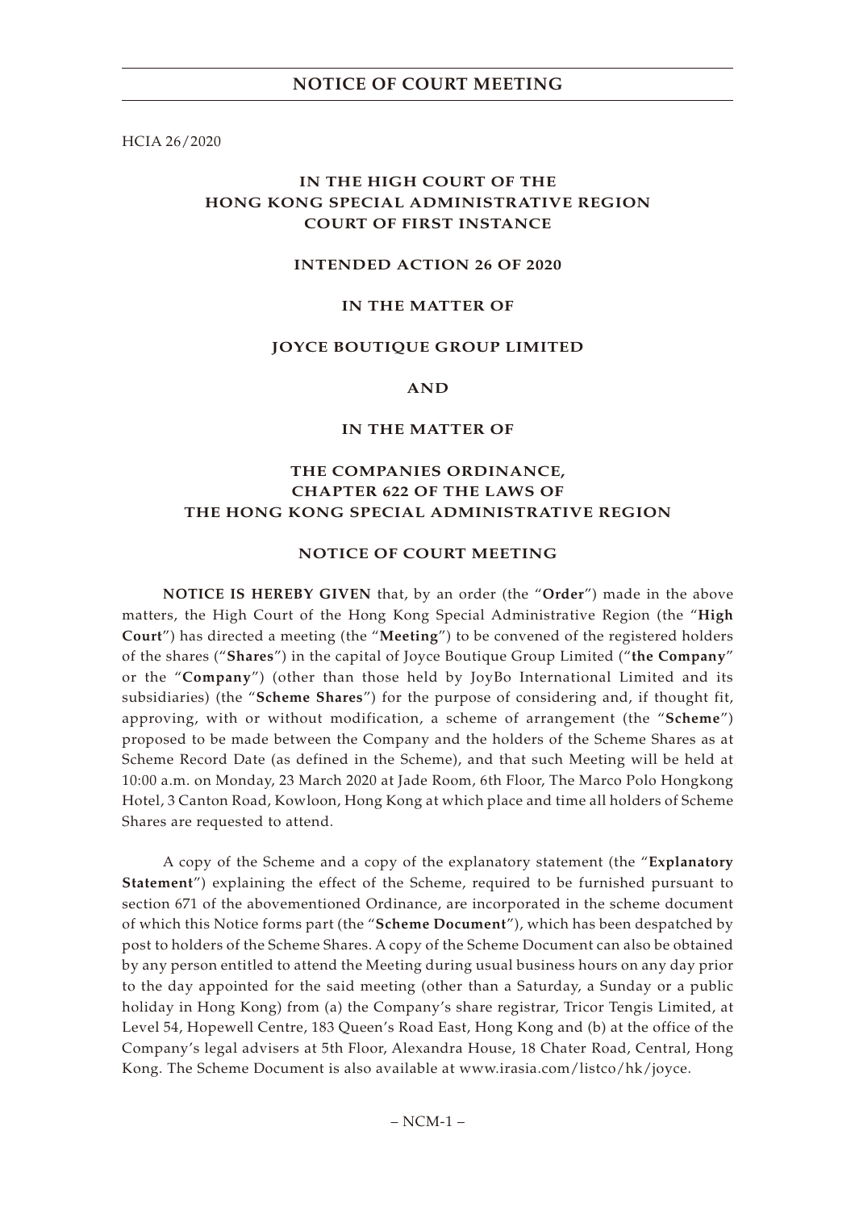HCIA 26/2020

**IN THE HIGH COURT OF THE HONG KONG SPECIAL ADMINISTRATIVE REGION COURT OF FIRST INSTANCE**

**INTENDED ACTION 26 OF 2020**

**IN THE MATTER OF**

**JOYCE BOUTIQUE GROUP LIMITED**

**AND**

**IN THE MATTER OF**

**THE COMPANIES ORDINANCE, CHAPTER 622 OF THE LAWS OF THE HONG KONG SPECIAL ADMINISTRATIVE REGION**

## NOTICE OF COURT MEETING

**NOTICE IS HEREBY GIVEN** that, by an order (the "**Order**") made in the above matters, the High Court of the Hong Kong Special Administrative Region (the "**High Court**") has directed a meeting (the "**Meeting**") to be convened of the registered holders of the shares ("**Shares**") in the capital of Joyce Boutique Group Limited ("**the Company**" or the "**Company**") (other than those held by JoyBo International Limited and its subsidiaries) (the "**Scheme Shares**") for the purpose of considering and, if thought fit, approving, with or without modification, a scheme of arrangement (the "**Scheme**") proposed to be made between the Company and the holders of the Scheme Shares as at Scheme Record Date (as defined in the Scheme), and that such Meeting will be held at 10:00 a.m. on Monday, 23 March 2020 at Jade Room, 6th Floor, The Marco Polo Hongkong Hotel, 3 Canton Road, Kowloon, Hong Kong at which place and time all holders of Scheme Shares are requested to attend.

A copy of the Scheme and a copy of the explanatory statement (the "**Explanatory Statement**") explaining the effect of the Scheme, required to be furnished pursuant to section 671 of the abovementioned Ordinance, are incorporated in the scheme document of which this Notice forms part (the "**Scheme Document**"), which has been despatched by post to holders of the Scheme Shares. A copy of the Scheme Document can also be obtained by any person entitled to attend the Meeting during usual business hours on any day prior to the day appointed for the said meeting (other than a Saturday, a Sunday or a public holiday in Hong Kong) from (a) the Company's share registrar, Tricor Tengis Limited, at Level 54, Hopewell Centre, 183 Queen's Road East, Hong Kong and (b) at the office of the Company's legal advisers at 5th Floor, Alexandra House, 18 Chater Road, Central, Hong Kong. The Scheme Document is also available at www.irasia.com/listco/hk/joyce.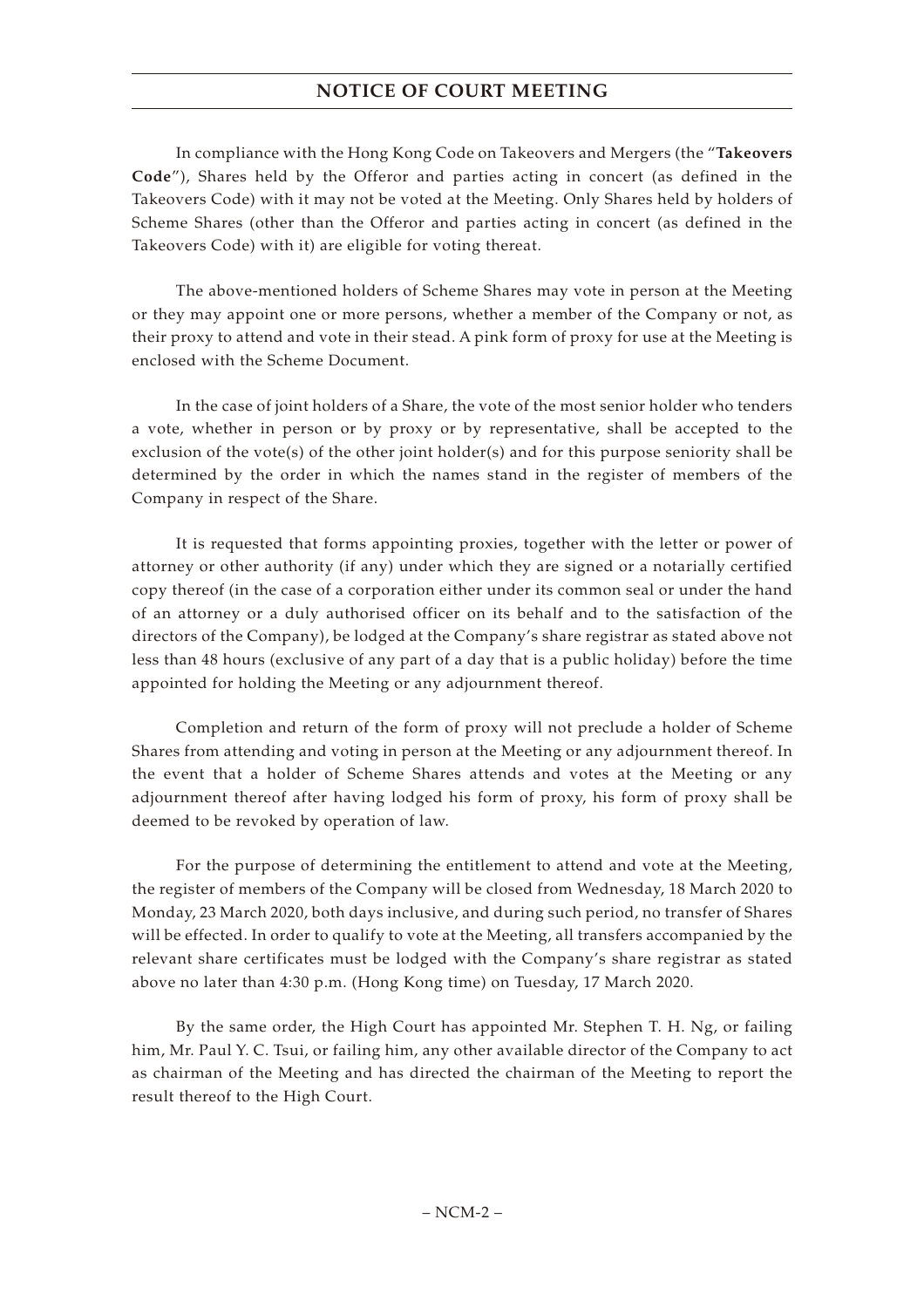# NOTICE OF COURT MEETING

In compliance with the Hong Kong Code on Takeovers and Mergers (the "**Takeovers Code**"), Shares held by the Offeror and parties acting in concert (as defined in the Takeovers Code) with it may not be voted at the Meeting. Only Shares held by holders of Scheme Shares (other than the Offeror and parties acting in concert (as defined in the Takeovers Code) with it) are eligible for voting thereat.

The above-mentioned holders of Scheme Shares may vote in person at the Meeting or they may appoint one or more persons, whether a member of the Company or not, as their proxy to attend and vote in their stead. A pink form of proxy for use at the Meeting is enclosed with the Scheme Document.

In the case of joint holders of a Share, the vote of the most senior holder who tenders a vote, whether in person or by proxy or by representative, shall be accepted to the exclusion of the vote(s) of the other joint holder(s) and for this purpose seniority shall be determined by the order in which the names stand in the register of members of the Company in respect of the Share.

It is requested that forms appointing proxies, together with the letter or power of attorney or other authority (if any) under which they are signed or a notarially certified copy thereof (in the case of a corporation either under its common seal or under the hand of an attorney or a duly authorised officer on its behalf and to the satisfaction of the directors of the Company), be lodged at the Company's share registrar as stated above not less than 48 hours (exclusive of any part of a day that is a public holiday) before the time appointed for holding the Meeting or any adjournment thereof.

Completion and return of the form of proxy will not preclude a holder of Scheme Shares from attending and voting in person at the Meeting or any adjournment thereof. In the event that a holder of Scheme Shares attends and votes at the Meeting or any adjournment thereof after having lodged his form of proxy, his form of proxy shall be deemed to be revoked by operation of law.

For the purpose of determining the entitlement to attend and vote at the Meeting, the register of members of the Company will be closed from Wednesday, 18 March 2020 to Monday, 23 March 2020, both days inclusive, and during such period, no transfer of Shares will be effected. In order to qualify to vote at the Meeting, all transfers accompanied by the relevant share certificates must be lodged with the Company's share registrar as stated above no later than 4:30 p.m. (Hong Kong time) on Tuesday, 17 March 2020.

By the same order, the High Court has appointed Mr. Stephen T. H. Ng, or failing him, Mr. Paul Y. C. Tsui, or failing him, any other available director of the Company to act as chairman of the Meeting and has directed the chairman of the Meeting to report the result thereof to the High Court.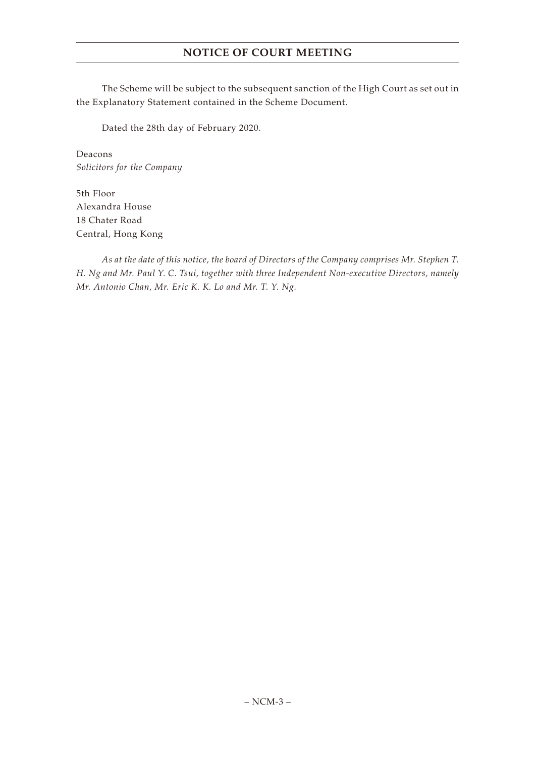The Scheme will be subject to the subsequent sanction of the High Court as set out in the Explanatory Statement contained in the Scheme Document.

Dated the 28th day of February 2020.

Deacons
*Solicitors for the Company*

5th Floor
Alexandra House
18 Chater Road
Central, Hong Kong

*As at the date of this notice, the board of Directors of the Company comprises Mr. Stephen T. H. Ng and Mr. Paul Y. C. Tsui, together with three Independent Non-executive Directors, namely Mr. Antonio Chan, Mr. Eric K. K. Lo and Mr. T. Y. Ng.*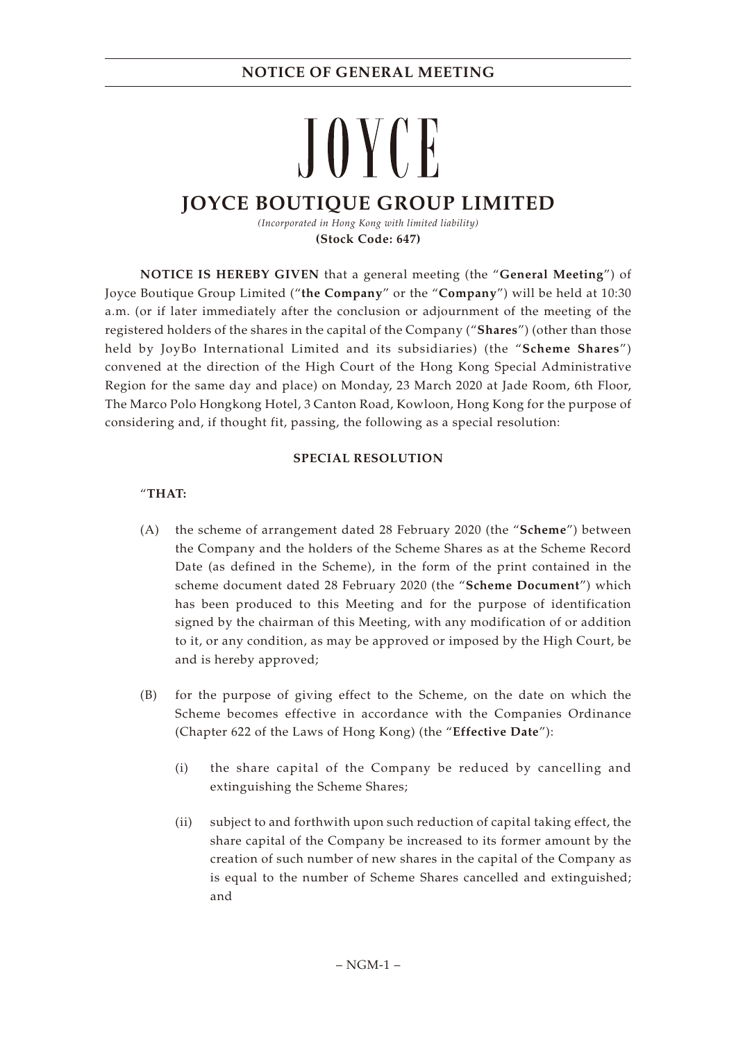# JOYCE

## JOYCE BOUTIQUE GROUP LIMITED

*(Incorporated in Hong Kong with limited liability)*

**(Stock Code: 647)**

**NOTICE IS HEREBY GIVEN** that a general meeting (the "**General Meeting**") of Joyce Boutique Group Limited ("**the Company**" or the "**Company**") will be held at 10:30 a.m. (or if later immediately after the conclusion or adjournment of the meeting of the registered holders of the shares in the capital of the Company ("**Shares**") (other than those held by JoyBo International Limited and its subsidiaries) (the "**Scheme Shares**") convened at the direction of the High Court of the Hong Kong Special Administrative Region for the same day and place) on Monday, 23 March 2020 at Jade Room, 6th Floor, The Marco Polo Hongkong Hotel, 3 Canton Road, Kowloon, Hong Kong for the purpose of considering and, if thought fit, passing, the following as a special resolution:

### SPECIAL RESOLUTION

"**THAT:**

(A) the scheme of arrangement dated 28 February 2020 (the "**Scheme**") between the Company and the holders of the Scheme Shares as at the Scheme Record Date (as defined in the Scheme), in the form of the print contained in the scheme document dated 28 February 2020 (the "**Scheme Document**") which has been produced to this Meeting and for the purpose of identification signed by the chairman of this Meeting, with any modification of or addition to it, or any condition, as may be approved or imposed by the High Court, be and is hereby approved;

(B) for the purpose of giving effect to the Scheme, on the date on which the Scheme becomes effective in accordance with the Companies Ordinance (Chapter 622 of the Laws of Hong Kong) (the "**Effective Date**"):

   (i) the share capital of the Company be reduced by cancelling and extinguishing the Scheme Shares;

   (ii) subject to and forthwith upon such reduction of capital taking effect, the share capital of the Company be increased to its former amount by the creation of such number of new shares in the capital of the Company as is equal to the number of Scheme Shares cancelled and extinguished; and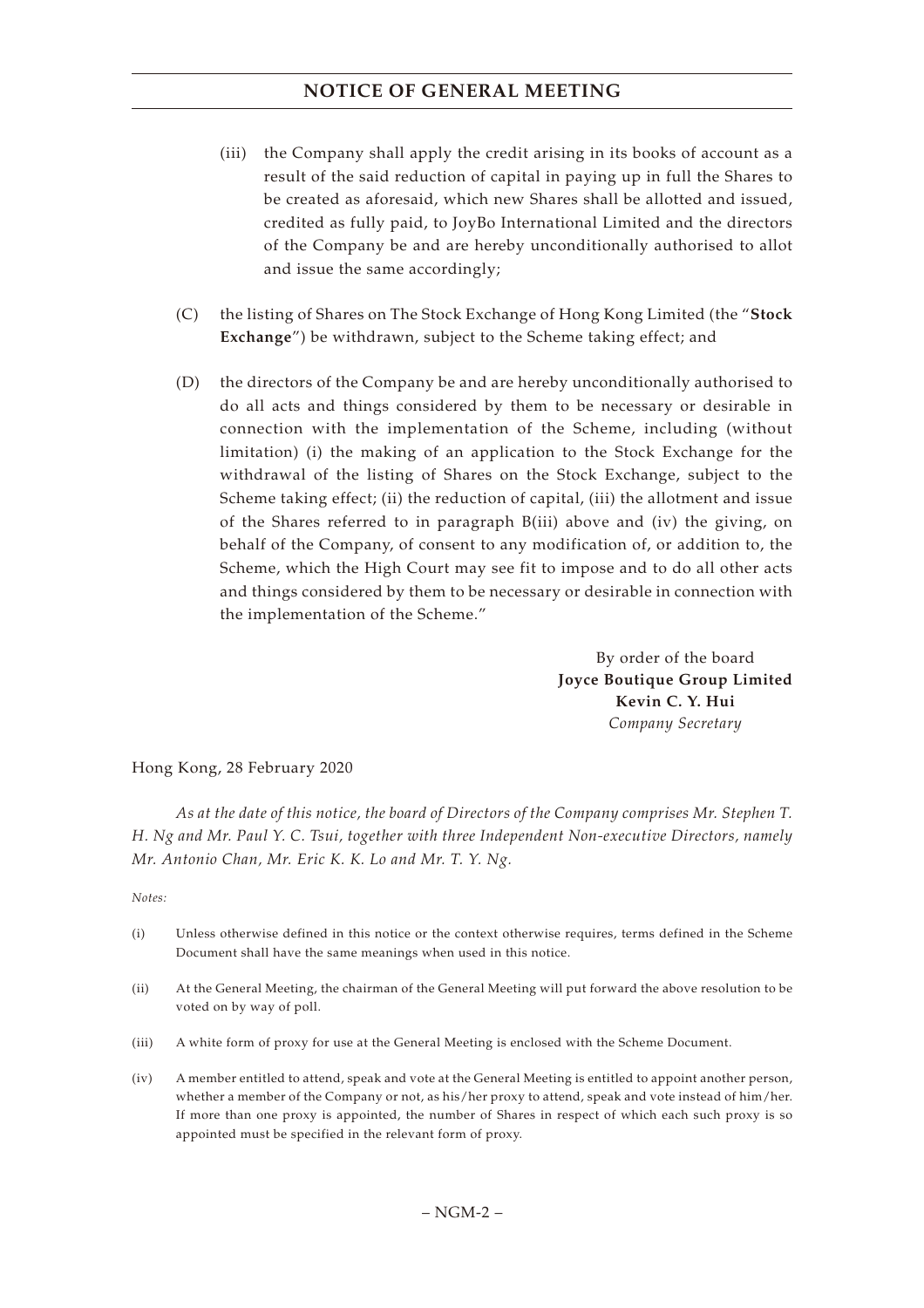(iii) the Company shall apply the credit arising in its books of account as a result of the said reduction of capital in paying up in full the Shares to be created as aforesaid, which new Shares shall be allotted and issued, credited as fully paid, to JoyBo International Limited and the directors of the Company be and are hereby unconditionally authorised to allot and issue the same accordingly;

(C) the listing of Shares on The Stock Exchange of Hong Kong Limited (the "**Stock Exchange**") be withdrawn, subject to the Scheme taking effect; and

(D) the directors of the Company be and are hereby unconditionally authorised to do all acts and things considered by them to be necessary or desirable in connection with the implementation of the Scheme, including (without limitation) (i) the making of an application to the Stock Exchange for the withdrawal of the listing of Shares on the Stock Exchange, subject to the Scheme taking effect; (ii) the reduction of capital, (iii) the allotment and issue of the Shares referred to in paragraph B(iii) above and (iv) the giving, on behalf of the Company, of consent to any modification of, or addition to, the Scheme, which the High Court may see fit to impose and to do all other acts and things considered by them to be necessary or desirable in connection with the implementation of the Scheme."

By order of the board
**Joyce Boutique Group Limited**
**Kevin C. Y. Hui**
*Company Secretary*

Hong Kong, 28 February 2020

*As at the date of this notice, the board of Directors of the Company comprises Mr. Stephen T. H. Ng and Mr. Paul Y. C. Tsui, together with three Independent Non-executive Directors, namely Mr. Antonio Chan, Mr. Eric K. K. Lo and Mr. T. Y. Ng.*

*Notes:*

(i) Unless otherwise defined in this notice or the context otherwise requires, terms defined in the Scheme Document shall have the same meanings when used in this notice.

(ii) At the General Meeting, the chairman of the General Meeting will put forward the above resolution to be voted on by way of poll.

(iii) A white form of proxy for use at the General Meeting is enclosed with the Scheme Document.

(iv) A member entitled to attend, speak and vote at the General Meeting is entitled to appoint another person, whether a member of the Company or not, as his/her proxy to attend, speak and vote instead of him/her. If more than one proxy is appointed, the number of Shares in respect of which each such proxy is so appointed must be specified in the relevant form of proxy.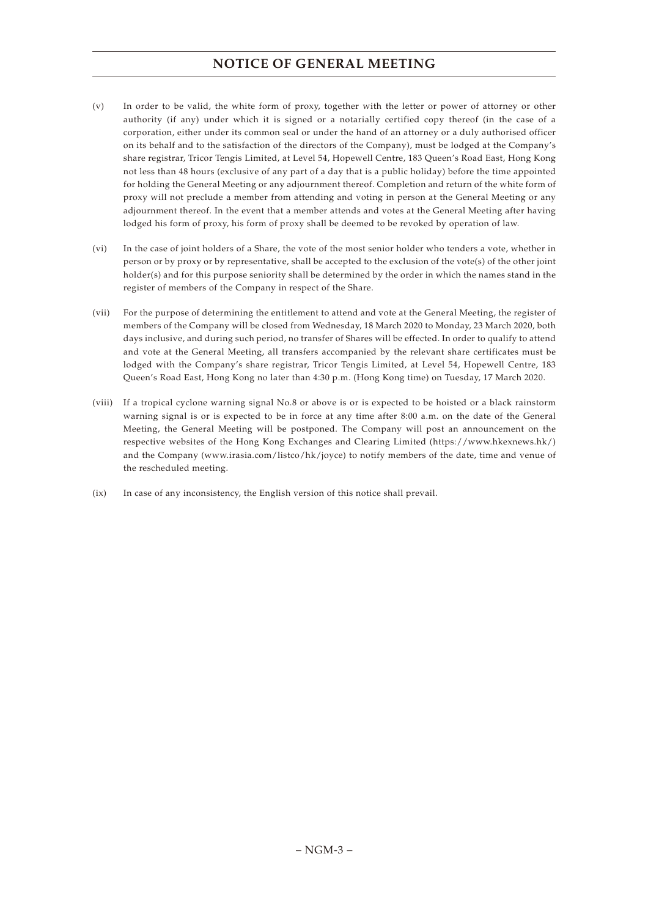(v) In order to be valid, the white form of proxy, together with the letter or power of attorney or other authority (if any) under which it is signed or a notarially certified copy thereof (in the case of a corporation, either under its common seal or under the hand of an attorney or a duly authorised officer on its behalf and to the satisfaction of the directors of the Company), must be lodged at the Company's share registrar, Tricor Tengis Limited, at Level 54, Hopewell Centre, 183 Queen's Road East, Hong Kong not less than 48 hours (exclusive of any part of a day that is a public holiday) before the time appointed for holding the General Meeting or any adjournment thereof. Completion and return of the white form of proxy will not preclude a member from attending and voting in person at the General Meeting or any adjournment thereof. In the event that a member attends and votes at the General Meeting after having lodged his form of proxy, his form of proxy shall be deemed to be revoked by operation of law.

(vi) In the case of joint holders of a Share, the vote of the most senior holder who tenders a vote, whether in person or by proxy or by representative, shall be accepted to the exclusion of the vote(s) of the other joint holder(s) and for this purpose seniority shall be determined by the order in which the names stand in the register of members of the Company in respect of the Share.

(vii) For the purpose of determining the entitlement to attend and vote at the General Meeting, the register of members of the Company will be closed from Wednesday, 18 March 2020 to Monday, 23 March 2020, both days inclusive, and during such period, no transfer of Shares will be effected. In order to qualify to attend and vote at the General Meeting, all transfers accompanied by the relevant share certificates must be lodged with the Company's share registrar, Tricor Tengis Limited, at Level 54, Hopewell Centre, 183 Queen's Road East, Hong Kong no later than 4:30 p.m. (Hong Kong time) on Tuesday, 17 March 2020.

(viii) If a tropical cyclone warning signal No.8 or above is or is expected to be hoisted or a black rainstorm warning signal is or is expected to be in force at any time after 8:00 a.m. on the date of the General Meeting, the General Meeting will be postponed. The Company will post an announcement on the respective websites of the Hong Kong Exchanges and Clearing Limited (https://www.hkexnews.hk/) and the Company (www.irasia.com/listco/hk/joyce) to notify members of the date, time and venue of the rescheduled meeting.

(ix) In case of any inconsistency, the English version of this notice shall prevail.